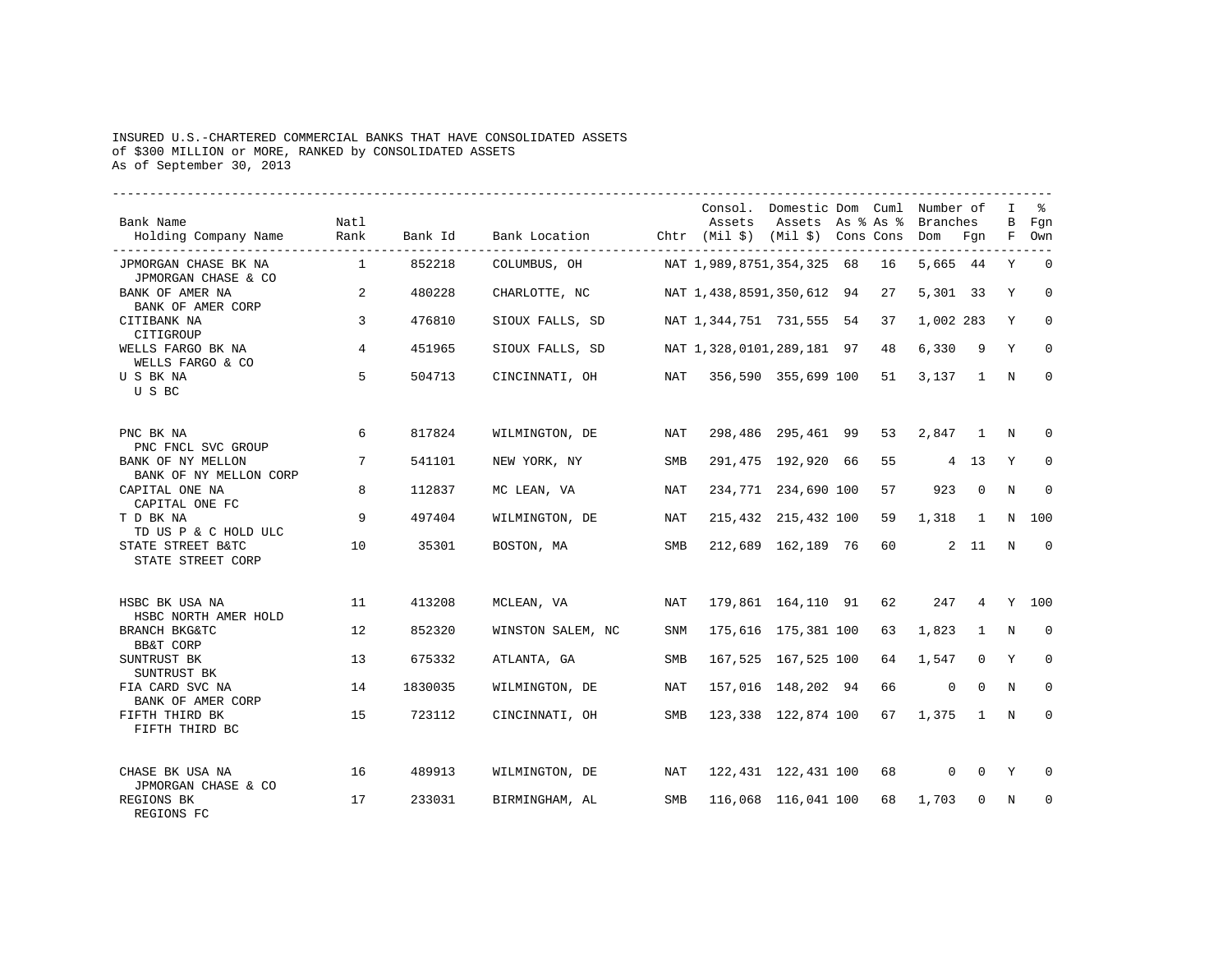INSURED U.S.-CHARTERED COMMERCIAL BANKS THAT HAVE CONSOLIDATED ASSETS
of $300 MILLION or MORE, RANKED by CONSOLIDATED ASSETS
As of September 30, 2013

| Bank Name<br>Holding Company Name | Natl Rank | Bank Id | Bank Location | Chtr | Consol. Assets (Mil $) | Domestic Assets (Mil $) | Dom As % Cons | Cuml As % Cons | Number of Branches Dom | Number of Branches Fgn | IBF | % Fgn Own |
|---|---|---|---|---|---|---|---|---|---|---|---|---|
| JPMORGAN CHASE BK NA<br>JPMORGAN CHASE & CO | 1 | 852218 | COLUMBUS, OH | NAT | 1,989,875 | 1,354,325 | 68 | 16 | 5,665 | 44 | Y | 0 |
| BANK OF AMER NA<br>BANK OF AMER CORP | 2 | 480228 | CHARLOTTE, NC | NAT | 1,438,859 | 1,350,612 | 94 | 27 | 5,301 | 33 | Y | 0 |
| CITIBANK NA<br>CITIGROUP | 3 | 476810 | SIOUX FALLS, SD | NAT | 1,344,751 | 731,555 | 54 | 37 | 1,002 | 283 | Y | 0 |
| WELLS FARGO BK NA<br>WELLS FARGO & CO | 4 | 451965 | SIOUX FALLS, SD | NAT | 1,328,010 | 1,289,181 | 97 | 48 | 6,330 | 9 | Y | 0 |
| U S BK NA<br>U S BC | 5 | 504713 | CINCINNATI, OH | NAT | 356,590 | 355,699 | 100 | 51 | 3,137 | 1 | N | 0 |
| PNC BK NA<br>PNC FNCL SVC GROUP | 6 | 817824 | WILMINGTON, DE | NAT | 298,486 | 295,461 | 99 | 53 | 2,847 | 1 | N | 0 |
| BANK OF NY MELLON<br>BANK OF NY MELLON CORP | 7 | 541101 | NEW YORK, NY | SMB | 291,475 | 192,920 | 66 | 55 | 4 | 13 | Y | 0 |
| CAPITAL ONE NA<br>CAPITAL ONE FC | 8 | 112837 | MC LEAN, VA | NAT | 234,771 | 234,690 | 100 | 57 | 923 | 0 | N | 0 |
| T D BK NA<br>TD US P & C HOLD ULC | 9 | 497404 | WILMINGTON, DE | NAT | 215,432 | 215,432 | 100 | 59 | 1,318 | 1 | N | 100 |
| STATE STREET B&TC<br>STATE STREET CORP | 10 | 35301 | BOSTON, MA | SMB | 212,689 | 162,189 | 76 | 60 | 2 | 11 | N | 0 |
| HSBC BK USA NA<br>HSBC NORTH AMER HOLD | 11 | 413208 | MCLEAN, VA | NAT | 179,861 | 164,110 | 91 | 62 | 247 | 4 | Y | 100 |
| BRANCH BKG&TC<br>BB&T CORP | 12 | 852320 | WINSTON SALEM, NC | SNM | 175,616 | 175,381 | 100 | 63 | 1,823 | 1 | N | 0 |
| SUNTRUST BK<br>SUNTRUST BK | 13 | 675332 | ATLANTA, GA | SMB | 167,525 | 167,525 | 100 | 64 | 1,547 | 0 | Y | 0 |
| FIA CARD SVC NA<br>BANK OF AMER CORP | 14 | 1830035 | WILMINGTON, DE | NAT | 157,016 | 148,202 | 94 | 66 | 0 | 0 | N | 0 |
| FIFTH THIRD BK<br>FIFTH THIRD BC | 15 | 723112 | CINCINNATI, OH | SMB | 123,338 | 122,874 | 100 | 67 | 1,375 | 1 | N | 0 |
| CHASE BK USA NA<br>JPMORGAN CHASE & CO | 16 | 489913 | WILMINGTON, DE | NAT | 122,431 | 122,431 | 100 | 68 | 0 | 0 | Y | 0 |
| REGIONS BK<br>REGIONS FC | 17 | 233031 | BIRMINGHAM, AL | SMB | 116,068 | 116,041 | 100 | 68 | 1,703 | 0 | N | 0 |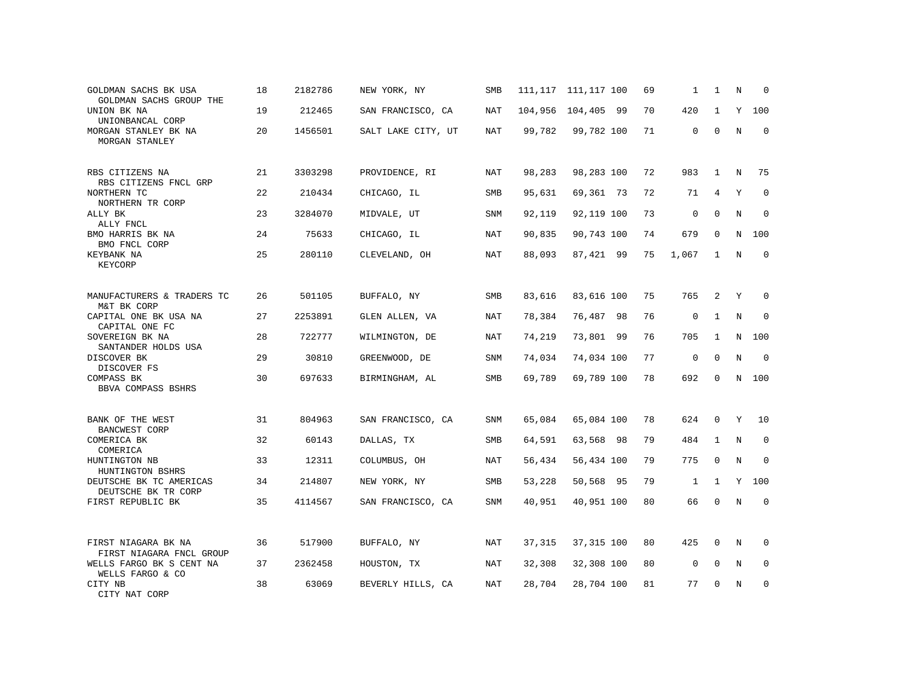| | | | | | | | | | | | | |
|---|---|---|---|---|---|---|---|---|---|---|---|---|
| GOLDMAN SACHS BK USA<br>GOLDMAN SACHS GROUP THE | 18 | 2182786 | NEW YORK, NY | SMB | 111,117 | 111,117 | 100 | 69 | 1 | 1 | N | 0 |
| UNION BK NA<br>UNIONBANCAL CORP | 19 | 212465 | SAN FRANCISCO, CA | NAT | 104,956 | 104,405 | 99 | 70 | 420 | 1 | Y | 100 |
| MORGAN STANLEY BK NA<br>MORGAN STANLEY | 20 | 1456501 | SALT LAKE CITY, UT | NAT | 99,782 | 99,782 | 100 | 71 | 0 | 0 | N | 0 |
| RBS CITIZENS NA<br>RBS CITIZENS FNCL GRP | 21 | 3303298 | PROVIDENCE, RI | NAT | 98,283 | 98,283 | 100 | 72 | 983 | 1 | N | 75 |
| NORTHERN TC<br>NORTHERN TR CORP | 22 | 210434 | CHICAGO, IL | SMB | 95,631 | 69,361 | 73 | 72 | 71 | 4 | Y | 0 |
| ALLY BK<br>ALLY FNCL | 23 | 3284070 | MIDVALE, UT | SNM | 92,119 | 92,119 | 100 | 73 | 0 | 0 | N | 0 |
| BMO HARRIS BK NA<br>BMO FNCL CORP | 24 | 75633 | CHICAGO, IL | NAT | 90,835 | 90,743 | 100 | 74 | 679 | 0 | N | 100 |
| KEYBANK NA<br>KEYCORP | 25 | 280110 | CLEVELAND, OH | NAT | 88,093 | 87,421 | 99 | 75 | 1,067 | 1 | N | 0 |
| MANUFACTURERS & TRADERS TC<br>M&T BK CORP | 26 | 501105 | BUFFALO, NY | SMB | 83,616 | 83,616 | 100 | 75 | 765 | 2 | Y | 0 |
| CAPITAL ONE BK USA NA<br>CAPITAL ONE FC | 27 | 2253891 | GLEN ALLEN, VA | NAT | 78,384 | 76,487 | 98 | 76 | 0 | 1 | N | 0 |
| SOVEREIGN BK NA<br>SANTANDER HOLDS USA | 28 | 722777 | WILMINGTON, DE | NAT | 74,219 | 73,801 | 99 | 76 | 705 | 1 | N | 100 |
| DISCOVER BK<br>DISCOVER FS | 29 | 30810 | GREENWOOD, DE | SNM | 74,034 | 74,034 | 100 | 77 | 0 | 0 | N | 0 |
| COMPASS BK<br>BBVA COMPASS BSHRS | 30 | 697633 | BIRMINGHAM, AL | SMB | 69,789 | 69,789 | 100 | 78 | 692 | 0 | N | 100 |
| BANK OF THE WEST<br>BANCWEST CORP | 31 | 804963 | SAN FRANCISCO, CA | SNM | 65,084 | 65,084 | 100 | 78 | 624 | 0 | Y | 10 |
| COMERICA BK<br>COMERICA | 32 | 60143 | DALLAS, TX | SMB | 64,591 | 63,568 | 98 | 79 | 484 | 1 | N | 0 |
| HUNTINGTON NB<br>HUNTINGTON BSHRS | 33 | 12311 | COLUMBUS, OH | NAT | 56,434 | 56,434 | 100 | 79 | 775 | 0 | N | 0 |
| DEUTSCHE BK TC AMERICAS<br>DEUTSCHE BK TR CORP | 34 | 214807 | NEW YORK, NY | SMB | 53,228 | 50,568 | 95 | 79 | 1 | 1 | Y | 100 |
| FIRST REPUBLIC BK | 35 | 4114567 | SAN FRANCISCO, CA | SNM | 40,951 | 40,951 | 100 | 80 | 66 | 0 | N | 0 |
| FIRST NIAGARA BK NA<br>FIRST NIAGARA FNCL GROUP | 36 | 517900 | BUFFALO, NY | NAT | 37,315 | 37,315 | 100 | 80 | 425 | 0 | N | 0 |
| WELLS FARGO BK S CENT NA<br>WELLS FARGO & CO | 37 | 2362458 | HOUSTON, TX | NAT | 32,308 | 32,308 | 100 | 80 | 0 | 0 | N | 0 |
| CITY NB<br>CITY NAT CORP | 38 | 63069 | BEVERLY HILLS, CA | NAT | 28,704 | 28,704 | 100 | 81 | 77 | 0 | N | 0 |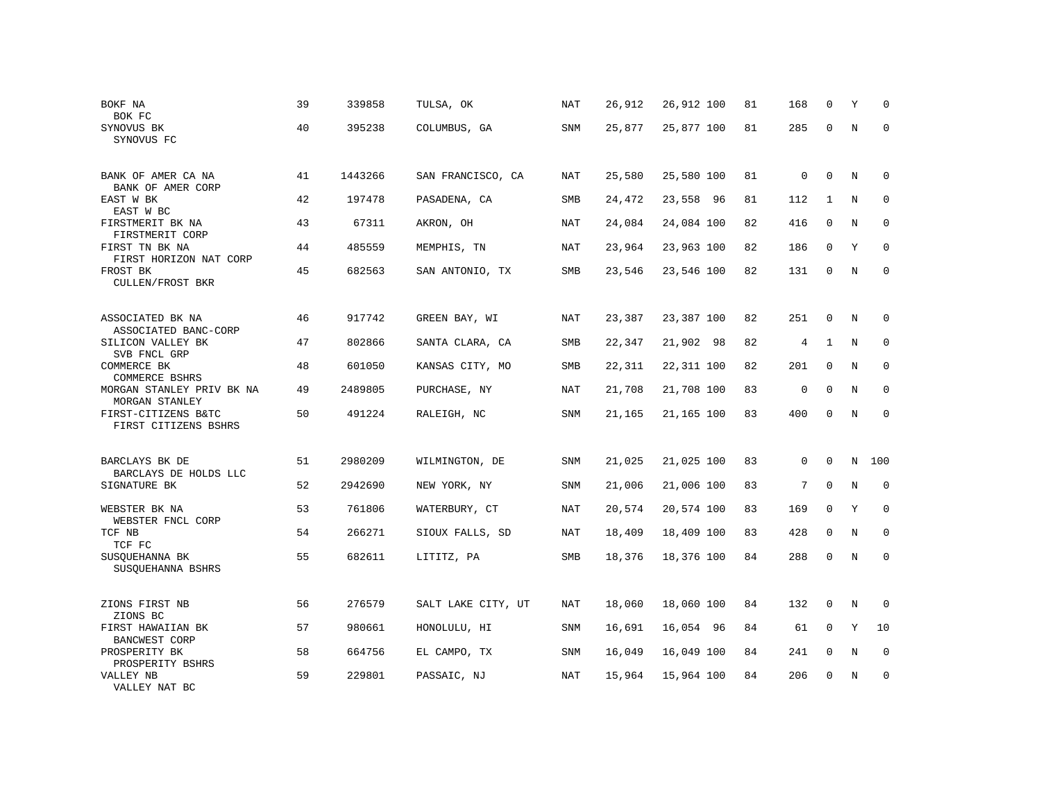| | | | | | | | | | | | | |
|---|---|---|---|---|---|---|---|---|---|---|---|---|
| BOKF NA<br>BOK FC | 39 | 339858 | TULSA, OK | NAT | 26,912 | 26,912 | 100 | 81 | 168 | 0 | Y | 0 |
| SYNOVUS BK<br>SYNOVUS FC | 40 | 395238 | COLUMBUS, GA | SNM | 25,877 | 25,877 | 100 | 81 | 285 | 0 | N | 0 |
| BANK OF AMER CA NA<br>BANK OF AMER CORP | 41 | 1443266 | SAN FRANCISCO, CA | NAT | 25,580 | 25,580 | 100 | 81 | 0 | 0 | N | 0 |
| EAST W BK<br>EAST W BC | 42 | 197478 | PASADENA, CA | SMB | 24,472 | 23,558 | 96 | 81 | 112 | 1 | N | 0 |
| FIRSTMERIT BK NA<br>FIRSTMERIT CORP | 43 | 67311 | AKRON, OH | NAT | 24,084 | 24,084 | 100 | 82 | 416 | 0 | N | 0 |
| FIRST TN BK NA<br>FIRST HORIZON NAT CORP | 44 | 485559 | MEMPHIS, TN | NAT | 23,964 | 23,963 | 100 | 82 | 186 | 0 | Y | 0 |
| FROST BK<br>CULLEN/FROST BKR | 45 | 682563 | SAN ANTONIO, TX | SMB | 23,546 | 23,546 | 100 | 82 | 131 | 0 | N | 0 |
| ASSOCIATED BK NA<br>ASSOCIATED BANC-CORP | 46 | 917742 | GREEN BAY, WI | NAT | 23,387 | 23,387 | 100 | 82 | 251 | 0 | N | 0 |
| SILICON VALLEY BK<br>SVB FNCL GRP | 47 | 802866 | SANTA CLARA, CA | SMB | 22,347 | 21,902 | 98 | 82 | 4 | 1 | N | 0 |
| COMMERCE BK<br>COMMERCE BSHRS | 48 | 601050 | KANSAS CITY, MO | SMB | 22,311 | 22,311 | 100 | 82 | 201 | 0 | N | 0 |
| MORGAN STANLEY PRIV BK NA<br>MORGAN STANLEY | 49 | 2489805 | PURCHASE, NY | NAT | 21,708 | 21,708 | 100 | 83 | 0 | 0 | N | 0 |
| FIRST-CITIZENS B&TC<br>FIRST CITIZENS BSHRS | 50 | 491224 | RALEIGH, NC | SNM | 21,165 | 21,165 | 100 | 83 | 400 | 0 | N | 0 |
| BARCLAYS BK DE<br>BARCLAYS DE HOLDS LLC | 51 | 2980209 | WILMINGTON, DE | SNM | 21,025 | 21,025 | 100 | 83 | 0 | 0 | N | 100 |
| SIGNATURE BK | 52 | 2942690 | NEW YORK, NY | SNM | 21,006 | 21,006 | 100 | 83 | 7 | 0 | N | 0 |
| WEBSTER BK NA<br>WEBSTER FNCL CORP | 53 | 761806 | WATERBURY, CT | NAT | 20,574 | 20,574 | 100 | 83 | 169 | 0 | Y | 0 |
| TCF NB<br>TCF FC | 54 | 266271 | SIOUX FALLS, SD | NAT | 18,409 | 18,409 | 100 | 83 | 428 | 0 | N | 0 |
| SUSQUEHANNA BK<br>SUSQUEHANNA BSHRS | 55 | 682611 | LITITZ, PA | SMB | 18,376 | 18,376 | 100 | 84 | 288 | 0 | N | 0 |
| ZIONS FIRST NB<br>ZIONS BC | 56 | 276579 | SALT LAKE CITY, UT | NAT | 18,060 | 18,060 | 100 | 84 | 132 | 0 | N | 0 |
| FIRST HAWAIIAN BK<br>BANCWEST CORP | 57 | 980661 | HONOLULU, HI | SNM | 16,691 | 16,054 | 96 | 84 | 61 | 0 | Y | 10 |
| PROSPERITY BK<br>PROSPERITY BSHRS | 58 | 664756 | EL CAMPO, TX | SNM | 16,049 | 16,049 | 100 | 84 | 241 | 0 | N | 0 |
| VALLEY NB<br>VALLEY NAT BC | 59 | 229801 | PASSAIC, NJ | NAT | 15,964 | 15,964 | 100 | 84 | 206 | 0 | N | 0 |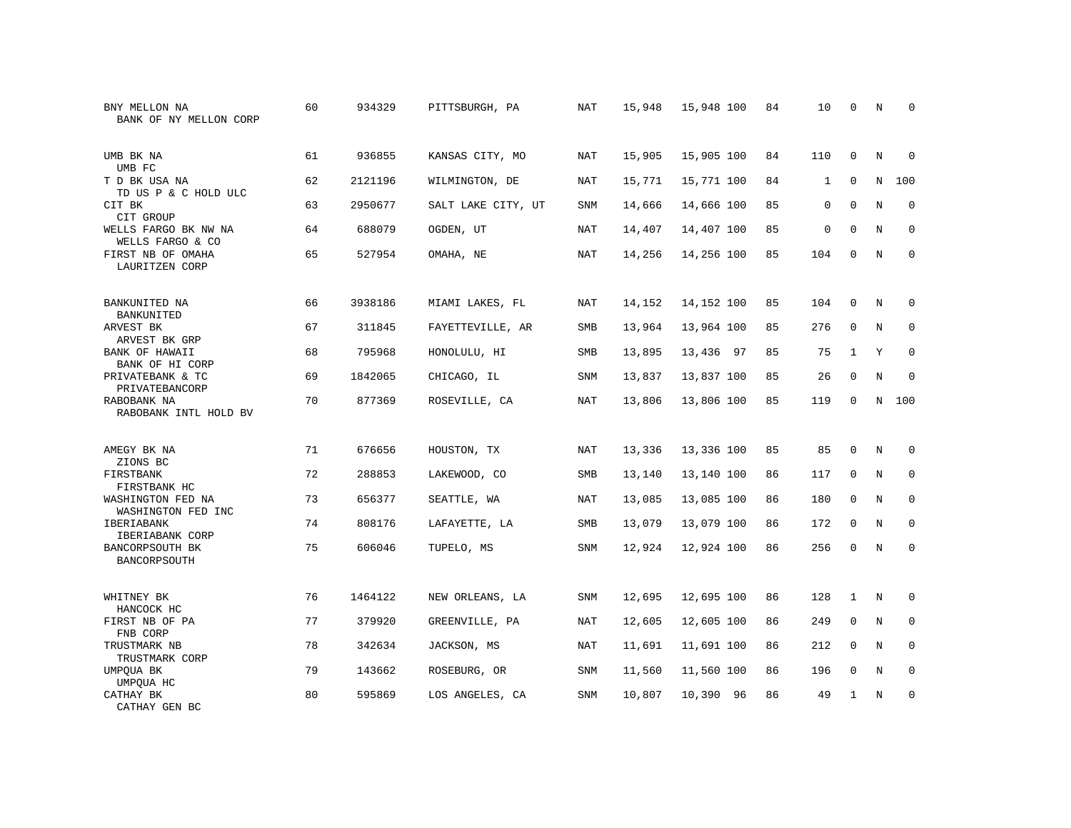| Bank / Holding Company | Rank | ID | Location | Charter | Col1 | Col2 | Pct | Col4 | Col5 | Col6 | Col7 | Col8 |
|---|---|---|---|---|---|---|---|---|---|---|---|---|
| BNY MELLON NA<br>BANK OF NY MELLON CORP | 60 | 934329 | PITTSBURGH, PA | NAT | 15,948 | 15,948 | 100 | 84 | 10 | 0 | N | 0 |
| UMB BK NA<br>UMB FC | 61 | 936855 | KANSAS CITY, MO | NAT | 15,905 | 15,905 | 100 | 84 | 110 | 0 | N | 0 |
| T D BK USA NA<br>TD US P & C HOLD ULC | 62 | 2121196 | WILMINGTON, DE | NAT | 15,771 | 15,771 | 100 | 84 | 1 | 0 | N | 100 |
| CIT BK<br>CIT GROUP | 63 | 2950677 | SALT LAKE CITY, UT | SNM | 14,666 | 14,666 | 100 | 85 | 0 | 0 | N | 0 |
| WELLS FARGO BK NW NA<br>WELLS FARGO & CO | 64 | 688079 | OGDEN, UT | NAT | 14,407 | 14,407 | 100 | 85 | 0 | 0 | N | 0 |
| FIRST NB OF OMAHA<br>LAURITZEN CORP | 65 | 527954 | OMAHA, NE | NAT | 14,256 | 14,256 | 100 | 85 | 104 | 0 | N | 0 |
| BANKUNITED NA<br>BANKUNITED | 66 | 3938186 | MIAMI LAKES, FL | NAT | 14,152 | 14,152 | 100 | 85 | 104 | 0 | N | 0 |
| ARVEST BK<br>ARVEST BK GRP | 67 | 311845 | FAYETTEVILLE, AR | SMB | 13,964 | 13,964 | 100 | 85 | 276 | 0 | N | 0 |
| BANK OF HAWAII<br>BANK OF HI CORP | 68 | 795968 | HONOLULU, HI | SMB | 13,895 | 13,436 | 97 | 85 | 75 | 1 | Y | 0 |
| PRIVATEBANK & TC<br>PRIVATEBANCORP | 69 | 1842065 | CHICAGO, IL | SNM | 13,837 | 13,837 | 100 | 85 | 26 | 0 | N | 0 |
| RABOBANK NA<br>RABOBANK INTL HOLD BV | 70 | 877369 | ROSEVILLE, CA | NAT | 13,806 | 13,806 | 100 | 85 | 119 | 0 | N | 100 |
| AMEGY BK NA<br>ZIONS BC | 71 | 676656 | HOUSTON, TX | NAT | 13,336 | 13,336 | 100 | 85 | 85 | 0 | N | 0 |
| FIRSTBANK<br>FIRSTBANK HC | 72 | 288853 | LAKEWOOD, CO | SMB | 13,140 | 13,140 | 100 | 86 | 117 | 0 | N | 0 |
| WASHINGTON FED NA<br>WASHINGTON FED INC | 73 | 656377 | SEATTLE, WA | NAT | 13,085 | 13,085 | 100 | 86 | 180 | 0 | N | 0 |
| IBERIABANK<br>IBERIABANK CORP | 74 | 808176 | LAFAYETTE, LA | SMB | 13,079 | 13,079 | 100 | 86 | 172 | 0 | N | 0 |
| BANCORPSOUTH BK<br>BANCORPSOUTH | 75 | 606046 | TUPELO, MS | SNM | 12,924 | 12,924 | 100 | 86 | 256 | 0 | N | 0 |
| WHITNEY BK<br>HANCOCK HC | 76 | 1464122 | NEW ORLEANS, LA | SNM | 12,695 | 12,695 | 100 | 86 | 128 | 1 | N | 0 |
| FIRST NB OF PA<br>FNB CORP | 77 | 379920 | GREENVILLE, PA | NAT | 12,605 | 12,605 | 100 | 86 | 249 | 0 | N | 0 |
| TRUSTMARK NB<br>TRUSTMARK CORP | 78 | 342634 | JACKSON, MS | NAT | 11,691 | 11,691 | 100 | 86 | 212 | 0 | N | 0 |
| UMPQUA BK<br>UMPQUA HC | 79 | 143662 | ROSEBURG, OR | SNM | 11,560 | 11,560 | 100 | 86 | 196 | 0 | N | 0 |
| CATHAY BK<br>CATHAY GEN BC | 80 | 595869 | LOS ANGELES, CA | SNM | 10,807 | 10,390 | 96 | 86 | 49 | 1 | N | 0 |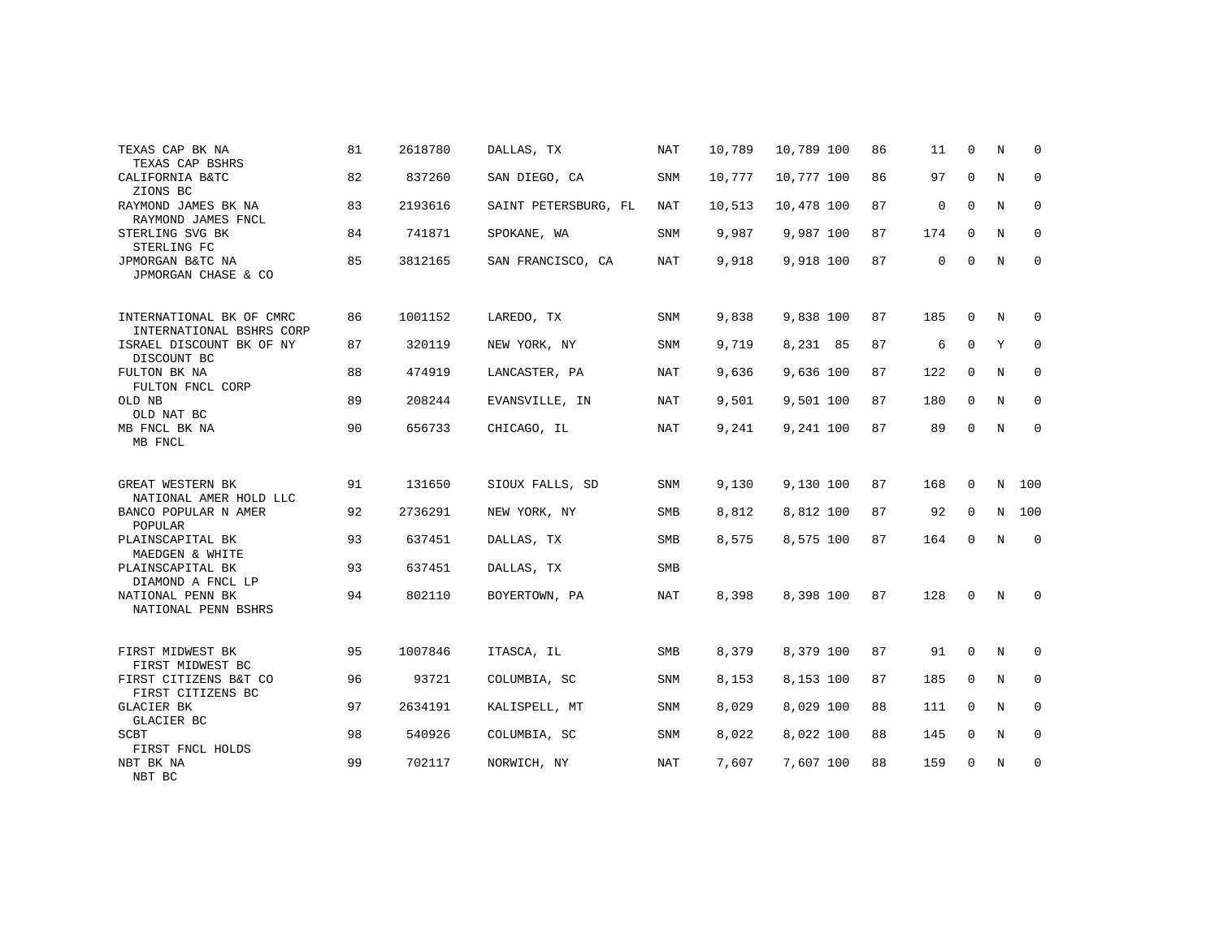| | | | | | | | | | | | | | |
|---|---|---|---|---|---|---|---|---|---|---|---|---|---|
| TEXAS CAP BK NA<br>TEXAS CAP BSHRS | 81 | 2618780 | DALLAS, TX | NAT | 10,789 | 10,789 | 100 | 86 | 11 | 0 | N | 0 |
| CALIFORNIA B&TC<br>ZIONS BC | 82 | 837260 | SAN DIEGO, CA | SNM | 10,777 | 10,777 | 100 | 86 | 97 | 0 | N | 0 |
| RAYMOND JAMES BK NA<br>RAYMOND JAMES FNCL | 83 | 2193616 | SAINT PETERSBURG, FL | NAT | 10,513 | 10,478 | 100 | 87 | 0 | 0 | N | 0 |
| STERLING SVG BK<br>STERLING FC | 84 | 741871 | SPOKANE, WA | SNM | 9,987 | 9,987 | 100 | 87 | 174 | 0 | N | 0 |
| JPMORGAN B&TC NA<br>JPMORGAN CHASE & CO | 85 | 3812165 | SAN FRANCISCO, CA | NAT | 9,918 | 9,918 | 100 | 87 | 0 | 0 | N | 0 |
| INTERNATIONAL BK OF CMRC<br>INTERNATIONAL BSHRS CORP | 86 | 1001152 | LAREDO, TX | SNM | 9,838 | 9,838 | 100 | 87 | 185 | 0 | N | 0 |
| ISRAEL DISCOUNT BK OF NY<br>DISCOUNT BC | 87 | 320119 | NEW YORK, NY | SNM | 9,719 | 8,231 | 85 | 87 | 6 | 0 | Y | 0 |
| FULTON BK NA<br>FULTON FNCL CORP | 88 | 474919 | LANCASTER, PA | NAT | 9,636 | 9,636 | 100 | 87 | 122 | 0 | N | 0 |
| OLD NB<br>OLD NAT BC | 89 | 208244 | EVANSVILLE, IN | NAT | 9,501 | 9,501 | 100 | 87 | 180 | 0 | N | 0 |
| MB FNCL BK NA<br>MB FNCL | 90 | 656733 | CHICAGO, IL | NAT | 9,241 | 9,241 | 100 | 87 | 89 | 0 | N | 0 |
| GREAT WESTERN BK<br>NATIONAL AMER HOLD LLC | 91 | 131650 | SIOUX FALLS, SD | SNM | 9,130 | 9,130 | 100 | 87 | 168 | 0 | N | 100 |
| BANCO POPULAR N AMER<br>POPULAR | 92 | 2736291 | NEW YORK, NY | SMB | 8,812 | 8,812 | 100 | 87 | 92 | 0 | N | 100 |
| PLAINSCAPITAL BK<br>MAEDGEN & WHITE | 93 | 637451 | DALLAS, TX | SMB | 8,575 | 8,575 | 100 | 87 | 164 | 0 | N | 0 |
| PLAINSCAPITAL BK<br>DIAMOND A FNCL LP | 93 | 637451 | DALLAS, TX | SMB | | | | | | | | |
| NATIONAL PENN BK<br>NATIONAL PENN BSHRS | 94 | 802110 | BOYERTOWN, PA | NAT | 8,398 | 8,398 | 100 | 87 | 128 | 0 | N | 0 |
| FIRST MIDWEST BK<br>FIRST MIDWEST BC | 95 | 1007846 | ITASCA, IL | SMB | 8,379 | 8,379 | 100 | 87 | 91 | 0 | N | 0 |
| FIRST CITIZENS B&T CO<br>FIRST CITIZENS BC | 96 | 93721 | COLUMBIA, SC | SNM | 8,153 | 8,153 | 100 | 87 | 185 | 0 | N | 0 |
| GLACIER BK<br>GLACIER BC | 97 | 2634191 | KALISPELL, MT | SNM | 8,029 | 8,029 | 100 | 88 | 111 | 0 | N | 0 |
| SCBT<br>FIRST FNCL HOLDS | 98 | 540926 | COLUMBIA, SC | SNM | 8,022 | 8,022 | 100 | 88 | 145 | 0 | N | 0 |
| NBT BK NA<br>NBT BC | 99 | 702117 | NORWICH, NY | NAT | 7,607 | 7,607 | 100 | 88 | 159 | 0 | N | 0 |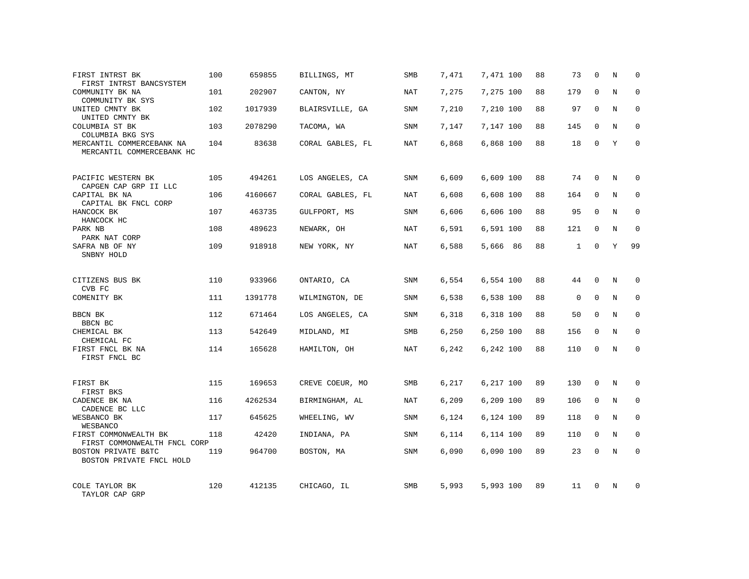| Bank / Holding Company | Rank | ID | Location | Type | Col5 | Col6 | Col7 | Col8 | Col9 | Col10 | Col11 | Col12 |
|---|---|---|---|---|---|---|---|---|---|---|---|---|
| FIRST INTRST BK<br>FIRST INTRST BANCSYSTEM | 100 | 659855 | BILLINGS, MT | SMB | 7,471 | 7,471 | 100 | 88 | 73 | 0 | N | 0 |
| COMMUNITY BK NA<br>COMMUNITY BK SYS | 101 | 202907 | CANTON, NY | NAT | 7,275 | 7,275 | 100 | 88 | 179 | 0 | N | 0 |
| UNITED CMNTY BK<br>UNITED CMNTY BK | 102 | 1017939 | BLAIRSVILLE, GA | SNM | 7,210 | 7,210 | 100 | 88 | 97 | 0 | N | 0 |
| COLUMBIA ST BK<br>COLUMBIA BKG SYS | 103 | 2078290 | TACOMA, WA | SNM | 7,147 | 7,147 | 100 | 88 | 145 | 0 | N | 0 |
| MERCANTIL COMMERCEBANK NA<br>MERCANTIL COMMERCEBANK HC | 104 | 83638 | CORAL GABLES, FL | NAT | 6,868 | 6,868 | 100 | 88 | 18 | 0 | Y | 0 |
| PACIFIC WESTERN BK<br>CAPGEN CAP GRP II LLC | 105 | 494261 | LOS ANGELES, CA | SNM | 6,609 | 6,609 | 100 | 88 | 74 | 0 | N | 0 |
| CAPITAL BK NA<br>CAPITAL BK FNCL CORP | 106 | 4160667 | CORAL GABLES, FL | NAT | 6,608 | 6,608 | 100 | 88 | 164 | 0 | N | 0 |
| HANCOCK BK<br>HANCOCK HC | 107 | 463735 | GULFPORT, MS | SNM | 6,606 | 6,606 | 100 | 88 | 95 | 0 | N | 0 |
| PARK NB<br>PARK NAT CORP | 108 | 489623 | NEWARK, OH | NAT | 6,591 | 6,591 | 100 | 88 | 121 | 0 | N | 0 |
| SAFRA NB OF NY<br>SNBNY HOLD | 109 | 918918 | NEW YORK, NY | NAT | 6,588 | 5,666 | 86 | 88 | 1 | 0 | Y | 99 |
| CITIZENS BUS BK<br>CVB FC | 110 | 933966 | ONTARIO, CA | SNM | 6,554 | 6,554 | 100 | 88 | 44 | 0 | N | 0 |
| COMENITY BK | 111 | 1391778 | WILMINGTON, DE | SNM | 6,538 | 6,538 | 100 | 88 | 0 | 0 | N | 0 |
| BBCN BK<br>BBCN BC | 112 | 671464 | LOS ANGELES, CA | SNM | 6,318 | 6,318 | 100 | 88 | 50 | 0 | N | 0 |
| CHEMICAL BK<br>CHEMICAL FC | 113 | 542649 | MIDLAND, MI | SMB | 6,250 | 6,250 | 100 | 88 | 156 | 0 | N | 0 |
| FIRST FNCL BK NA<br>FIRST FNCL BC | 114 | 165628 | HAMILTON, OH | NAT | 6,242 | 6,242 | 100 | 88 | 110 | 0 | N | 0 |
| FIRST BK<br>FIRST BKS | 115 | 169653 | CREVE COEUR, MO | SMB | 6,217 | 6,217 | 100 | 89 | 130 | 0 | N | 0 |
| CADENCE BK NA<br>CADENCE BC LLC | 116 | 4262534 | BIRMINGHAM, AL | NAT | 6,209 | 6,209 | 100 | 89 | 106 | 0 | N | 0 |
| WESBANCO BK<br>WESBANCO | 117 | 645625 | WHEELING, WV | SNM | 6,124 | 6,124 | 100 | 89 | 118 | 0 | N | 0 |
| FIRST COMMONWEALTH BK<br>FIRST COMMONWEALTH FNCL CORP | 118 | 42420 | INDIANA, PA | SNM | 6,114 | 6,114 | 100 | 89 | 110 | 0 | N | 0 |
| BOSTON PRIVATE B&TC<br>BOSTON PRIVATE FNCL HOLD | 119 | 964700 | BOSTON, MA | SNM | 6,090 | 6,090 | 100 | 89 | 23 | 0 | N | 0 |
| COLE TAYLOR BK<br>TAYLOR CAP GRP | 120 | 412135 | CHICAGO, IL | SMB | 5,993 | 5,993 | 100 | 89 | 11 | 0 | N | 0 |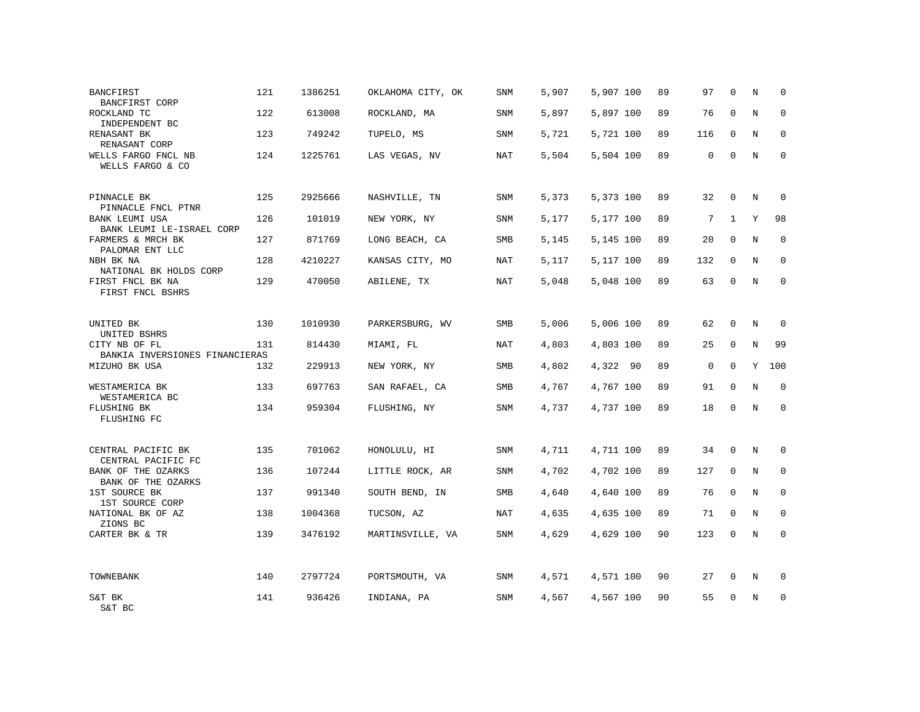| | | | | | | | | | | | | |
|---|---|---|---|---|---|---|---|---|---|---|---|---|
| BANCFIRST<br>BANCFIRST CORP | 121 | 1386251 | OKLAHOMA CITY, OK | SNM | 5,907 | 5,907 | 100 | 89 | 97 | 0 | N | 0 |
| ROCKLAND TC<br>INDEPENDENT BC | 122 | 613008 | ROCKLAND, MA | SNM | 5,897 | 5,897 | 100 | 89 | 76 | 0 | N | 0 |
| RENASANT BK<br>RENASANT CORP | 123 | 749242 | TUPELO, MS | SNM | 5,721 | 5,721 | 100 | 89 | 116 | 0 | N | 0 |
| WELLS FARGO FNCL NB<br>WELLS FARGO & CO | 124 | 1225761 | LAS VEGAS, NV | NAT | 5,504 | 5,504 | 100 | 89 | 0 | 0 | N | 0 |
| PINNACLE BK<br>PINNACLE FNCL PTNR | 125 | 2925666 | NASHVILLE, TN | SNM | 5,373 | 5,373 | 100 | 89 | 32 | 0 | N | 0 |
| BANK LEUMI USA<br>BANK LEUMI LE-ISRAEL CORP | 126 | 101019 | NEW YORK, NY | SNM | 5,177 | 5,177 | 100 | 89 | 7 | 1 | Y | 98 |
| FARMERS & MRCH BK<br>PALOMAR ENT LLC | 127 | 871769 | LONG BEACH, CA | SMB | 5,145 | 5,145 | 100 | 89 | 20 | 0 | N | 0 |
| NBH BK NA<br>NATIONAL BK HOLDS CORP | 128 | 4210227 | KANSAS CITY, MO | NAT | 5,117 | 5,117 | 100 | 89 | 132 | 0 | N | 0 |
| FIRST FNCL BK NA<br>FIRST FNCL BSHRS | 129 | 470050 | ABILENE, TX | NAT | 5,048 | 5,048 | 100 | 89 | 63 | 0 | N | 0 |
| UNITED BK<br>UNITED BSHRS | 130 | 1010930 | PARKERSBURG, WV | SMB | 5,006 | 5,006 | 100 | 89 | 62 | 0 | N | 0 |
| CITY NB OF FL<br>BANKIA INVERSIONES FINANCIERAS | 131 | 814430 | MIAMI, FL | NAT | 4,803 | 4,803 | 100 | 89 | 25 | 0 | N | 99 |
| MIZUHO BK USA | 132 | 229913 | NEW YORK, NY | SMB | 4,802 | 4,322 | 90 | 89 | 0 | 0 | Y | 100 |
| WESTAMERICA BK<br>WESTAMERICA BC | 133 | 697763 | SAN RAFAEL, CA | SMB | 4,767 | 4,767 | 100 | 89 | 91 | 0 | N | 0 |
| FLUSHING BK<br>FLUSHING FC | 134 | 959304 | FLUSHING, NY | SNM | 4,737 | 4,737 | 100 | 89 | 18 | 0 | N | 0 |
| CENTRAL PACIFIC BK<br>CENTRAL PACIFIC FC | 135 | 701062 | HONOLULU, HI | SNM | 4,711 | 4,711 | 100 | 89 | 34 | 0 | N | 0 |
| BANK OF THE OZARKS<br>BANK OF THE OZARKS | 136 | 107244 | LITTLE ROCK, AR | SNM | 4,702 | 4,702 | 100 | 89 | 127 | 0 | N | 0 |
| 1ST SOURCE BK<br>1ST SOURCE CORP | 137 | 991340 | SOUTH BEND, IN | SMB | 4,640 | 4,640 | 100 | 89 | 76 | 0 | N | 0 |
| NATIONAL BK OF AZ<br>ZIONS BC | 138 | 1004368 | TUCSON, AZ | NAT | 4,635 | 4,635 | 100 | 89 | 71 | 0 | N | 0 |
| CARTER BK & TR | 139 | 3476192 | MARTINSVILLE, VA | SNM | 4,629 | 4,629 | 100 | 90 | 123 | 0 | N | 0 |
| TOWNEBANK | 140 | 2797724 | PORTSMOUTH, VA | SNM | 4,571 | 4,571 | 100 | 90 | 27 | 0 | N | 0 |
| S&T BK<br>S&T BC | 141 | 936426 | INDIANA, PA | SNM | 4,567 | 4,567 | 100 | 90 | 55 | 0 | N | 0 |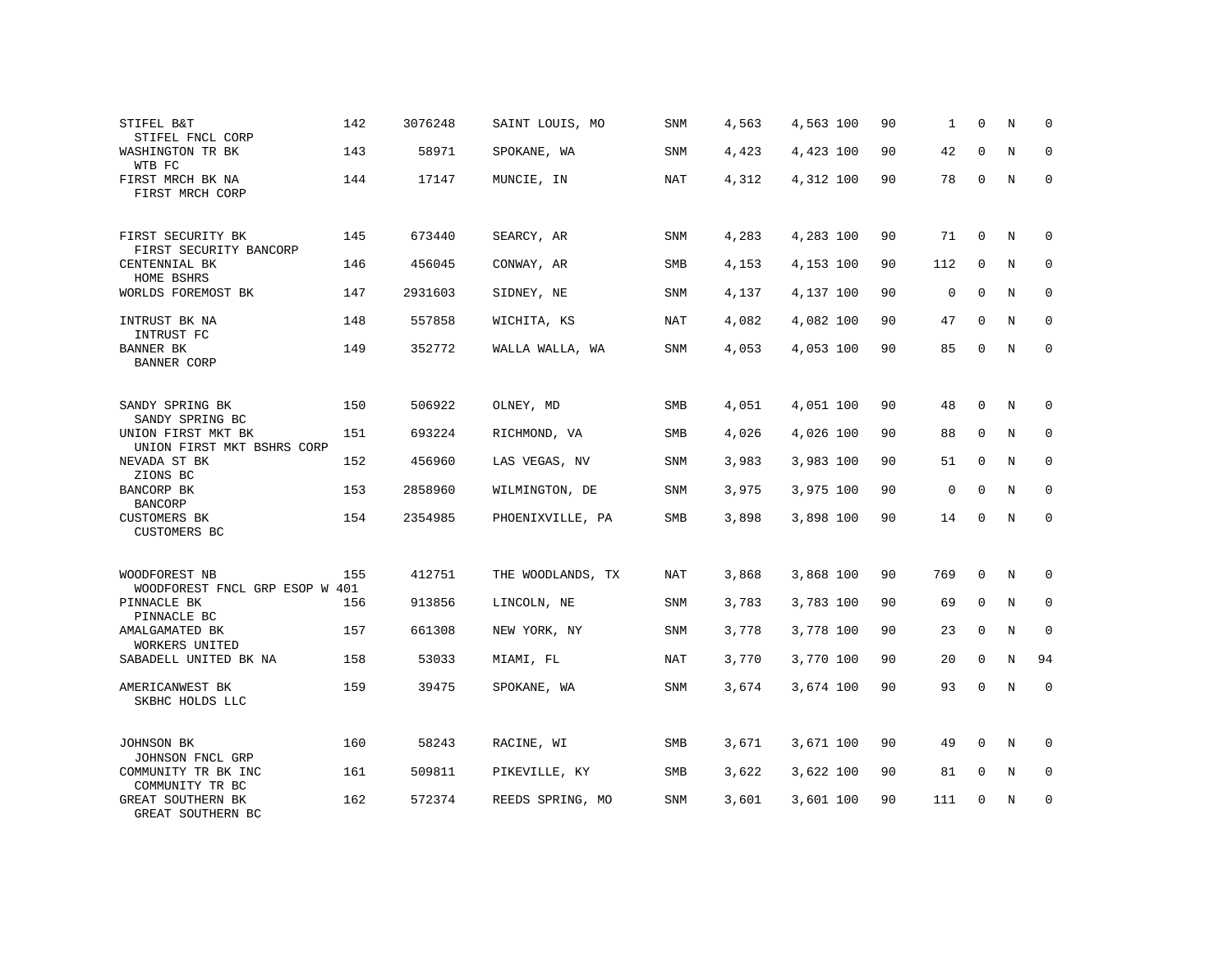| | | | | | | | | | | | |
|---|---|---|---|---|---|---|---|---|---|---|---|
| STIFEL B&T<br>STIFEL FNCL CORP | 142 | 3076248 | SAINT LOUIS, MO | SNM | 4,563 | 4,563 100 | 90 | 1 | 0 | N | 0 |
| WASHINGTON TR BK<br>WTB FC | 143 | 58971 | SPOKANE, WA | SNM | 4,423 | 4,423 100 | 90 | 42 | 0 | N | 0 |
| FIRST MRCH BK NA<br>FIRST MRCH CORP | 144 | 17147 | MUNCIE, IN | NAT | 4,312 | 4,312 100 | 90 | 78 | 0 | N | 0 |
| FIRST SECURITY BK<br>FIRST SECURITY BANCORP | 145 | 673440 | SEARCY, AR | SNM | 4,283 | 4,283 100 | 90 | 71 | 0 | N | 0 |
| CENTENNIAL BK<br>HOME BSHRS | 146 | 456045 | CONWAY, AR | SMB | 4,153 | 4,153 100 | 90 | 112 | 0 | N | 0 |
| WORLDS FOREMOST BK | 147 | 2931603 | SIDNEY, NE | SNM | 4,137 | 4,137 100 | 90 | 0 | 0 | N | 0 |
| INTRUST BK NA<br>INTRUST FC | 148 | 557858 | WICHITA, KS | NAT | 4,082 | 4,082 100 | 90 | 47 | 0 | N | 0 |
| BANNER BK<br>BANNER CORP | 149 | 352772 | WALLA WALLA, WA | SNM | 4,053 | 4,053 100 | 90 | 85 | 0 | N | 0 |
| SANDY SPRING BK<br>SANDY SPRING BC | 150 | 506922 | OLNEY, MD | SMB | 4,051 | 4,051 100 | 90 | 48 | 0 | N | 0 |
| UNION FIRST MKT BK<br>UNION FIRST MKT BSHRS CORP | 151 | 693224 | RICHMOND, VA | SMB | 4,026 | 4,026 100 | 90 | 88 | 0 | N | 0 |
| NEVADA ST BK<br>ZIONS BC | 152 | 456960 | LAS VEGAS, NV | SNM | 3,983 | 3,983 100 | 90 | 51 | 0 | N | 0 |
| BANCORP BK<br>BANCORP | 153 | 2858960 | WILMINGTON, DE | SNM | 3,975 | 3,975 100 | 90 | 0 | 0 | N | 0 |
| CUSTOMERS BK<br>CUSTOMERS BC | 154 | 2354985 | PHOENIXVILLE, PA | SMB | 3,898 | 3,898 100 | 90 | 14 | 0 | N | 0 |
| WOODFOREST NB<br>WOODFOREST FNCL GRP ESOP W 401 | 155 | 412751 | THE WOODLANDS, TX | NAT | 3,868 | 3,868 100 | 90 | 769 | 0 | N | 0 |
| PINNACLE BK<br>PINNACLE BC | 156 | 913856 | LINCOLN, NE | SNM | 3,783 | 3,783 100 | 90 | 69 | 0 | N | 0 |
| AMALGAMATED BK<br>WORKERS UNITED | 157 | 661308 | NEW YORK, NY | SNM | 3,778 | 3,778 100 | 90 | 23 | 0 | N | 0 |
| SABADELL UNITED BK NA | 158 | 53033 | MIAMI, FL | NAT | 3,770 | 3,770 100 | 90 | 20 | 0 | N | 94 |
| AMERICANWEST BK<br>SKBHC HOLDS LLC | 159 | 39475 | SPOKANE, WA | SNM | 3,674 | 3,674 100 | 90 | 93 | 0 | N | 0 |
| JOHNSON BK<br>JOHNSON FNCL GRP | 160 | 58243 | RACINE, WI | SMB | 3,671 | 3,671 100 | 90 | 49 | 0 | N | 0 |
| COMMUNITY TR BK INC<br>COMMUNITY TR BC | 161 | 509811 | PIKEVILLE, KY | SMB | 3,622 | 3,622 100 | 90 | 81 | 0 | N | 0 |
| GREAT SOUTHERN BK<br>GREAT SOUTHERN BC | 162 | 572374 | REEDS SPRING, MO | SNM | 3,601 | 3,601 100 | 90 | 111 | 0 | N | 0 |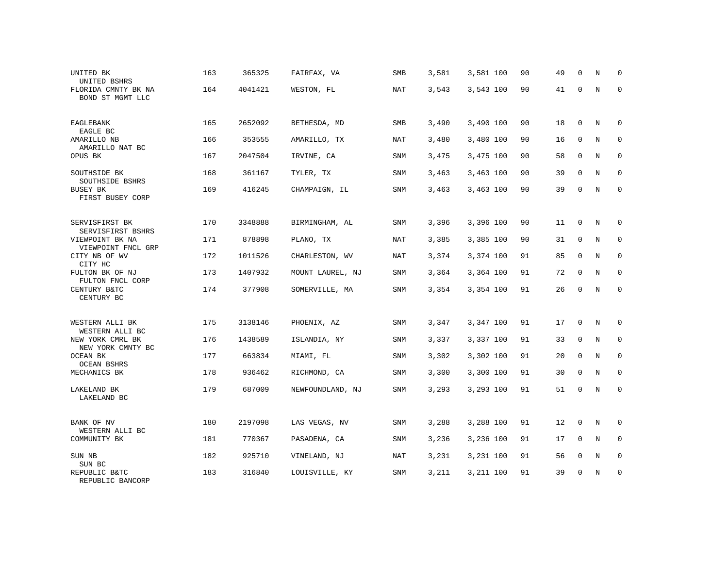| | | | | | | | | | | | |
|---|---|---|---|---|---|---|---|---|---|---|---|
| UNITED BK<br>UNITED BSHRS | 163 | 365325 | FAIRFAX, VA | SMB | 3,581 | 3,581 100 | 90 | 49 | 0 | N | 0 |
| FLORIDA CMNTY BK NA<br>BOND ST MGMT LLC | 164 | 4041421 | WESTON, FL | NAT | 3,543 | 3,543 100 | 90 | 41 | 0 | N | 0 |
| EAGLEBANK<br>EAGLE BC | 165 | 2652092 | BETHESDA, MD | SMB | 3,490 | 3,490 100 | 90 | 18 | 0 | N | 0 |
| AMARILLO NB<br>AMARILLO NAT BC | 166 | 353555 | AMARILLO, TX | NAT | 3,480 | 3,480 100 | 90 | 16 | 0 | N | 0 |
| OPUS BK | 167 | 2047504 | IRVINE, CA | SNM | 3,475 | 3,475 100 | 90 | 58 | 0 | N | 0 |
| SOUTHSIDE BK<br>SOUTHSIDE BSHRS | 168 | 361167 | TYLER, TX | SNM | 3,463 | 3,463 100 | 90 | 39 | 0 | N | 0 |
| BUSEY BK<br>FIRST BUSEY CORP | 169 | 416245 | CHAMPAIGN, IL | SNM | 3,463 | 3,463 100 | 90 | 39 | 0 | N | 0 |
| SERVISFIRST BK<br>SERVISFIRST BSHRS | 170 | 3348888 | BIRMINGHAM, AL | SNM | 3,396 | 3,396 100 | 90 | 11 | 0 | N | 0 |
| VIEWPOINT BK NA<br>VIEWPOINT FNCL GRP | 171 | 878898 | PLANO, TX | NAT | 3,385 | 3,385 100 | 90 | 31 | 0 | N | 0 |
| CITY NB OF WV<br>CITY HC | 172 | 1011526 | CHARLESTON, WV | NAT | 3,374 | 3,374 100 | 91 | 85 | 0 | N | 0 |
| FULTON BK OF NJ<br>FULTON FNCL CORP | 173 | 1407932 | MOUNT LAUREL, NJ | SNM | 3,364 | 3,364 100 | 91 | 72 | 0 | N | 0 |
| CENTURY B&TC<br>CENTURY BC | 174 | 377908 | SOMERVILLE, MA | SNM | 3,354 | 3,354 100 | 91 | 26 | 0 | N | 0 |
| WESTERN ALLI BK<br>WESTERN ALLI BC | 175 | 3138146 | PHOENIX, AZ | SNM | 3,347 | 3,347 100 | 91 | 17 | 0 | N | 0 |
| NEW YORK CMRL BK<br>NEW YORK CMNTY BC | 176 | 1438589 | ISLANDIA, NY | SNM | 3,337 | 3,337 100 | 91 | 33 | 0 | N | 0 |
| OCEAN BK<br>OCEAN BSHRS | 177 | 663834 | MIAMI, FL | SNM | 3,302 | 3,302 100 | 91 | 20 | 0 | N | 0 |
| MECHANICS BK | 178 | 936462 | RICHMOND, CA | SNM | 3,300 | 3,300 100 | 91 | 30 | 0 | N | 0 |
| LAKELAND BK<br>LAKELAND BC | 179 | 687009 | NEWFOUNDLAND, NJ | SNM | 3,293 | 3,293 100 | 91 | 51 | 0 | N | 0 |
| BANK OF NV<br>WESTERN ALLI BC | 180 | 2197098 | LAS VEGAS, NV | SNM | 3,288 | 3,288 100 | 91 | 12 | 0 | N | 0 |
| COMMUNITY BK | 181 | 770367 | PASADENA, CA | SNM | 3,236 | 3,236 100 | 91 | 17 | 0 | N | 0 |
| SUN NB<br>SUN BC | 182 | 925710 | VINELAND, NJ | NAT | 3,231 | 3,231 100 | 91 | 56 | 0 | N | 0 |
| REPUBLIC B&TC<br>REPUBLIC BANCORP | 183 | 316840 | LOUISVILLE, KY | SNM | 3,211 | 3,211 100 | 91 | 39 | 0 | N | 0 |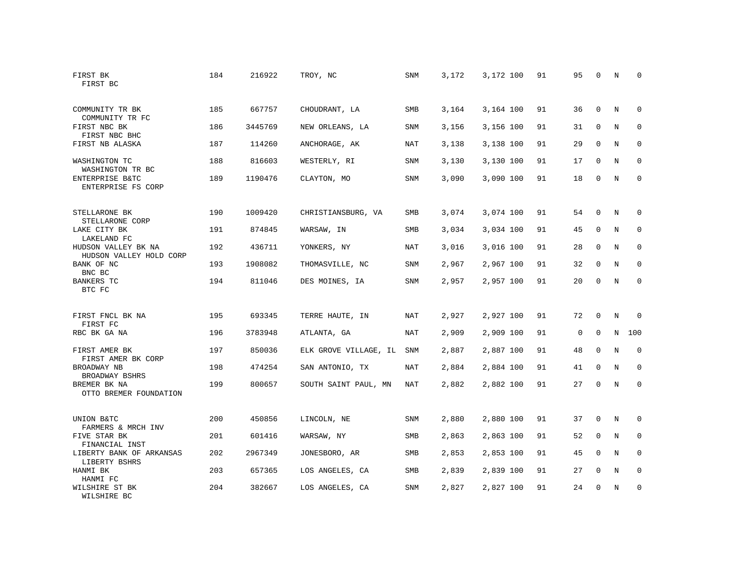| | | | | | | | | | | | | |
|---|---|---|---|---|---|---|---|---|---|---|---|---|
| FIRST BK<br>FIRST BC | 184 | 216922 | TROY, NC | SNM | 3,172 | 3,172 | 100 | 91 | 95 | 0 | N | 0 |
| COMMUNITY TR BK<br>COMMUNITY TR FC | 185 | 667757 | CHOUDRANT, LA | SMB | 3,164 | 3,164 | 100 | 91 | 36 | 0 | N | 0 |
| FIRST NBC BK<br>FIRST NBC BHC | 186 | 3445769 | NEW ORLEANS, LA | SNM | 3,156 | 3,156 | 100 | 91 | 31 | 0 | N | 0 |
| FIRST NB ALASKA | 187 | 114260 | ANCHORAGE, AK | NAT | 3,138 | 3,138 | 100 | 91 | 29 | 0 | N | 0 |
| WASHINGTON TC<br>WASHINGTON TR BC | 188 | 816603 | WESTERLY, RI | SNM | 3,130 | 3,130 | 100 | 91 | 17 | 0 | N | 0 |
| ENTERPRISE B&TC<br>ENTERPRISE FS CORP | 189 | 1190476 | CLAYTON, MO | SNM | 3,090 | 3,090 | 100 | 91 | 18 | 0 | N | 0 |
| STELLARONE BK<br>STELLARONE CORP | 190 | 1009420 | CHRISTIANSBURG, VA | SMB | 3,074 | 3,074 | 100 | 91 | 54 | 0 | N | 0 |
| LAKE CITY BK<br>LAKELAND FC | 191 | 874845 | WARSAW, IN | SMB | 3,034 | 3,034 | 100 | 91 | 45 | 0 | N | 0 |
| HUDSON VALLEY BK NA<br>HUDSON VALLEY HOLD CORP | 192 | 436711 | YONKERS, NY | NAT | 3,016 | 3,016 | 100 | 91 | 28 | 0 | N | 0 |
| BANK OF NC<br>BNC BC | 193 | 1908082 | THOMASVILLE, NC | SNM | 2,967 | 2,967 | 100 | 91 | 32 | 0 | N | 0 |
| BANKERS TC<br>BTC FC | 194 | 811046 | DES MOINES, IA | SNM | 2,957 | 2,957 | 100 | 91 | 20 | 0 | N | 0 |
| FIRST FNCL BK NA<br>FIRST FC | 195 | 693345 | TERRE HAUTE, IN | NAT | 2,927 | 2,927 | 100 | 91 | 72 | 0 | N | 0 |
| RBC BK GA NA | 196 | 3783948 | ATLANTA, GA | NAT | 2,909 | 2,909 | 100 | 91 | 0 | 0 | N | 100 |
| FIRST AMER BK<br>FIRST AMER BK CORP | 197 | 850036 | ELK GROVE VILLAGE, IL | SNM | 2,887 | 2,887 | 100 | 91 | 48 | 0 | N | 0 |
| BROADWAY NB<br>BROADWAY BSHRS | 198 | 474254 | SAN ANTONIO, TX | NAT | 2,884 | 2,884 | 100 | 91 | 41 | 0 | N | 0 |
| BREMER BK NA<br>OTTO BREMER FOUNDATION | 199 | 800657 | SOUTH SAINT PAUL, MN | NAT | 2,882 | 2,882 | 100 | 91 | 27 | 0 | N | 0 |
| UNION B&TC<br>FARMERS & MRCH INV | 200 | 450856 | LINCOLN, NE | SNM | 2,880 | 2,880 | 100 | 91 | 37 | 0 | N | 0 |
| FIVE STAR BK<br>FINANCIAL INST | 201 | 601416 | WARSAW, NY | SMB | 2,863 | 2,863 | 100 | 91 | 52 | 0 | N | 0 |
| LIBERTY BANK OF ARKANSAS<br>LIBERTY BSHRS | 202 | 2967349 | JONESBORO, AR | SMB | 2,853 | 2,853 | 100 | 91 | 45 | 0 | N | 0 |
| HANMI BK<br>HANMI FC | 203 | 657365 | LOS ANGELES, CA | SMB | 2,839 | 2,839 | 100 | 91 | 27 | 0 | N | 0 |
| WILSHIRE ST BK<br>WILSHIRE BC | 204 | 382667 | LOS ANGELES, CA | SNM | 2,827 | 2,827 | 100 | 91 | 24 | 0 | N | 0 |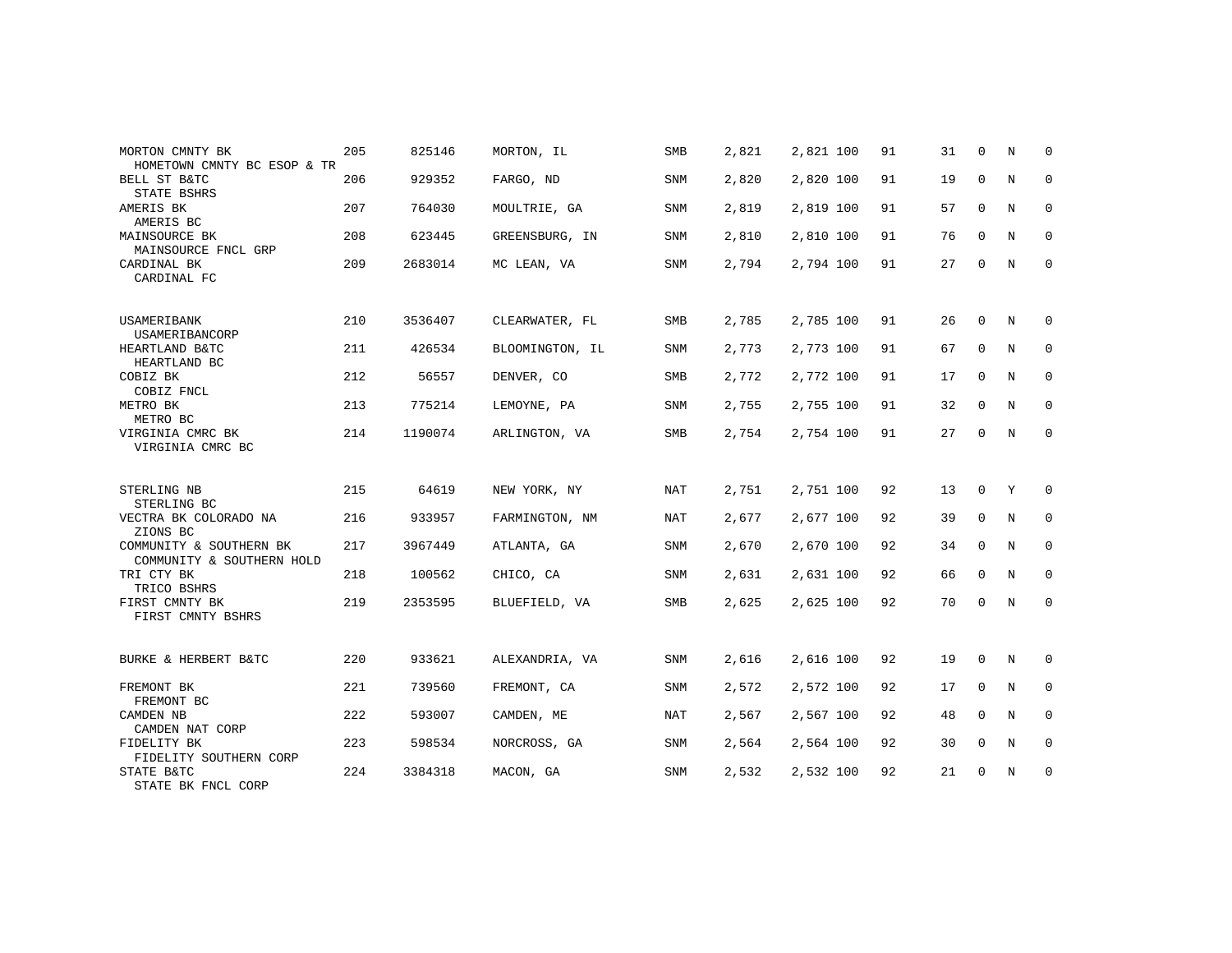| | | | | | | | | | | | | |
|---|---|---|---|---|---|---|---|---|---|---|---|---|
| MORTON CMNTY BK<br>HOMETOWN CMNTY BC ESOP & TR | 205 | 825146 | MORTON, IL | SMB | 2,821 | 2,821 | 100 | 91 | 31 | 0 | N | 0 |
| BELL ST B&TC<br>STATE BSHRS | 206 | 929352 | FARGO, ND | SNM | 2,820 | 2,820 | 100 | 91 | 19 | 0 | N | 0 |
| AMERIS BK<br>AMERIS BC | 207 | 764030 | MOULTRIE, GA | SNM | 2,819 | 2,819 | 100 | 91 | 57 | 0 | N | 0 |
| MAINSOURCE BK<br>MAINSOURCE FNCL GRP | 208 | 623445 | GREENSBURG, IN | SNM | 2,810 | 2,810 | 100 | 91 | 76 | 0 | N | 0 |
| CARDINAL BK<br>CARDINAL FC | 209 | 2683014 | MC LEAN, VA | SNM | 2,794 | 2,794 | 100 | 91 | 27 | 0 | N | 0 |
| USAMERIBANK<br>USAMERIBANCORP | 210 | 3536407 | CLEARWATER, FL | SMB | 2,785 | 2,785 | 100 | 91 | 26 | 0 | N | 0 |
| HEARTLAND B&TC<br>HEARTLAND BC | 211 | 426534 | BLOOMINGTON, IL | SNM | 2,773 | 2,773 | 100 | 91 | 67 | 0 | N | 0 |
| COBIZ BK<br>COBIZ FNCL | 212 | 56557 | DENVER, CO | SMB | 2,772 | 2,772 | 100 | 91 | 17 | 0 | N | 0 |
| METRO BK<br>METRO BC | 213 | 775214 | LEMOYNE, PA | SNM | 2,755 | 2,755 | 100 | 91 | 32 | 0 | N | 0 |
| VIRGINIA CMRC BK<br>VIRGINIA CMRC BC | 214 | 1190074 | ARLINGTON, VA | SMB | 2,754 | 2,754 | 100 | 91 | 27 | 0 | N | 0 |
| STERLING NB<br>STERLING BC | 215 | 64619 | NEW YORK, NY | NAT | 2,751 | 2,751 | 100 | 92 | 13 | 0 | Y | 0 |
| VECTRA BK COLORADO NA<br>ZIONS BC | 216 | 933957 | FARMINGTON, NM | NAT | 2,677 | 2,677 | 100 | 92 | 39 | 0 | N | 0 |
| COMMUNITY & SOUTHERN BK<br>COMMUNITY & SOUTHERN HOLD | 217 | 3967449 | ATLANTA, GA | SNM | 2,670 | 2,670 | 100 | 92 | 34 | 0 | N | 0 |
| TRI CTY BK<br>TRICO BSHRS | 218 | 100562 | CHICO, CA | SNM | 2,631 | 2,631 | 100 | 92 | 66 | 0 | N | 0 |
| FIRST CMNTY BK<br>FIRST CMNTY BSHRS | 219 | 2353595 | BLUEFIELD, VA | SMB | 2,625 | 2,625 | 100 | 92 | 70 | 0 | N | 0 |
| BURKE & HERBERT B&TC | 220 | 933621 | ALEXANDRIA, VA | SNM | 2,616 | 2,616 | 100 | 92 | 19 | 0 | N | 0 |
| FREMONT BK<br>FREMONT BC | 221 | 739560 | FREMONT, CA | SNM | 2,572 | 2,572 | 100 | 92 | 17 | 0 | N | 0 |
| CAMDEN NB<br>CAMDEN NAT CORP | 222 | 593007 | CAMDEN, ME | NAT | 2,567 | 2,567 | 100 | 92 | 48 | 0 | N | 0 |
| FIDELITY BK<br>FIDELITY SOUTHERN CORP | 223 | 598534 | NORCROSS, GA | SNM | 2,564 | 2,564 | 100 | 92 | 30 | 0 | N | 0 |
| STATE B&TC<br>STATE BK FNCL CORP | 224 | 3384318 | MACON, GA | SNM | 2,532 | 2,532 | 100 | 92 | 21 | 0 | N | 0 |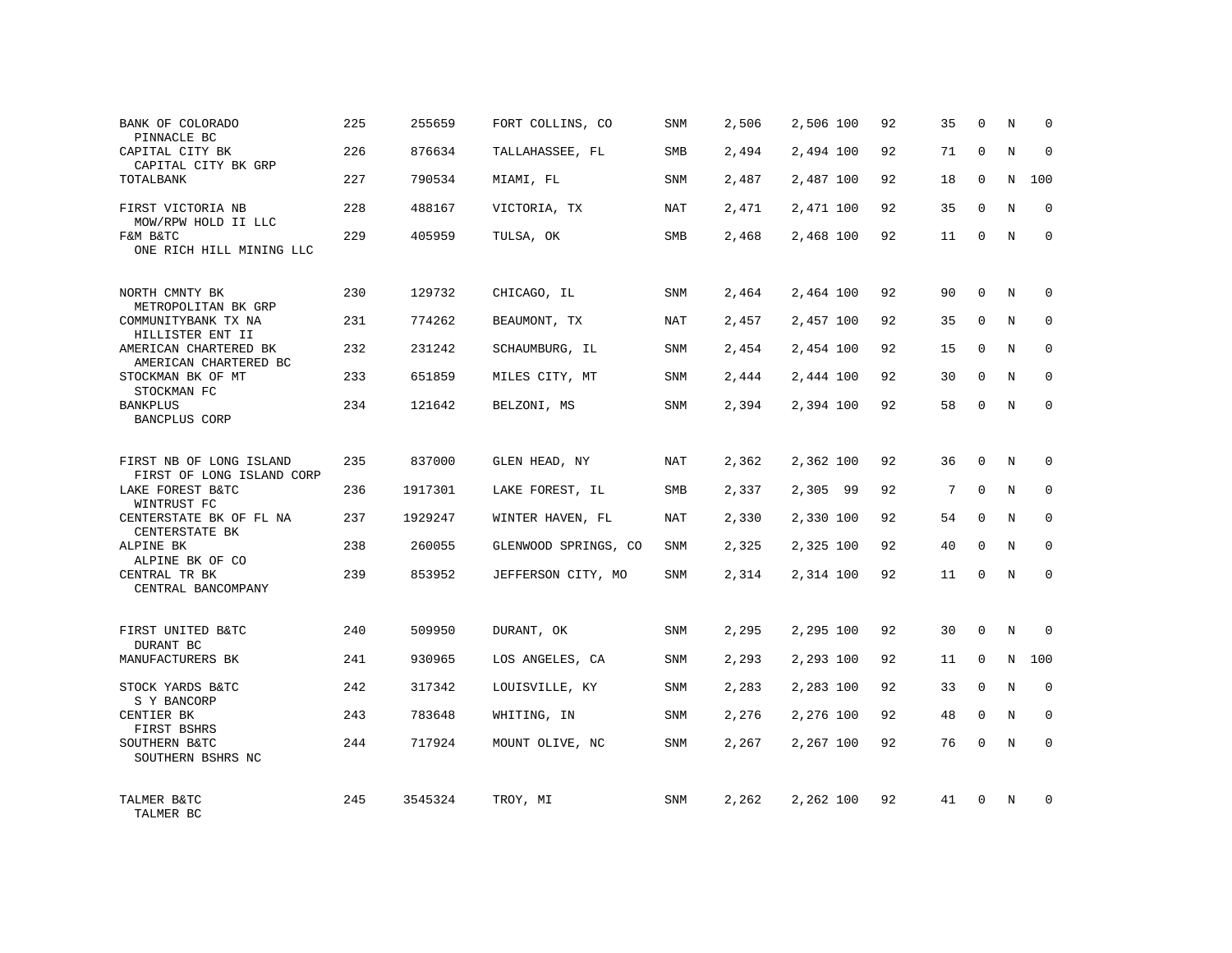| | | | | | | | | | | | | |
|---|---|---|---|---|---|---|---|---|---|---|---|---|
| BANK OF COLORADO<br>PINNACLE BC | 225 | 255659 | FORT COLLINS, CO | SNM | 2,506 | 2,506 | 100 | 92 | 35 | 0 | N | 0 |
| CAPITAL CITY BK<br>CAPITAL CITY BK GRP | 226 | 876634 | TALLAHASSEE, FL | SMB | 2,494 | 2,494 | 100 | 92 | 71 | 0 | N | 0 |
| TOTALBANK | 227 | 790534 | MIAMI, FL | SNM | 2,487 | 2,487 | 100 | 92 | 18 | 0 | N | 100 |
| FIRST VICTORIA NB<br>MOW/RPW HOLD II LLC | 228 | 488167 | VICTORIA, TX | NAT | 2,471 | 2,471 | 100 | 92 | 35 | 0 | N | 0 |
| F&M B&TC<br>ONE RICH HILL MINING LLC | 229 | 405959 | TULSA, OK | SMB | 2,468 | 2,468 | 100 | 92 | 11 | 0 | N | 0 |
| NORTH CMNTY BK<br>METROPOLITAN BK GRP | 230 | 129732 | CHICAGO, IL | SNM | 2,464 | 2,464 | 100 | 92 | 90 | 0 | N | 0 |
| COMMUNITYBANK TX NA<br>HILLISTER ENT II | 231 | 774262 | BEAUMONT, TX | NAT | 2,457 | 2,457 | 100 | 92 | 35 | 0 | N | 0 |
| AMERICAN CHARTERED BK<br>AMERICAN CHARTERED BC | 232 | 231242 | SCHAUMBURG, IL | SNM | 2,454 | 2,454 | 100 | 92 | 15 | 0 | N | 0 |
| STOCKMAN BK OF MT<br>STOCKMAN FC | 233 | 651859 | MILES CITY, MT | SNM | 2,444 | 2,444 | 100 | 92 | 30 | 0 | N | 0 |
| BANKPLUS<br>BANCPLUS CORP | 234 | 121642 | BELZONI, MS | SNM | 2,394 | 2,394 | 100 | 92 | 58 | 0 | N | 0 |
| FIRST NB OF LONG ISLAND<br>FIRST OF LONG ISLAND CORP | 235 | 837000 | GLEN HEAD, NY | NAT | 2,362 | 2,362 | 100 | 92 | 36 | 0 | N | 0 |
| LAKE FOREST B&TC<br>WINTRUST FC | 236 | 1917301 | LAKE FOREST, IL | SMB | 2,337 | 2,305 | 99 | 92 | 7 | 0 | N | 0 |
| CENTERSTATE BK OF FL NA<br>CENTERSTATE BK | 237 | 1929247 | WINTER HAVEN, FL | NAT | 2,330 | 2,330 | 100 | 92 | 54 | 0 | N | 0 |
| ALPINE BK<br>ALPINE BK OF CO | 238 | 260055 | GLENWOOD SPRINGS, CO | SNM | 2,325 | 2,325 | 100 | 92 | 40 | 0 | N | 0 |
| CENTRAL TR BK<br>CENTRAL BANCOMPANY | 239 | 853952 | JEFFERSON CITY, MO | SNM | 2,314 | 2,314 | 100 | 92 | 11 | 0 | N | 0 |
| FIRST UNITED B&TC<br>DURANT BC | 240 | 509950 | DURANT, OK | SNM | 2,295 | 2,295 | 100 | 92 | 30 | 0 | N | 0 |
| MANUFACTURERS BK | 241 | 930965 | LOS ANGELES, CA | SNM | 2,293 | 2,293 | 100 | 92 | 11 | 0 | N | 100 |
| STOCK YARDS B&TC<br>S Y BANCORP | 242 | 317342 | LOUISVILLE, KY | SNM | 2,283 | 2,283 | 100 | 92 | 33 | 0 | N | 0 |
| CENTIER BK<br>FIRST BSHRS | 243 | 783648 | WHITING, IN | SNM | 2,276 | 2,276 | 100 | 92 | 48 | 0 | N | 0 |
| SOUTHERN B&TC<br>SOUTHERN BSHRS NC | 244 | 717924 | MOUNT OLIVE, NC | SNM | 2,267 | 2,267 | 100 | 92 | 76 | 0 | N | 0 |
| TALMER B&TC<br>TALMER BC | 245 | 3545324 | TROY, MI | SNM | 2,262 | 2,262 | 100 | 92 | 41 | 0 | N | 0 |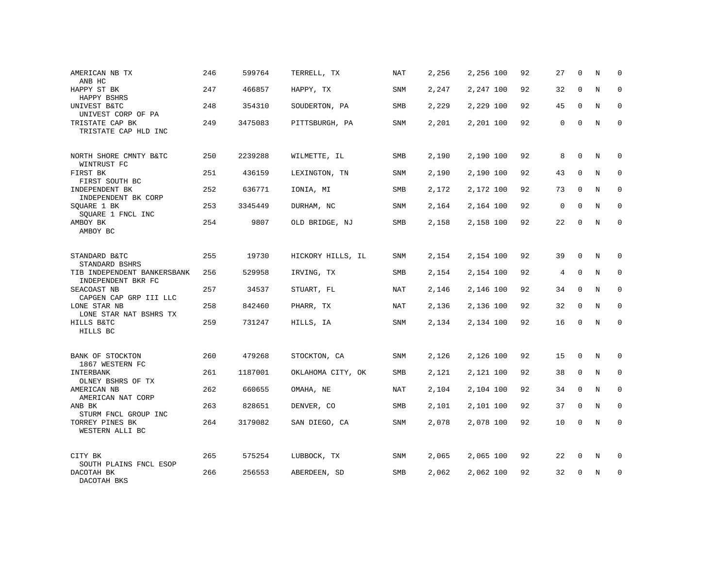| | | | | | | | | | | | | |
|---|---|---|---|---|---|---|---|---|---|---|---|---|
| AMERICAN NB TX<br>ANB HC | 246 | 599764 | TERRELL, TX | NAT | 2,256 | 2,256 | 100 | 92 | 27 | 0 | N | 0 |
| HAPPY ST BK<br>HAPPY BSHRS | 247 | 466857 | HAPPY, TX | SNM | 2,247 | 2,247 | 100 | 92 | 32 | 0 | N | 0 |
| UNIVEST B&TC<br>UNIVEST CORP OF PA | 248 | 354310 | SOUDERTON, PA | SMB | 2,229 | 2,229 | 100 | 92 | 45 | 0 | N | 0 |
| TRISTATE CAP BK<br>TRISTATE CAP HLD INC | 249 | 3475083 | PITTSBURGH, PA | SNM | 2,201 | 2,201 | 100 | 92 | 0 | 0 | N | 0 |
| NORTH SHORE CMNTY B&TC<br>WINTRUST FC | 250 | 2239288 | WILMETTE, IL | SMB | 2,190 | 2,190 | 100 | 92 | 8 | 0 | N | 0 |
| FIRST BK<br>FIRST SOUTH BC | 251 | 436159 | LEXINGTON, TN | SNM | 2,190 | 2,190 | 100 | 92 | 43 | 0 | N | 0 |
| INDEPENDENT BK<br>INDEPENDENT BK CORP | 252 | 636771 | IONIA, MI | SMB | 2,172 | 2,172 | 100 | 92 | 73 | 0 | N | 0 |
| SQUARE 1 BK<br>SQUARE 1 FNCL INC | 253 | 3345449 | DURHAM, NC | SNM | 2,164 | 2,164 | 100 | 92 | 0 | 0 | N | 0 |
| AMBOY BK<br>AMBOY BC | 254 | 9807 | OLD BRIDGE, NJ | SMB | 2,158 | 2,158 | 100 | 92 | 22 | 0 | N | 0 |
| STANDARD B&TC<br>STANDARD BSHRS | 255 | 19730 | HICKORY HILLS, IL | SNM | 2,154 | 2,154 | 100 | 92 | 39 | 0 | N | 0 |
| TIB INDEPENDENT BANKERSBANK<br>INDEPENDENT BKR FC | 256 | 529958 | IRVING, TX | SMB | 2,154 | 2,154 | 100 | 92 | 4 | 0 | N | 0 |
| SEACOAST NB<br>CAPGEN CAP GRP III LLC | 257 | 34537 | STUART, FL | NAT | 2,146 | 2,146 | 100 | 92 | 34 | 0 | N | 0 |
| LONE STAR NB<br>LONE STAR NAT BSHRS TX | 258 | 842460 | PHARR, TX | NAT | 2,136 | 2,136 | 100 | 92 | 32 | 0 | N | 0 |
| HILLS B&TC<br>HILLS BC | 259 | 731247 | HILLS, IA | SNM | 2,134 | 2,134 | 100 | 92 | 16 | 0 | N | 0 |
| BANK OF STOCKTON<br>1867 WESTERN FC | 260 | 479268 | STOCKTON, CA | SNM | 2,126 | 2,126 | 100 | 92 | 15 | 0 | N | 0 |
| INTERBANK<br>OLNEY BSHRS OF TX | 261 | 1187001 | OKLAHOMA CITY, OK | SMB | 2,121 | 2,121 | 100 | 92 | 38 | 0 | N | 0 |
| AMERICAN NB<br>AMERICAN NAT CORP | 262 | 660655 | OMAHA, NE | NAT | 2,104 | 2,104 | 100 | 92 | 34 | 0 | N | 0 |
| ANB BK<br>STURM FNCL GROUP INC | 263 | 828651 | DENVER, CO | SMB | 2,101 | 2,101 | 100 | 92 | 37 | 0 | N | 0 |
| TORREY PINES BK<br>WESTERN ALLI BC | 264 | 3179082 | SAN DIEGO, CA | SNM | 2,078 | 2,078 | 100 | 92 | 10 | 0 | N | 0 |
| CITY BK<br>SOUTH PLAINS FNCL ESOP | 265 | 575254 | LUBBOCK, TX | SNM | 2,065 | 2,065 | 100 | 92 | 22 | 0 | N | 0 |
| DACOTAH BK<br>DACOTAH BKS | 266 | 256553 | ABERDEEN, SD | SMB | 2,062 | 2,062 | 100 | 92 | 32 | 0 | N | 0 |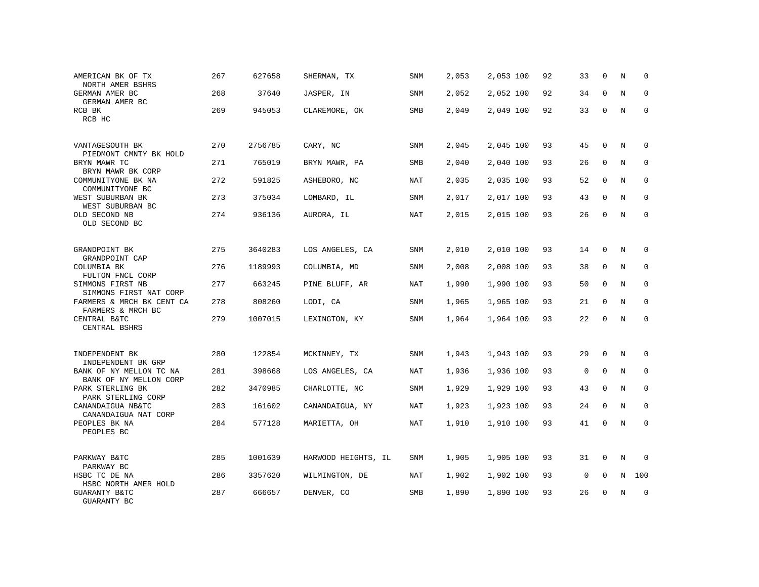| Bank / Holding Company | Rank | ID | Location | Type | Col1 | Col2 | Col3 | Col4 | Col5 | Col6 | Col7 | Col8 |
|---|---|---|---|---|---|---|---|---|---|---|---|---|
| AMERICAN BK OF TX<br>NORTH AMER BSHRS | 267 | 627658 | SHERMAN, TX | SNM | 2,053 | 2,053 | 100 | 92 | 33 | 0 | N | 0 |
| GERMAN AMER BC<br>GERMAN AMER BC | 268 | 37640 | JASPER, IN | SNM | 2,052 | 2,052 | 100 | 92 | 34 | 0 | N | 0 |
| RCB BK<br>RCB HC | 269 | 945053 | CLAREMORE, OK | SMB | 2,049 | 2,049 | 100 | 92 | 33 | 0 | N | 0 |
| VANTAGESOUTH BK<br>PIEDMONT CMNTY BK HOLD | 270 | 2756785 | CARY, NC | SNM | 2,045 | 2,045 | 100 | 93 | 45 | 0 | N | 0 |
| BRYN MAWR TC<br>BRYN MAWR BK CORP | 271 | 765019 | BRYN MAWR, PA | SMB | 2,040 | 2,040 | 100 | 93 | 26 | 0 | N | 0 |
| COMMUNITYONE BK NA<br>COMMUNITYONE BC | 272 | 591825 | ASHEBORO, NC | NAT | 2,035 | 2,035 | 100 | 93 | 52 | 0 | N | 0 |
| WEST SUBURBAN BK<br>WEST SUBURBAN BC | 273 | 375034 | LOMBARD, IL | SNM | 2,017 | 2,017 | 100 | 93 | 43 | 0 | N | 0 |
| OLD SECOND NB<br>OLD SECOND BC | 274 | 936136 | AURORA, IL | NAT | 2,015 | 2,015 | 100 | 93 | 26 | 0 | N | 0 |
| GRANDPOINT BK<br>GRANDPOINT CAP | 275 | 3640283 | LOS ANGELES, CA | SNM | 2,010 | 2,010 | 100 | 93 | 14 | 0 | N | 0 |
| COLUMBIA BK<br>FULTON FNCL CORP | 276 | 1189993 | COLUMBIA, MD | SNM | 2,008 | 2,008 | 100 | 93 | 38 | 0 | N | 0 |
| SIMMONS FIRST NB<br>SIMMONS FIRST NAT CORP | 277 | 663245 | PINE BLUFF, AR | NAT | 1,990 | 1,990 | 100 | 93 | 50 | 0 | N | 0 |
| FARMERS & MRCH BK CENT CA<br>FARMERS & MRCH BC | 278 | 808260 | LODI, CA | SNM | 1,965 | 1,965 | 100 | 93 | 21 | 0 | N | 0 |
| CENTRAL B&TC<br>CENTRAL BSHRS | 279 | 1007015 | LEXINGTON, KY | SNM | 1,964 | 1,964 | 100 | 93 | 22 | 0 | N | 0 |
| INDEPENDENT BK<br>INDEPENDENT BK GRP | 280 | 122854 | MCKINNEY, TX | SNM | 1,943 | 1,943 | 100 | 93 | 29 | 0 | N | 0 |
| BANK OF NY MELLON TC NA<br>BANK OF NY MELLON CORP | 281 | 398668 | LOS ANGELES, CA | NAT | 1,936 | 1,936 | 100 | 93 | 0 | 0 | N | 0 |
| PARK STERLING BK<br>PARK STERLING CORP | 282 | 3470985 | CHARLOTTE, NC | SNM | 1,929 | 1,929 | 100 | 93 | 43 | 0 | N | 0 |
| CANANDAIGUA NB&TC<br>CANANDAIGUA NAT CORP | 283 | 161602 | CANANDAIGUA, NY | NAT | 1,923 | 1,923 | 100 | 93 | 24 | 0 | N | 0 |
| PEOPLES BK NA<br>PEOPLES BC | 284 | 577128 | MARIETTA, OH | NAT | 1,910 | 1,910 | 100 | 93 | 41 | 0 | N | 0 |
| PARKWAY B&TC<br>PARKWAY BC | 285 | 1001639 | HARWOOD HEIGHTS, IL | SNM | 1,905 | 1,905 | 100 | 93 | 31 | 0 | N | 0 |
| HSBC TC DE NA<br>HSBC NORTH AMER HOLD | 286 | 3357620 | WILMINGTON, DE | NAT | 1,902 | 1,902 | 100 | 93 | 0 | 0 | N | 100 |
| GUARANTY B&TC<br>GUARANTY BC | 287 | 666657 | DENVER, CO | SMB | 1,890 | 1,890 | 100 | 93 | 26 | 0 | N | 0 |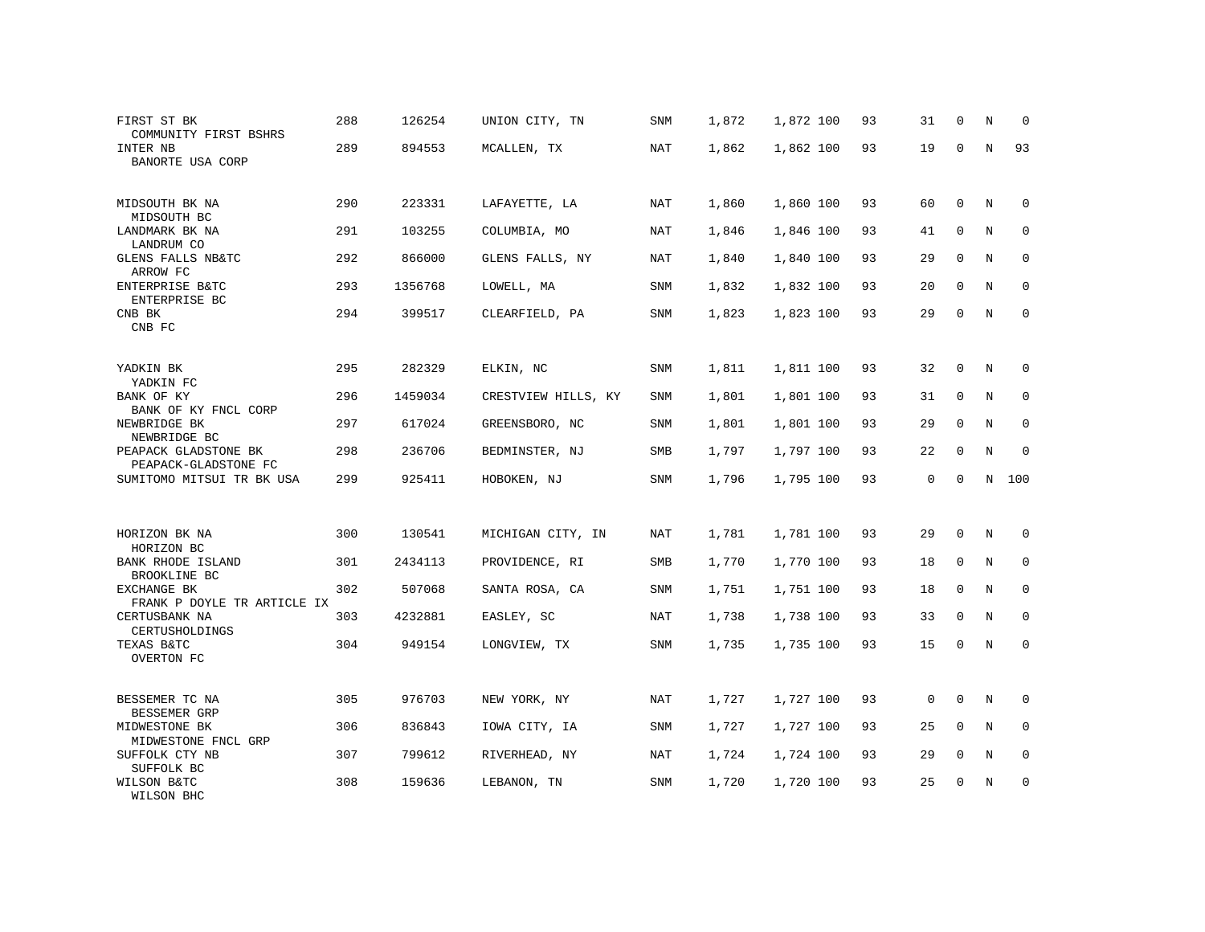| | | | | | | | | | | | | |
|---|---|---|---|---|---|---|---|---|---|---|---|---|
| FIRST ST BK<br>COMMUNITY FIRST BSHRS | 288 | 126254 | UNION CITY, TN | SNM | 1,872 | 1,872 | 100 | 93 | 31 | 0 | N | 0 |
| INTER NB<br>BANORTE USA CORP | 289 | 894553 | MCALLEN, TX | NAT | 1,862 | 1,862 | 100 | 93 | 19 | 0 | N | 93 |
| MIDSOUTH BK NA<br>MIDSOUTH BC | 290 | 223331 | LAFAYETTE, LA | NAT | 1,860 | 1,860 | 100 | 93 | 60 | 0 | N | 0 |
| LANDMARK BK NA<br>LANDRUM CO | 291 | 103255 | COLUMBIA, MO | NAT | 1,846 | 1,846 | 100 | 93 | 41 | 0 | N | 0 |
| GLENS FALLS NB&TC<br>ARROW FC | 292 | 866000 | GLENS FALLS, NY | NAT | 1,840 | 1,840 | 100 | 93 | 29 | 0 | N | 0 |
| ENTERPRISE B&TC<br>ENTERPRISE BC | 293 | 1356768 | LOWELL, MA | SNM | 1,832 | 1,832 | 100 | 93 | 20 | 0 | N | 0 |
| CNB BK<br>CNB FC | 294 | 399517 | CLEARFIELD, PA | SNM | 1,823 | 1,823 | 100 | 93 | 29 | 0 | N | 0 |
| YADKIN BK<br>YADKIN FC | 295 | 282329 | ELKIN, NC | SNM | 1,811 | 1,811 | 100 | 93 | 32 | 0 | N | 0 |
| BANK OF KY<br>BANK OF KY FNCL CORP | 296 | 1459034 | CRESTVIEW HILLS, KY | SNM | 1,801 | 1,801 | 100 | 93 | 31 | 0 | N | 0 |
| NEWBRIDGE BK<br>NEWBRIDGE BC | 297 | 617024 | GREENSBORO, NC | SNM | 1,801 | 1,801 | 100 | 93 | 29 | 0 | N | 0 |
| PEAPACK GLADSTONE BK<br>PEAPACK-GLADSTONE FC | 298 | 236706 | BEDMINSTER, NJ | SMB | 1,797 | 1,797 | 100 | 93 | 22 | 0 | N | 0 |
| SUMITOMO MITSUI TR BK USA | 299 | 925411 | HOBOKEN, NJ | SNM | 1,796 | 1,795 | 100 | 93 | 0 | 0 | N | 100 |
| HORIZON BK NA<br>HORIZON BC | 300 | 130541 | MICHIGAN CITY, IN | NAT | 1,781 | 1,781 | 100 | 93 | 29 | 0 | N | 0 |
| BANK RHODE ISLAND<br>BROOKLINE BC | 301 | 2434113 | PROVIDENCE, RI | SMB | 1,770 | 1,770 | 100 | 93 | 18 | 0 | N | 0 |
| EXCHANGE BK<br>FRANK P DOYLE TR ARTICLE IX | 302 | 507068 | SANTA ROSA, CA | SNM | 1,751 | 1,751 | 100 | 93 | 18 | 0 | N | 0 |
| CERTUSBANK NA<br>CERTUSHOLDINGS | 303 | 4232881 | EASLEY, SC | NAT | 1,738 | 1,738 | 100 | 93 | 33 | 0 | N | 0 |
| TEXAS B&TC<br>OVERTON FC | 304 | 949154 | LONGVIEW, TX | SNM | 1,735 | 1,735 | 100 | 93 | 15 | 0 | N | 0 |
| BESSEMER TC NA<br>BESSEMER GRP | 305 | 976703 | NEW YORK, NY | NAT | 1,727 | 1,727 | 100 | 93 | 0 | 0 | N | 0 |
| MIDWESTONE BK<br>MIDWESTONE FNCL GRP | 306 | 836843 | IOWA CITY, IA | SNM | 1,727 | 1,727 | 100 | 93 | 25 | 0 | N | 0 |
| SUFFOLK CTY NB<br>SUFFOLK BC | 307 | 799612 | RIVERHEAD, NY | NAT | 1,724 | 1,724 | 100 | 93 | 29 | 0 | N | 0 |
| WILSON B&TC<br>WILSON BHC | 308 | 159636 | LEBANON, TN | SNM | 1,720 | 1,720 | 100 | 93 | 25 | 0 | N | 0 |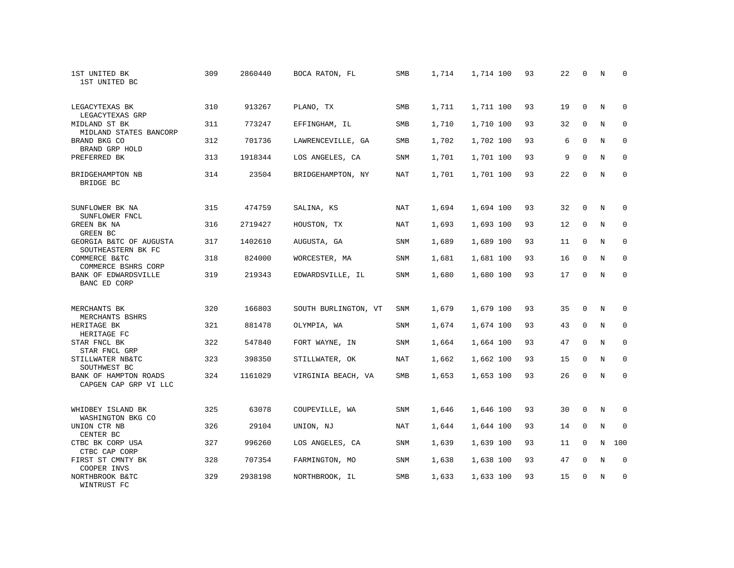| Bank / Holding Company | Rank | ID | Location | Type | | | | | | | | |
|---|---|---|---|---|---|---|---|---|---|---|---|---|
| 1ST UNITED BK<br>1ST UNITED BC | 309 | 2860440 | BOCA RATON, FL | SMB | 1,714 | 1,714 | 100 | 93 | 22 | 0 | N | 0 |
| LEGACYTEXAS BK<br>LEGACYTEXAS GRP | 310 | 913267 | PLANO, TX | SMB | 1,711 | 1,711 | 100 | 93 | 19 | 0 | N | 0 |
| MIDLAND ST BK<br>MIDLAND STATES BANCORP | 311 | 773247 | EFFINGHAM, IL | SMB | 1,710 | 1,710 | 100 | 93 | 32 | 0 | N | 0 |
| BRAND BKG CO<br>BRAND GRP HOLD | 312 | 701736 | LAWRENCEVILLE, GA | SMB | 1,702 | 1,702 | 100 | 93 | 6 | 0 | N | 0 |
| PREFERRED BK | 313 | 1918344 | LOS ANGELES, CA | SNM | 1,701 | 1,701 | 100 | 93 | 9 | 0 | N | 0 |
| BRIDGEHAMPTON NB<br>BRIDGE BC | 314 | 23504 | BRIDGEHAMPTON, NY | NAT | 1,701 | 1,701 | 100 | 93 | 22 | 0 | N | 0 |
| SUNFLOWER BK NA<br>SUNFLOWER FNCL | 315 | 474759 | SALINA, KS | NAT | 1,694 | 1,694 | 100 | 93 | 32 | 0 | N | 0 |
| GREEN BK NA<br>GREEN BC | 316 | 2719427 | HOUSTON, TX | NAT | 1,693 | 1,693 | 100 | 93 | 12 | 0 | N | 0 |
| GEORGIA B&TC OF AUGUSTA<br>SOUTHEASTERN BK FC | 317 | 1402610 | AUGUSTA, GA | SNM | 1,689 | 1,689 | 100 | 93 | 11 | 0 | N | 0 |
| COMMERCE B&TC<br>COMMERCE BSHRS CORP | 318 | 824000 | WORCESTER, MA | SNM | 1,681 | 1,681 | 100 | 93 | 16 | 0 | N | 0 |
| BANK OF EDWARDSVILLE<br>BANC ED CORP | 319 | 219343 | EDWARDSVILLE, IL | SNM | 1,680 | 1,680 | 100 | 93 | 17 | 0 | N | 0 |
| MERCHANTS BK<br>MERCHANTS BSHRS | 320 | 166803 | SOUTH BURLINGTON, VT | SNM | 1,679 | 1,679 | 100 | 93 | 35 | 0 | N | 0 |
| HERITAGE BK<br>HERITAGE FC | 321 | 881478 | OLYMPIA, WA | SNM | 1,674 | 1,674 | 100 | 93 | 43 | 0 | N | 0 |
| STAR FNCL BK<br>STAR FNCL GRP | 322 | 547840 | FORT WAYNE, IN | SNM | 1,664 | 1,664 | 100 | 93 | 47 | 0 | N | 0 |
| STILLWATER NB&TC<br>SOUTHWEST BC | 323 | 398350 | STILLWATER, OK | NAT | 1,662 | 1,662 | 100 | 93 | 15 | 0 | N | 0 |
| BANK OF HAMPTON ROADS<br>CAPGEN CAP GRP VI LLC | 324 | 1161029 | VIRGINIA BEACH, VA | SMB | 1,653 | 1,653 | 100 | 93 | 26 | 0 | N | 0 |
| WHIDBEY ISLAND BK<br>WASHINGTON BKG CO | 325 | 63078 | COUPEVILLE, WA | SNM | 1,646 | 1,646 | 100 | 93 | 30 | 0 | N | 0 |
| UNION CTR NB<br>CENTER BC | 326 | 29104 | UNION, NJ | NAT | 1,644 | 1,644 | 100 | 93 | 14 | 0 | N | 0 |
| CTBC BK CORP USA<br>CTBC CAP CORP | 327 | 996260 | LOS ANGELES, CA | SNM | 1,639 | 1,639 | 100 | 93 | 11 | 0 | N | 100 |
| FIRST ST CMNTY BK<br>COOPER INVS | 328 | 707354 | FARMINGTON, MO | SNM | 1,638 | 1,638 | 100 | 93 | 47 | 0 | N | 0 |
| NORTHBROOK B&TC<br>WINTRUST FC | 329 | 2938198 | NORTHBROOK, IL | SMB | 1,633 | 1,633 | 100 | 93 | 15 | 0 | N | 0 |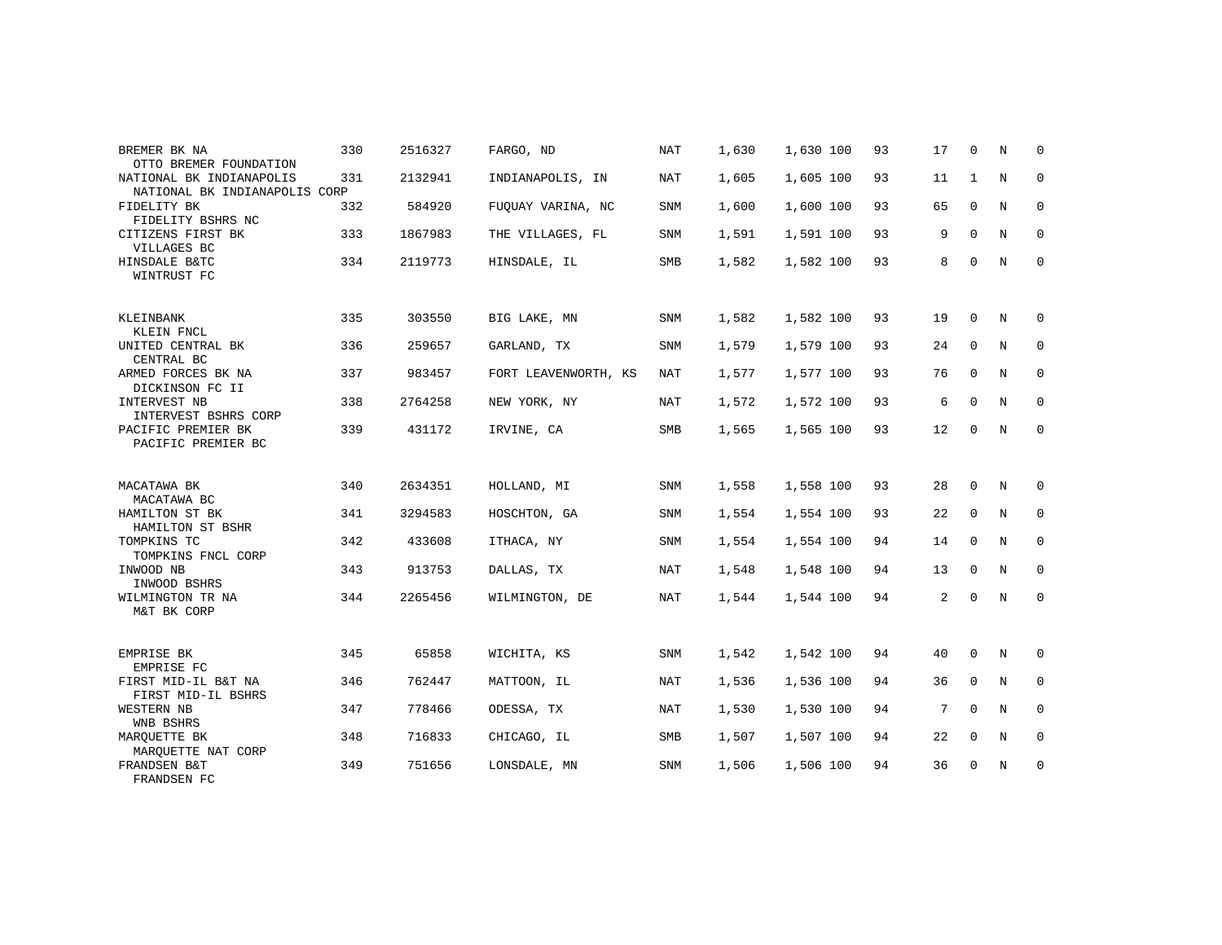| | | | | | | | | | | | | |
|---|---|---|---|---|---|---|---|---|---|---|---|---|
| BREMER BK NA<br>OTTO BREMER FOUNDATION | 330 | 2516327 | FARGO, ND | NAT | 1,630 | 1,630 | 100 | 93 | 17 | 0 | N | 0 |
| NATIONAL BK INDIANAPOLIS<br>NATIONAL BK INDIANAPOLIS CORP | 331 | 2132941 | INDIANAPOLIS, IN | NAT | 1,605 | 1,605 | 100 | 93 | 11 | 1 | N | 0 |
| FIDELITY BK<br>FIDELITY BSHRS NC | 332 | 584920 | FUQUAY VARINA, NC | SNM | 1,600 | 1,600 | 100 | 93 | 65 | 0 | N | 0 |
| CITIZENS FIRST BK<br>VILLAGES BC | 333 | 1867983 | THE VILLAGES, FL | SNM | 1,591 | 1,591 | 100 | 93 | 9 | 0 | N | 0 |
| HINSDALE B&TC<br>WINTRUST FC | 334 | 2119773 | HINSDALE, IL | SMB | 1,582 | 1,582 | 100 | 93 | 8 | 0 | N | 0 |
| KLEINBANK<br>KLEIN FNCL | 335 | 303550 | BIG LAKE, MN | SNM | 1,582 | 1,582 | 100 | 93 | 19 | 0 | N | 0 |
| UNITED CENTRAL BK<br>CENTRAL BC | 336 | 259657 | GARLAND, TX | SNM | 1,579 | 1,579 | 100 | 93 | 24 | 0 | N | 0 |
| ARMED FORCES BK NA<br>DICKINSON FC II | 337 | 983457 | FORT LEAVENWORTH, KS | NAT | 1,577 | 1,577 | 100 | 93 | 76 | 0 | N | 0 |
| INTERVEST NB<br>INTERVEST BSHRS CORP | 338 | 2764258 | NEW YORK, NY | NAT | 1,572 | 1,572 | 100 | 93 | 6 | 0 | N | 0 |
| PACIFIC PREMIER BK<br>PACIFIC PREMIER BC | 339 | 431172 | IRVINE, CA | SMB | 1,565 | 1,565 | 100 | 93 | 12 | 0 | N | 0 |
| MACATAWA BK<br>MACATAWA BC | 340 | 2634351 | HOLLAND, MI | SNM | 1,558 | 1,558 | 100 | 93 | 28 | 0 | N | 0 |
| HAMILTON ST BK<br>HAMILTON ST BSHR | 341 | 3294583 | HOSCHTON, GA | SNM | 1,554 | 1,554 | 100 | 93 | 22 | 0 | N | 0 |
| TOMPKINS TC<br>TOMPKINS FNCL CORP | 342 | 433608 | ITHACA, NY | SNM | 1,554 | 1,554 | 100 | 94 | 14 | 0 | N | 0 |
| INWOOD NB<br>INWOOD BSHRS | 343 | 913753 | DALLAS, TX | NAT | 1,548 | 1,548 | 100 | 94 | 13 | 0 | N | 0 |
| WILMINGTON TR NA<br>M&T BK CORP | 344 | 2265456 | WILMINGTON, DE | NAT | 1,544 | 1,544 | 100 | 94 | 2 | 0 | N | 0 |
| EMPRISE BK<br>EMPRISE FC | 345 | 65858 | WICHITA, KS | SNM | 1,542 | 1,542 | 100 | 94 | 40 | 0 | N | 0 |
| FIRST MID-IL B&T NA<br>FIRST MID-IL BSHRS | 346 | 762447 | MATTOON, IL | NAT | 1,536 | 1,536 | 100 | 94 | 36 | 0 | N | 0 |
| WESTERN NB<br>WNB BSHRS | 347 | 778466 | ODESSA, TX | NAT | 1,530 | 1,530 | 100 | 94 | 7 | 0 | N | 0 |
| MARQUETTE BK<br>MARQUETTE NAT CORP | 348 | 716833 | CHICAGO, IL | SMB | 1,507 | 1,507 | 100 | 94 | 22 | 0 | N | 0 |
| FRANDSEN B&T<br>FRANDSEN FC | 349 | 751656 | LONSDALE, MN | SNM | 1,506 | 1,506 | 100 | 94 | 36 | 0 | N | 0 |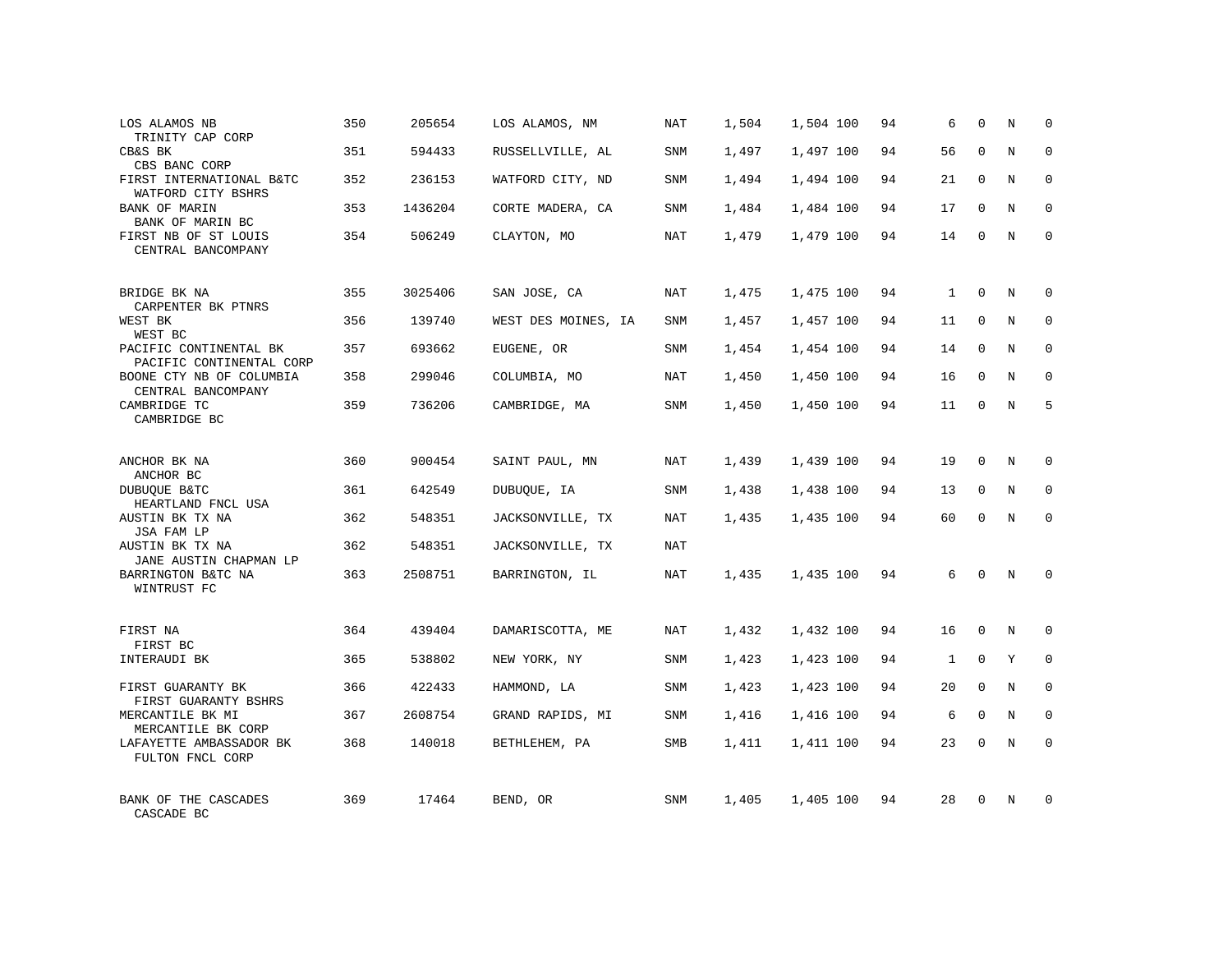| | | | | | | | | | | | | |
|---|---|---|---|---|---|---|---|---|---|---|---|---|
| LOS ALAMOS NB<br>TRINITY CAP CORP | 350 | 205654 | LOS ALAMOS, NM | NAT | 1,504 | 1,504 | 100 | 94 | 6 | 0 | N | 0 |
| CB&S BK<br>CBS BANC CORP | 351 | 594433 | RUSSELLVILLE, AL | SNM | 1,497 | 1,497 | 100 | 94 | 56 | 0 | N | 0 |
| FIRST INTERNATIONAL B&TC<br>WATFORD CITY BSHRS | 352 | 236153 | WATFORD CITY, ND | SNM | 1,494 | 1,494 | 100 | 94 | 21 | 0 | N | 0 |
| BANK OF MARIN<br>BANK OF MARIN BC | 353 | 1436204 | CORTE MADERA, CA | SNM | 1,484 | 1,484 | 100 | 94 | 17 | 0 | N | 0 |
| FIRST NB OF ST LOUIS<br>CENTRAL BANCOMPANY | 354 | 506249 | CLAYTON, MO | NAT | 1,479 | 1,479 | 100 | 94 | 14 | 0 | N | 0 |
| BRIDGE BK NA<br>CARPENTER BK PTNRS | 355 | 3025406 | SAN JOSE, CA | NAT | 1,475 | 1,475 | 100 | 94 | 1 | 0 | N | 0 |
| WEST BK<br>WEST BC | 356 | 139740 | WEST DES MOINES, IA | SNM | 1,457 | 1,457 | 100 | 94 | 11 | 0 | N | 0 |
| PACIFIC CONTINENTAL BK<br>PACIFIC CONTINENTAL CORP | 357 | 693662 | EUGENE, OR | SNM | 1,454 | 1,454 | 100 | 94 | 14 | 0 | N | 0 |
| BOONE CTY NB OF COLUMBIA<br>CENTRAL BANCOMPANY | 358 | 299046 | COLUMBIA, MO | NAT | 1,450 | 1,450 | 100 | 94 | 16 | 0 | N | 0 |
| CAMBRIDGE TC<br>CAMBRIDGE BC | 359 | 736206 | CAMBRIDGE, MA | SNM | 1,450 | 1,450 | 100 | 94 | 11 | 0 | N | 5 |
| ANCHOR BK NA<br>ANCHOR BC | 360 | 900454 | SAINT PAUL, MN | NAT | 1,439 | 1,439 | 100 | 94 | 19 | 0 | N | 0 |
| DUBUQUE B&TC<br>HEARTLAND FNCL USA | 361 | 642549 | DUBUQUE, IA | SNM | 1,438 | 1,438 | 100 | 94 | 13 | 0 | N | 0 |
| AUSTIN BK TX NA<br>JSA FAM LP | 362 | 548351 | JACKSONVILLE, TX | NAT | 1,435 | 1,435 | 100 | 94 | 60 | 0 | N | 0 |
| AUSTIN BK TX NA<br>JANE AUSTIN CHAPMAN LP | 362 | 548351 | JACKSONVILLE, TX | NAT | | | | | | | | |
| BARRINGTON B&TC NA<br>WINTRUST FC | 363 | 2508751 | BARRINGTON, IL | NAT | 1,435 | 1,435 | 100 | 94 | 6 | 0 | N | 0 |
| FIRST NA<br>FIRST BC | 364 | 439404 | DAMARISCOTTA, ME | NAT | 1,432 | 1,432 | 100 | 94 | 16 | 0 | N | 0 |
| INTERAUDI BK | 365 | 538802 | NEW YORK, NY | SNM | 1,423 | 1,423 | 100 | 94 | 1 | 0 | Y | 0 |
| FIRST GUARANTY BK<br>FIRST GUARANTY BSHRS | 366 | 422433 | HAMMOND, LA | SNM | 1,423 | 1,423 | 100 | 94 | 20 | 0 | N | 0 |
| MERCANTILE BK MI<br>MERCANTILE BK CORP | 367 | 2608754 | GRAND RAPIDS, MI | SNM | 1,416 | 1,416 | 100 | 94 | 6 | 0 | N | 0 |
| LAFAYETTE AMBASSADOR BK<br>FULTON FNCL CORP | 368 | 140018 | BETHLEHEM, PA | SMB | 1,411 | 1,411 | 100 | 94 | 23 | 0 | N | 0 |
| BANK OF THE CASCADES<br>CASCADE BC | 369 | 17464 | BEND, OR | SNM | 1,405 | 1,405 | 100 | 94 | 28 | 0 | N | 0 |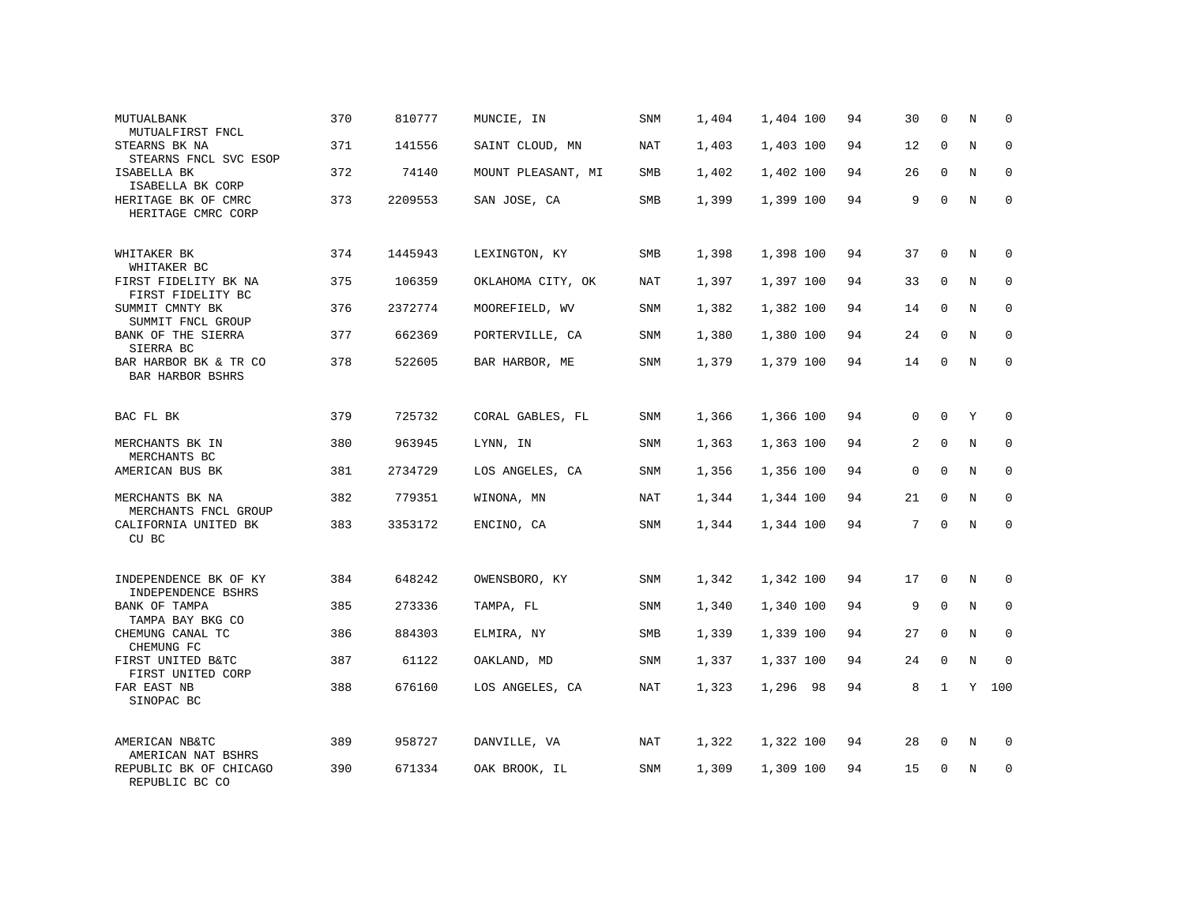| | | | | | | | | | | | | |
|---|---|---|---|---|---|---|---|---|---|---|---|---|
| MUTUALBANK<br>MUTUALFIRST FNCL | 370 | 810777 | MUNCIE, IN | SNM | 1,404 | 1,404 | 100 | 94 | 30 | 0 | N | 0 |
| STEARNS BK NA<br>STEARNS FNCL SVC ESOP | 371 | 141556 | SAINT CLOUD, MN | NAT | 1,403 | 1,403 | 100 | 94 | 12 | 0 | N | 0 |
| ISABELLA BK<br>ISABELLA BK CORP | 372 | 74140 | MOUNT PLEASANT, MI | SMB | 1,402 | 1,402 | 100 | 94 | 26 | 0 | N | 0 |
| HERITAGE BK OF CMRC<br>HERITAGE CMRC CORP | 373 | 2209553 | SAN JOSE, CA | SMB | 1,399 | 1,399 | 100 | 94 | 9 | 0 | N | 0 |
| WHITAKER BK<br>WHITAKER BC | 374 | 1445943 | LEXINGTON, KY | SMB | 1,398 | 1,398 | 100 | 94 | 37 | 0 | N | 0 |
| FIRST FIDELITY BK NA<br>FIRST FIDELITY BC | 375 | 106359 | OKLAHOMA CITY, OK | NAT | 1,397 | 1,397 | 100 | 94 | 33 | 0 | N | 0 |
| SUMMIT CMNTY BK<br>SUMMIT FNCL GROUP | 376 | 2372774 | MOOREFIELD, WV | SNM | 1,382 | 1,382 | 100 | 94 | 14 | 0 | N | 0 |
| BANK OF THE SIERRA<br>SIERRA BC | 377 | 662369 | PORTERVILLE, CA | SNM | 1,380 | 1,380 | 100 | 94 | 24 | 0 | N | 0 |
| BAR HARBOR BK & TR CO<br>BAR HARBOR BSHRS | 378 | 522605 | BAR HARBOR, ME | SNM | 1,379 | 1,379 | 100 | 94 | 14 | 0 | N | 0 |
| BAC FL BK | 379 | 725732 | CORAL GABLES, FL | SNM | 1,366 | 1,366 | 100 | 94 | 0 | 0 | Y | 0 |
| MERCHANTS BK IN<br>MERCHANTS BC | 380 | 963945 | LYNN, IN | SNM | 1,363 | 1,363 | 100 | 94 | 2 | 0 | N | 0 |
| AMERICAN BUS BK | 381 | 2734729 | LOS ANGELES, CA | SNM | 1,356 | 1,356 | 100 | 94 | 0 | 0 | N | 0 |
| MERCHANTS BK NA<br>MERCHANTS FNCL GROUP | 382 | 779351 | WINONA, MN | NAT | 1,344 | 1,344 | 100 | 94 | 21 | 0 | N | 0 |
| CALIFORNIA UNITED BK<br>CU BC | 383 | 3353172 | ENCINO, CA | SNM | 1,344 | 1,344 | 100 | 94 | 7 | 0 | N | 0 |
| INDEPENDENCE BK OF KY<br>INDEPENDENCE BSHRS | 384 | 648242 | OWENSBORO, KY | SNM | 1,342 | 1,342 | 100 | 94 | 17 | 0 | N | 0 |
| BANK OF TAMPA<br>TAMPA BAY BKG CO | 385 | 273336 | TAMPA, FL | SNM | 1,340 | 1,340 | 100 | 94 | 9 | 0 | N | 0 |
| CHEMUNG CANAL TC<br>CHEMUNG FC | 386 | 884303 | ELMIRA, NY | SMB | 1,339 | 1,339 | 100 | 94 | 27 | 0 | N | 0 |
| FIRST UNITED B&TC<br>FIRST UNITED CORP | 387 | 61122 | OAKLAND, MD | SNM | 1,337 | 1,337 | 100 | 94 | 24 | 0 | N | 0 |
| FAR EAST NB<br>SINOPAC BC | 388 | 676160 | LOS ANGELES, CA | NAT | 1,323 | 1,296 | 98 | 94 | 8 | 1 | Y | 100 |
| AMERICAN NB&TC<br>AMERICAN NAT BSHRS | 389 | 958727 | DANVILLE, VA | NAT | 1,322 | 1,322 | 100 | 94 | 28 | 0 | N | 0 |
| REPUBLIC BK OF CHICAGO<br>REPUBLIC BC CO | 390 | 671334 | OAK BROOK, IL | SNM | 1,309 | 1,309 | 100 | 94 | 15 | 0 | N | 0 |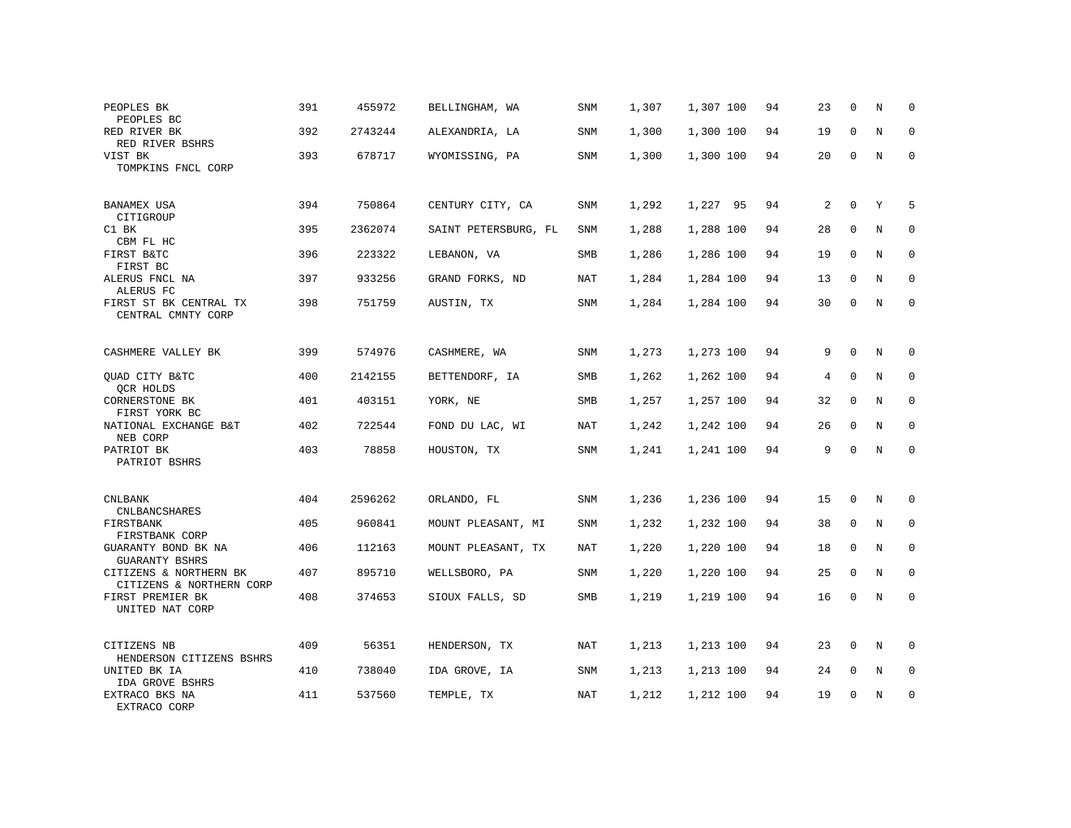| | | | | | | | | | | | | |
|---|---|---|---|---|---|---|---|---|---|---|---|---|
| PEOPLES BK<br>PEOPLES BC | 391 | 455972 | BELLINGHAM, WA | SNM | 1,307 | 1,307 | 100 | 94 | 23 | 0 | N | 0 |
| RED RIVER BK<br>RED RIVER BSHRS | 392 | 2743244 | ALEXANDRIA, LA | SNM | 1,300 | 1,300 | 100 | 94 | 19 | 0 | N | 0 |
| VIST BK<br>TOMPKINS FNCL CORP | 393 | 678717 | WYOMISSING, PA | SNM | 1,300 | 1,300 | 100 | 94 | 20 | 0 | N | 0 |
| BANAMEX USA<br>CITIGROUP | 394 | 750864 | CENTURY CITY, CA | SNM | 1,292 | 1,227 | 95 | 94 | 2 | 0 | Y | 5 |
| C1 BK<br>CBM FL HC | 395 | 2362074 | SAINT PETERSBURG, FL | SNM | 1,288 | 1,288 | 100 | 94 | 28 | 0 | N | 0 |
| FIRST B&TC<br>FIRST BC | 396 | 223322 | LEBANON, VA | SMB | 1,286 | 1,286 | 100 | 94 | 19 | 0 | N | 0 |
| ALERUS FNCL NA<br>ALERUS FC | 397 | 933256 | GRAND FORKS, ND | NAT | 1,284 | 1,284 | 100 | 94 | 13 | 0 | N | 0 |
| FIRST ST BK CENTRAL TX<br>CENTRAL CMNTY CORP | 398 | 751759 | AUSTIN, TX | SNM | 1,284 | 1,284 | 100 | 94 | 30 | 0 | N | 0 |
| CASHMERE VALLEY BK | 399 | 574976 | CASHMERE, WA | SNM | 1,273 | 1,273 | 100 | 94 | 9 | 0 | N | 0 |
| QUAD CITY B&TC<br>QCR HOLDS | 400 | 2142155 | BETTENDORF, IA | SMB | 1,262 | 1,262 | 100 | 94 | 4 | 0 | N | 0 |
| CORNERSTONE BK<br>FIRST YORK BC | 401 | 403151 | YORK, NE | SMB | 1,257 | 1,257 | 100 | 94 | 32 | 0 | N | 0 |
| NATIONAL EXCHANGE B&T<br>NEB CORP | 402 | 722544 | FOND DU LAC, WI | NAT | 1,242 | 1,242 | 100 | 94 | 26 | 0 | N | 0 |
| PATRIOT BK<br>PATRIOT BSHRS | 403 | 78858 | HOUSTON, TX | SNM | 1,241 | 1,241 | 100 | 94 | 9 | 0 | N | 0 |
| CNLBANK<br>CNLBANCSHARES | 404 | 2596262 | ORLANDO, FL | SNM | 1,236 | 1,236 | 100 | 94 | 15 | 0 | N | 0 |
| FIRSTBANK<br>FIRSTBANK CORP | 405 | 960841 | MOUNT PLEASANT, MI | SNM | 1,232 | 1,232 | 100 | 94 | 38 | 0 | N | 0 |
| GUARANTY BOND BK NA<br>GUARANTY BSHRS | 406 | 112163 | MOUNT PLEASANT, TX | NAT | 1,220 | 1,220 | 100 | 94 | 18 | 0 | N | 0 |
| CITIZENS & NORTHERN BK<br>CITIZENS & NORTHERN CORP | 407 | 895710 | WELLSBORO, PA | SNM | 1,220 | 1,220 | 100 | 94 | 25 | 0 | N | 0 |
| FIRST PREMIER BK<br>UNITED NAT CORP | 408 | 374653 | SIOUX FALLS, SD | SMB | 1,219 | 1,219 | 100 | 94 | 16 | 0 | N | 0 |
| CITIZENS NB<br>HENDERSON CITIZENS BSHRS | 409 | 56351 | HENDERSON, TX | NAT | 1,213 | 1,213 | 100 | 94 | 23 | 0 | N | 0 |
| UNITED BK IA<br>IDA GROVE BSHRS | 410 | 738040 | IDA GROVE, IA | SNM | 1,213 | 1,213 | 100 | 94 | 24 | 0 | N | 0 |
| EXTRACO BKS NA<br>EXTRACO CORP | 411 | 537560 | TEMPLE, TX | NAT | 1,212 | 1,212 | 100 | 94 | 19 | 0 | N | 0 |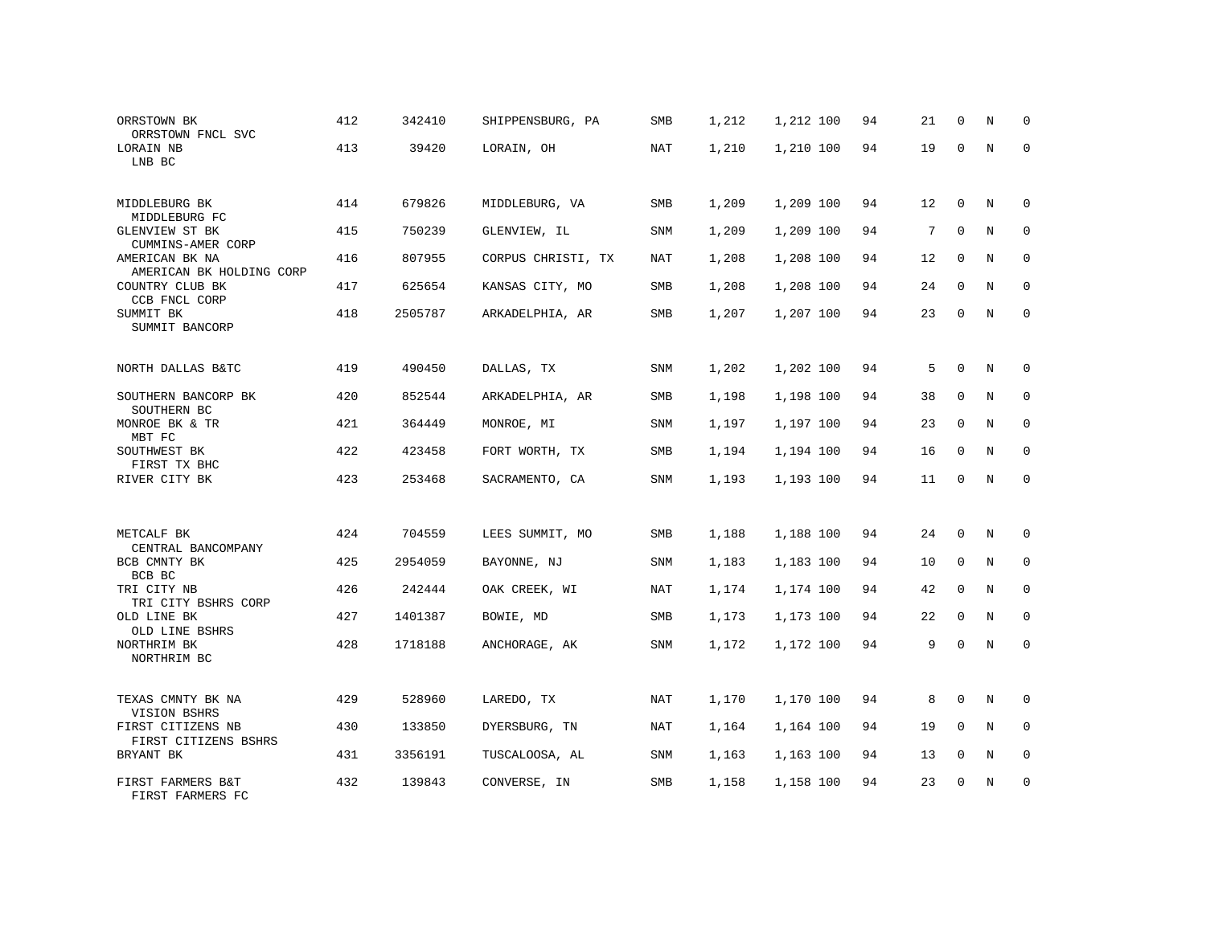| | | | | | | | | | | | | |
|---|---|---|---|---|---|---|---|---|---|---|---|---|
| ORRSTOWN BK<br>ORRSTOWN FNCL SVC | 412 | 342410 | SHIPPENSBURG, PA | SMB | 1,212 | 1,212 | 100 | 94 | 21 | 0 | N | 0 |
| LORAIN NB<br>LNB BC | 413 | 39420 | LORAIN, OH | NAT | 1,210 | 1,210 | 100 | 94 | 19 | 0 | N | 0 |
| MIDDLEBURG BK<br>MIDDLEBURG FC | 414 | 679826 | MIDDLEBURG, VA | SMB | 1,209 | 1,209 | 100 | 94 | 12 | 0 | N | 0 |
| GLENVIEW ST BK<br>CUMMINS-AMER CORP | 415 | 750239 | GLENVIEW, IL | SNM | 1,209 | 1,209 | 100 | 94 | 7 | 0 | N | 0 |
| AMERICAN BK NA<br>AMERICAN BK HOLDING CORP | 416 | 807955 | CORPUS CHRISTI, TX | NAT | 1,208 | 1,208 | 100 | 94 | 12 | 0 | N | 0 |
| COUNTRY CLUB BK<br>CCB FNCL CORP | 417 | 625654 | KANSAS CITY, MO | SMB | 1,208 | 1,208 | 100 | 94 | 24 | 0 | N | 0 |
| SUMMIT BK<br>SUMMIT BANCORP | 418 | 2505787 | ARKADELPHIA, AR | SMB | 1,207 | 1,207 | 100 | 94 | 23 | 0 | N | 0 |
| NORTH DALLAS B&TC | 419 | 490450 | DALLAS, TX | SNM | 1,202 | 1,202 | 100 | 94 | 5 | 0 | N | 0 |
| SOUTHERN BANCORP BK<br>SOUTHERN BC | 420 | 852544 | ARKADELPHIA, AR | SMB | 1,198 | 1,198 | 100 | 94 | 38 | 0 | N | 0 |
| MONROE BK & TR<br>MBT FC | 421 | 364449 | MONROE, MI | SNM | 1,197 | 1,197 | 100 | 94 | 23 | 0 | N | 0 |
| SOUTHWEST BK<br>FIRST TX BHC | 422 | 423458 | FORT WORTH, TX | SMB | 1,194 | 1,194 | 100 | 94 | 16 | 0 | N | 0 |
| RIVER CITY BK | 423 | 253468 | SACRAMENTO, CA | SNM | 1,193 | 1,193 | 100 | 94 | 11 | 0 | N | 0 |
| METCALF BK<br>CENTRAL BANCOMPANY | 424 | 704559 | LEES SUMMIT, MO | SMB | 1,188 | 1,188 | 100 | 94 | 24 | 0 | N | 0 |
| BCB CMNTY BK<br>BCB BC | 425 | 2954059 | BAYONNE, NJ | SNM | 1,183 | 1,183 | 100 | 94 | 10 | 0 | N | 0 |
| TRI CITY NB<br>TRI CITY BSHRS CORP | 426 | 242444 | OAK CREEK, WI | NAT | 1,174 | 1,174 | 100 | 94 | 42 | 0 | N | 0 |
| OLD LINE BK<br>OLD LINE BSHRS | 427 | 1401387 | BOWIE, MD | SMB | 1,173 | 1,173 | 100 | 94 | 22 | 0 | N | 0 |
| NORTHRIM BK<br>NORTHRIM BC | 428 | 1718188 | ANCHORAGE, AK | SNM | 1,172 | 1,172 | 100 | 94 | 9 | 0 | N | 0 |
| TEXAS CMNTY BK NA<br>VISION BSHRS | 429 | 528960 | LAREDO, TX | NAT | 1,170 | 1,170 | 100 | 94 | 8 | 0 | N | 0 |
| FIRST CITIZENS NB<br>FIRST CITIZENS BSHRS | 430 | 133850 | DYERSBURG, TN | NAT | 1,164 | 1,164 | 100 | 94 | 19 | 0 | N | 0 |
| BRYANT BK | 431 | 3356191 | TUSCALOOSA, AL | SNM | 1,163 | 1,163 | 100 | 94 | 13 | 0 | N | 0 |
| FIRST FARMERS B&T<br>FIRST FARMERS FC | 432 | 139843 | CONVERSE, IN | SMB | 1,158 | 1,158 | 100 | 94 | 23 | 0 | N | 0 |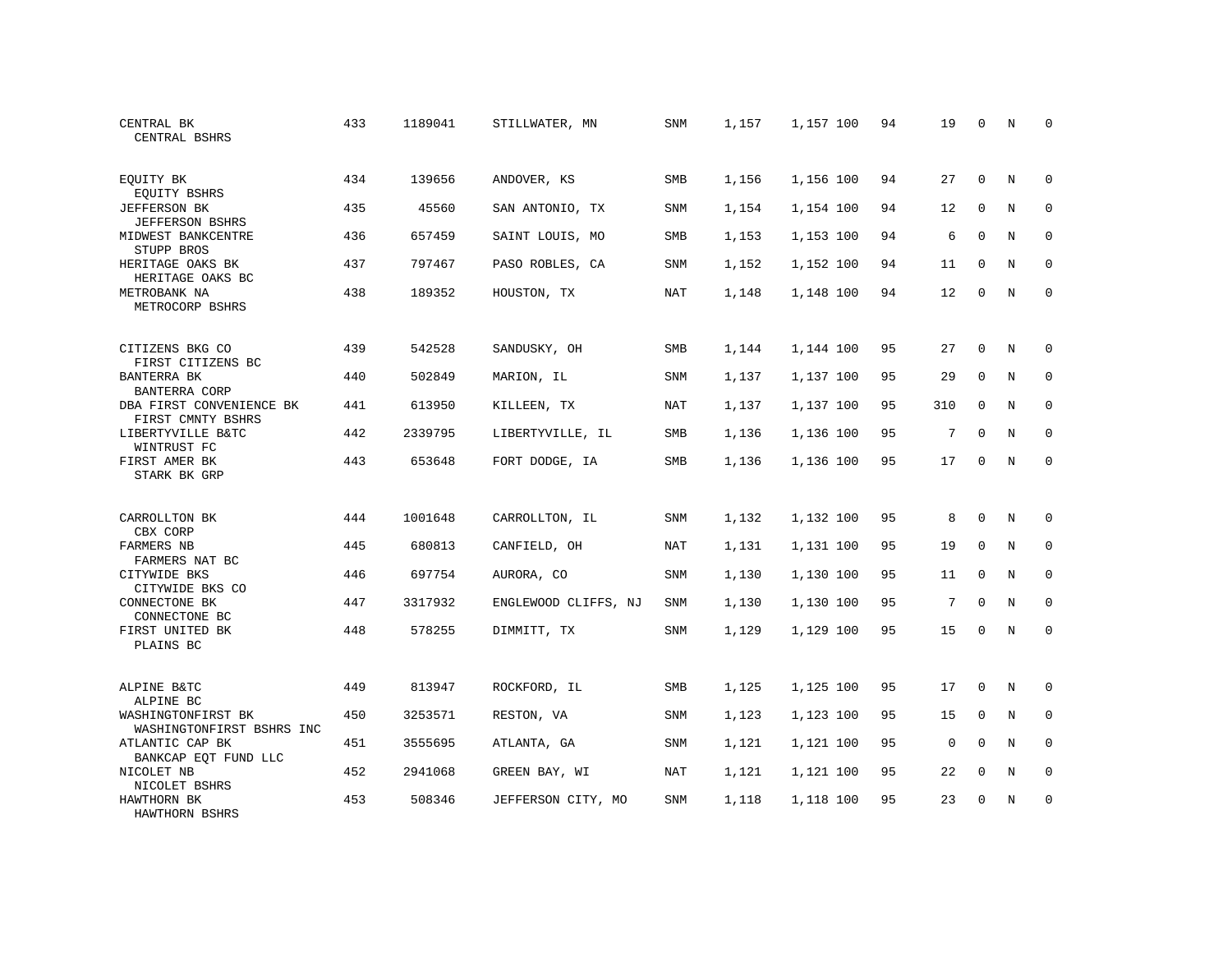| | | | | | | | | | | | | |
|---|---|---|---|---|---|---|---|---|---|---|---|---|
| CENTRAL BK<br>CENTRAL BSHRS | 433 | 1189041 | STILLWATER, MN | SNM | 1,157 | 1,157 | 100 | 94 | 19 | 0 | N | 0 |
| EQUITY BK<br>EQUITY BSHRS | 434 | 139656 | ANDOVER, KS | SMB | 1,156 | 1,156 | 100 | 94 | 27 | 0 | N | 0 |
| JEFFERSON BK<br>JEFFERSON BSHRS | 435 | 45560 | SAN ANTONIO, TX | SNM | 1,154 | 1,154 | 100 | 94 | 12 | 0 | N | 0 |
| MIDWEST BANKCENTRE<br>STUPP BROS | 436 | 657459 | SAINT LOUIS, MO | SMB | 1,153 | 1,153 | 100 | 94 | 6 | 0 | N | 0 |
| HERITAGE OAKS BK<br>HERITAGE OAKS BC | 437 | 797467 | PASO ROBLES, CA | SNM | 1,152 | 1,152 | 100 | 94 | 11 | 0 | N | 0 |
| METROBANK NA<br>METROCORP BSHRS | 438 | 189352 | HOUSTON, TX | NAT | 1,148 | 1,148 | 100 | 94 | 12 | 0 | N | 0 |
| CITIZENS BKG CO<br>FIRST CITIZENS BC | 439 | 542528 | SANDUSKY, OH | SMB | 1,144 | 1,144 | 100 | 95 | 27 | 0 | N | 0 |
| BANTERRA BK<br>BANTERRA CORP | 440 | 502849 | MARION, IL | SNM | 1,137 | 1,137 | 100 | 95 | 29 | 0 | N | 0 |
| DBA FIRST CONVENIENCE BK<br>FIRST CMNTY BSHRS | 441 | 613950 | KILLEEN, TX | NAT | 1,137 | 1,137 | 100 | 95 | 310 | 0 | N | 0 |
| LIBERTYVILLE B&TC<br>WINTRUST FC | 442 | 2339795 | LIBERTYVILLE, IL | SMB | 1,136 | 1,136 | 100 | 95 | 7 | 0 | N | 0 |
| FIRST AMER BK<br>STARK BK GRP | 443 | 653648 | FORT DODGE, IA | SMB | 1,136 | 1,136 | 100 | 95 | 17 | 0 | N | 0 |
| CARROLLTON BK<br>CBX CORP | 444 | 1001648 | CARROLLTON, IL | SNM | 1,132 | 1,132 | 100 | 95 | 8 | 0 | N | 0 |
| FARMERS NB<br>FARMERS NAT BC | 445 | 680813 | CANFIELD, OH | NAT | 1,131 | 1,131 | 100 | 95 | 19 | 0 | N | 0 |
| CITYWIDE BKS<br>CITYWIDE BKS CO | 446 | 697754 | AURORA, CO | SNM | 1,130 | 1,130 | 100 | 95 | 11 | 0 | N | 0 |
| CONNECTONE BK<br>CONNECTONE BC | 447 | 3317932 | ENGLEWOOD CLIFFS, NJ | SNM | 1,130 | 1,130 | 100 | 95 | 7 | 0 | N | 0 |
| FIRST UNITED BK<br>PLAINS BC | 448 | 578255 | DIMMITT, TX | SNM | 1,129 | 1,129 | 100 | 95 | 15 | 0 | N | 0 |
| ALPINE B&TC<br>ALPINE BC | 449 | 813947 | ROCKFORD, IL | SMB | 1,125 | 1,125 | 100 | 95 | 17 | 0 | N | 0 |
| WASHINGTONFIRST BK<br>WASHINGTONFIRST BSHRS INC | 450 | 3253571 | RESTON, VA | SNM | 1,123 | 1,123 | 100 | 95 | 15 | 0 | N | 0 |
| ATLANTIC CAP BK<br>BANKCAP EQT FUND LLC | 451 | 3555695 | ATLANTA, GA | SNM | 1,121 | 1,121 | 100 | 95 | 0 | 0 | N | 0 |
| NICOLET NB<br>NICOLET BSHRS | 452 | 2941068 | GREEN BAY, WI | NAT | 1,121 | 1,121 | 100 | 95 | 22 | 0 | N | 0 |
| HAWTHORN BK<br>HAWTHORN BSHRS | 453 | 508346 | JEFFERSON CITY, MO | SNM | 1,118 | 1,118 | 100 | 95 | 23 | 0 | N | 0 |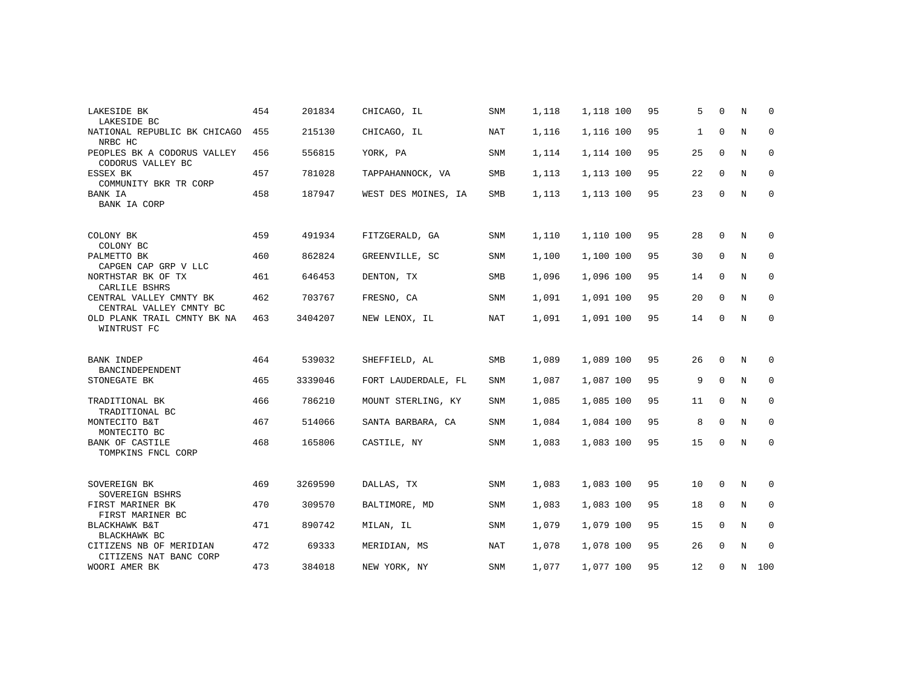| | | | | | | | | | | | | |
|---|---|---|---|---|---|---|---|---|---|---|---|---|
| LAKESIDE BK<br>LAKESIDE BC | 454 | 201834 | CHICAGO, IL | SNM | 1,118 | 1,118 | 100 | 95 | 5 | 0 | N | 0 |
| NATIONAL REPUBLIC BK CHICAGO<br>NRBC HC | 455 | 215130 | CHICAGO, IL | NAT | 1,116 | 1,116 | 100 | 95 | 1 | 0 | N | 0 |
| PEOPLES BK A CODORUS VALLEY<br>CODORUS VALLEY BC | 456 | 556815 | YORK, PA | SNM | 1,114 | 1,114 | 100 | 95 | 25 | 0 | N | 0 |
| ESSEX BK<br>COMMUNITY BKR TR CORP | 457 | 781028 | TAPPAHANNOCK, VA | SMB | 1,113 | 1,113 | 100 | 95 | 22 | 0 | N | 0 |
| BANK IA<br>BANK IA CORP | 458 | 187947 | WEST DES MOINES, IA | SMB | 1,113 | 1,113 | 100 | 95 | 23 | 0 | N | 0 |
| COLONY BK<br>COLONY BC | 459 | 491934 | FITZGERALD, GA | SNM | 1,110 | 1,110 | 100 | 95 | 28 | 0 | N | 0 |
| PALMETTO BK<br>CAPGEN CAP GRP V LLC | 460 | 862824 | GREENVILLE, SC | SNM | 1,100 | 1,100 | 100 | 95 | 30 | 0 | N | 0 |
| NORTHSTAR BK OF TX<br>CARLILE BSHRS | 461 | 646453 | DENTON, TX | SMB | 1,096 | 1,096 | 100 | 95 | 14 | 0 | N | 0 |
| CENTRAL VALLEY CMNTY BK<br>CENTRAL VALLEY CMNTY BC | 462 | 703767 | FRESNO, CA | SNM | 1,091 | 1,091 | 100 | 95 | 20 | 0 | N | 0 |
| OLD PLANK TRAIL CMNTY BK NA<br>WINTRUST FC | 463 | 3404207 | NEW LENOX, IL | NAT | 1,091 | 1,091 | 100 | 95 | 14 | 0 | N | 0 |
| BANK INDEP<br>BANCINDEPENDENT | 464 | 539032 | SHEFFIELD, AL | SMB | 1,089 | 1,089 | 100 | 95 | 26 | 0 | N | 0 |
| STONEGATE BK | 465 | 3339046 | FORT LAUDERDALE, FL | SNM | 1,087 | 1,087 | 100 | 95 | 9 | 0 | N | 0 |
| TRADITIONAL BK<br>TRADITIONAL BC | 466 | 786210 | MOUNT STERLING, KY | SNM | 1,085 | 1,085 | 100 | 95 | 11 | 0 | N | 0 |
| MONTECITO B&T<br>MONTECITO BC | 467 | 514066 | SANTA BARBARA, CA | SNM | 1,084 | 1,084 | 100 | 95 | 8 | 0 | N | 0 |
| BANK OF CASTILE<br>TOMPKINS FNCL CORP | 468 | 165806 | CASTILE, NY | SNM | 1,083 | 1,083 | 100 | 95 | 15 | 0 | N | 0 |
| SOVEREIGN BK<br>SOVEREIGN BSHRS | 469 | 3269590 | DALLAS, TX | SNM | 1,083 | 1,083 | 100 | 95 | 10 | 0 | N | 0 |
| FIRST MARINER BK<br>FIRST MARINER BC | 470 | 309570 | BALTIMORE, MD | SNM | 1,083 | 1,083 | 100 | 95 | 18 | 0 | N | 0 |
| BLACKHAWK B&T<br>BLACKHAWK BC | 471 | 890742 | MILAN, IL | SNM | 1,079 | 1,079 | 100 | 95 | 15 | 0 | N | 0 |
| CITIZENS NB OF MERIDIAN<br>CITIZENS NAT BANC CORP | 472 | 69333 | MERIDIAN, MS | NAT | 1,078 | 1,078 | 100 | 95 | 26 | 0 | N | 0 |
| WOORI AMER BK | 473 | 384018 | NEW YORK, NY | SNM | 1,077 | 1,077 | 100 | 95 | 12 | 0 | N | 100 |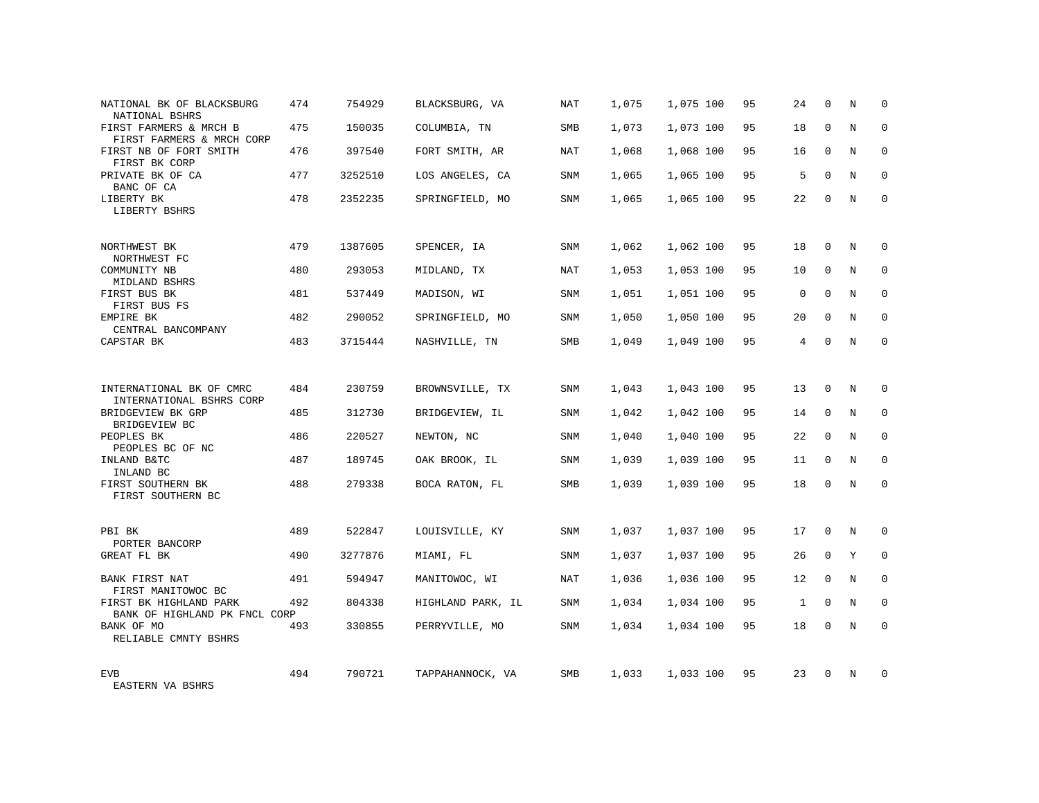| | | | | | | | | | | | | |
|---|---|---|---|---|---|---|---|---|---|---|---|---|
| NATIONAL BK OF BLACKSBURG<br>NATIONAL BSHRS | 474 | 754929 | BLACKSBURG, VA | NAT | 1,075 | 1,075 | 100 | 95 | 24 | 0 | N | 0 |
| FIRST FARMERS & MRCH B<br>FIRST FARMERS & MRCH CORP | 475 | 150035 | COLUMBIA, TN | SMB | 1,073 | 1,073 | 100 | 95 | 18 | 0 | N | 0 |
| FIRST NB OF FORT SMITH<br>FIRST BK CORP | 476 | 397540 | FORT SMITH, AR | NAT | 1,068 | 1,068 | 100 | 95 | 16 | 0 | N | 0 |
| PRIVATE BK OF CA<br>BANC OF CA | 477 | 3252510 | LOS ANGELES, CA | SNM | 1,065 | 1,065 | 100 | 95 | 5 | 0 | N | 0 |
| LIBERTY BK<br>LIBERTY BSHRS | 478 | 2352235 | SPRINGFIELD, MO | SNM | 1,065 | 1,065 | 100 | 95 | 22 | 0 | N | 0 |
| NORTHWEST BK<br>NORTHWEST FC | 479 | 1387605 | SPENCER, IA | SNM | 1,062 | 1,062 | 100 | 95 | 18 | 0 | N | 0 |
| COMMUNITY NB<br>MIDLAND BSHRS | 480 | 293053 | MIDLAND, TX | NAT | 1,053 | 1,053 | 100 | 95 | 10 | 0 | N | 0 |
| FIRST BUS BK<br>FIRST BUS FS | 481 | 537449 | MADISON, WI | SNM | 1,051 | 1,051 | 100 | 95 | 0 | 0 | N | 0 |
| EMPIRE BK<br>CENTRAL BANCOMPANY | 482 | 290052 | SPRINGFIELD, MO | SNM | 1,050 | 1,050 | 100 | 95 | 20 | 0 | N | 0 |
| CAPSTAR BK | 483 | 3715444 | NASHVILLE, TN | SMB | 1,049 | 1,049 | 100 | 95 | 4 | 0 | N | 0 |
| INTERNATIONAL BK OF CMRC<br>INTERNATIONAL BSHRS CORP | 484 | 230759 | BROWNSVILLE, TX | SNM | 1,043 | 1,043 | 100 | 95 | 13 | 0 | N | 0 |
| BRIDGEVIEW BK GRP<br>BRIDGEVIEW BC | 485 | 312730 | BRIDGEVIEW, IL | SNM | 1,042 | 1,042 | 100 | 95 | 14 | 0 | N | 0 |
| PEOPLES BK<br>PEOPLES BC OF NC | 486 | 220527 | NEWTON, NC | SNM | 1,040 | 1,040 | 100 | 95 | 22 | 0 | N | 0 |
| INLAND B&TC<br>INLAND BC | 487 | 189745 | OAK BROOK, IL | SNM | 1,039 | 1,039 | 100 | 95 | 11 | 0 | N | 0 |
| FIRST SOUTHERN BK<br>FIRST SOUTHERN BC | 488 | 279338 | BOCA RATON, FL | SMB | 1,039 | 1,039 | 100 | 95 | 18 | 0 | N | 0 |
| PBI BK<br>PORTER BANCORP | 489 | 522847 | LOUISVILLE, KY | SNM | 1,037 | 1,037 | 100 | 95 | 17 | 0 | N | 0 |
| GREAT FL BK | 490 | 3277876 | MIAMI, FL | SNM | 1,037 | 1,037 | 100 | 95 | 26 | 0 | Y | 0 |
| BANK FIRST NAT<br>FIRST MANITOWOC BC | 491 | 594947 | MANITOWOC, WI | NAT | 1,036 | 1,036 | 100 | 95 | 12 | 0 | N | 0 |
| FIRST BK HIGHLAND PARK<br>BANK OF HIGHLAND PK FNCL CORP | 492 | 804338 | HIGHLAND PARK, IL | SNM | 1,034 | 1,034 | 100 | 95 | 1 | 0 | N | 0 |
| BANK OF MO<br>RELIABLE CMNTY BSHRS | 493 | 330855 | PERRYVILLE, MO | SNM | 1,034 | 1,034 | 100 | 95 | 18 | 0 | N | 0 |
| EVB<br>EASTERN VA BSHRS | 494 | 790721 | TAPPAHANNOCK, VA | SMB | 1,033 | 1,033 | 100 | 95 | 23 | 0 | N | 0 |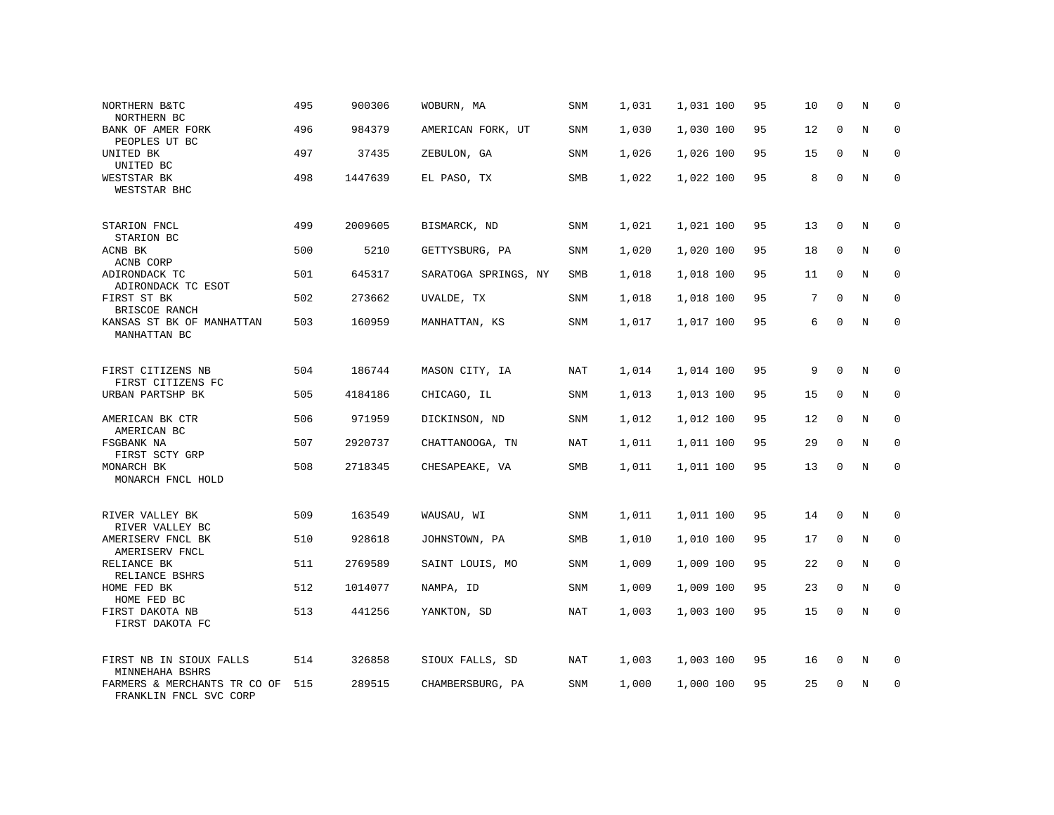| | | | | | | | | | | | | |
|---|---|---|---|---|---|---|---|---|---|---|---|---|
| NORTHERN B&TC<br>NORTHERN BC | 495 | 900306 | WOBURN, MA | SNM | 1,031 | 1,031 | 100 | 95 | 10 | 0 | N | 0 |
| BANK OF AMER FORK<br>PEOPLES UT BC | 496 | 984379 | AMERICAN FORK, UT | SNM | 1,030 | 1,030 | 100 | 95 | 12 | 0 | N | 0 |
| UNITED BK<br>UNITED BC | 497 | 37435 | ZEBULON, GA | SNM | 1,026 | 1,026 | 100 | 95 | 15 | 0 | N | 0 |
| WESTSTAR BK<br>WESTSTAR BHC | 498 | 1447639 | EL PASO, TX | SMB | 1,022 | 1,022 | 100 | 95 | 8 | 0 | N | 0 |
| STARION FNCL<br>STARION BC | 499 | 2009605 | BISMARCK, ND | SNM | 1,021 | 1,021 | 100 | 95 | 13 | 0 | N | 0 |
| ACNB BK<br>ACNB CORP | 500 | 5210 | GETTYSBURG, PA | SNM | 1,020 | 1,020 | 100 | 95 | 18 | 0 | N | 0 |
| ADIRONDACK TC<br>ADIRONDACK TC ESOT | 501 | 645317 | SARATOGA SPRINGS, NY | SMB | 1,018 | 1,018 | 100 | 95 | 11 | 0 | N | 0 |
| FIRST ST BK<br>BRISCOE RANCH | 502 | 273662 | UVALDE, TX | SNM | 1,018 | 1,018 | 100 | 95 | 7 | 0 | N | 0 |
| KANSAS ST BK OF MANHATTAN<br>MANHATTAN BC | 503 | 160959 | MANHATTAN, KS | SNM | 1,017 | 1,017 | 100 | 95 | 6 | 0 | N | 0 |
| FIRST CITIZENS NB<br>FIRST CITIZENS FC | 504 | 186744 | MASON CITY, IA | NAT | 1,014 | 1,014 | 100 | 95 | 9 | 0 | N | 0 |
| URBAN PARTSHP BK | 505 | 4184186 | CHICAGO, IL | SNM | 1,013 | 1,013 | 100 | 95 | 15 | 0 | N | 0 |
| AMERICAN BK CTR<br>AMERICAN BC | 506 | 971959 | DICKINSON, ND | SNM | 1,012 | 1,012 | 100 | 95 | 12 | 0 | N | 0 |
| FSGBANK NA<br>FIRST SCTY GRP | 507 | 2920737 | CHATTANOOGA, TN | NAT | 1,011 | 1,011 | 100 | 95 | 29 | 0 | N | 0 |
| MONARCH BK<br>MONARCH FNCL HOLD | 508 | 2718345 | CHESAPEAKE, VA | SMB | 1,011 | 1,011 | 100 | 95 | 13 | 0 | N | 0 |
| RIVER VALLEY BK<br>RIVER VALLEY BC | 509 | 163549 | WAUSAU, WI | SNM | 1,011 | 1,011 | 100 | 95 | 14 | 0 | N | 0 |
| AMERISERV FNCL BK<br>AMERISERV FNCL | 510 | 928618 | JOHNSTOWN, PA | SMB | 1,010 | 1,010 | 100 | 95 | 17 | 0 | N | 0 |
| RELIANCE BK<br>RELIANCE BSHRS | 511 | 2769589 | SAINT LOUIS, MO | SNM | 1,009 | 1,009 | 100 | 95 | 22 | 0 | N | 0 |
| HOME FED BK<br>HOME FED BC | 512 | 1014077 | NAMPA, ID | SNM | 1,009 | 1,009 | 100 | 95 | 23 | 0 | N | 0 |
| FIRST DAKOTA NB<br>FIRST DAKOTA FC | 513 | 441256 | YANKTON, SD | NAT | 1,003 | 1,003 | 100 | 95 | 15 | 0 | N | 0 |
| FIRST NB IN SIOUX FALLS<br>MINNEHAHA BSHRS | 514 | 326858 | SIOUX FALLS, SD | NAT | 1,003 | 1,003 | 100 | 95 | 16 | 0 | N | 0 |
| FARMERS & MERCHANTS TR CO OF<br>FRANKLIN FNCL SVC CORP | 515 | 289515 | CHAMBERSBURG, PA | SNM | 1,000 | 1,000 | 100 | 95 | 25 | 0 | N | 0 |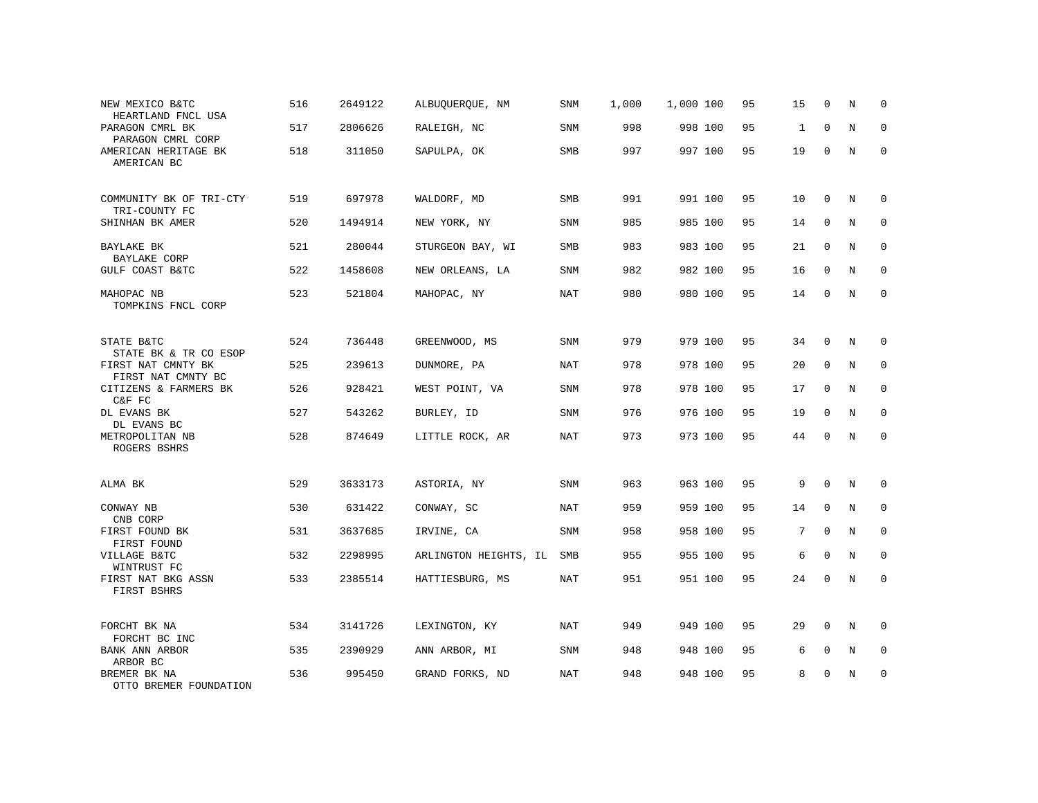| | | | | | | | | | | | | |
|---|---|---|---|---|---|---|---|---|---|---|---|---|
| NEW MEXICO B&TC<br>HEARTLAND FNCL USA | 516 | 2649122 | ALBUQUERQUE, NM | SNM | 1,000 | 1,000 | 100 | 95 | 15 | 0 | N | 0 |
| PARAGON CMRL BK<br>PARAGON CMRL CORP | 517 | 2806626 | RALEIGH, NC | SNM | 998 | 998 | 100 | 95 | 1 | 0 | N | 0 |
| AMERICAN HERITAGE BK<br>AMERICAN BC | 518 | 311050 | SAPULPA, OK | SMB | 997 | 997 | 100 | 95 | 19 | 0 | N | 0 |
| COMMUNITY BK OF TRI-CTY<br>TRI-COUNTY FC | 519 | 697978 | WALDORF, MD | SMB | 991 | 991 | 100 | 95 | 10 | 0 | N | 0 |
| SHINHAN BK AMER | 520 | 1494914 | NEW YORK, NY | SNM | 985 | 985 | 100 | 95 | 14 | 0 | N | 0 |
| BAYLAKE BK<br>BAYLAKE CORP | 521 | 280044 | STURGEON BAY, WI | SMB | 983 | 983 | 100 | 95 | 21 | 0 | N | 0 |
| GULF COAST B&TC | 522 | 1458608 | NEW ORLEANS, LA | SNM | 982 | 982 | 100 | 95 | 16 | 0 | N | 0 |
| MAHOPAC NB<br>TOMPKINS FNCL CORP | 523 | 521804 | MAHOPAC, NY | NAT | 980 | 980 | 100 | 95 | 14 | 0 | N | 0 |
| STATE B&TC<br>STATE BK & TR CO ESOP | 524 | 736448 | GREENWOOD, MS | SNM | 979 | 979 | 100 | 95 | 34 | 0 | N | 0 |
| FIRST NAT CMNTY BK<br>FIRST NAT CMNTY BC | 525 | 239613 | DUNMORE, PA | NAT | 978 | 978 | 100 | 95 | 20 | 0 | N | 0 |
| CITIZENS & FARMERS BK<br>C&F FC | 526 | 928421 | WEST POINT, VA | SNM | 978 | 978 | 100 | 95 | 17 | 0 | N | 0 |
| DL EVANS BK<br>DL EVANS BC | 527 | 543262 | BURLEY, ID | SNM | 976 | 976 | 100 | 95 | 19 | 0 | N | 0 |
| METROPOLITAN NB<br>ROGERS BSHRS | 528 | 874649 | LITTLE ROCK, AR | NAT | 973 | 973 | 100 | 95 | 44 | 0 | N | 0 |
| ALMA BK | 529 | 3633173 | ASTORIA, NY | SNM | 963 | 963 | 100 | 95 | 9 | 0 | N | 0 |
| CONWAY NB<br>CNB CORP | 530 | 631422 | CONWAY, SC | NAT | 959 | 959 | 100 | 95 | 14 | 0 | N | 0 |
| FIRST FOUND BK<br>FIRST FOUND | 531 | 3637685 | IRVINE, CA | SNM | 958 | 958 | 100 | 95 | 7 | 0 | N | 0 |
| VILLAGE B&TC<br>WINTRUST FC | 532 | 2298995 | ARLINGTON HEIGHTS, IL | SMB | 955 | 955 | 100 | 95 | 6 | 0 | N | 0 |
| FIRST NAT BKG ASSN<br>FIRST BSHRS | 533 | 2385514 | HATTIESBURG, MS | NAT | 951 | 951 | 100 | 95 | 24 | 0 | N | 0 |
| FORCHT BK NA<br>FORCHT BC INC | 534 | 3141726 | LEXINGTON, KY | NAT | 949 | 949 | 100 | 95 | 29 | 0 | N | 0 |
| BANK ANN ARBOR<br>ARBOR BC | 535 | 2390929 | ANN ARBOR, MI | SNM | 948 | 948 | 100 | 95 | 6 | 0 | N | 0 |
| BREMER BK NA<br>OTTO BREMER FOUNDATION | 536 | 995450 | GRAND FORKS, ND | NAT | 948 | 948 | 100 | 95 | 8 | 0 | N | 0 |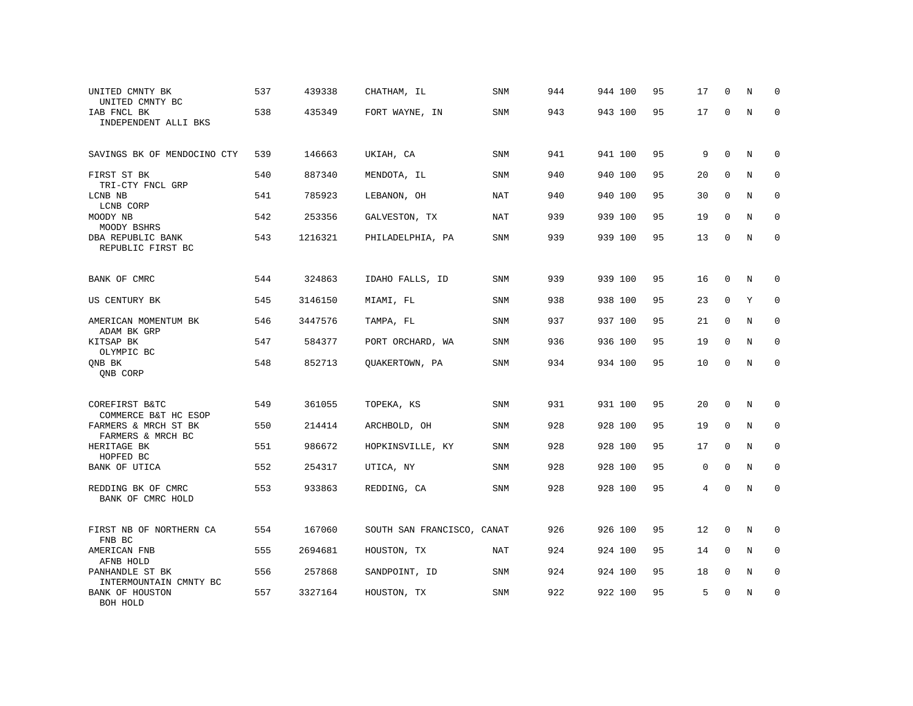| | | | | | | | | | | | | |
|---|---|---|---|---|---|---|---|---|---|---|---|---|
| UNITED CMNTY BK<br>UNITED CMNTY BC | 537 | 439338 | CHATHAM, IL | SNM | 944 | 944 | 100 | 95 | 17 | 0 | N | 0 |
| IAB FNCL BK<br>INDEPENDENT ALLI BKS | 538 | 435349 | FORT WAYNE, IN | SNM | 943 | 943 | 100 | 95 | 17 | 0 | N | 0 |
| SAVINGS BK OF MENDOCINO CTY | 539 | 146663 | UKIAH, CA | SNM | 941 | 941 | 100 | 95 | 9 | 0 | N | 0 |
| FIRST ST BK<br>TRI-CTY FNCL GRP | 540 | 887340 | MENDOTA, IL | SNM | 940 | 940 | 100 | 95 | 20 | 0 | N | 0 |
| LCNB NB<br>LCNB CORP | 541 | 785923 | LEBANON, OH | NAT | 940 | 940 | 100 | 95 | 30 | 0 | N | 0 |
| MOODY NB<br>MOODY BSHRS | 542 | 253356 | GALVESTON, TX | NAT | 939 | 939 | 100 | 95 | 19 | 0 | N | 0 |
| DBA REPUBLIC BANK<br>REPUBLIC FIRST BC | 543 | 1216321 | PHILADELPHIA, PA | SNM | 939 | 939 | 100 | 95 | 13 | 0 | N | 0 |
| BANK OF CMRC | 544 | 324863 | IDAHO FALLS, ID | SNM | 939 | 939 | 100 | 95 | 16 | 0 | N | 0 |
| US CENTURY BK | 545 | 3146150 | MIAMI, FL | SNM | 938 | 938 | 100 | 95 | 23 | 0 | Y | 0 |
| AMERICAN MOMENTUM BK<br>ADAM BK GRP | 546 | 3447576 | TAMPA, FL | SNM | 937 | 937 | 100 | 95 | 21 | 0 | N | 0 |
| KITSAP BK<br>OLYMPIC BC | 547 | 584377 | PORT ORCHARD, WA | SNM | 936 | 936 | 100 | 95 | 19 | 0 | N | 0 |
| QNB BK<br>QNB CORP | 548 | 852713 | QUAKERTOWN, PA | SNM | 934 | 934 | 100 | 95 | 10 | 0 | N | 0 |
| COREFIRST B&TC<br>COMMERCE B&T HC ESOP | 549 | 361055 | TOPEKA, KS | SNM | 931 | 931 | 100 | 95 | 20 | 0 | N | 0 |
| FARMERS & MRCH ST BK<br>FARMERS & MRCH BC | 550 | 214414 | ARCHBOLD, OH | SNM | 928 | 928 | 100 | 95 | 19 | 0 | N | 0 |
| HERITAGE BK<br>HOPFED BC | 551 | 986672 | HOPKINSVILLE, KY | SNM | 928 | 928 | 100 | 95 | 17 | 0 | N | 0 |
| BANK OF UTICA | 552 | 254317 | UTICA, NY | SNM | 928 | 928 | 100 | 95 | 0 | 0 | N | 0 |
| REDDING BK OF CMRC<br>BANK OF CMRC HOLD | 553 | 933863 | REDDING, CA | SNM | 928 | 928 | 100 | 95 | 4 | 0 | N | 0 |
| FIRST NB OF NORTHERN CA<br>FNB BC | 554 | 167060 | SOUTH SAN FRANCISCO, CA | NAT | 926 | 926 | 100 | 95 | 12 | 0 | N | 0 |
| AMERICAN FNB<br>AFNB HOLD | 555 | 2694681 | HOUSTON, TX | NAT | 924 | 924 | 100 | 95 | 14 | 0 | N | 0 |
| PANHANDLE ST BK<br>INTERMOUNTAIN CMNTY BC | 556 | 257868 | SANDPOINT, ID | SNM | 924 | 924 | 100 | 95 | 18 | 0 | N | 0 |
| BANK OF HOUSTON<br>BOH HOLD | 557 | 3327164 | HOUSTON, TX | SNM | 922 | 922 | 100 | 95 | 5 | 0 | N | 0 |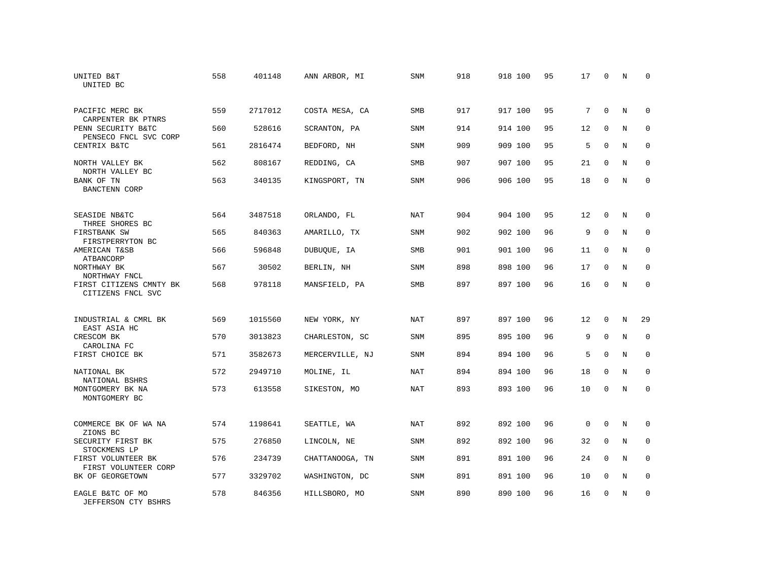| | | | | | | | | | | | |
|---|---|---|---|---|---|---|---|---|---|---|---|
| UNITED B&T<br>UNITED BC | 558 | 401148 | ANN ARBOR, MI | SNM | 918 | 918 100 | 95 | 17 | 0 | N | 0 |
| PACIFIC MERC BK<br>CARPENTER BK PTNRS | 559 | 2717012 | COSTA MESA, CA | SMB | 917 | 917 100 | 95 | 7 | 0 | N | 0 |
| PENN SECURITY B&TC<br>PENSECO FNCL SVC CORP | 560 | 528616 | SCRANTON, PA | SNM | 914 | 914 100 | 95 | 12 | 0 | N | 0 |
| CENTRIX B&TC | 561 | 2816474 | BEDFORD, NH | SNM | 909 | 909 100 | 95 | 5 | 0 | N | 0 |
| NORTH VALLEY BK<br>NORTH VALLEY BC | 562 | 808167 | REDDING, CA | SMB | 907 | 907 100 | 95 | 21 | 0 | N | 0 |
| BANK OF TN<br>BANCTENN CORP | 563 | 340135 | KINGSPORT, TN | SNM | 906 | 906 100 | 95 | 18 | 0 | N | 0 |
| SEASIDE NB&TC<br>THREE SHORES BC | 564 | 3487518 | ORLANDO, FL | NAT | 904 | 904 100 | 95 | 12 | 0 | N | 0 |
| FIRSTBANK SW<br>FIRSTPERRYTON BC | 565 | 840363 | AMARILLO, TX | SNM | 902 | 902 100 | 96 | 9 | 0 | N | 0 |
| AMERICAN T&SB<br>ATBANCORP | 566 | 596848 | DUBUQUE, IA | SMB | 901 | 901 100 | 96 | 11 | 0 | N | 0 |
| NORTHWAY BK<br>NORTHWAY FNCL | 567 | 30502 | BERLIN, NH | SNM | 898 | 898 100 | 96 | 17 | 0 | N | 0 |
| FIRST CITIZENS CMNTY BK<br>CITIZENS FNCL SVC | 568 | 978118 | MANSFIELD, PA | SMB | 897 | 897 100 | 96 | 16 | 0 | N | 0 |
| INDUSTRIAL & CMRL BK<br>EAST ASIA HC | 569 | 1015560 | NEW YORK, NY | NAT | 897 | 897 100 | 96 | 12 | 0 | N | 29 |
| CRESCOM BK<br>CAROLINA FC | 570 | 3013823 | CHARLESTON, SC | SNM | 895 | 895 100 | 96 | 9 | 0 | N | 0 |
| FIRST CHOICE BK | 571 | 3582673 | MERCERVILLE, NJ | SNM | 894 | 894 100 | 96 | 5 | 0 | N | 0 |
| NATIONAL BK<br>NATIONAL BSHRS | 572 | 2949710 | MOLINE, IL | NAT | 894 | 894 100 | 96 | 18 | 0 | N | 0 |
| MONTGOMERY BK NA<br>MONTGOMERY BC | 573 | 613558 | SIKESTON, MO | NAT | 893 | 893 100 | 96 | 10 | 0 | N | 0 |
| COMMERCE BK OF WA NA<br>ZIONS BC | 574 | 1198641 | SEATTLE, WA | NAT | 892 | 892 100 | 96 | 0 | 0 | N | 0 |
| SECURITY FIRST BK<br>STOCKMENS LP | 575 | 276850 | LINCOLN, NE | SNM | 892 | 892 100 | 96 | 32 | 0 | N | 0 |
| FIRST VOLUNTEER BK<br>FIRST VOLUNTEER CORP | 576 | 234739 | CHATTANOOGA, TN | SNM | 891 | 891 100 | 96 | 24 | 0 | N | 0 |
| BK OF GEORGETOWN | 577 | 3329702 | WASHINGTON, DC | SNM | 891 | 891 100 | 96 | 10 | 0 | N | 0 |
| EAGLE B&TC OF MO<br>JEFFERSON CTY BSHRS | 578 | 846356 | HILLSBORO, MO | SNM | 890 | 890 100 | 96 | 16 | 0 | N | 0 |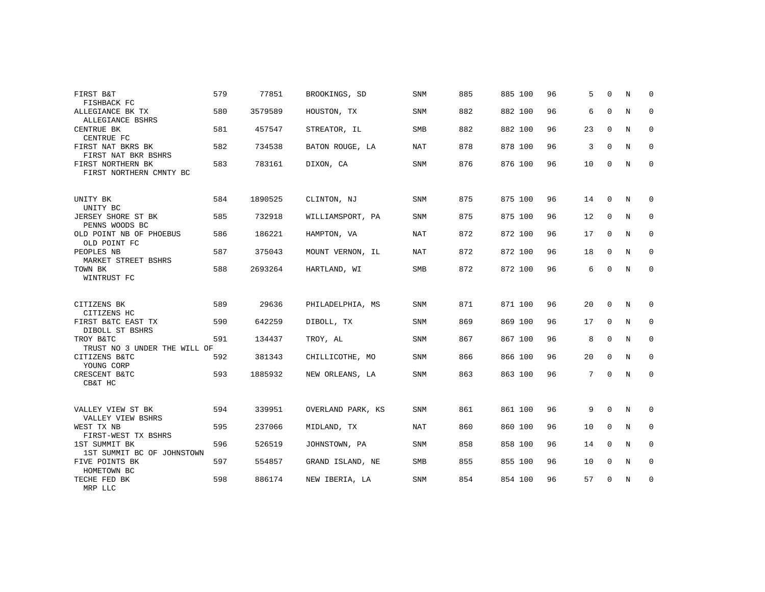| | | | | | | | | | | | | |
|---|---|---|---|---|---|---|---|---|---|---|---|---|
| FIRST B&T<br>FISHBACK FC | 579 | 77851 | BROOKINGS, SD | SNM | 885 | 885 | 100 | 96 | 5 | 0 | N | 0 |
| ALLEGIANCE BK TX<br>ALLEGIANCE BSHRS | 580 | 3579589 | HOUSTON, TX | SNM | 882 | 882 | 100 | 96 | 6 | 0 | N | 0 |
| CENTRUE BK<br>CENTRUE FC | 581 | 457547 | STREATOR, IL | SMB | 882 | 882 | 100 | 96 | 23 | 0 | N | 0 |
| FIRST NAT BKRS BK<br>FIRST NAT BKR BSHRS | 582 | 734538 | BATON ROUGE, LA | NAT | 878 | 878 | 100 | 96 | 3 | 0 | N | 0 |
| FIRST NORTHERN BK<br>FIRST NORTHERN CMNTY BC | 583 | 783161 | DIXON, CA | SNM | 876 | 876 | 100 | 96 | 10 | 0 | N | 0 |
| UNITY BK<br>UNITY BC | 584 | 1890525 | CLINTON, NJ | SNM | 875 | 875 | 100 | 96 | 14 | 0 | N | 0 |
| JERSEY SHORE ST BK<br>PENNS WOODS BC | 585 | 732918 | WILLIAMSPORT, PA | SNM | 875 | 875 | 100 | 96 | 12 | 0 | N | 0 |
| OLD POINT NB OF PHOEBUS<br>OLD POINT FC | 586 | 186221 | HAMPTON, VA | NAT | 872 | 872 | 100 | 96 | 17 | 0 | N | 0 |
| PEOPLES NB<br>MARKET STREET BSHRS | 587 | 375043 | MOUNT VERNON, IL | NAT | 872 | 872 | 100 | 96 | 18 | 0 | N | 0 |
| TOWN BK<br>WINTRUST FC | 588 | 2693264 | HARTLAND, WI | SMB | 872 | 872 | 100 | 96 | 6 | 0 | N | 0 |
| CITIZENS BK<br>CITIZENS HC | 589 | 29636 | PHILADELPHIA, MS | SNM | 871 | 871 | 100 | 96 | 20 | 0 | N | 0 |
| FIRST B&TC EAST TX<br>DIBOLL ST BSHRS | 590 | 642259 | DIBOLL, TX | SNM | 869 | 869 | 100 | 96 | 17 | 0 | N | 0 |
| TROY B&TC<br>TRUST NO 3 UNDER THE WILL OF | 591 | 134437 | TROY, AL | SNM | 867 | 867 | 100 | 96 | 8 | 0 | N | 0 |
| CITIZENS B&TC<br>YOUNG CORP | 592 | 381343 | CHILLICOTHE, MO | SNM | 866 | 866 | 100 | 96 | 20 | 0 | N | 0 |
| CRESCENT B&TC<br>CB&T HC | 593 | 1885932 | NEW ORLEANS, LA | SNM | 863 | 863 | 100 | 96 | 7 | 0 | N | 0 |
| VALLEY VIEW ST BK<br>VALLEY VIEW BSHRS | 594 | 339951 | OVERLAND PARK, KS | SNM | 861 | 861 | 100 | 96 | 9 | 0 | N | 0 |
| WEST TX NB<br>FIRST-WEST TX BSHRS | 595 | 237066 | MIDLAND, TX | NAT | 860 | 860 | 100 | 96 | 10 | 0 | N | 0 |
| 1ST SUMMIT BK<br>1ST SUMMIT BC OF JOHNSTOWN | 596 | 526519 | JOHNSTOWN, PA | SNM | 858 | 858 | 100 | 96 | 14 | 0 | N | 0 |
| FIVE POINTS BK<br>HOMETOWN BC | 597 | 554857 | GRAND ISLAND, NE | SMB | 855 | 855 | 100 | 96 | 10 | 0 | N | 0 |
| TECHE FED BK<br>MRP LLC | 598 | 886174 | NEW IBERIA, LA | SNM | 854 | 854 | 100 | 96 | 57 | 0 | N | 0 |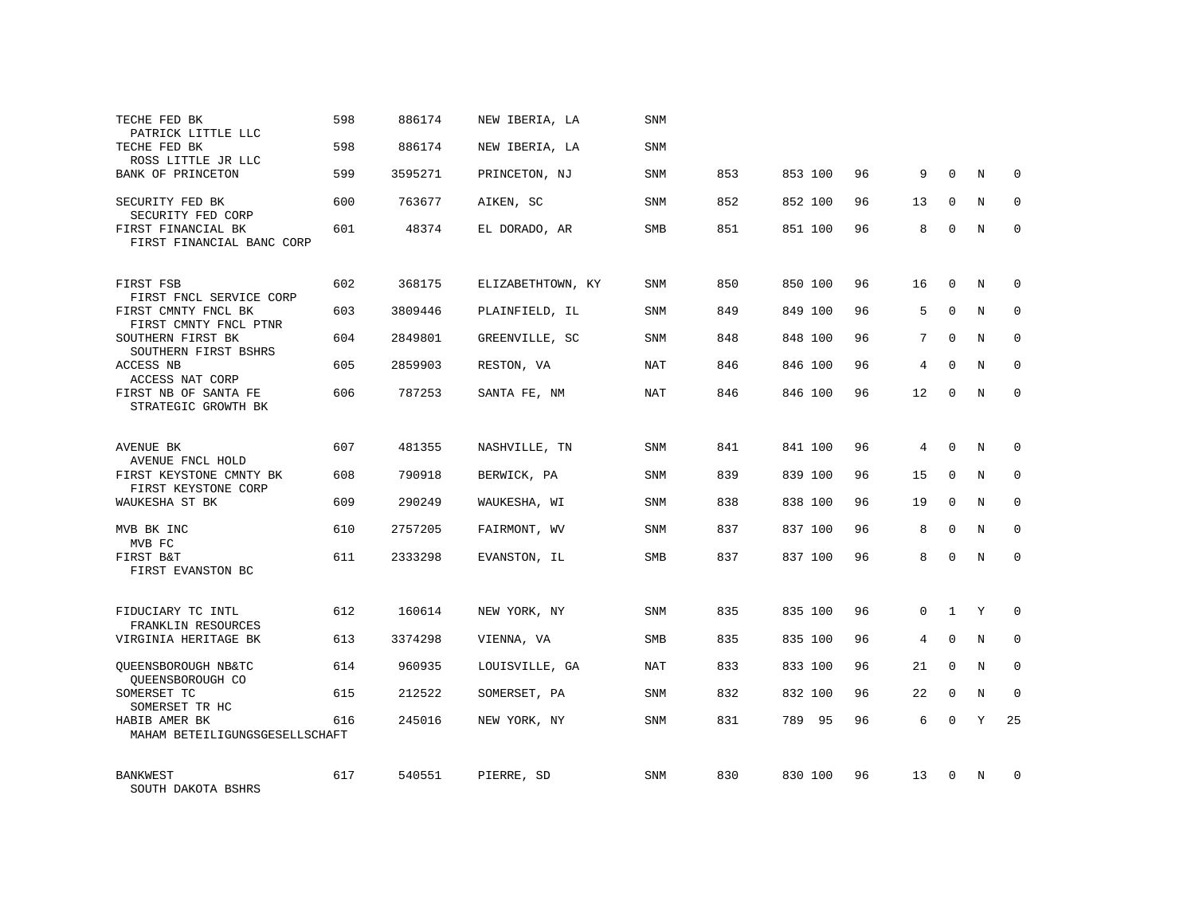| | | | | | | | | | | | | |
|---|---|---|---|---|---|---|---|---|---|---|---|---|
| TECHE FED BK<br>PATRICK LITTLE LLC | 598 | 886174 | NEW IBERIA, LA | SNM | | | | | | | | |
| TECHE FED BK<br>ROSS LITTLE JR LLC | 598 | 886174 | NEW IBERIA, LA | SNM | | | | | | | | |
| BANK OF PRINCETON | 599 | 3595271 | PRINCETON, NJ | SNM | 853 | 853 | 100 | 96 | 9 | 0 | N | 0 |
| SECURITY FED BK<br>SECURITY FED CORP | 600 | 763677 | AIKEN, SC | SNM | 852 | 852 | 100 | 96 | 13 | 0 | N | 0 |
| FIRST FINANCIAL BK<br>FIRST FINANCIAL BANC CORP | 601 | 48374 | EL DORADO, AR | SMB | 851 | 851 | 100 | 96 | 8 | 0 | N | 0 |
| FIRST FSB<br>FIRST FNCL SERVICE CORP | 602 | 368175 | ELIZABETHTOWN, KY | SNM | 850 | 850 | 100 | 96 | 16 | 0 | N | 0 |
| FIRST CMNTY FNCL BK<br>FIRST CMNTY FNCL PTNR | 603 | 3809446 | PLAINFIELD, IL | SNM | 849 | 849 | 100 | 96 | 5 | 0 | N | 0 |
| SOUTHERN FIRST BK<br>SOUTHERN FIRST BSHRS | 604 | 2849801 | GREENVILLE, SC | SNM | 848 | 848 | 100 | 96 | 7 | 0 | N | 0 |
| ACCESS NB<br>ACCESS NAT CORP | 605 | 2859903 | RESTON, VA | NAT | 846 | 846 | 100 | 96 | 4 | 0 | N | 0 |
| FIRST NB OF SANTA FE<br>STRATEGIC GROWTH BK | 606 | 787253 | SANTA FE, NM | NAT | 846 | 846 | 100 | 96 | 12 | 0 | N | 0 |
| AVENUE BK<br>AVENUE FNCL HOLD | 607 | 481355 | NASHVILLE, TN | SNM | 841 | 841 | 100 | 96 | 4 | 0 | N | 0 |
| FIRST KEYSTONE CMNTY BK<br>FIRST KEYSTONE CORP | 608 | 790918 | BERWICK, PA | SNM | 839 | 839 | 100 | 96 | 15 | 0 | N | 0 |
| WAUKESHA ST BK | 609 | 290249 | WAUKESHA, WI | SNM | 838 | 838 | 100 | 96 | 19 | 0 | N | 0 |
| MVB BK INC<br>MVB FC | 610 | 2757205 | FAIRMONT, WV | SNM | 837 | 837 | 100 | 96 | 8 | 0 | N | 0 |
| FIRST B&T<br>FIRST EVANSTON BC | 611 | 2333298 | EVANSTON, IL | SMB | 837 | 837 | 100 | 96 | 8 | 0 | N | 0 |
| FIDUCIARY TC INTL<br>FRANKLIN RESOURCES | 612 | 160614 | NEW YORK, NY | SNM | 835 | 835 | 100 | 96 | 0 | 1 | Y | 0 |
| VIRGINIA HERITAGE BK | 613 | 3374298 | VIENNA, VA | SMB | 835 | 835 | 100 | 96 | 4 | 0 | N | 0 |
| QUEENSBOROUGH NB&TC<br>QUEENSBOROUGH CO | 614 | 960935 | LOUISVILLE, GA | NAT | 833 | 833 | 100 | 96 | 21 | 0 | N | 0 |
| SOMERSET TC<br>SOMERSET TR HC | 615 | 212522 | SOMERSET, PA | SNM | 832 | 832 | 100 | 96 | 22 | 0 | N | 0 |
| HABIB AMER BK<br>MAHAM BETEILIGUNGSGESELLSCHAFT | 616 | 245016 | NEW YORK, NY | SNM | 831 | 789 | 95 | 96 | 6 | 0 | Y | 25 |
| BANKWEST<br>SOUTH DAKOTA BSHRS | 617 | 540551 | PIERRE, SD | SNM | 830 | 830 | 100 | 96 | 13 | 0 | N | 0 |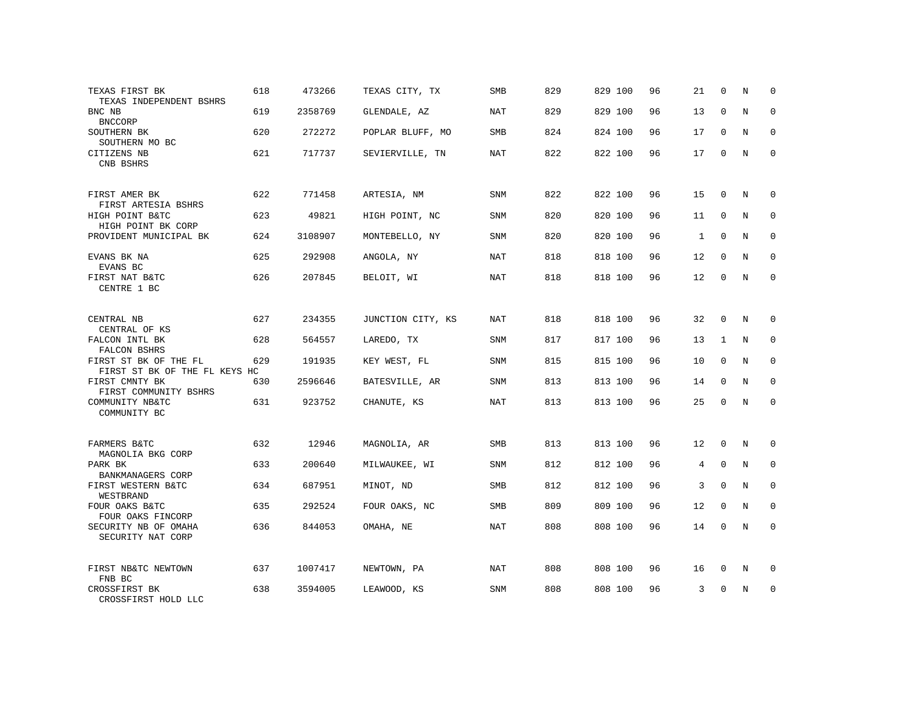| | | | | | | | | | | | | |
|---|---|---|---|---|---|---|---|---|---|---|---|---|
| TEXAS FIRST BK<br>TEXAS INDEPENDENT BSHRS | 618 | 473266 | TEXAS CITY, TX | SMB | 829 | 829 | 100 | 96 | 21 | 0 | N | 0 |
| BNC NB<br>BNCCORP | 619 | 2358769 | GLENDALE, AZ | NAT | 829 | 829 | 100 | 96 | 13 | 0 | N | 0 |
| SOUTHERN BK<br>SOUTHERN MO BC | 620 | 272272 | POPLAR BLUFF, MO | SMB | 824 | 824 | 100 | 96 | 17 | 0 | N | 0 |
| CITIZENS NB<br>CNB BSHRS | 621 | 717737 | SEVIERVILLE, TN | NAT | 822 | 822 | 100 | 96 | 17 | 0 | N | 0 |
| FIRST AMER BK<br>FIRST ARTESIA BSHRS | 622 | 771458 | ARTESIA, NM | SNM | 822 | 822 | 100 | 96 | 15 | 0 | N | 0 |
| HIGH POINT B&TC<br>HIGH POINT BK CORP | 623 | 49821 | HIGH POINT, NC | SNM | 820 | 820 | 100 | 96 | 11 | 0 | N | 0 |
| PROVIDENT MUNICIPAL BK | 624 | 3108907 | MONTEBELLO, NY | SNM | 820 | 820 | 100 | 96 | 1 | 0 | N | 0 |
| EVANS BK NA<br>EVANS BC | 625 | 292908 | ANGOLA, NY | NAT | 818 | 818 | 100 | 96 | 12 | 0 | N | 0 |
| FIRST NAT B&TC<br>CENTRE 1 BC | 626 | 207845 | BELOIT, WI | NAT | 818 | 818 | 100 | 96 | 12 | 0 | N | 0 |
| CENTRAL NB<br>CENTRAL OF KS | 627 | 234355 | JUNCTION CITY, KS | NAT | 818 | 818 | 100 | 96 | 32 | 0 | N | 0 |
| FALCON INTL BK<br>FALCON BSHRS | 628 | 564557 | LAREDO, TX | SNM | 817 | 817 | 100 | 96 | 13 | 1 | N | 0 |
| FIRST ST BK OF THE FL<br>FIRST ST BK OF THE FL KEYS HC | 629 | 191935 | KEY WEST, FL | SNM | 815 | 815 | 100 | 96 | 10 | 0 | N | 0 |
| FIRST CMNTY BK<br>FIRST COMMUNITY BSHRS | 630 | 2596646 | BATESVILLE, AR | SNM | 813 | 813 | 100 | 96 | 14 | 0 | N | 0 |
| COMMUNITY NB&TC<br>COMMUNITY BC | 631 | 923752 | CHANUTE, KS | NAT | 813 | 813 | 100 | 96 | 25 | 0 | N | 0 |
| FARMERS B&TC<br>MAGNOLIA BKG CORP | 632 | 12946 | MAGNOLIA, AR | SMB | 813 | 813 | 100 | 96 | 12 | 0 | N | 0 |
| PARK BK<br>BANKMANAGERS CORP | 633 | 200640 | MILWAUKEE, WI | SNM | 812 | 812 | 100 | 96 | 4 | 0 | N | 0 |
| FIRST WESTERN B&TC<br>WESTBRAND | 634 | 687951 | MINOT, ND | SMB | 812 | 812 | 100 | 96 | 3 | 0 | N | 0 |
| FOUR OAKS B&TC<br>FOUR OAKS FINCORP | 635 | 292524 | FOUR OAKS, NC | SMB | 809 | 809 | 100 | 96 | 12 | 0 | N | 0 |
| SECURITY NB OF OMAHA<br>SECURITY NAT CORP | 636 | 844053 | OMAHA, NE | NAT | 808 | 808 | 100 | 96 | 14 | 0 | N | 0 |
| FIRST NB&TC NEWTOWN<br>FNB BC | 637 | 1007417 | NEWTOWN, PA | NAT | 808 | 808 | 100 | 96 | 16 | 0 | N | 0 |
| CROSSFIRST BK<br>CROSSFIRST HOLD LLC | 638 | 3594005 | LEAWOOD, KS | SNM | 808 | 808 | 100 | 96 | 3 | 0 | N | 0 |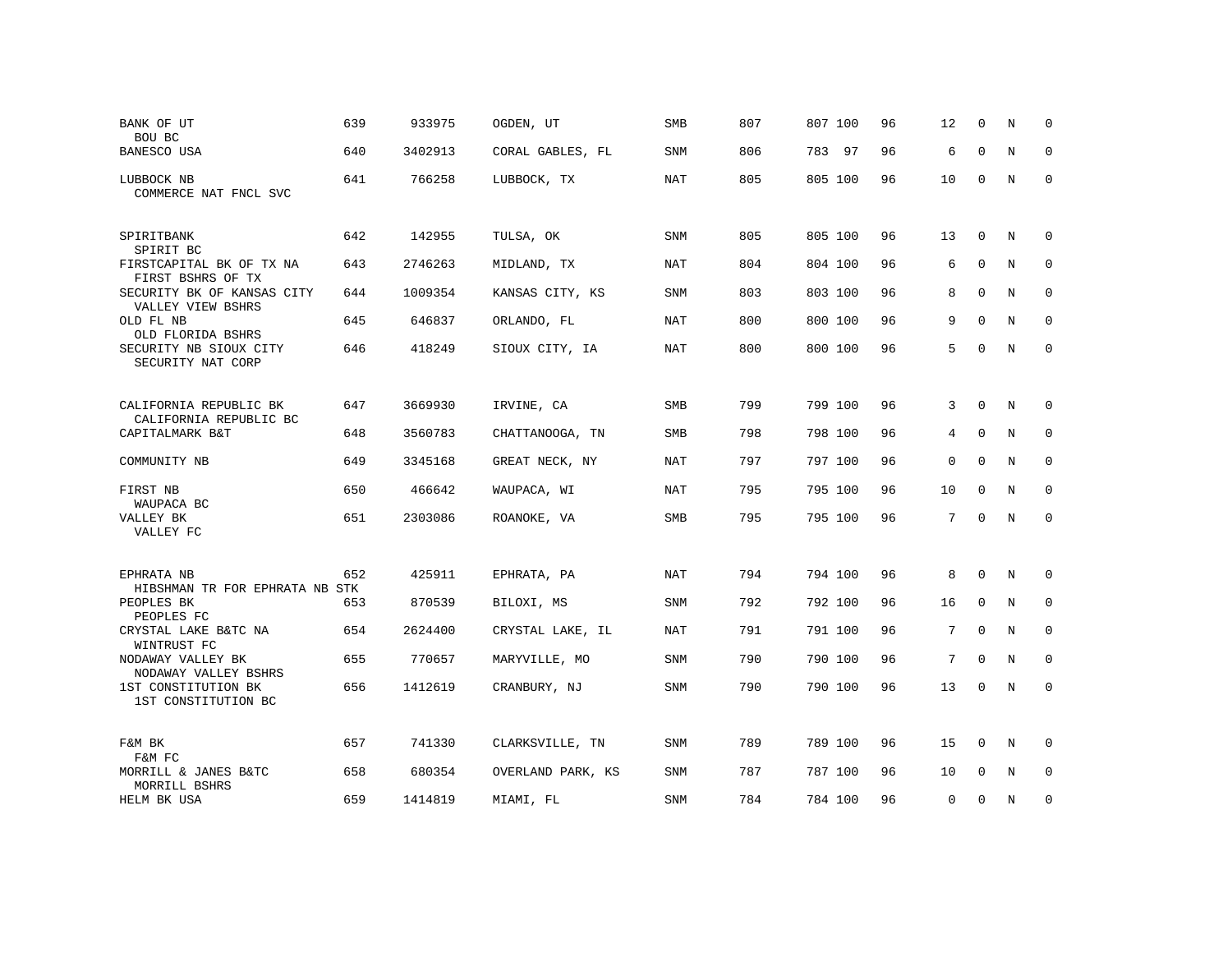| | | | | | | | | | | | | |
|---|---|---|---|---|---|---|---|---|---|---|---|---|
| BANK OF UT<br>BOU BC | 639 | 933975 | OGDEN, UT | SMB | 807 | 807 | 100 | 96 | 12 | 0 | N | 0 |
| BANESCO USA | 640 | 3402913 | CORAL GABLES, FL | SNM | 806 | 783 | 97 | 96 | 6 | 0 | N | 0 |
| LUBBOCK NB<br>COMMERCE NAT FNCL SVC | 641 | 766258 | LUBBOCK, TX | NAT | 805 | 805 | 100 | 96 | 10 | 0 | N | 0 |
| SPIRITBANK<br>SPIRIT BC | 642 | 142955 | TULSA, OK | SNM | 805 | 805 | 100 | 96 | 13 | 0 | N | 0 |
| FIRSTCAPITAL BK OF TX NA<br>FIRST BSHRS OF TX | 643 | 2746263 | MIDLAND, TX | NAT | 804 | 804 | 100 | 96 | 6 | 0 | N | 0 |
| SECURITY BK OF KANSAS CITY<br>VALLEY VIEW BSHRS | 644 | 1009354 | KANSAS CITY, KS | SNM | 803 | 803 | 100 | 96 | 8 | 0 | N | 0 |
| OLD FL NB<br>OLD FLORIDA BSHRS | 645 | 646837 | ORLANDO, FL | NAT | 800 | 800 | 100 | 96 | 9 | 0 | N | 0 |
| SECURITY NB SIOUX CITY<br>SECURITY NAT CORP | 646 | 418249 | SIOUX CITY, IA | NAT | 800 | 800 | 100 | 96 | 5 | 0 | N | 0 |
| CALIFORNIA REPUBLIC BK<br>CALIFORNIA REPUBLIC BC | 647 | 3669930 | IRVINE, CA | SMB | 799 | 799 | 100 | 96 | 3 | 0 | N | 0 |
| CAPITALMARK B&T | 648 | 3560783 | CHATTANOOGA, TN | SMB | 798 | 798 | 100 | 96 | 4 | 0 | N | 0 |
| COMMUNITY NB | 649 | 3345168 | GREAT NECK, NY | NAT | 797 | 797 | 100 | 96 | 0 | 0 | N | 0 |
| FIRST NB<br>WAUPACA BC | 650 | 466642 | WAUPACA, WI | NAT | 795 | 795 | 100 | 96 | 10 | 0 | N | 0 |
| VALLEY BK<br>VALLEY FC | 651 | 2303086 | ROANOKE, VA | SMB | 795 | 795 | 100 | 96 | 7 | 0 | N | 0 |
| EPHRATA NB<br>HIBSHMAN TR FOR EPHRATA NB STK | 652 | 425911 | EPHRATA, PA | NAT | 794 | 794 | 100 | 96 | 8 | 0 | N | 0 |
| PEOPLES BK<br>PEOPLES FC | 653 | 870539 | BILOXI, MS | SNM | 792 | 792 | 100 | 96 | 16 | 0 | N | 0 |
| CRYSTAL LAKE B&TC NA<br>WINTRUST FC | 654 | 2624400 | CRYSTAL LAKE, IL | NAT | 791 | 791 | 100 | 96 | 7 | 0 | N | 0 |
| NODAWAY VALLEY BK<br>NODAWAY VALLEY BSHRS | 655 | 770657 | MARYVILLE, MO | SNM | 790 | 790 | 100 | 96 | 7 | 0 | N | 0 |
| 1ST CONSTITUTION BK<br>1ST CONSTITUTION BC | 656 | 1412619 | CRANBURY, NJ | SNM | 790 | 790 | 100 | 96 | 13 | 0 | N | 0 |
| F&M BK<br>F&M FC | 657 | 741330 | CLARKSVILLE, TN | SNM | 789 | 789 | 100 | 96 | 15 | 0 | N | 0 |
| MORRILL & JANES B&TC<br>MORRILL BSHRS | 658 | 680354 | OVERLAND PARK, KS | SNM | 787 | 787 | 100 | 96 | 10 | 0 | N | 0 |
| HELM BK USA | 659 | 1414819 | MIAMI, FL | SNM | 784 | 784 | 100 | 96 | 0 | 0 | N | 0 |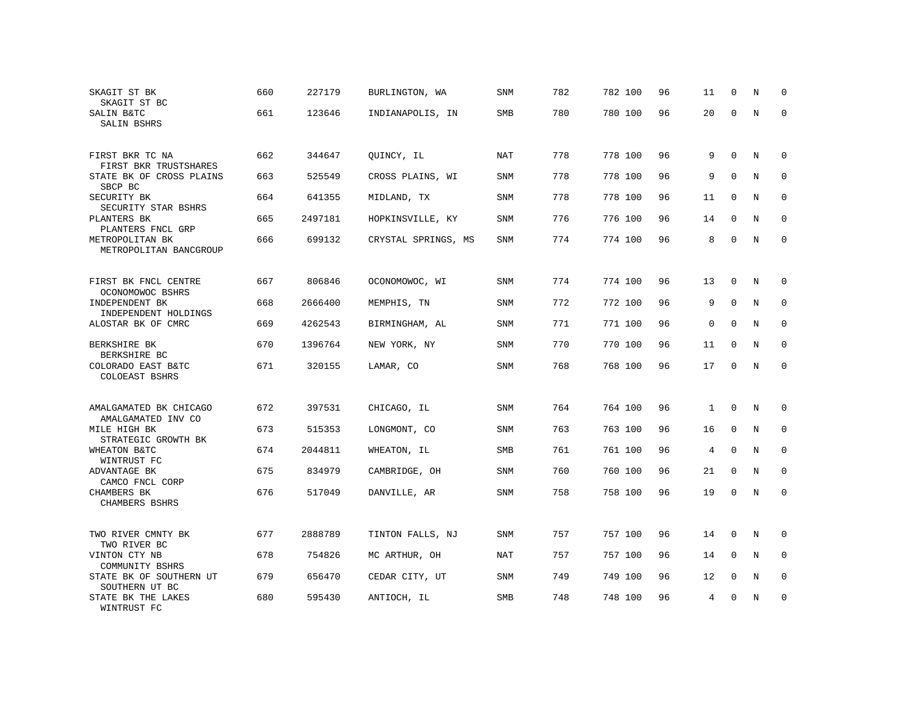| | | | | | | | | | | | | |
|---|---|---|---|---|---|---|---|---|---|---|---|---|
| SKAGIT ST BK<br>SKAGIT ST BC | 660 | 227179 | BURLINGTON, WA | SNM | 782 | 782 | 100 | 96 | 11 | 0 | N | 0 |
| SALIN B&TC<br>SALIN BSHRS | 661 | 123646 | INDIANAPOLIS, IN | SMB | 780 | 780 | 100 | 96 | 20 | 0 | N | 0 |
| FIRST BKR TC NA<br>FIRST BKR TRUSTSHARES | 662 | 344647 | QUINCY, IL | NAT | 778 | 778 | 100 | 96 | 9 | 0 | N | 0 |
| STATE BK OF CROSS PLAINS<br>SBCP BC | 663 | 525549 | CROSS PLAINS, WI | SNM | 778 | 778 | 100 | 96 | 9 | 0 | N | 0 |
| SECURITY BK<br>SECURITY STAR BSHRS | 664 | 641355 | MIDLAND, TX | SNM | 778 | 778 | 100 | 96 | 11 | 0 | N | 0 |
| PLANTERS BK<br>PLANTERS FNCL GRP | 665 | 2497181 | HOPKINSVILLE, KY | SNM | 776 | 776 | 100 | 96 | 14 | 0 | N | 0 |
| METROPOLITAN BK<br>METROPOLITAN BANCGROUP | 666 | 699132 | CRYSTAL SPRINGS, MS | SNM | 774 | 774 | 100 | 96 | 8 | 0 | N | 0 |
| FIRST BK FNCL CENTRE<br>OCONOMOWOC BSHRS | 667 | 806846 | OCONOMOWOC, WI | SNM | 774 | 774 | 100 | 96 | 13 | 0 | N | 0 |
| INDEPENDENT BK<br>INDEPENDENT HOLDINGS | 668 | 2666400 | MEMPHIS, TN | SNM | 772 | 772 | 100 | 96 | 9 | 0 | N | 0 |
| ALOSTAR BK OF CMRC | 669 | 4262543 | BIRMINGHAM, AL | SNM | 771 | 771 | 100 | 96 | 0 | 0 | N | 0 |
| BERKSHIRE BK<br>BERKSHIRE BC | 670 | 1396764 | NEW YORK, NY | SNM | 770 | 770 | 100 | 96 | 11 | 0 | N | 0 |
| COLORADO EAST B&TC<br>COLOEAST BSHRS | 671 | 320155 | LAMAR, CO | SNM | 768 | 768 | 100 | 96 | 17 | 0 | N | 0 |
| AMALGAMATED BK CHICAGO<br>AMALGAMATED INV CO | 672 | 397531 | CHICAGO, IL | SNM | 764 | 764 | 100 | 96 | 1 | 0 | N | 0 |
| MILE HIGH BK<br>STRATEGIC GROWTH BK | 673 | 515353 | LONGMONT, CO | SNM | 763 | 763 | 100 | 96 | 16 | 0 | N | 0 |
| WHEATON B&TC<br>WINTRUST FC | 674 | 2044811 | WHEATON, IL | SMB | 761 | 761 | 100 | 96 | 4 | 0 | N | 0 |
| ADVANTAGE BK<br>CAMCO FNCL CORP | 675 | 834979 | CAMBRIDGE, OH | SNM | 760 | 760 | 100 | 96 | 21 | 0 | N | 0 |
| CHAMBERS BK<br>CHAMBERS BSHRS | 676 | 517049 | DANVILLE, AR | SNM | 758 | 758 | 100 | 96 | 19 | 0 | N | 0 |
| TWO RIVER CMNTY BK<br>TWO RIVER BC | 677 | 2888789 | TINTON FALLS, NJ | SNM | 757 | 757 | 100 | 96 | 14 | 0 | N | 0 |
| VINTON CTY NB<br>COMMUNITY BSHRS | 678 | 754826 | MC ARTHUR, OH | NAT | 757 | 757 | 100 | 96 | 14 | 0 | N | 0 |
| STATE BK OF SOUTHERN UT<br>SOUTHERN UT BC | 679 | 656470 | CEDAR CITY, UT | SNM | 749 | 749 | 100 | 96 | 12 | 0 | N | 0 |
| STATE BK THE LAKES<br>WINTRUST FC | 680 | 595430 | ANTIOCH, IL | SMB | 748 | 748 | 100 | 96 | 4 | 0 | N | 0 |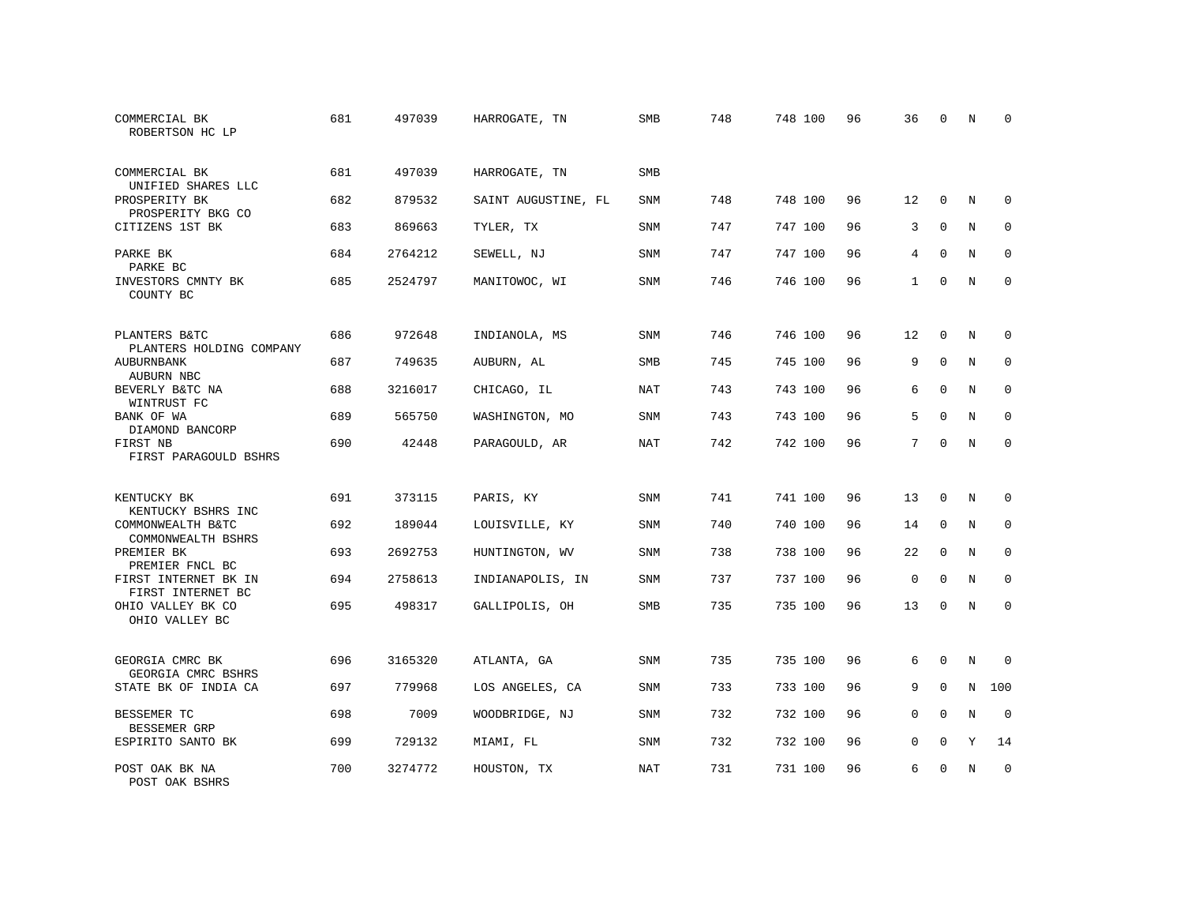| | | | | | | | | | | | | |
|---|---|---|---|---|---|---|---|---|---|---|---|---|
| COMMERCIAL BK<br>ROBERTSON HC LP | 681 | 497039 | HARROGATE, TN | SMB | 748 | 748 | 100 | 96 | 36 | 0 | N | 0 |
| COMMERCIAL BK<br>UNIFIED SHARES LLC | 681 | 497039 | HARROGATE, TN | SMB | | | | | | | | |
| PROSPERITY BK<br>PROSPERITY BKG CO | 682 | 879532 | SAINT AUGUSTINE, FL | SNM | 748 | 748 | 100 | 96 | 12 | 0 | N | 0 |
| CITIZENS 1ST BK | 683 | 869663 | TYLER, TX | SNM | 747 | 747 | 100 | 96 | 3 | 0 | N | 0 |
| PARKE BK<br>PARKE BC | 684 | 2764212 | SEWELL, NJ | SNM | 747 | 747 | 100 | 96 | 4 | 0 | N | 0 |
| INVESTORS CMNTY BK<br>COUNTY BC | 685 | 2524797 | MANITOWOC, WI | SNM | 746 | 746 | 100 | 96 | 1 | 0 | N | 0 |
| PLANTERS B&TC<br>PLANTERS HOLDING COMPANY | 686 | 972648 | INDIANOLA, MS | SNM | 746 | 746 | 100 | 96 | 12 | 0 | N | 0 |
| AUBURNBANK<br>AUBURN NBC | 687 | 749635 | AUBURN, AL | SMB | 745 | 745 | 100 | 96 | 9 | 0 | N | 0 |
| BEVERLY B&TC NA<br>WINTRUST FC | 688 | 3216017 | CHICAGO, IL | NAT | 743 | 743 | 100 | 96 | 6 | 0 | N | 0 |
| BANK OF WA<br>DIAMOND BANCORP | 689 | 565750 | WASHINGTON, MO | SNM | 743 | 743 | 100 | 96 | 5 | 0 | N | 0 |
| FIRST NB<br>FIRST PARAGOULD BSHRS | 690 | 42448 | PARAGOULD, AR | NAT | 742 | 742 | 100 | 96 | 7 | 0 | N | 0 |
| KENTUCKY BK<br>KENTUCKY BSHRS INC | 691 | 373115 | PARIS, KY | SNM | 741 | 741 | 100 | 96 | 13 | 0 | N | 0 |
| COMMONWEALTH B&TC<br>COMMONWEALTH BSHRS | 692 | 189044 | LOUISVILLE, KY | SNM | 740 | 740 | 100 | 96 | 14 | 0 | N | 0 |
| PREMIER BK<br>PREMIER FNCL BC | 693 | 2692753 | HUNTINGTON, WV | SNM | 738 | 738 | 100 | 96 | 22 | 0 | N | 0 |
| FIRST INTERNET BK IN<br>FIRST INTERNET BC | 694 | 2758613 | INDIANAPOLIS, IN | SNM | 737 | 737 | 100 | 96 | 0 | 0 | N | 0 |
| OHIO VALLEY BK CO<br>OHIO VALLEY BC | 695 | 498317 | GALLIPOLIS, OH | SMB | 735 | 735 | 100 | 96 | 13 | 0 | N | 0 |
| GEORGIA CMRC BK<br>GEORGIA CMRC BSHRS | 696 | 3165320 | ATLANTA, GA | SNM | 735 | 735 | 100 | 96 | 6 | 0 | N | 0 |
| STATE BK OF INDIA CA | 697 | 779968 | LOS ANGELES, CA | SNM | 733 | 733 | 100 | 96 | 9 | 0 | N | 100 |
| BESSEMER TC<br>BESSEMER GRP | 698 | 7009 | WOODBRIDGE, NJ | SNM | 732 | 732 | 100 | 96 | 0 | 0 | N | 0 |
| ESPIRITO SANTO BK | 699 | 729132 | MIAMI, FL | SNM | 732 | 732 | 100 | 96 | 0 | 0 | Y | 14 |
| POST OAK BK NA<br>POST OAK BSHRS | 700 | 3274772 | HOUSTON, TX | NAT | 731 | 731 | 100 | 96 | 6 | 0 | N | 0 |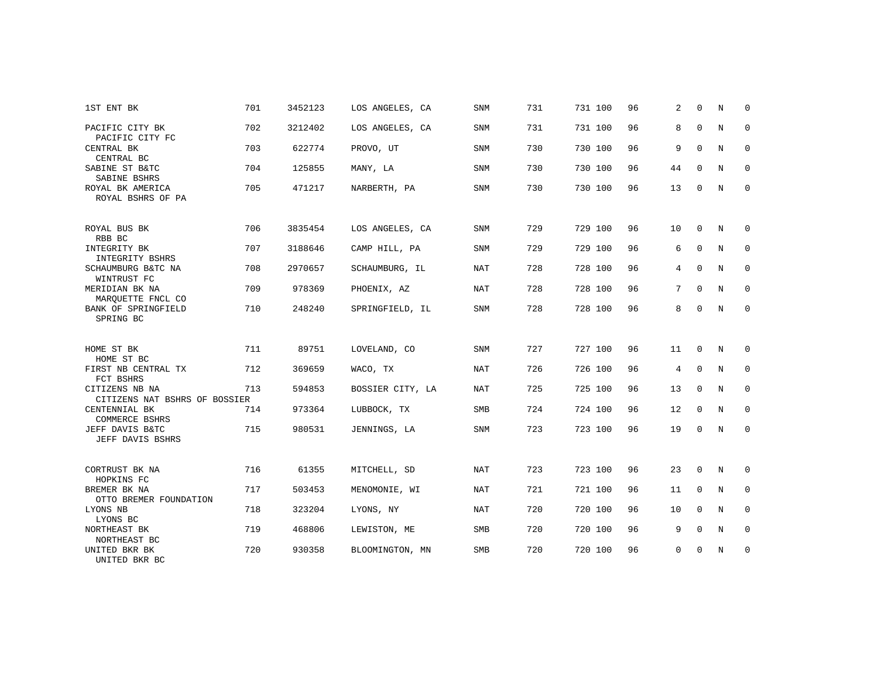| | | | | | | | | | | | | |
|---|---|---|---|---|---|---|---|---|---|---|---|---|
| 1ST ENT BK | 701 | 3452123 | LOS ANGELES, CA | SNM | 731 | 731 | 100 | 96 | 2 | 0 | N | 0 |
| PACIFIC CITY BK<br>PACIFIC CITY FC | 702 | 3212402 | LOS ANGELES, CA | SNM | 731 | 731 | 100 | 96 | 8 | 0 | N | 0 |
| CENTRAL BK<br>CENTRAL BC | 703 | 622774 | PROVO, UT | SNM | 730 | 730 | 100 | 96 | 9 | 0 | N | 0 |
| SABINE ST B&TC<br>SABINE BSHRS | 704 | 125855 | MANY, LA | SNM | 730 | 730 | 100 | 96 | 44 | 0 | N | 0 |
| ROYAL BK AMERICA<br>ROYAL BSHRS OF PA | 705 | 471217 | NARBERTH, PA | SNM | 730 | 730 | 100 | 96 | 13 | 0 | N | 0 |
| ROYAL BUS BK<br>RBB BC | 706 | 3835454 | LOS ANGELES, CA | SNM | 729 | 729 | 100 | 96 | 10 | 0 | N | 0 |
| INTEGRITY BK<br>INTEGRITY BSHRS | 707 | 3188646 | CAMP HILL, PA | SNM | 729 | 729 | 100 | 96 | 6 | 0 | N | 0 |
| SCHAUMBURG B&TC NA<br>WINTRUST FC | 708 | 2970657 | SCHAUMBURG, IL | NAT | 728 | 728 | 100 | 96 | 4 | 0 | N | 0 |
| MERIDIAN BK NA<br>MARQUETTE FNCL CO | 709 | 978369 | PHOENIX, AZ | NAT | 728 | 728 | 100 | 96 | 7 | 0 | N | 0 |
| BANK OF SPRINGFIELD<br>SPRING BC | 710 | 248240 | SPRINGFIELD, IL | SNM | 728 | 728 | 100 | 96 | 8 | 0 | N | 0 |
| HOME ST BK<br>HOME ST BC | 711 | 89751 | LOVELAND, CO | SNM | 727 | 727 | 100 | 96 | 11 | 0 | N | 0 |
| FIRST NB CENTRAL TX<br>FCT BSHRS | 712 | 369659 | WACO, TX | NAT | 726 | 726 | 100 | 96 | 4 | 0 | N | 0 |
| CITIZENS NB NA<br>CITIZENS NAT BSHRS OF BOSSIER | 713 | 594853 | BOSSIER CITY, LA | NAT | 725 | 725 | 100 | 96 | 13 | 0 | N | 0 |
| CENTENNIAL BK<br>COMMERCE BSHRS | 714 | 973364 | LUBBOCK, TX | SMB | 724 | 724 | 100 | 96 | 12 | 0 | N | 0 |
| JEFF DAVIS B&TC<br>JEFF DAVIS BSHRS | 715 | 980531 | JENNINGS, LA | SNM | 723 | 723 | 100 | 96 | 19 | 0 | N | 0 |
| CORTRUST BK NA<br>HOPKINS FC | 716 | 61355 | MITCHELL, SD | NAT | 723 | 723 | 100 | 96 | 23 | 0 | N | 0 |
| BREMER BK NA<br>OTTO BREMER FOUNDATION | 717 | 503453 | MENOMONIE, WI | NAT | 721 | 721 | 100 | 96 | 11 | 0 | N | 0 |
| LYONS NB<br>LYONS BC | 718 | 323204 | LYONS, NY | NAT | 720 | 720 | 100 | 96 | 10 | 0 | N | 0 |
| NORTHEAST BK<br>NORTHEAST BC | 719 | 468806 | LEWISTON, ME | SMB | 720 | 720 | 100 | 96 | 9 | 0 | N | 0 |
| UNITED BKR BK<br>UNITED BKR BC | 720 | 930358 | BLOOMINGTON, MN | SMB | 720 | 720 | 100 | 96 | 0 | 0 | N | 0 |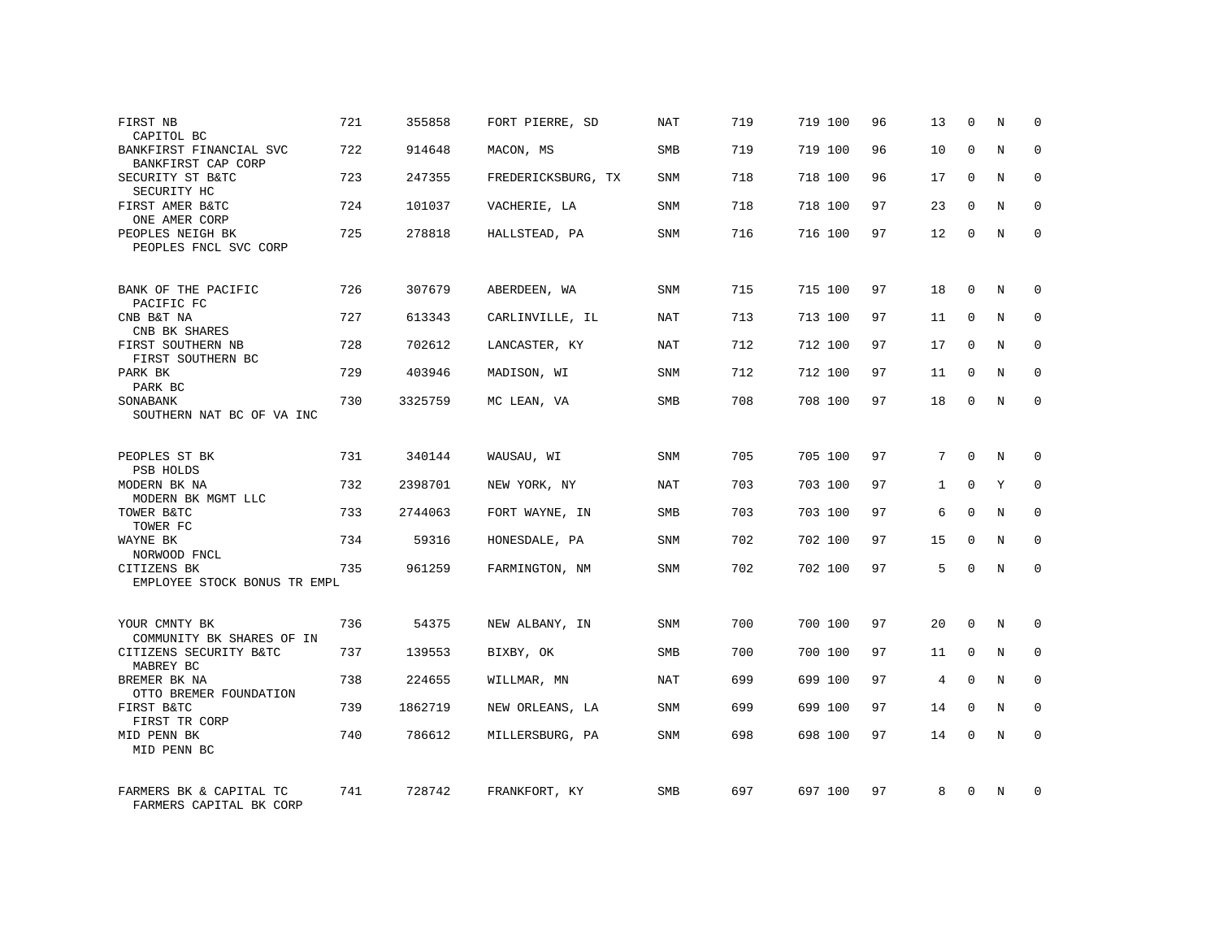| | | | | | | | | | | | | |
|---|---|---|---|---|---|---|---|---|---|---|---|---|
| FIRST NB<br>CAPITOL BC | 721 | 355858 | FORT PIERRE, SD | NAT | 719 | 719 | 100 | 96 | 13 | 0 | N | 0 |
| BANKFIRST FINANCIAL SVC<br>BANKFIRST CAP CORP | 722 | 914648 | MACON, MS | SMB | 719 | 719 | 100 | 96 | 10 | 0 | N | 0 |
| SECURITY ST B&TC<br>SECURITY HC | 723 | 247355 | FREDERICKSBURG, TX | SNM | 718 | 718 | 100 | 96 | 17 | 0 | N | 0 |
| FIRST AMER B&TC<br>ONE AMER CORP | 724 | 101037 | VACHERIE, LA | SNM | 718 | 718 | 100 | 97 | 23 | 0 | N | 0 |
| PEOPLES NEIGH BK<br>PEOPLES FNCL SVC CORP | 725 | 278818 | HALLSTEAD, PA | SNM | 716 | 716 | 100 | 97 | 12 | 0 | N | 0 |
| BANK OF THE PACIFIC<br>PACIFIC FC | 726 | 307679 | ABERDEEN, WA | SNM | 715 | 715 | 100 | 97 | 18 | 0 | N | 0 |
| CNB B&T NA<br>CNB BK SHARES | 727 | 613343 | CARLINVILLE, IL | NAT | 713 | 713 | 100 | 97 | 11 | 0 | N | 0 |
| FIRST SOUTHERN NB<br>FIRST SOUTHERN BC | 728 | 702612 | LANCASTER, KY | NAT | 712 | 712 | 100 | 97 | 17 | 0 | N | 0 |
| PARK BK<br>PARK BC | 729 | 403946 | MADISON, WI | SNM | 712 | 712 | 100 | 97 | 11 | 0 | N | 0 |
| SONABANK<br>SOUTHERN NAT BC OF VA INC | 730 | 3325759 | MC LEAN, VA | SMB | 708 | 708 | 100 | 97 | 18 | 0 | N | 0 |
| PEOPLES ST BK<br>PSB HOLDS | 731 | 340144 | WAUSAU, WI | SNM | 705 | 705 | 100 | 97 | 7 | 0 | N | 0 |
| MODERN BK NA<br>MODERN BK MGMT LLC | 732 | 2398701 | NEW YORK, NY | NAT | 703 | 703 | 100 | 97 | 1 | 0 | Y | 0 |
| TOWER B&TC<br>TOWER FC | 733 | 2744063 | FORT WAYNE, IN | SMB | 703 | 703 | 100 | 97 | 6 | 0 | N | 0 |
| WAYNE BK<br>NORWOOD FNCL | 734 | 59316 | HONESDALE, PA | SNM | 702 | 702 | 100 | 97 | 15 | 0 | N | 0 |
| CITIZENS BK<br>EMPLOYEE STOCK BONUS TR EMPL | 735 | 961259 | FARMINGTON, NM | SNM | 702 | 702 | 100 | 97 | 5 | 0 | N | 0 |
| YOUR CMNTY BK<br>COMMUNITY BK SHARES OF IN | 736 | 54375 | NEW ALBANY, IN | SNM | 700 | 700 | 100 | 97 | 20 | 0 | N | 0 |
| CITIZENS SECURITY B&TC<br>MABREY BC | 737 | 139553 | BIXBY, OK | SMB | 700 | 700 | 100 | 97 | 11 | 0 | N | 0 |
| BREMER BK NA<br>OTTO BREMER FOUNDATION | 738 | 224655 | WILLMAR, MN | NAT | 699 | 699 | 100 | 97 | 4 | 0 | N | 0 |
| FIRST B&TC<br>FIRST TR CORP | 739 | 1862719 | NEW ORLEANS, LA | SNM | 699 | 699 | 100 | 97 | 14 | 0 | N | 0 |
| MID PENN BK<br>MID PENN BC | 740 | 786612 | MILLERSBURG, PA | SNM | 698 | 698 | 100 | 97 | 14 | 0 | N | 0 |
| FARMERS BK & CAPITAL TC<br>FARMERS CAPITAL BK CORP | 741 | 728742 | FRANKFORT, KY | SMB | 697 | 697 | 100 | 97 | 8 | 0 | N | 0 |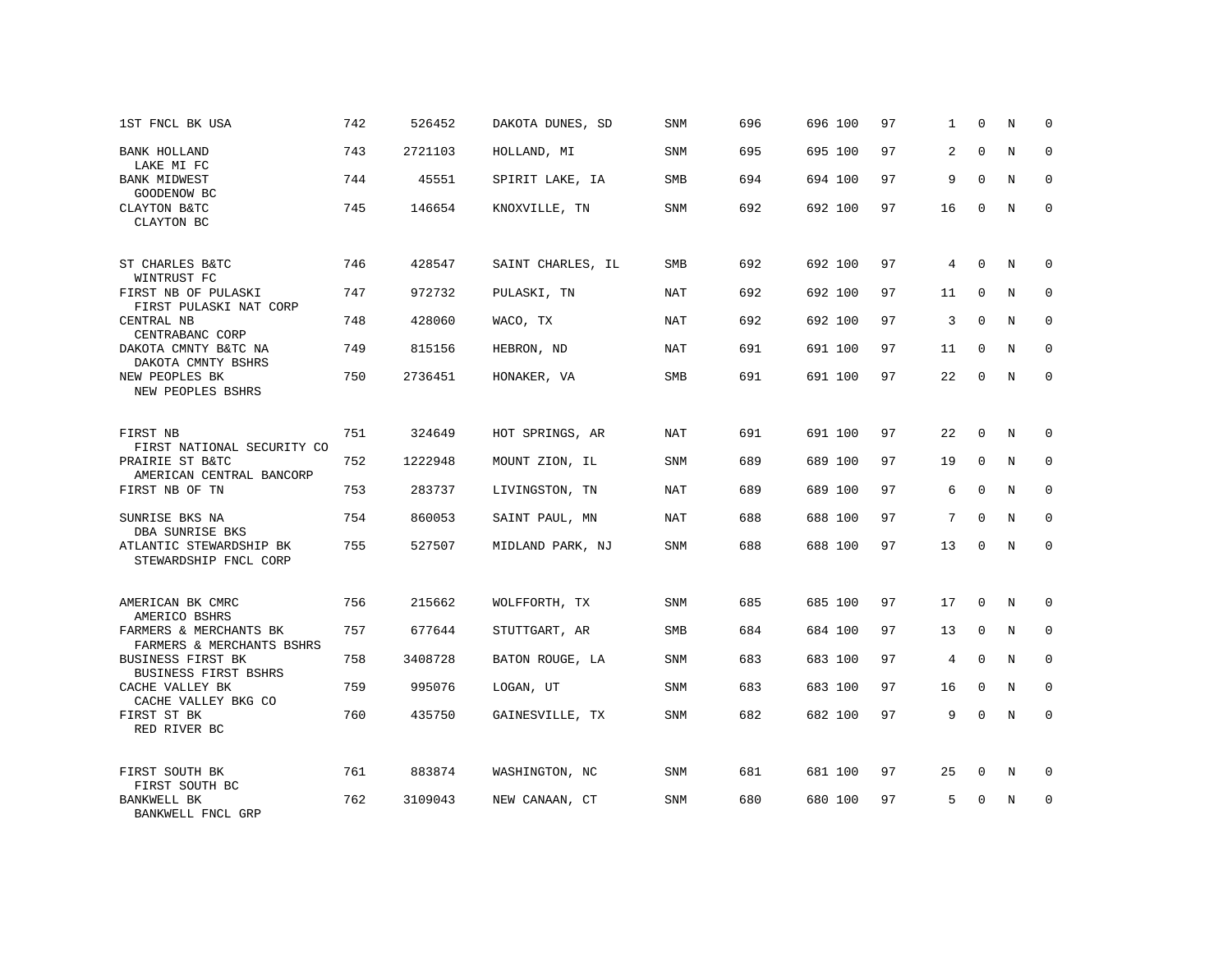| | | | | | | | | | | | | |
|---|---|---|---|---|---|---|---|---|---|---|---|---|
| 1ST FNCL BK USA | 742 | 526452 | DAKOTA DUNES, SD | SNM | 696 | 696 | 100 | 97 | 1 | 0 | N | 0 |
| BANK HOLLAND<br>LAKE MI FC | 743 | 2721103 | HOLLAND, MI | SNM | 695 | 695 | 100 | 97 | 2 | 0 | N | 0 |
| BANK MIDWEST<br>GOODENOW BC | 744 | 45551 | SPIRIT LAKE, IA | SMB | 694 | 694 | 100 | 97 | 9 | 0 | N | 0 |
| CLAYTON B&TC<br>CLAYTON BC | 745 | 146654 | KNOXVILLE, TN | SNM | 692 | 692 | 100 | 97 | 16 | 0 | N | 0 |
| ST CHARLES B&TC<br>WINTRUST FC | 746 | 428547 | SAINT CHARLES, IL | SMB | 692 | 692 | 100 | 97 | 4 | 0 | N | 0 |
| FIRST NB OF PULASKI<br>FIRST PULASKI NAT CORP | 747 | 972732 | PULASKI, TN | NAT | 692 | 692 | 100 | 97 | 11 | 0 | N | 0 |
| CENTRAL NB<br>CENTRABANC CORP | 748 | 428060 | WACO, TX | NAT | 692 | 692 | 100 | 97 | 3 | 0 | N | 0 |
| DAKOTA CMNTY B&TC NA<br>DAKOTA CMNTY BSHRS | 749 | 815156 | HEBRON, ND | NAT | 691 | 691 | 100 | 97 | 11 | 0 | N | 0 |
| NEW PEOPLES BK<br>NEW PEOPLES BSHRS | 750 | 2736451 | HONAKER, VA | SMB | 691 | 691 | 100 | 97 | 22 | 0 | N | 0 |
| FIRST NB<br>FIRST NATIONAL SECURITY CO | 751 | 324649 | HOT SPRINGS, AR | NAT | 691 | 691 | 100 | 97 | 22 | 0 | N | 0 |
| PRAIRIE ST B&TC<br>AMERICAN CENTRAL BANCORP | 752 | 1222948 | MOUNT ZION, IL | SNM | 689 | 689 | 100 | 97 | 19 | 0 | N | 0 |
| FIRST NB OF TN | 753 | 283737 | LIVINGSTON, TN | NAT | 689 | 689 | 100 | 97 | 6 | 0 | N | 0 |
| SUNRISE BKS NA<br>DBA SUNRISE BKS | 754 | 860053 | SAINT PAUL, MN | NAT | 688 | 688 | 100 | 97 | 7 | 0 | N | 0 |
| ATLANTIC STEWARDSHIP BK<br>STEWARDSHIP FNCL CORP | 755 | 527507 | MIDLAND PARK, NJ | SNM | 688 | 688 | 100 | 97 | 13 | 0 | N | 0 |
| AMERICAN BK CMRC<br>AMERICO BSHRS | 756 | 215662 | WOLFFORTH, TX | SNM | 685 | 685 | 100 | 97 | 17 | 0 | N | 0 |
| FARMERS & MERCHANTS BK<br>FARMERS & MERCHANTS BSHRS | 757 | 677644 | STUTTGART, AR | SMB | 684 | 684 | 100 | 97 | 13 | 0 | N | 0 |
| BUSINESS FIRST BK<br>BUSINESS FIRST BSHRS | 758 | 3408728 | BATON ROUGE, LA | SNM | 683 | 683 | 100 | 97 | 4 | 0 | N | 0 |
| CACHE VALLEY BK<br>CACHE VALLEY BKG CO | 759 | 995076 | LOGAN, UT | SNM | 683 | 683 | 100 | 97 | 16 | 0 | N | 0 |
| FIRST ST BK<br>RED RIVER BC | 760 | 435750 | GAINESVILLE, TX | SNM | 682 | 682 | 100 | 97 | 9 | 0 | N | 0 |
| FIRST SOUTH BK<br>FIRST SOUTH BC | 761 | 883874 | WASHINGTON, NC | SNM | 681 | 681 | 100 | 97 | 25 | 0 | N | 0 |
| BANKWELL BK<br>BANKWELL FNCL GRP | 762 | 3109043 | NEW CANAAN, CT | SNM | 680 | 680 | 100 | 97 | 5 | 0 | N | 0 |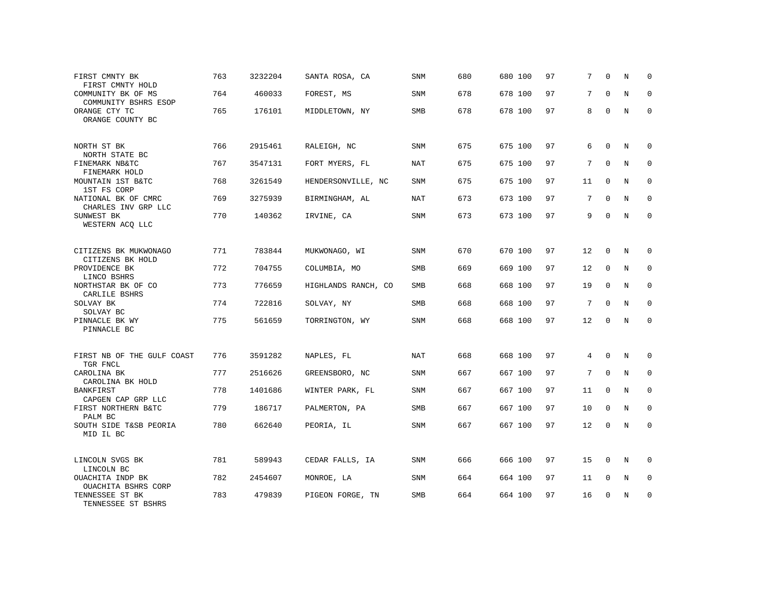| | | | | | | | | | | | |
|---|---|---|---|---|---|---|---|---|---|---|---|
| FIRST CMNTY BK<br>FIRST CMNTY HOLD | 763 | 3232204 | SANTA ROSA, CA | SNM | 680 | 680 100 | 97 | 7 | 0 | N | 0 |
| COMMUNITY BK OF MS<br>COMMUNITY BSHRS ESOP | 764 | 460033 | FOREST, MS | SNM | 678 | 678 100 | 97 | 7 | 0 | N | 0 |
| ORANGE CTY TC<br>ORANGE COUNTY BC | 765 | 176101 | MIDDLETOWN, NY | SMB | 678 | 678 100 | 97 | 8 | 0 | N | 0 |
| NORTH ST BK<br>NORTH STATE BC | 766 | 2915461 | RALEIGH, NC | SNM | 675 | 675 100 | 97 | 6 | 0 | N | 0 |
| FINEMARK NB&TC<br>FINEMARK HOLD | 767 | 3547131 | FORT MYERS, FL | NAT | 675 | 675 100 | 97 | 7 | 0 | N | 0 |
| MOUNTAIN 1ST B&TC<br>1ST FS CORP | 768 | 3261549 | HENDERSONVILLE, NC | SNM | 675 | 675 100 | 97 | 11 | 0 | N | 0 |
| NATIONAL BK OF CMRC<br>CHARLES INV GRP LLC | 769 | 3275939 | BIRMINGHAM, AL | NAT | 673 | 673 100 | 97 | 7 | 0 | N | 0 |
| SUNWEST BK<br>WESTERN ACQ LLC | 770 | 140362 | IRVINE, CA | SNM | 673 | 673 100 | 97 | 9 | 0 | N | 0 |
| CITIZENS BK MUKWONAGO<br>CITIZENS BK HOLD | 771 | 783844 | MUKWONAGO, WI | SNM | 670 | 670 100 | 97 | 12 | 0 | N | 0 |
| PROVIDENCE BK<br>LINCO BSHRS | 772 | 704755 | COLUMBIA, MO | SMB | 669 | 669 100 | 97 | 12 | 0 | N | 0 |
| NORTHSTAR BK OF CO<br>CARLILE BSHRS | 773 | 776659 | HIGHLANDS RANCH, CO | SMB | 668 | 668 100 | 97 | 19 | 0 | N | 0 |
| SOLVAY BK<br>SOLVAY BC | 774 | 722816 | SOLVAY, NY | SMB | 668 | 668 100 | 97 | 7 | 0 | N | 0 |
| PINNACLE BK WY<br>PINNACLE BC | 775 | 561659 | TORRINGTON, WY | SNM | 668 | 668 100 | 97 | 12 | 0 | N | 0 |
| FIRST NB OF THE GULF COAST<br>TGR FNCL | 776 | 3591282 | NAPLES, FL | NAT | 668 | 668 100 | 97 | 4 | 0 | N | 0 |
| CAROLINA BK<br>CAROLINA BK HOLD | 777 | 2516626 | GREENSBORO, NC | SNM | 667 | 667 100 | 97 | 7 | 0 | N | 0 |
| BANKFIRST<br>CAPGEN CAP GRP LLC | 778 | 1401686 | WINTER PARK, FL | SNM | 667 | 667 100 | 97 | 11 | 0 | N | 0 |
| FIRST NORTHERN B&TC<br>PALM BC | 779 | 186717 | PALMERTON, PA | SMB | 667 | 667 100 | 97 | 10 | 0 | N | 0 |
| SOUTH SIDE T&SB PEORIA<br>MID IL BC | 780 | 662640 | PEORIA, IL | SNM | 667 | 667 100 | 97 | 12 | 0 | N | 0 |
| LINCOLN SVGS BK<br>LINCOLN BC | 781 | 589943 | CEDAR FALLS, IA | SNM | 666 | 666 100 | 97 | 15 | 0 | N | 0 |
| OUACHITA INDP BK<br>OUACHITA BSHRS CORP | 782 | 2454607 | MONROE, LA | SNM | 664 | 664 100 | 97 | 11 | 0 | N | 0 |
| TENNESSEE ST BK<br>TENNESSEE ST BSHRS | 783 | 479839 | PIGEON FORGE, TN | SMB | 664 | 664 100 | 97 | 16 | 0 | N | 0 |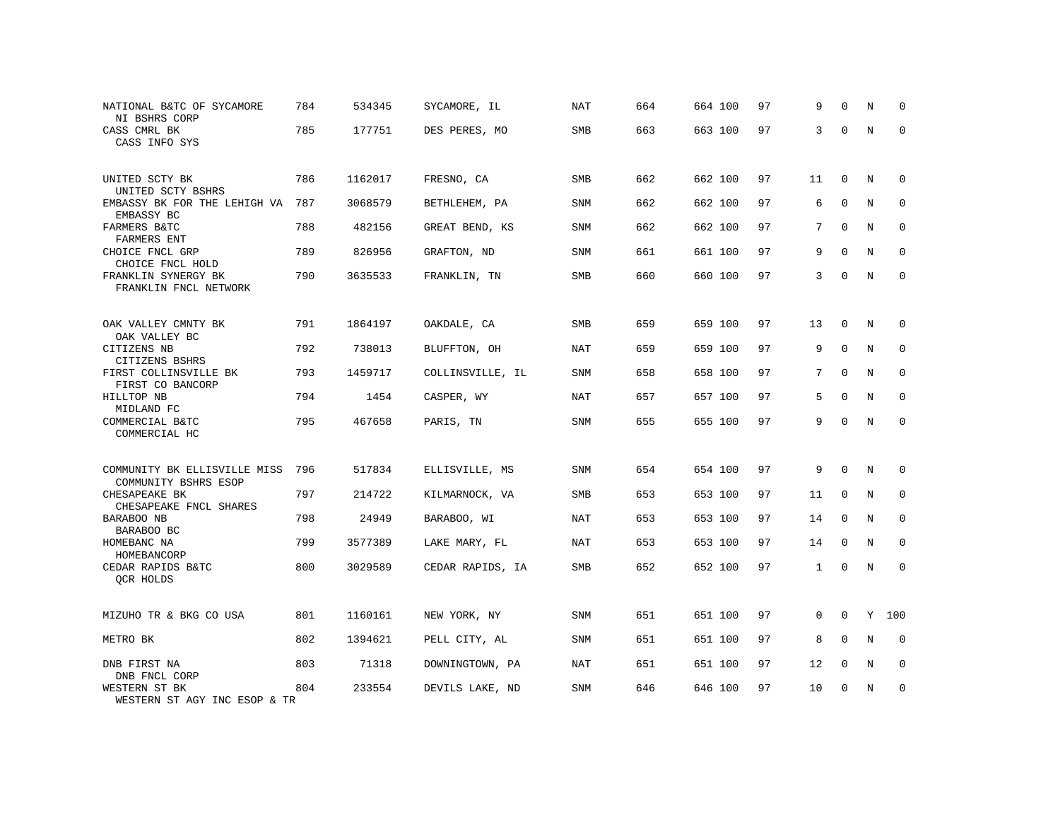| | | | | | | | | | | | | |
|---|---|---|---|---|---|---|---|---|---|---|---|---|
| NATIONAL B&TC OF SYCAMORE<br>NI BSHRS CORP | 784 | 534345 | SYCAMORE, IL | NAT | 664 | 664 | 100 | 97 | 9 | 0 | N | 0 |
| CASS CMRL BK<br>CASS INFO SYS | 785 | 177751 | DES PERES, MO | SMB | 663 | 663 | 100 | 97 | 3 | 0 | N | 0 |
| UNITED SCTY BK<br>UNITED SCTY BSHRS | 786 | 1162017 | FRESNO, CA | SMB | 662 | 662 | 100 | 97 | 11 | 0 | N | 0 |
| EMBASSY BK FOR THE LEHIGH VA<br>EMBASSY BC | 787 | 3068579 | BETHLEHEM, PA | SNM | 662 | 662 | 100 | 97 | 6 | 0 | N | 0 |
| FARMERS B&TC<br>FARMERS ENT | 788 | 482156 | GREAT BEND, KS | SNM | 662 | 662 | 100 | 97 | 7 | 0 | N | 0 |
| CHOICE FNCL GRP<br>CHOICE FNCL HOLD | 789 | 826956 | GRAFTON, ND | SNM | 661 | 661 | 100 | 97 | 9 | 0 | N | 0 |
| FRANKLIN SYNERGY BK<br>FRANKLIN FNCL NETWORK | 790 | 3635533 | FRANKLIN, TN | SMB | 660 | 660 | 100 | 97 | 3 | 0 | N | 0 |
| OAK VALLEY CMNTY BK<br>OAK VALLEY BC | 791 | 1864197 | OAKDALE, CA | SMB | 659 | 659 | 100 | 97 | 13 | 0 | N | 0 |
| CITIZENS NB<br>CITIZENS BSHRS | 792 | 738013 | BLUFFTON, OH | NAT | 659 | 659 | 100 | 97 | 9 | 0 | N | 0 |
| FIRST COLLINSVILLE BK<br>FIRST CO BANCORP | 793 | 1459717 | COLLINSVILLE, IL | SNM | 658 | 658 | 100 | 97 | 7 | 0 | N | 0 |
| HILLTOP NB<br>MIDLAND FC | 794 | 1454 | CASPER, WY | NAT | 657 | 657 | 100 | 97 | 5 | 0 | N | 0 |
| COMMERCIAL B&TC<br>COMMERCIAL HC | 795 | 467658 | PARIS, TN | SNM | 655 | 655 | 100 | 97 | 9 | 0 | N | 0 |
| COMMUNITY BK ELLISVILLE MISS<br>COMMUNITY BSHRS ESOP | 796 | 517834 | ELLISVILLE, MS | SNM | 654 | 654 | 100 | 97 | 9 | 0 | N | 0 |
| CHESAPEAKE BK<br>CHESAPEAKE FNCL SHARES | 797 | 214722 | KILMARNOCK, VA | SMB | 653 | 653 | 100 | 97 | 11 | 0 | N | 0 |
| BARABOO NB<br>BARABOO BC | 798 | 24949 | BARABOO, WI | NAT | 653 | 653 | 100 | 97 | 14 | 0 | N | 0 |
| HOMEBANC NA<br>HOMEBANCORP | 799 | 3577389 | LAKE MARY, FL | NAT | 653 | 653 | 100 | 97 | 14 | 0 | N | 0 |
| CEDAR RAPIDS B&TC<br>QCR HOLDS | 800 | 3029589 | CEDAR RAPIDS, IA | SMB | 652 | 652 | 100 | 97 | 1 | 0 | N | 0 |
| MIZUHO TR & BKG CO USA | 801 | 1160161 | NEW YORK, NY | SNM | 651 | 651 | 100 | 97 | 0 | 0 | Y | 100 |
| METRO BK | 802 | 1394621 | PELL CITY, AL | SNM | 651 | 651 | 100 | 97 | 8 | 0 | N | 0 |
| DNB FIRST NA<br>DNB FNCL CORP | 803 | 71318 | DOWNINGTOWN, PA | NAT | 651 | 651 | 100 | 97 | 12 | 0 | N | 0 |
| WESTERN ST BK<br>WESTERN ST AGY INC ESOP & TR | 804 | 233554 | DEVILS LAKE, ND | SNM | 646 | 646 | 100 | 97 | 10 | 0 | N | 0 |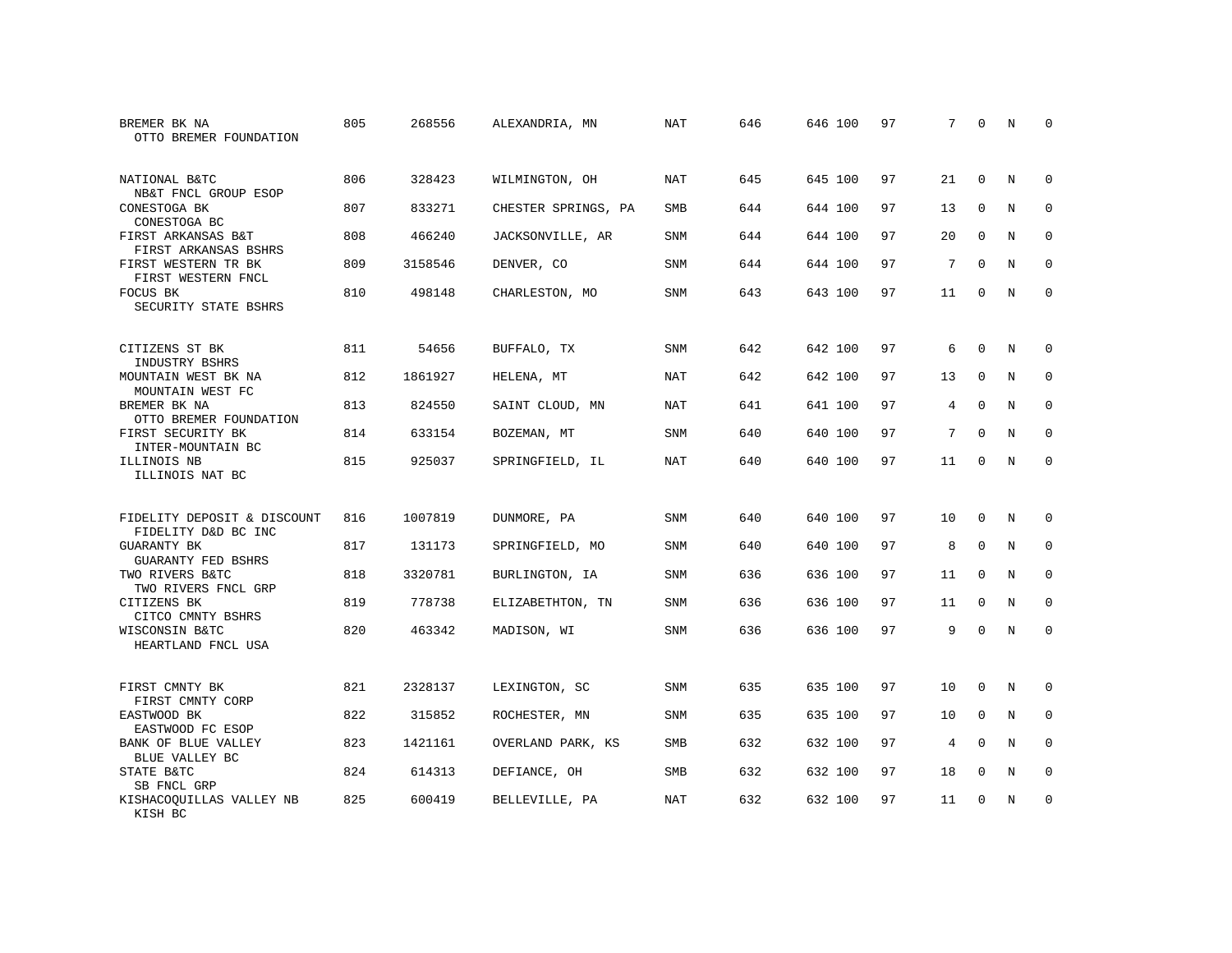| | | | | | | | | | | | | |
|---|---|---|---|---|---|---|---|---|---|---|---|---|
| BREMER BK NA<br>OTTO BREMER FOUNDATION | 805 | 268556 | ALEXANDRIA, MN | NAT | 646 | 646 | 100 | 97 | 7 | 0 | N | 0 |
| NATIONAL B&TC<br>NB&T FNCL GROUP ESOP | 806 | 328423 | WILMINGTON, OH | NAT | 645 | 645 | 100 | 97 | 21 | 0 | N | 0 |
| CONESTOGA BK<br>CONESTOGA BC | 807 | 833271 | CHESTER SPRINGS, PA | SMB | 644 | 644 | 100 | 97 | 13 | 0 | N | 0 |
| FIRST ARKANSAS B&T<br>FIRST ARKANSAS BSHRS | 808 | 466240 | JACKSONVILLE, AR | SNM | 644 | 644 | 100 | 97 | 20 | 0 | N | 0 |
| FIRST WESTERN TR BK<br>FIRST WESTERN FNCL | 809 | 3158546 | DENVER, CO | SNM | 644 | 644 | 100 | 97 | 7 | 0 | N | 0 |
| FOCUS BK<br>SECURITY STATE BSHRS | 810 | 498148 | CHARLESTON, MO | SNM | 643 | 643 | 100 | 97 | 11 | 0 | N | 0 |
| CITIZENS ST BK<br>INDUSTRY BSHRS | 811 | 54656 | BUFFALO, TX | SNM | 642 | 642 | 100 | 97 | 6 | 0 | N | 0 |
| MOUNTAIN WEST BK NA<br>MOUNTAIN WEST FC | 812 | 1861927 | HELENA, MT | NAT | 642 | 642 | 100 | 97 | 13 | 0 | N | 0 |
| BREMER BK NA<br>OTTO BREMER FOUNDATION | 813 | 824550 | SAINT CLOUD, MN | NAT | 641 | 641 | 100 | 97 | 4 | 0 | N | 0 |
| FIRST SECURITY BK<br>INTER-MOUNTAIN BC | 814 | 633154 | BOZEMAN, MT | SNM | 640 | 640 | 100 | 97 | 7 | 0 | N | 0 |
| ILLINOIS NB<br>ILLINOIS NAT BC | 815 | 925037 | SPRINGFIELD, IL | NAT | 640 | 640 | 100 | 97 | 11 | 0 | N | 0 |
| FIDELITY DEPOSIT & DISCOUNT<br>FIDELITY D&D BC INC | 816 | 1007819 | DUNMORE, PA | SNM | 640 | 640 | 100 | 97 | 10 | 0 | N | 0 |
| GUARANTY BK<br>GUARANTY FED BSHRS | 817 | 131173 | SPRINGFIELD, MO | SNM | 640 | 640 | 100 | 97 | 8 | 0 | N | 0 |
| TWO RIVERS B&TC<br>TWO RIVERS FNCL GRP | 818 | 3320781 | BURLINGTON, IA | SNM | 636 | 636 | 100 | 97 | 11 | 0 | N | 0 |
| CITIZENS BK<br>CITCO CMNTY BSHRS | 819 | 778738 | ELIZABETHTON, TN | SNM | 636 | 636 | 100 | 97 | 11 | 0 | N | 0 |
| WISCONSIN B&TC<br>HEARTLAND FNCL USA | 820 | 463342 | MADISON, WI | SNM | 636 | 636 | 100 | 97 | 9 | 0 | N | 0 |
| FIRST CMNTY BK<br>FIRST CMNTY CORP | 821 | 2328137 | LEXINGTON, SC | SNM | 635 | 635 | 100 | 97 | 10 | 0 | N | 0 |
| EASTWOOD BK<br>EASTWOOD FC ESOP | 822 | 315852 | ROCHESTER, MN | SNM | 635 | 635 | 100 | 97 | 10 | 0 | N | 0 |
| BANK OF BLUE VALLEY<br>BLUE VALLEY BC | 823 | 1421161 | OVERLAND PARK, KS | SMB | 632 | 632 | 100 | 97 | 4 | 0 | N | 0 |
| STATE B&TC<br>SB FNCL GRP | 824 | 614313 | DEFIANCE, OH | SMB | 632 | 632 | 100 | 97 | 18 | 0 | N | 0 |
| KISHACOQUILLAS VALLEY NB<br>KISH BC | 825 | 600419 | BELLEVILLE, PA | NAT | 632 | 632 | 100 | 97 | 11 | 0 | N | 0 |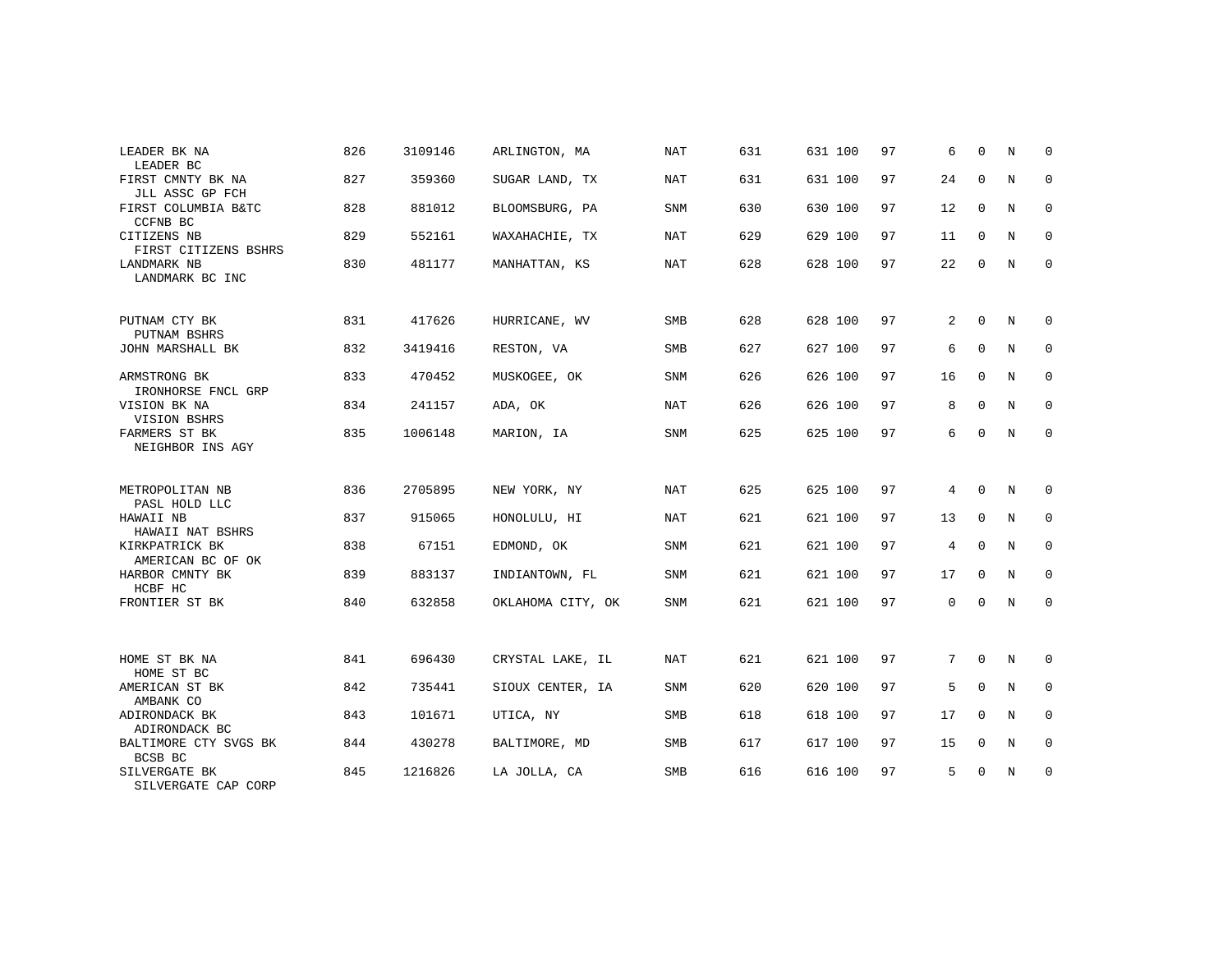| | | | | | | | | | | | | |
|---|---|---|---|---|---|---|---|---|---|---|---|---|
| LEADER BK NA<br>LEADER BC | 826 | 3109146 | ARLINGTON, MA | NAT | 631 | 631 | 100 | 97 | 6 | 0 | N | 0 |
| FIRST CMNTY BK NA<br>JLL ASSC GP FCH | 827 | 359360 | SUGAR LAND, TX | NAT | 631 | 631 | 100 | 97 | 24 | 0 | N | 0 |
| FIRST COLUMBIA B&TC<br>CCFNB BC | 828 | 881012 | BLOOMSBURG, PA | SNM | 630 | 630 | 100 | 97 | 12 | 0 | N | 0 |
| CITIZENS NB<br>FIRST CITIZENS BSHRS | 829 | 552161 | WAXAHACHIE, TX | NAT | 629 | 629 | 100 | 97 | 11 | 0 | N | 0 |
| LANDMARK NB<br>LANDMARK BC INC | 830 | 481177 | MANHATTAN, KS | NAT | 628 | 628 | 100 | 97 | 22 | 0 | N | 0 |
| PUTNAM CTY BK<br>PUTNAM BSHRS | 831 | 417626 | HURRICANE, WV | SMB | 628 | 628 | 100 | 97 | 2 | 0 | N | 0 |
| JOHN MARSHALL BK | 832 | 3419416 | RESTON, VA | SMB | 627 | 627 | 100 | 97 | 6 | 0 | N | 0 |
| ARMSTRONG BK<br>IRONHORSE FNCL GRP | 833 | 470452 | MUSKOGEE, OK | SNM | 626 | 626 | 100 | 97 | 16 | 0 | N | 0 |
| VISION BK NA<br>VISION BSHRS | 834 | 241157 | ADA, OK | NAT | 626 | 626 | 100 | 97 | 8 | 0 | N | 0 |
| FARMERS ST BK<br>NEIGHBOR INS AGY | 835 | 1006148 | MARION, IA | SNM | 625 | 625 | 100 | 97 | 6 | 0 | N | 0 |
| METROPOLITAN NB<br>PASL HOLD LLC | 836 | 2705895 | NEW YORK, NY | NAT | 625 | 625 | 100 | 97 | 4 | 0 | N | 0 |
| HAWAII NB<br>HAWAII NAT BSHRS | 837 | 915065 | HONOLULU, HI | NAT | 621 | 621 | 100 | 97 | 13 | 0 | N | 0 |
| KIRKPATRICK BK<br>AMERICAN BC OF OK | 838 | 67151 | EDMOND, OK | SNM | 621 | 621 | 100 | 97 | 4 | 0 | N | 0 |
| HARBOR CMNTY BK<br>HCBF HC | 839 | 883137 | INDIANTOWN, FL | SNM | 621 | 621 | 100 | 97 | 17 | 0 | N | 0 |
| FRONTIER ST BK | 840 | 632858 | OKLAHOMA CITY, OK | SNM | 621 | 621 | 100 | 97 | 0 | 0 | N | 0 |
| HOME ST BK NA<br>HOME ST BC | 841 | 696430 | CRYSTAL LAKE, IL | NAT | 621 | 621 | 100 | 97 | 7 | 0 | N | 0 |
| AMERICAN ST BK<br>AMBANK CO | 842 | 735441 | SIOUX CENTER, IA | SNM | 620 | 620 | 100 | 97 | 5 | 0 | N | 0 |
| ADIRONDACK BK<br>ADIRONDACK BC | 843 | 101671 | UTICA, NY | SMB | 618 | 618 | 100 | 97 | 17 | 0 | N | 0 |
| BALTIMORE CTY SVGS BK<br>BCSB BC | 844 | 430278 | BALTIMORE, MD | SMB | 617 | 617 | 100 | 97 | 15 | 0 | N | 0 |
| SILVERGATE BK<br>SILVERGATE CAP CORP | 845 | 1216826 | LA JOLLA, CA | SMB | 616 | 616 | 100 | 97 | 5 | 0 | N | 0 |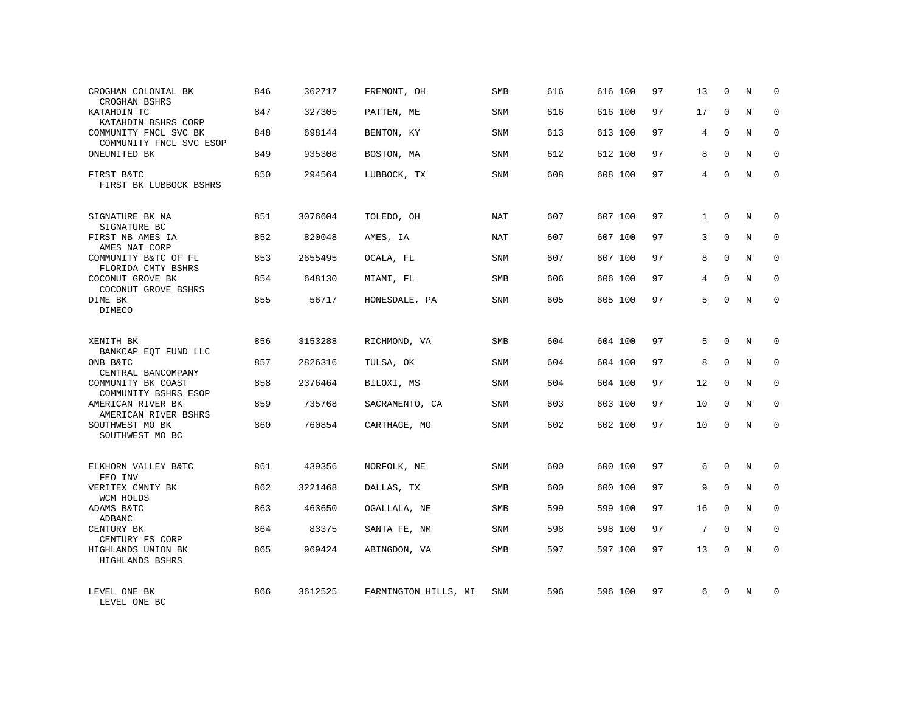| | | | | | | | | | | | |
|---|---|---|---|---|---|---|---|---|---|---|---|
| CROGHAN COLONIAL BK<br>CROGHAN BSHRS | 846 | 362717 | FREMONT, OH | SMB | 616 | 616 | 100 | 97 | 13 | 0 | N | 0 |
| KATAHDIN TC<br>KATAHDIN BSHRS CORP | 847 | 327305 | PATTEN, ME | SNM | 616 | 616 | 100 | 97 | 17 | 0 | N | 0 |
| COMMUNITY FNCL SVC BK<br>COMMUNITY FNCL SVC ESOP | 848 | 698144 | BENTON, KY | SNM | 613 | 613 | 100 | 97 | 4 | 0 | N | 0 |
| ONEUNITED BK | 849 | 935308 | BOSTON, MA | SNM | 612 | 612 | 100 | 97 | 8 | 0 | N | 0 |
| FIRST B&TC<br>FIRST BK LUBBOCK BSHRS | 850 | 294564 | LUBBOCK, TX | SNM | 608 | 608 | 100 | 97 | 4 | 0 | N | 0 |
| SIGNATURE BK NA<br>SIGNATURE BC | 851 | 3076604 | TOLEDO, OH | NAT | 607 | 607 | 100 | 97 | 1 | 0 | N | 0 |
| FIRST NB AMES IA<br>AMES NAT CORP | 852 | 820048 | AMES, IA | NAT | 607 | 607 | 100 | 97 | 3 | 0 | N | 0 |
| COMMUNITY B&TC OF FL<br>FLORIDA CMTY BSHRS | 853 | 2655495 | OCALA, FL | SNM | 607 | 607 | 100 | 97 | 8 | 0 | N | 0 |
| COCONUT GROVE BK<br>COCONUT GROVE BSHRS | 854 | 648130 | MIAMI, FL | SMB | 606 | 606 | 100 | 97 | 4 | 0 | N | 0 |
| DIME BK<br>DIMECO | 855 | 56717 | HONESDALE, PA | SNM | 605 | 605 | 100 | 97 | 5 | 0 | N | 0 |
| XENITH BK<br>BANKCAP EQT FUND LLC | 856 | 3153288 | RICHMOND, VA | SMB | 604 | 604 | 100 | 97 | 5 | 0 | N | 0 |
| ONB B&TC<br>CENTRAL BANCOMPANY | 857 | 2826316 | TULSA, OK | SNM | 604 | 604 | 100 | 97 | 8 | 0 | N | 0 |
| COMMUNITY BK COAST<br>COMMUNITY BSHRS ESOP | 858 | 2376464 | BILOXI, MS | SNM | 604 | 604 | 100 | 97 | 12 | 0 | N | 0 |
| AMERICAN RIVER BK<br>AMERICAN RIVER BSHRS | 859 | 735768 | SACRAMENTO, CA | SNM | 603 | 603 | 100 | 97 | 10 | 0 | N | 0 |
| SOUTHWEST MO BK<br>SOUTHWEST MO BC | 860 | 760854 | CARTHAGE, MO | SNM | 602 | 602 | 100 | 97 | 10 | 0 | N | 0 |
| ELKHORN VALLEY B&TC<br>FEO INV | 861 | 439356 | NORFOLK, NE | SNM | 600 | 600 | 100 | 97 | 6 | 0 | N | 0 |
| VERITEX CMNTY BK<br>WCM HOLDS | 862 | 3221468 | DALLAS, TX | SMB | 600 | 600 | 100 | 97 | 9 | 0 | N | 0 |
| ADAMS B&TC<br>ADBANC | 863 | 463650 | OGALLALA, NE | SMB | 599 | 599 | 100 | 97 | 16 | 0 | N | 0 |
| CENTURY BK<br>CENTURY FS CORP | 864 | 83375 | SANTA FE, NM | SNM | 598 | 598 | 100 | 97 | 7 | 0 | N | 0 |
| HIGHLANDS UNION BK<br>HIGHLANDS BSHRS | 865 | 969424 | ABINGDON, VA | SMB | 597 | 597 | 100 | 97 | 13 | 0 | N | 0 |
| LEVEL ONE BK<br>LEVEL ONE BC | 866 | 3612525 | FARMINGTON HILLS, MI | SNM | 596 | 596 | 100 | 97 | 6 | 0 | N | 0 |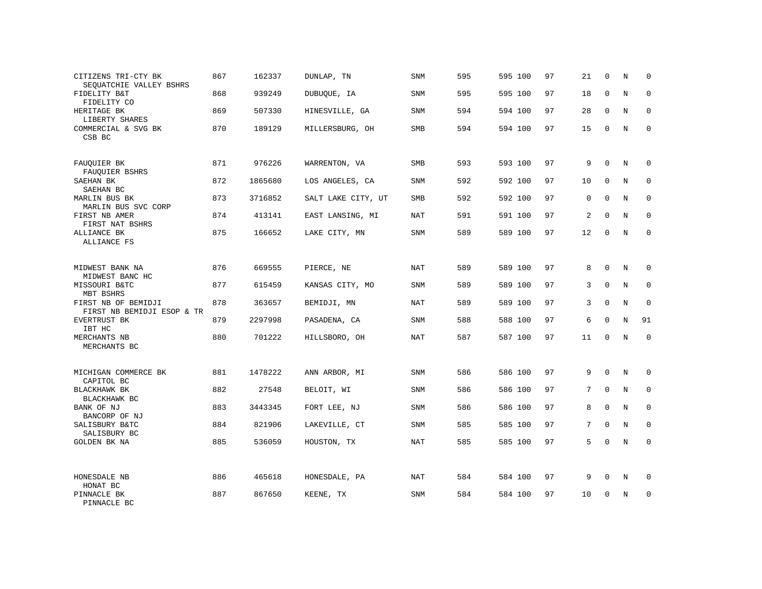| | | | | | | | | | | | | |
|---|---|---|---|---|---|---|---|---|---|---|---|---|
| CITIZENS TRI-CTY BK<br>SEQUATCHIE VALLEY BSHRS | 867 | 162337 | DUNLAP, TN | SNM | 595 | 595 | 100 | 97 | 21 | 0 | N | 0 |
| FIDELITY B&T<br>FIDELITY CO | 868 | 939249 | DUBUQUE, IA | SNM | 595 | 595 | 100 | 97 | 18 | 0 | N | 0 |
| HERITAGE BK<br>LIBERTY SHARES | 869 | 507330 | HINESVILLE, GA | SNM | 594 | 594 | 100 | 97 | 28 | 0 | N | 0 |
| COMMERCIAL & SVG BK<br>CSB BC | 870 | 189129 | MILLERSBURG, OH | SMB | 594 | 594 | 100 | 97 | 15 | 0 | N | 0 |
| FAUQUIER BK<br>FAUQUIER BSHRS | 871 | 976226 | WARRENTON, VA | SMB | 593 | 593 | 100 | 97 | 9 | 0 | N | 0 |
| SAEHAN BK<br>SAEHAN BC | 872 | 1865680 | LOS ANGELES, CA | SNM | 592 | 592 | 100 | 97 | 10 | 0 | N | 0 |
| MARLIN BUS BK<br>MARLIN BUS SVC CORP | 873 | 3716852 | SALT LAKE CITY, UT | SMB | 592 | 592 | 100 | 97 | 0 | 0 | N | 0 |
| FIRST NB AMER<br>FIRST NAT BSHRS | 874 | 413141 | EAST LANSING, MI | NAT | 591 | 591 | 100 | 97 | 2 | 0 | N | 0 |
| ALLIANCE BK<br>ALLIANCE FS | 875 | 166652 | LAKE CITY, MN | SNM | 589 | 589 | 100 | 97 | 12 | 0 | N | 0 |
| MIDWEST BANK NA<br>MIDWEST BANC HC | 876 | 669555 | PIERCE, NE | NAT | 589 | 589 | 100 | 97 | 8 | 0 | N | 0 |
| MISSOURI B&TC<br>MBT BSHRS | 877 | 615459 | KANSAS CITY, MO | SNM | 589 | 589 | 100 | 97 | 3 | 0 | N | 0 |
| FIRST NB OF BEMIDJI<br>FIRST NB BEMIDJI ESOP & TR | 878 | 363657 | BEMIDJI, MN | NAT | 589 | 589 | 100 | 97 | 3 | 0 | N | 0 |
| EVERTRUST BK<br>IBT HC | 879 | 2297998 | PASADENA, CA | SNM | 588 | 588 | 100 | 97 | 6 | 0 | N | 91 |
| MERCHANTS NB<br>MERCHANTS BC | 880 | 701222 | HILLSBORO, OH | NAT | 587 | 587 | 100 | 97 | 11 | 0 | N | 0 |
| MICHIGAN COMMERCE BK<br>CAPITOL BC | 881 | 1478222 | ANN ARBOR, MI | SNM | 586 | 586 | 100 | 97 | 9 | 0 | N | 0 |
| BLACKHAWK BK<br>BLACKHAWK BC | 882 | 27548 | BELOIT, WI | SNM | 586 | 586 | 100 | 97 | 7 | 0 | N | 0 |
| BANK OF NJ<br>BANCORP OF NJ | 883 | 3443345 | FORT LEE, NJ | SNM | 586 | 586 | 100 | 97 | 8 | 0 | N | 0 |
| SALISBURY B&TC<br>SALISBURY BC | 884 | 821906 | LAKEVILLE, CT | SNM | 585 | 585 | 100 | 97 | 7 | 0 | N | 0 |
| GOLDEN BK NA | 885 | 536059 | HOUSTON, TX | NAT | 585 | 585 | 100 | 97 | 5 | 0 | N | 0 |
| HONESDALE NB<br>HONAT BC | 886 | 465618 | HONESDALE, PA | NAT | 584 | 584 | 100 | 97 | 9 | 0 | N | 0 |
| PINNACLE BK<br>PINNACLE BC | 887 | 867650 | KEENE, TX | SNM | 584 | 584 | 100 | 97 | 10 | 0 | N | 0 |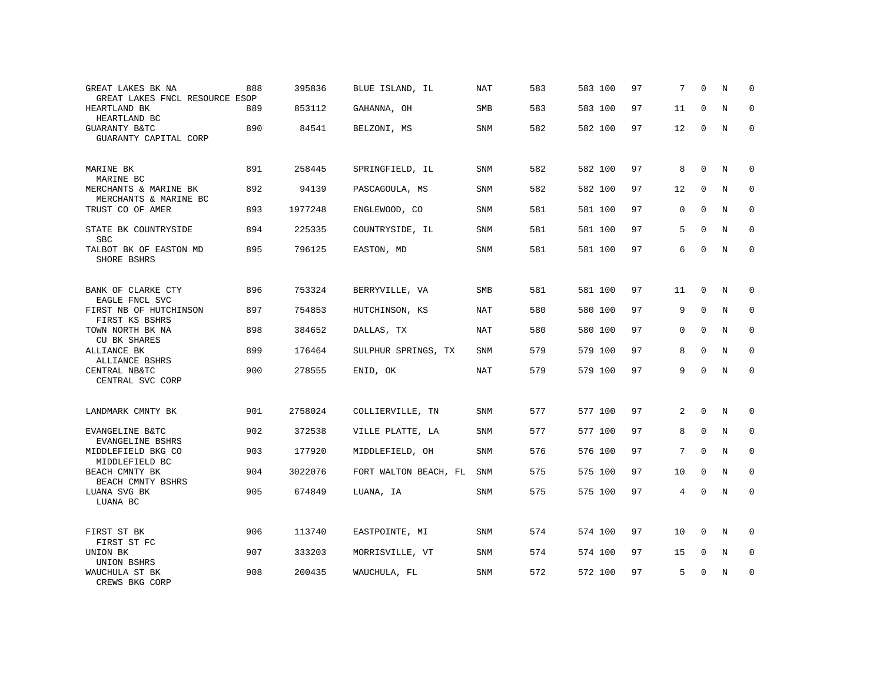| | | | | | | | | | | | | |
|---|---|---|---|---|---|---|---|---|---|---|---|---|
| GREAT LAKES BK NA<br>GREAT LAKES FNCL RESOURCE ESOP | 888 | 395836 | BLUE ISLAND, IL | NAT | 583 | 583 | 100 | 97 | 7 | 0 | N | 0 |
| HEARTLAND BK<br>HEARTLAND BC | 889 | 853112 | GAHANNA, OH | SMB | 583 | 583 | 100 | 97 | 11 | 0 | N | 0 |
| GUARANTY B&TC<br>GUARANTY CAPITAL CORP | 890 | 84541 | BELZONI, MS | SNM | 582 | 582 | 100 | 97 | 12 | 0 | N | 0 |
| MARINE BK<br>MARINE BC | 891 | 258445 | SPRINGFIELD, IL | SNM | 582 | 582 | 100 | 97 | 8 | 0 | N | 0 |
| MERCHANTS & MARINE BK<br>MERCHANTS & MARINE BC | 892 | 94139 | PASCAGOULA, MS | SNM | 582 | 582 | 100 | 97 | 12 | 0 | N | 0 |
| TRUST CO OF AMER | 893 | 1977248 | ENGLEWOOD, CO | SNM | 581 | 581 | 100 | 97 | 0 | 0 | N | 0 |
| STATE BK COUNTRYSIDE<br>SBC | 894 | 225335 | COUNTRYSIDE, IL | SNM | 581 | 581 | 100 | 97 | 5 | 0 | N | 0 |
| TALBOT BK OF EASTON MD<br>SHORE BSHRS | 895 | 796125 | EASTON, MD | SNM | 581 | 581 | 100 | 97 | 6 | 0 | N | 0 |
| BANK OF CLARKE CTY<br>EAGLE FNCL SVC | 896 | 753324 | BERRYVILLE, VA | SMB | 581 | 581 | 100 | 97 | 11 | 0 | N | 0 |
| FIRST NB OF HUTCHINSON<br>FIRST KS BSHRS | 897 | 754853 | HUTCHINSON, KS | NAT | 580 | 580 | 100 | 97 | 9 | 0 | N | 0 |
| TOWN NORTH BK NA<br>CU BK SHARES | 898 | 384652 | DALLAS, TX | NAT | 580 | 580 | 100 | 97 | 0 | 0 | N | 0 |
| ALLIANCE BK<br>ALLIANCE BSHRS | 899 | 176464 | SULPHUR SPRINGS, TX | SNM | 579 | 579 | 100 | 97 | 8 | 0 | N | 0 |
| CENTRAL NB&TC<br>CENTRAL SVC CORP | 900 | 278555 | ENID, OK | NAT | 579 | 579 | 100 | 97 | 9 | 0 | N | 0 |
| LANDMARK CMNTY BK | 901 | 2758024 | COLLIERVILLE, TN | SNM | 577 | 577 | 100 | 97 | 2 | 0 | N | 0 |
| EVANGELINE B&TC<br>EVANGELINE BSHRS | 902 | 372538 | VILLE PLATTE, LA | SNM | 577 | 577 | 100 | 97 | 8 | 0 | N | 0 |
| MIDDLEFIELD BKG CO<br>MIDDLEFIELD BC | 903 | 177920 | MIDDLEFIELD, OH | SNM | 576 | 576 | 100 | 97 | 7 | 0 | N | 0 |
| BEACH CMNTY BK<br>BEACH CMNTY BSHRS | 904 | 3022076 | FORT WALTON BEACH, FL | SNM | 575 | 575 | 100 | 97 | 10 | 0 | N | 0 |
| LUANA SVG BK<br>LUANA BC | 905 | 674849 | LUANA, IA | SNM | 575 | 575 | 100 | 97 | 4 | 0 | N | 0 |
| FIRST ST BK<br>FIRST ST FC | 906 | 113740 | EASTPOINTE, MI | SNM | 574 | 574 | 100 | 97 | 10 | 0 | N | 0 |
| UNION BK<br>UNION BSHRS | 907 | 333203 | MORRISVILLE, VT | SNM | 574 | 574 | 100 | 97 | 15 | 0 | N | 0 |
| WAUCHULA ST BK<br>CREWS BKG CORP | 908 | 200435 | WAUCHULA, FL | SNM | 572 | 572 | 100 | 97 | 5 | 0 | N | 0 |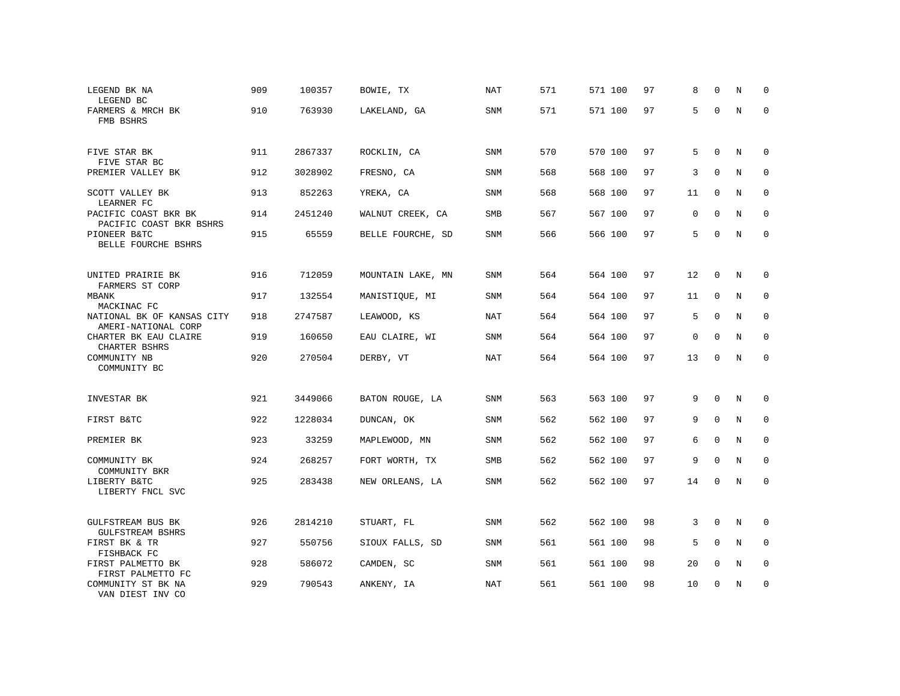| | | | | | | | | | | | | |
|---|---|---|---|---|---|---|---|---|---|---|---|---|
| LEGEND BK NA<br>LEGEND BC | 909 | 100357 | BOWIE, TX | NAT | 571 | 571 | 100 | 97 | 8 | 0 | N | 0 |
| FARMERS & MRCH BK<br>FMB BSHRS | 910 | 763930 | LAKELAND, GA | SNM | 571 | 571 | 100 | 97 | 5 | 0 | N | 0 |
| FIVE STAR BK<br>FIVE STAR BC | 911 | 2867337 | ROCKLIN, CA | SNM | 570 | 570 | 100 | 97 | 5 | 0 | N | 0 |
| PREMIER VALLEY BK | 912 | 3028902 | FRESNO, CA | SNM | 568 | 568 | 100 | 97 | 3 | 0 | N | 0 |
| SCOTT VALLEY BK<br>LEARNER FC | 913 | 852263 | YREKA, CA | SNM | 568 | 568 | 100 | 97 | 11 | 0 | N | 0 |
| PACIFIC COAST BKR BK<br>PACIFIC COAST BKR BSHRS | 914 | 2451240 | WALNUT CREEK, CA | SMB | 567 | 567 | 100 | 97 | 0 | 0 | N | 0 |
| PIONEER B&TC<br>BELLE FOURCHE BSHRS | 915 | 65559 | BELLE FOURCHE, SD | SNM | 566 | 566 | 100 | 97 | 5 | 0 | N | 0 |
| UNITED PRAIRIE BK<br>FARMERS ST CORP | 916 | 712059 | MOUNTAIN LAKE, MN | SNM | 564 | 564 | 100 | 97 | 12 | 0 | N | 0 |
| MBANK<br>MACKINAC FC | 917 | 132554 | MANISTIQUE, MI | SNM | 564 | 564 | 100 | 97 | 11 | 0 | N | 0 |
| NATIONAL BK OF KANSAS CITY<br>AMERI-NATIONAL CORP | 918 | 2747587 | LEAWOOD, KS | NAT | 564 | 564 | 100 | 97 | 5 | 0 | N | 0 |
| CHARTER BK EAU CLAIRE<br>CHARTER BSHRS | 919 | 160650 | EAU CLAIRE, WI | SNM | 564 | 564 | 100 | 97 | 0 | 0 | N | 0 |
| COMMUNITY NB<br>COMMUNITY BC | 920 | 270504 | DERBY, VT | NAT | 564 | 564 | 100 | 97 | 13 | 0 | N | 0 |
| INVESTAR BK | 921 | 3449066 | BATON ROUGE, LA | SNM | 563 | 563 | 100 | 97 | 9 | 0 | N | 0 |
| FIRST B&TC | 922 | 1228034 | DUNCAN, OK | SNM | 562 | 562 | 100 | 97 | 9 | 0 | N | 0 |
| PREMIER BK | 923 | 33259 | MAPLEWOOD, MN | SNM | 562 | 562 | 100 | 97 | 6 | 0 | N | 0 |
| COMMUNITY BK<br>COMMUNITY BKR | 924 | 268257 | FORT WORTH, TX | SMB | 562 | 562 | 100 | 97 | 9 | 0 | N | 0 |
| LIBERTY B&TC<br>LIBERTY FNCL SVC | 925 | 283438 | NEW ORLEANS, LA | SNM | 562 | 562 | 100 | 97 | 14 | 0 | N | 0 |
| GULFSTREAM BUS BK<br>GULFSTREAM BSHRS | 926 | 2814210 | STUART, FL | SNM | 562 | 562 | 100 | 98 | 3 | 0 | N | 0 |
| FIRST BK & TR<br>FISHBACK FC | 927 | 550756 | SIOUX FALLS, SD | SNM | 561 | 561 | 100 | 98 | 5 | 0 | N | 0 |
| FIRST PALMETTO BK<br>FIRST PALMETTO FC | 928 | 586072 | CAMDEN, SC | SNM | 561 | 561 | 100 | 98 | 20 | 0 | N | 0 |
| COMMUNITY ST BK NA<br>VAN DIEST INV CO | 929 | 790543 | ANKENY, IA | NAT | 561 | 561 | 100 | 98 | 10 | 0 | N | 0 |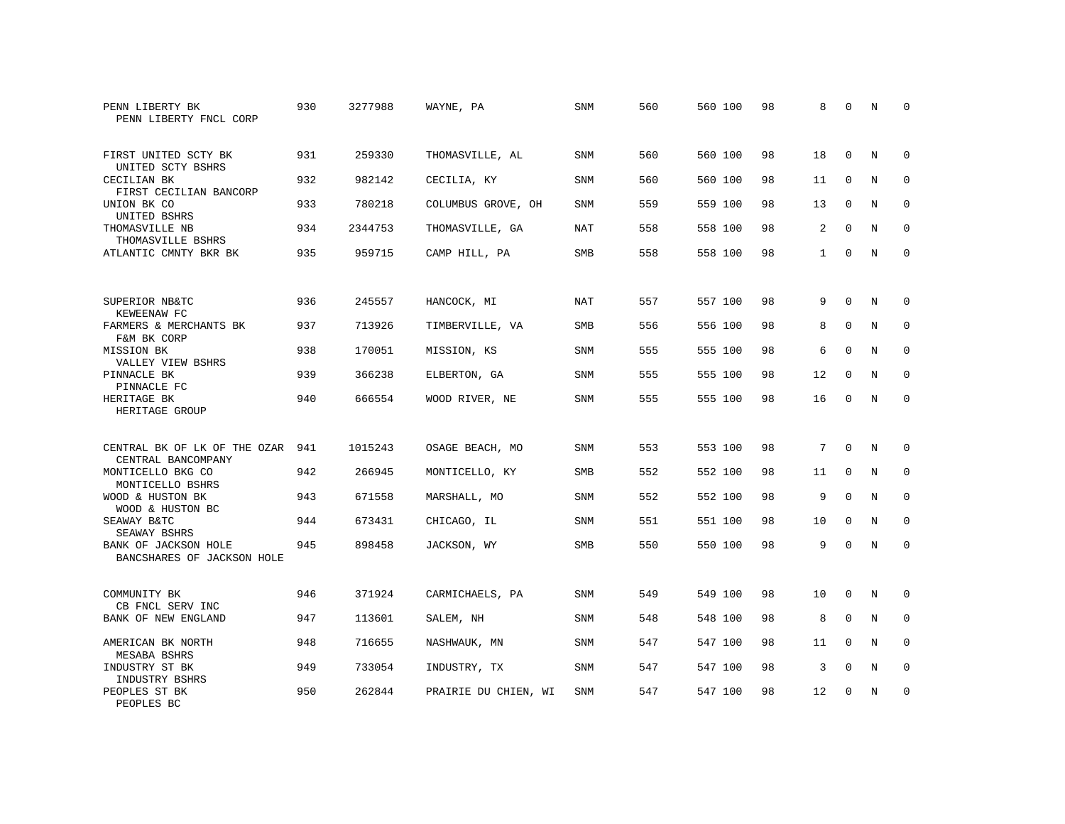| | | | | | | | | | | | | |
|---|---|---|---|---|---|---|---|---|---|---|---|---|
| PENN LIBERTY BK<br>PENN LIBERTY FNCL CORP | 930 | 3277988 | WAYNE, PA | SNM | 560 | 560 | 100 | 98 | 8 | 0 | N | 0 |
| FIRST UNITED SCTY BK<br>UNITED SCTY BSHRS | 931 | 259330 | THOMASVILLE, AL | SNM | 560 | 560 | 100 | 98 | 18 | 0 | N | 0 |
| CECILIAN BK<br>FIRST CECILIAN BANCORP | 932 | 982142 | CECILIA, KY | SNM | 560 | 560 | 100 | 98 | 11 | 0 | N | 0 |
| UNION BK CO<br>UNITED BSHRS | 933 | 780218 | COLUMBUS GROVE, OH | SNM | 559 | 559 | 100 | 98 | 13 | 0 | N | 0 |
| THOMASVILLE NB<br>THOMASVILLE BSHRS | 934 | 2344753 | THOMASVILLE, GA | NAT | 558 | 558 | 100 | 98 | 2 | 0 | N | 0 |
| ATLANTIC CMNTY BKR BK | 935 | 959715 | CAMP HILL, PA | SMB | 558 | 558 | 100 | 98 | 1 | 0 | N | 0 |
| SUPERIOR NB&TC<br>KEWEENAW FC | 936 | 245557 | HANCOCK, MI | NAT | 557 | 557 | 100 | 98 | 9 | 0 | N | 0 |
| FARMERS & MERCHANTS BK<br>F&M BK CORP | 937 | 713926 | TIMBERVILLE, VA | SMB | 556 | 556 | 100 | 98 | 8 | 0 | N | 0 |
| MISSION BK<br>VALLEY VIEW BSHRS | 938 | 170051 | MISSION, KS | SNM | 555 | 555 | 100 | 98 | 6 | 0 | N | 0 |
| PINNACLE BK<br>PINNACLE FC | 939 | 366238 | ELBERTON, GA | SNM | 555 | 555 | 100 | 98 | 12 | 0 | N | 0 |
| HERITAGE BK<br>HERITAGE GROUP | 940 | 666554 | WOOD RIVER, NE | SNM | 555 | 555 | 100 | 98 | 16 | 0 | N | 0 |
| CENTRAL BK OF LK OF THE OZAR<br>CENTRAL BANCOMPANY | 941 | 1015243 | OSAGE BEACH, MO | SNM | 553 | 553 | 100 | 98 | 7 | 0 | N | 0 |
| MONTICELLO BKG CO<br>MONTICELLO BSHRS | 942 | 266945 | MONTICELLO, KY | SMB | 552 | 552 | 100 | 98 | 11 | 0 | N | 0 |
| WOOD & HUSTON BK<br>WOOD & HUSTON BC | 943 | 671558 | MARSHALL, MO | SNM | 552 | 552 | 100 | 98 | 9 | 0 | N | 0 |
| SEAWAY B&TC<br>SEAWAY BSHRS | 944 | 673431 | CHICAGO, IL | SNM | 551 | 551 | 100 | 98 | 10 | 0 | N | 0 |
| BANK OF JACKSON HOLE<br>BANCSHARES OF JACKSON HOLE | 945 | 898458 | JACKSON, WY | SMB | 550 | 550 | 100 | 98 | 9 | 0 | N | 0 |
| COMMUNITY BK<br>CB FNCL SERV INC | 946 | 371924 | CARMICHAELS, PA | SNM | 549 | 549 | 100 | 98 | 10 | 0 | N | 0 |
| BANK OF NEW ENGLAND | 947 | 113601 | SALEM, NH | SNM | 548 | 548 | 100 | 98 | 8 | 0 | N | 0 |
| AMERICAN BK NORTH<br>MESABA BSHRS | 948 | 716655 | NASHWAUK, MN | SNM | 547 | 547 | 100 | 98 | 11 | 0 | N | 0 |
| INDUSTRY ST BK<br>INDUSTRY BSHRS | 949 | 733054 | INDUSTRY, TX | SNM | 547 | 547 | 100 | 98 | 3 | 0 | N | 0 |
| PEOPLES ST BK<br>PEOPLES BC | 950 | 262844 | PRAIRIE DU CHIEN, WI | SNM | 547 | 547 | 100 | 98 | 12 | 0 | N | 0 |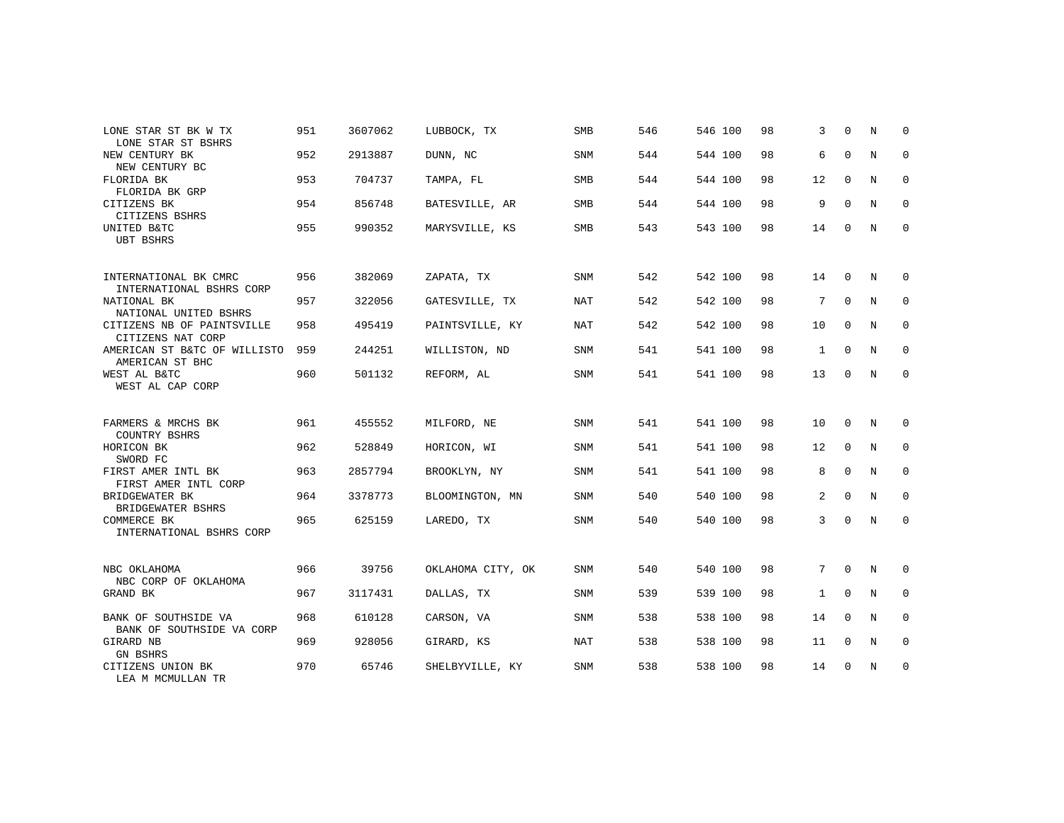| | | | | | | | | | | | | |
|---|---|---|---|---|---|---|---|---|---|---|---|---|
| LONE STAR ST BK W TX<br>LONE STAR ST BSHRS | 951 | 3607062 | LUBBOCK, TX | SMB | 546 | 546 | 100 | 98 | 3 | 0 | N | 0 |
| NEW CENTURY BK<br>NEW CENTURY BC | 952 | 2913887 | DUNN, NC | SNM | 544 | 544 | 100 | 98 | 6 | 0 | N | 0 |
| FLORIDA BK<br>FLORIDA BK GRP | 953 | 704737 | TAMPA, FL | SMB | 544 | 544 | 100 | 98 | 12 | 0 | N | 0 |
| CITIZENS BK<br>CITIZENS BSHRS | 954 | 856748 | BATESVILLE, AR | SMB | 544 | 544 | 100 | 98 | 9 | 0 | N | 0 |
| UNITED B&TC<br>UBT BSHRS | 955 | 990352 | MARYSVILLE, KS | SMB | 543 | 543 | 100 | 98 | 14 | 0 | N | 0 |
| INTERNATIONAL BK CMRC<br>INTERNATIONAL BSHRS CORP | 956 | 382069 | ZAPATA, TX | SNM | 542 | 542 | 100 | 98 | 14 | 0 | N | 0 |
| NATIONAL BK<br>NATIONAL UNITED BSHRS | 957 | 322056 | GATESVILLE, TX | NAT | 542 | 542 | 100 | 98 | 7 | 0 | N | 0 |
| CITIZENS NB OF PAINTSVILLE<br>CITIZENS NAT CORP | 958 | 495419 | PAINTSVILLE, KY | NAT | 542 | 542 | 100 | 98 | 10 | 0 | N | 0 |
| AMERICAN ST B&TC OF WILLISTO<br>AMERICAN ST BHC | 959 | 244251 | WILLISTON, ND | SNM | 541 | 541 | 100 | 98 | 1 | 0 | N | 0 |
| WEST AL B&TC<br>WEST AL CAP CORP | 960 | 501132 | REFORM, AL | SNM | 541 | 541 | 100 | 98 | 13 | 0 | N | 0 |
| FARMERS & MRCHS BK<br>COUNTRY BSHRS | 961 | 455552 | MILFORD, NE | SNM | 541 | 541 | 100 | 98 | 10 | 0 | N | 0 |
| HORICON BK<br>SWORD FC | 962 | 528849 | HORICON, WI | SNM | 541 | 541 | 100 | 98 | 12 | 0 | N | 0 |
| FIRST AMER INTL BK<br>FIRST AMER INTL CORP | 963 | 2857794 | BROOKLYN, NY | SNM | 541 | 541 | 100 | 98 | 8 | 0 | N | 0 |
| BRIDGEWATER BK<br>BRIDGEWATER BSHRS | 964 | 3378773 | BLOOMINGTON, MN | SNM | 540 | 540 | 100 | 98 | 2 | 0 | N | 0 |
| COMMERCE BK<br>INTERNATIONAL BSHRS CORP | 965 | 625159 | LAREDO, TX | SNM | 540 | 540 | 100 | 98 | 3 | 0 | N | 0 |
| NBC OKLAHOMA<br>NBC CORP OF OKLAHOMA | 966 | 39756 | OKLAHOMA CITY, OK | SNM | 540 | 540 | 100 | 98 | 7 | 0 | N | 0 |
| GRAND BK | 967 | 3117431 | DALLAS, TX | SNM | 539 | 539 | 100 | 98 | 1 | 0 | N | 0 |
| BANK OF SOUTHSIDE VA<br>BANK OF SOUTHSIDE VA CORP | 968 | 610128 | CARSON, VA | SNM | 538 | 538 | 100 | 98 | 14 | 0 | N | 0 |
| GIRARD NB<br>GN BSHRS | 969 | 928056 | GIRARD, KS | NAT | 538 | 538 | 100 | 98 | 11 | 0 | N | 0 |
| CITIZENS UNION BK<br>LEA M MCMULLAN TR | 970 | 65746 | SHELBYVILLE, KY | SNM | 538 | 538 | 100 | 98 | 14 | 0 | N | 0 |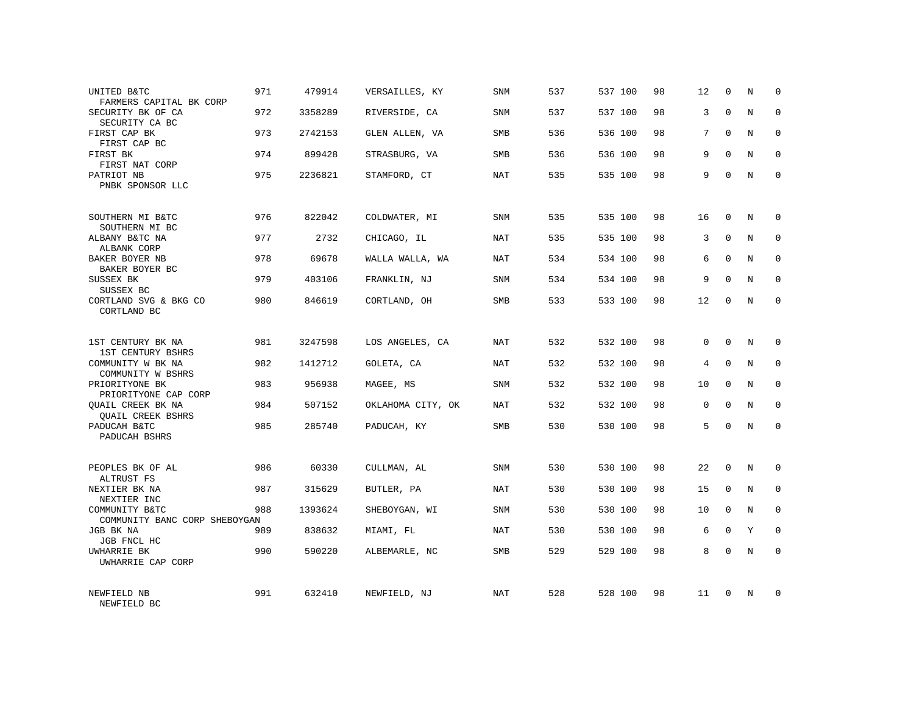| | | | | | | | | | | | | |
|---|---|---|---|---|---|---|---|---|---|---|---|---|
| UNITED B&TC<br>FARMERS CAPITAL BK CORP | 971 | 479914 | VERSAILLES, KY | SNM | 537 | 537 | 100 | 98 | 12 | 0 | N | 0 |
| SECURITY BK OF CA<br>SECURITY CA BC | 972 | 3358289 | RIVERSIDE, CA | SNM | 537 | 537 | 100 | 98 | 3 | 0 | N | 0 |
| FIRST CAP BK<br>FIRST CAP BC | 973 | 2742153 | GLEN ALLEN, VA | SMB | 536 | 536 | 100 | 98 | 7 | 0 | N | 0 |
| FIRST BK<br>FIRST NAT CORP | 974 | 899428 | STRASBURG, VA | SMB | 536 | 536 | 100 | 98 | 9 | 0 | N | 0 |
| PATRIOT NB<br>PNBK SPONSOR LLC | 975 | 2236821 | STAMFORD, CT | NAT | 535 | 535 | 100 | 98 | 9 | 0 | N | 0 |
| SOUTHERN MI B&TC<br>SOUTHERN MI BC | 976 | 822042 | COLDWATER, MI | SNM | 535 | 535 | 100 | 98 | 16 | 0 | N | 0 |
| ALBANY B&TC NA<br>ALBANK CORP | 977 | 2732 | CHICAGO, IL | NAT | 535 | 535 | 100 | 98 | 3 | 0 | N | 0 |
| BAKER BOYER NB<br>BAKER BOYER BC | 978 | 69678 | WALLA WALLA, WA | NAT | 534 | 534 | 100 | 98 | 6 | 0 | N | 0 |
| SUSSEX BK<br>SUSSEX BC | 979 | 403106 | FRANKLIN, NJ | SNM | 534 | 534 | 100 | 98 | 9 | 0 | N | 0 |
| CORTLAND SVG & BKG CO<br>CORTLAND BC | 980 | 846619 | CORTLAND, OH | SMB | 533 | 533 | 100 | 98 | 12 | 0 | N | 0 |
| 1ST CENTURY BK NA<br>1ST CENTURY BSHRS | 981 | 3247598 | LOS ANGELES, CA | NAT | 532 | 532 | 100 | 98 | 0 | 0 | N | 0 |
| COMMUNITY W BK NA<br>COMMUNITY W BSHRS | 982 | 1412712 | GOLETA, CA | NAT | 532 | 532 | 100 | 98 | 4 | 0 | N | 0 |
| PRIORITYONE BK<br>PRIORITYONE CAP CORP | 983 | 956938 | MAGEE, MS | SNM | 532 | 532 | 100 | 98 | 10 | 0 | N | 0 |
| QUAIL CREEK BK NA<br>QUAIL CREEK BSHRS | 984 | 507152 | OKLAHOMA CITY, OK | NAT | 532 | 532 | 100 | 98 | 0 | 0 | N | 0 |
| PADUCAH B&TC<br>PADUCAH BSHRS | 985 | 285740 | PADUCAH, KY | SMB | 530 | 530 | 100 | 98 | 5 | 0 | N | 0 |
| PEOPLES BK OF AL<br>ALTRUST FS | 986 | 60330 | CULLMAN, AL | SNM | 530 | 530 | 100 | 98 | 22 | 0 | N | 0 |
| NEXTIER BK NA<br>NEXTIER INC | 987 | 315629 | BUTLER, PA | NAT | 530 | 530 | 100 | 98 | 15 | 0 | N | 0 |
| COMMUNITY B&TC<br>COMMUNITY BANC CORP SHEBOYGAN | 988 | 1393624 | SHEBOYGAN, WI | SNM | 530 | 530 | 100 | 98 | 10 | 0 | N | 0 |
| JGB BK NA<br>JGB FNCL HC | 989 | 838632 | MIAMI, FL | NAT | 530 | 530 | 100 | 98 | 6 | 0 | Y | 0 |
| UWHARRIE BK<br>UWHARRIE CAP CORP | 990 | 590220 | ALBEMARLE, NC | SMB | 529 | 529 | 100 | 98 | 8 | 0 | N | 0 |
| NEWFIELD NB<br>NEWFIELD BC | 991 | 632410 | NEWFIELD, NJ | NAT | 528 | 528 | 100 | 98 | 11 | 0 | N | 0 |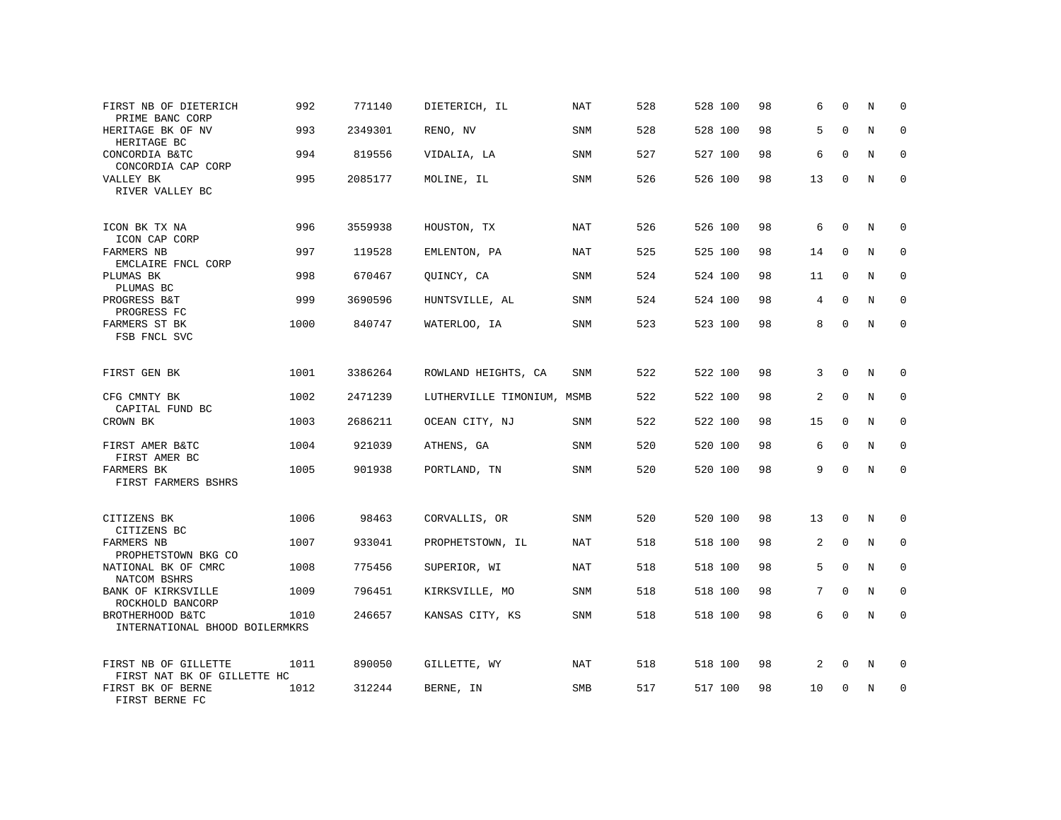| | | | | | | | | | | | | |
|---|---|---|---|---|---|---|---|---|---|---|---|---|
| FIRST NB OF DIETERICH<br>PRIME BANC CORP | 992 | 771140 | DIETERICH, IL | NAT | 528 | 528 | 100 | 98 | 6 | 0 | N | 0 |
| HERITAGE BK OF NV<br>HERITAGE BC | 993 | 2349301 | RENO, NV | SNM | 528 | 528 | 100 | 98 | 5 | 0 | N | 0 |
| CONCORDIA B&TC<br>CONCORDIA CAP CORP | 994 | 819556 | VIDALIA, LA | SNM | 527 | 527 | 100 | 98 | 6 | 0 | N | 0 |
| VALLEY BK<br>RIVER VALLEY BC | 995 | 2085177 | MOLINE, IL | SNM | 526 | 526 | 100 | 98 | 13 | 0 | N | 0 |
| ICON BK TX NA<br>ICON CAP CORP | 996 | 3559938 | HOUSTON, TX | NAT | 526 | 526 | 100 | 98 | 6 | 0 | N | 0 |
| FARMERS NB<br>EMCLAIRE FNCL CORP | 997 | 119528 | EMLENTON, PA | NAT | 525 | 525 | 100 | 98 | 14 | 0 | N | 0 |
| PLUMAS BK<br>PLUMAS BC | 998 | 670467 | QUINCY, CA | SNM | 524 | 524 | 100 | 98 | 11 | 0 | N | 0 |
| PROGRESS B&T<br>PROGRESS FC | 999 | 3690596 | HUNTSVILLE, AL | SNM | 524 | 524 | 100 | 98 | 4 | 0 | N | 0 |
| FARMERS ST BK<br>FSB FNCL SVC | 1000 | 840747 | WATERLOO, IA | SNM | 523 | 523 | 100 | 98 | 8 | 0 | N | 0 |
| FIRST GEN BK | 1001 | 3386264 | ROWLAND HEIGHTS, CA | SNM | 522 | 522 | 100 | 98 | 3 | 0 | N | 0 |
| CFG CMNTY BK<br>CAPITAL FUND BC | 1002 | 2471239 | LUTHERVILLE TIMONIUM, MS | SMB | 522 | 522 | 100 | 98 | 2 | 0 | N | 0 |
| CROWN BK | 1003 | 2686211 | OCEAN CITY, NJ | SNM | 522 | 522 | 100 | 98 | 15 | 0 | N | 0 |
| FIRST AMER B&TC<br>FIRST AMER BC | 1004 | 921039 | ATHENS, GA | SNM | 520 | 520 | 100 | 98 | 6 | 0 | N | 0 |
| FARMERS BK<br>FIRST FARMERS BSHRS | 1005 | 901938 | PORTLAND, TN | SNM | 520 | 520 | 100 | 98 | 9 | 0 | N | 0 |
| CITIZENS BK<br>CITIZENS BC | 1006 | 98463 | CORVALLIS, OR | SNM | 520 | 520 | 100 | 98 | 13 | 0 | N | 0 |
| FARMERS NB<br>PROPHETSTOWN BKG CO | 1007 | 933041 | PROPHETSTOWN, IL | NAT | 518 | 518 | 100 | 98 | 2 | 0 | N | 0 |
| NATIONAL BK OF CMRC<br>NATCOM BSHRS | 1008 | 775456 | SUPERIOR, WI | NAT | 518 | 518 | 100 | 98 | 5 | 0 | N | 0 |
| BANK OF KIRKSVILLE<br>ROCKHOLD BANCORP | 1009 | 796451 | KIRKSVILLE, MO | SNM | 518 | 518 | 100 | 98 | 7 | 0 | N | 0 |
| BROTHERHOOD B&TC<br>INTERNATIONAL BHOOD BOILERMKRS | 1010 | 246657 | KANSAS CITY, KS | SNM | 518 | 518 | 100 | 98 | 6 | 0 | N | 0 |
| FIRST NB OF GILLETTE<br>FIRST NAT BK OF GILLETTE HC | 1011 | 890050 | GILLETTE, WY | NAT | 518 | 518 | 100 | 98 | 2 | 0 | N | 0 |
| FIRST BK OF BERNE<br>FIRST BERNE FC | 1012 | 312244 | BERNE, IN | SMB | 517 | 517 | 100 | 98 | 10 | 0 | N | 0 |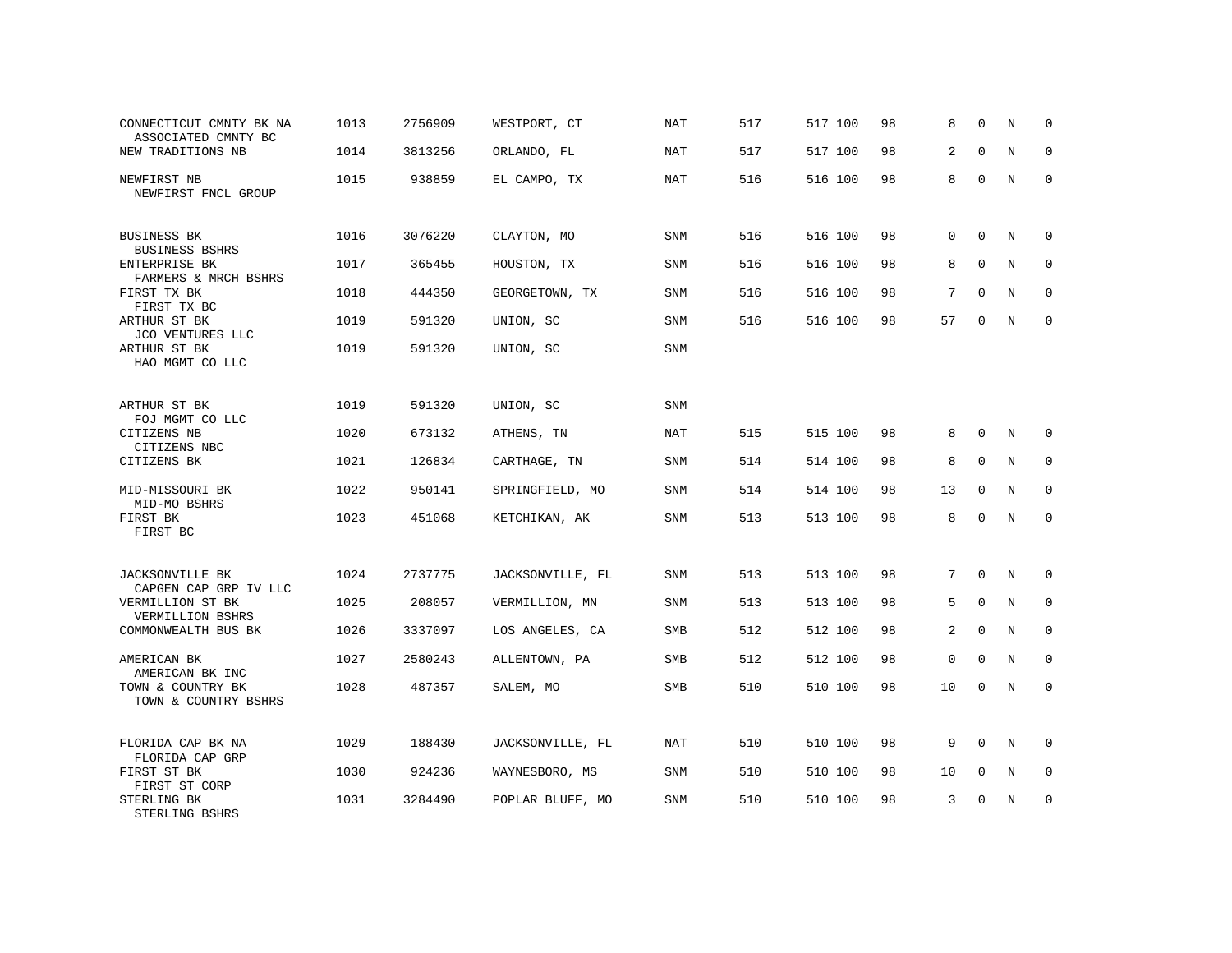| | | | | | | | | | | | | |
|---|---|---|---|---|---|---|---|---|---|---|---|---|
| CONNECTICUT CMNTY BK NA<br>ASSOCIATED CMNTY BC | 1013 | 2756909 | WESTPORT, CT | NAT | 517 | 517 | 100 | 98 | 8 | 0 | N | 0 |
| NEW TRADITIONS NB | 1014 | 3813256 | ORLANDO, FL | NAT | 517 | 517 | 100 | 98 | 2 | 0 | N | 0 |
| NEWFIRST NB<br>NEWFIRST FNCL GROUP | 1015 | 938859 | EL CAMPO, TX | NAT | 516 | 516 | 100 | 98 | 8 | 0 | N | 0 |
| BUSINESS BK<br>BUSINESS BSHRS | 1016 | 3076220 | CLAYTON, MO | SNM | 516 | 516 | 100 | 98 | 0 | 0 | N | 0 |
| ENTERPRISE BK<br>FARMERS & MRCH BSHRS | 1017 | 365455 | HOUSTON, TX | SNM | 516 | 516 | 100 | 98 | 8 | 0 | N | 0 |
| FIRST TX BK<br>FIRST TX BC | 1018 | 444350 | GEORGETOWN, TX | SNM | 516 | 516 | 100 | 98 | 7 | 0 | N | 0 |
| ARTHUR ST BK<br>JCO VENTURES LLC | 1019 | 591320 | UNION, SC | SNM | 516 | 516 | 100 | 98 | 57 | 0 | N | 0 |
| ARTHUR ST BK<br>HAO MGMT CO LLC | 1019 | 591320 | UNION, SC | SNM | | | | | | | | |
| ARTHUR ST BK<br>FOJ MGMT CO LLC | 1019 | 591320 | UNION, SC | SNM | | | | | | | | |
| CITIZENS NB<br>CITIZENS NBC | 1020 | 673132 | ATHENS, TN | NAT | 515 | 515 | 100 | 98 | 8 | 0 | N | 0 |
| CITIZENS BK | 1021 | 126834 | CARTHAGE, TN | SNM | 514 | 514 | 100 | 98 | 8 | 0 | N | 0 |
| MID-MISSOURI BK<br>MID-MO BSHRS | 1022 | 950141 | SPRINGFIELD, MO | SNM | 514 | 514 | 100 | 98 | 13 | 0 | N | 0 |
| FIRST BK<br>FIRST BC | 1023 | 451068 | KETCHIKAN, AK | SNM | 513 | 513 | 100 | 98 | 8 | 0 | N | 0 |
| JACKSONVILLE BK<br>CAPGEN CAP GRP IV LLC | 1024 | 2737775 | JACKSONVILLE, FL | SNM | 513 | 513 | 100 | 98 | 7 | 0 | N | 0 |
| VERMILLION ST BK<br>VERMILLION BSHRS | 1025 | 208057 | VERMILLION, MN | SNM | 513 | 513 | 100 | 98 | 5 | 0 | N | 0 |
| COMMONWEALTH BUS BK | 1026 | 3337097 | LOS ANGELES, CA | SMB | 512 | 512 | 100 | 98 | 2 | 0 | N | 0 |
| AMERICAN BK<br>AMERICAN BK INC | 1027 | 2580243 | ALLENTOWN, PA | SMB | 512 | 512 | 100 | 98 | 0 | 0 | N | 0 |
| TOWN & COUNTRY BK<br>TOWN & COUNTRY BSHRS | 1028 | 487357 | SALEM, MO | SMB | 510 | 510 | 100 | 98 | 10 | 0 | N | 0 |
| FLORIDA CAP BK NA<br>FLORIDA CAP GRP | 1029 | 188430 | JACKSONVILLE, FL | NAT | 510 | 510 | 100 | 98 | 9 | 0 | N | 0 |
| FIRST ST BK<br>FIRST ST CORP | 1030 | 924236 | WAYNESBORO, MS | SNM | 510 | 510 | 100 | 98 | 10 | 0 | N | 0 |
| STERLING BK<br>STERLING BSHRS | 1031 | 3284490 | POPLAR BLUFF, MO | SNM | 510 | 510 | 100 | 98 | 3 | 0 | N | 0 |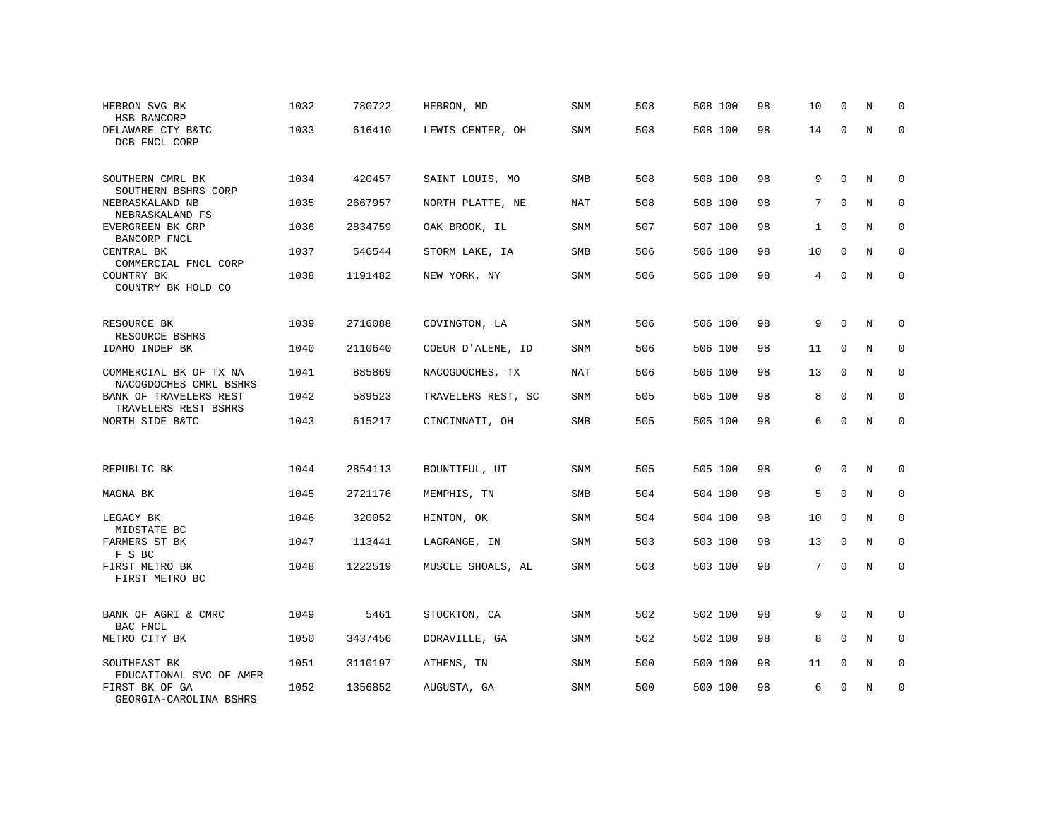| | | | | | | | | | | | | |
|---|---|---|---|---|---|---|---|---|---|---|---|---|
| HEBRON SVG BK<br>HSB BANCORP | 1032 | 780722 | HEBRON, MD | SNM | 508 | 508 | 100 | 98 | 10 | 0 | N | 0 |
| DELAWARE CTY B&TC<br>DCB FNCL CORP | 1033 | 616410 | LEWIS CENTER, OH | SNM | 508 | 508 | 100 | 98 | 14 | 0 | N | 0 |
| SOUTHERN CMRL BK<br>SOUTHERN BSHRS CORP | 1034 | 420457 | SAINT LOUIS, MO | SMB | 508 | 508 | 100 | 98 | 9 | 0 | N | 0 |
| NEBRASKALAND NB<br>NEBRASKALAND FS | 1035 | 2667957 | NORTH PLATTE, NE | NAT | 508 | 508 | 100 | 98 | 7 | 0 | N | 0 |
| EVERGREEN BK GRP<br>BANCORP FNCL | 1036 | 2834759 | OAK BROOK, IL | SNM | 507 | 507 | 100 | 98 | 1 | 0 | N | 0 |
| CENTRAL BK<br>COMMERCIAL FNCL CORP | 1037 | 546544 | STORM LAKE, IA | SMB | 506 | 506 | 100 | 98 | 10 | 0 | N | 0 |
| COUNTRY BK<br>COUNTRY BK HOLD CO | 1038 | 1191482 | NEW YORK, NY | SNM | 506 | 506 | 100 | 98 | 4 | 0 | N | 0 |
| RESOURCE BK<br>RESOURCE BSHRS | 1039 | 2716088 | COVINGTON, LA | SNM | 506 | 506 | 100 | 98 | 9 | 0 | N | 0 |
| IDAHO INDEP BK | 1040 | 2110640 | COEUR D'ALENE, ID | SNM | 506 | 506 | 100 | 98 | 11 | 0 | N | 0 |
| COMMERCIAL BK OF TX NA<br>NACOGDOCHES CMRL BSHRS | 1041 | 885869 | NACOGDOCHES, TX | NAT | 506 | 506 | 100 | 98 | 13 | 0 | N | 0 |
| BANK OF TRAVELERS REST<br>TRAVELERS REST BSHRS | 1042 | 589523 | TRAVELERS REST, SC | SNM | 505 | 505 | 100 | 98 | 8 | 0 | N | 0 |
| NORTH SIDE B&TC | 1043 | 615217 | CINCINNATI, OH | SMB | 505 | 505 | 100 | 98 | 6 | 0 | N | 0 |
| REPUBLIC BK | 1044 | 2854113 | BOUNTIFUL, UT | SNM | 505 | 505 | 100 | 98 | 0 | 0 | N | 0 |
| MAGNA BK | 1045 | 2721176 | MEMPHIS, TN | SMB | 504 | 504 | 100 | 98 | 5 | 0 | N | 0 |
| LEGACY BK<br>MIDSTATE BC | 1046 | 320052 | HINTON, OK | SNM | 504 | 504 | 100 | 98 | 10 | 0 | N | 0 |
| FARMERS ST BK<br>F S BC | 1047 | 113441 | LAGRANGE, IN | SNM | 503 | 503 | 100 | 98 | 13 | 0 | N | 0 |
| FIRST METRO BK<br>FIRST METRO BC | 1048 | 1222519 | MUSCLE SHOALS, AL | SNM | 503 | 503 | 100 | 98 | 7 | 0 | N | 0 |
| BANK OF AGRI & CMRC<br>BAC FNCL | 1049 | 5461 | STOCKTON, CA | SNM | 502 | 502 | 100 | 98 | 9 | 0 | N | 0 |
| METRO CITY BK | 1050 | 3437456 | DORAVILLE, GA | SNM | 502 | 502 | 100 | 98 | 8 | 0 | N | 0 |
| SOUTHEAST BK<br>EDUCATIONAL SVC OF AMER | 1051 | 3110197 | ATHENS, TN | SNM | 500 | 500 | 100 | 98 | 11 | 0 | N | 0 |
| FIRST BK OF GA<br>GEORGIA-CAROLINA BSHRS | 1052 | 1356852 | AUGUSTA, GA | SNM | 500 | 500 | 100 | 98 | 6 | 0 | N | 0 |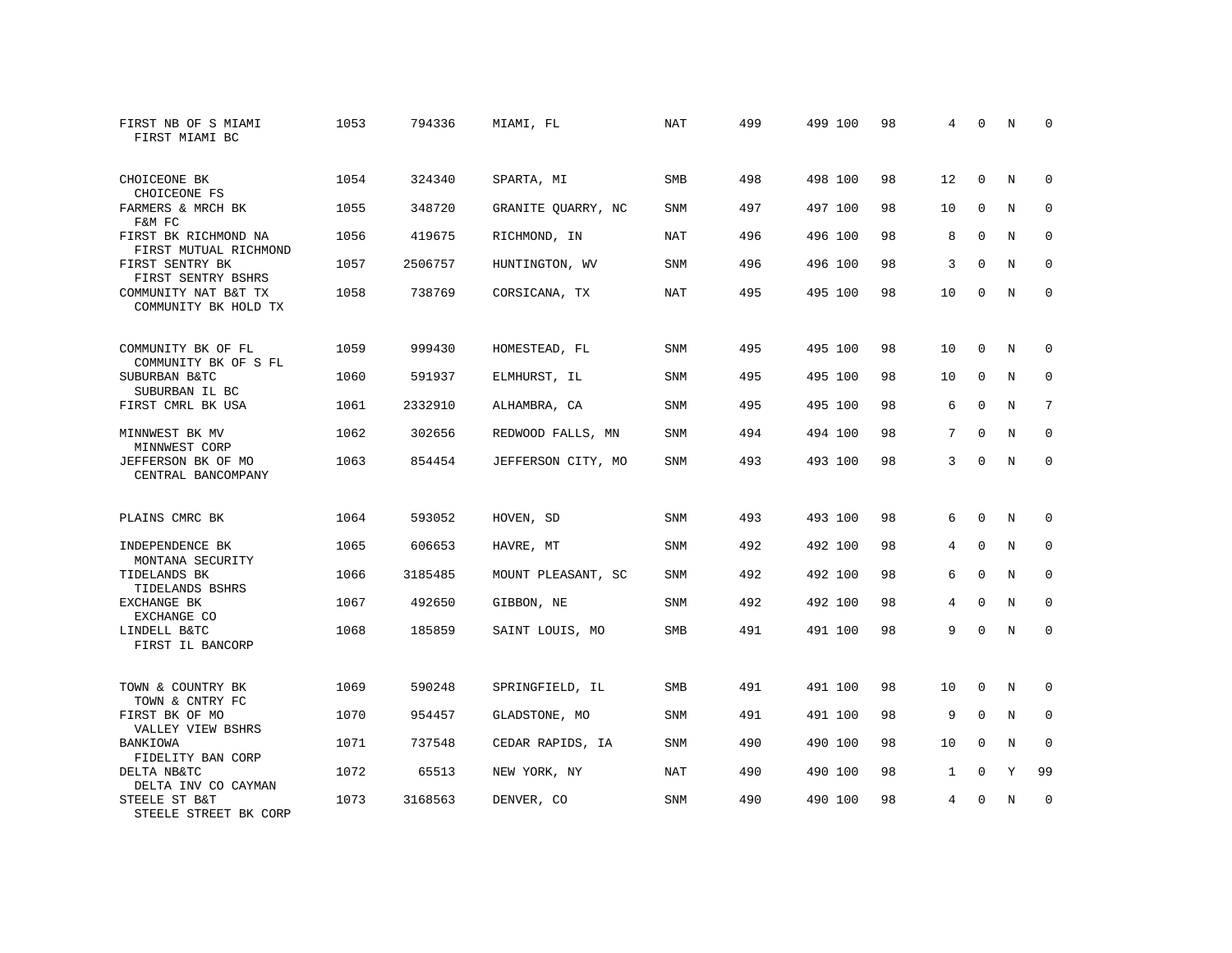| | | | | | | | | | | | | |
|---|---|---|---|---|---|---|---|---|---|---|---|---|
| FIRST NB OF S MIAMI<br>FIRST MIAMI BC | 1053 | 794336 | MIAMI, FL | NAT | 499 | 499 | 100 | 98 | 4 | 0 | N | 0 |
| CHOICEONE BK<br>CHOICEONE FS | 1054 | 324340 | SPARTA, MI | SMB | 498 | 498 | 100 | 98 | 12 | 0 | N | 0 |
| FARMERS & MRCH BK<br>F&M FC | 1055 | 348720 | GRANITE QUARRY, NC | SNM | 497 | 497 | 100 | 98 | 10 | 0 | N | 0 |
| FIRST BK RICHMOND NA<br>FIRST MUTUAL RICHMOND | 1056 | 419675 | RICHMOND, IN | NAT | 496 | 496 | 100 | 98 | 8 | 0 | N | 0 |
| FIRST SENTRY BK<br>FIRST SENTRY BSHRS | 1057 | 2506757 | HUNTINGTON, WV | SNM | 496 | 496 | 100 | 98 | 3 | 0 | N | 0 |
| COMMUNITY NAT B&T TX<br>COMMUNITY BK HOLD TX | 1058 | 738769 | CORSICANA, TX | NAT | 495 | 495 | 100 | 98 | 10 | 0 | N | 0 |
| COMMUNITY BK OF FL<br>COMMUNITY BK OF S FL | 1059 | 999430 | HOMESTEAD, FL | SNM | 495 | 495 | 100 | 98 | 10 | 0 | N | 0 |
| SUBURBAN B&TC<br>SUBURBAN IL BC | 1060 | 591937 | ELMHURST, IL | SNM | 495 | 495 | 100 | 98 | 10 | 0 | N | 0 |
| FIRST CMRL BK USA | 1061 | 2332910 | ALHAMBRA, CA | SNM | 495 | 495 | 100 | 98 | 6 | 0 | N | 7 |
| MINNWEST BK MV<br>MINNWEST CORP | 1062 | 302656 | REDWOOD FALLS, MN | SNM | 494 | 494 | 100 | 98 | 7 | 0 | N | 0 |
| JEFFERSON BK OF MO<br>CENTRAL BANCOMPANY | 1063 | 854454 | JEFFERSON CITY, MO | SNM | 493 | 493 | 100 | 98 | 3 | 0 | N | 0 |
| PLAINS CMRC BK | 1064 | 593052 | HOVEN, SD | SNM | 493 | 493 | 100 | 98 | 6 | 0 | N | 0 |
| INDEPENDENCE BK<br>MONTANA SECURITY | 1065 | 606653 | HAVRE, MT | SNM | 492 | 492 | 100 | 98 | 4 | 0 | N | 0 |
| TIDELANDS BK<br>TIDELANDS BSHRS | 1066 | 3185485 | MOUNT PLEASANT, SC | SNM | 492 | 492 | 100 | 98 | 6 | 0 | N | 0 |
| EXCHANGE BK<br>EXCHANGE CO | 1067 | 492650 | GIBBON, NE | SNM | 492 | 492 | 100 | 98 | 4 | 0 | N | 0 |
| LINDELL B&TC<br>FIRST IL BANCORP | 1068 | 185859 | SAINT LOUIS, MO | SMB | 491 | 491 | 100 | 98 | 9 | 0 | N | 0 |
| TOWN & COUNTRY BK<br>TOWN & CNTRY FC | 1069 | 590248 | SPRINGFIELD, IL | SMB | 491 | 491 | 100 | 98 | 10 | 0 | N | 0 |
| FIRST BK OF MO<br>VALLEY VIEW BSHRS | 1070 | 954457 | GLADSTONE, MO | SNM | 491 | 491 | 100 | 98 | 9 | 0 | N | 0 |
| BANKIOWA<br>FIDELITY BAN CORP | 1071 | 737548 | CEDAR RAPIDS, IA | SNM | 490 | 490 | 100 | 98 | 10 | 0 | N | 0 |
| DELTA NB&TC<br>DELTA INV CO CAYMAN | 1072 | 65513 | NEW YORK, NY | NAT | 490 | 490 | 100 | 98 | 1 | 0 | Y | 99 |
| STEELE ST B&T<br>STEELE STREET BK CORP | 1073 | 3168563 | DENVER, CO | SNM | 490 | 490 | 100 | 98 | 4 | 0 | N | 0 |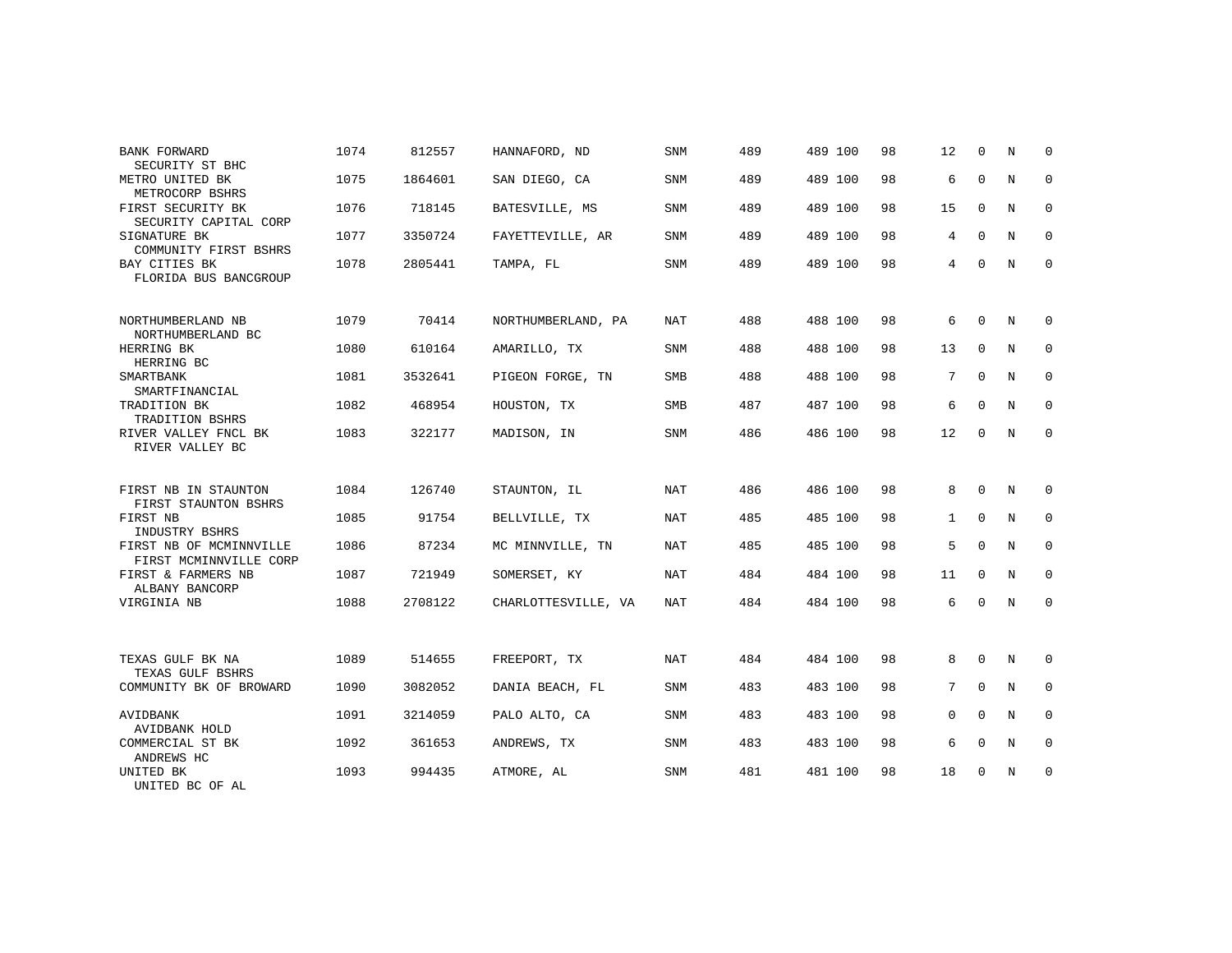| | | | | | | | | | | | | |
|---|---|---|---|---|---|---|---|---|---|---|---|---|
| BANK FORWARD<br>SECURITY ST BHC | 1074 | 812557 | HANNAFORD, ND | SNM | 489 | 489 | 100 | 98 | 12 | 0 | N | 0 |
| METRO UNITED BK<br>METROCORP BSHRS | 1075 | 1864601 | SAN DIEGO, CA | SNM | 489 | 489 | 100 | 98 | 6 | 0 | N | 0 |
| FIRST SECURITY BK<br>SECURITY CAPITAL CORP | 1076 | 718145 | BATESVILLE, MS | SNM | 489 | 489 | 100 | 98 | 15 | 0 | N | 0 |
| SIGNATURE BK<br>COMMUNITY FIRST BSHRS | 1077 | 3350724 | FAYETTEVILLE, AR | SNM | 489 | 489 | 100 | 98 | 4 | 0 | N | 0 |
| BAY CITIES BK<br>FLORIDA BUS BANCGROUP | 1078 | 2805441 | TAMPA, FL | SNM | 489 | 489 | 100 | 98 | 4 | 0 | N | 0 |
| NORTHUMBERLAND NB<br>NORTHUMBERLAND BC | 1079 | 70414 | NORTHUMBERLAND, PA | NAT | 488 | 488 | 100 | 98 | 6 | 0 | N | 0 |
| HERRING BK<br>HERRING BC | 1080 | 610164 | AMARILLO, TX | SNM | 488 | 488 | 100 | 98 | 13 | 0 | N | 0 |
| SMARTBANK<br>SMARTFINANCIAL | 1081 | 3532641 | PIGEON FORGE, TN | SMB | 488 | 488 | 100 | 98 | 7 | 0 | N | 0 |
| TRADITION BK<br>TRADITION BSHRS | 1082 | 468954 | HOUSTON, TX | SMB | 487 | 487 | 100 | 98 | 6 | 0 | N | 0 |
| RIVER VALLEY FNCL BK<br>RIVER VALLEY BC | 1083 | 322177 | MADISON, IN | SNM | 486 | 486 | 100 | 98 | 12 | 0 | N | 0 |
| FIRST NB IN STAUNTON<br>FIRST STAUNTON BSHRS | 1084 | 126740 | STAUNTON, IL | NAT | 486 | 486 | 100 | 98 | 8 | 0 | N | 0 |
| FIRST NB<br>INDUSTRY BSHRS | 1085 | 91754 | BELLVILLE, TX | NAT | 485 | 485 | 100 | 98 | 1 | 0 | N | 0 |
| FIRST NB OF MCMINNVILLE<br>FIRST MCMINNVILLE CORP | 1086 | 87234 | MC MINNVILLE, TN | NAT | 485 | 485 | 100 | 98 | 5 | 0 | N | 0 |
| FIRST & FARMERS NB<br>ALBANY BANCORP | 1087 | 721949 | SOMERSET, KY | NAT | 484 | 484 | 100 | 98 | 11 | 0 | N | 0 |
| VIRGINIA NB | 1088 | 2708122 | CHARLOTTESVILLE, VA | NAT | 484 | 484 | 100 | 98 | 6 | 0 | N | 0 |
| TEXAS GULF BK NA<br>TEXAS GULF BSHRS | 1089 | 514655 | FREEPORT, TX | NAT | 484 | 484 | 100 | 98 | 8 | 0 | N | 0 |
| COMMUNITY BK OF BROWARD | 1090 | 3082052 | DANIA BEACH, FL | SNM | 483 | 483 | 100 | 98 | 7 | 0 | N | 0 |
| AVIDBANK<br>AVIDBANK HOLD | 1091 | 3214059 | PALO ALTO, CA | SNM | 483 | 483 | 100 | 98 | 0 | 0 | N | 0 |
| COMMERCIAL ST BK<br>ANDREWS HC | 1092 | 361653 | ANDREWS, TX | SNM | 483 | 483 | 100 | 98 | 6 | 0 | N | 0 |
| UNITED BK<br>UNITED BC OF AL | 1093 | 994435 | ATMORE, AL | SNM | 481 | 481 | 100 | 98 | 18 | 0 | N | 0 |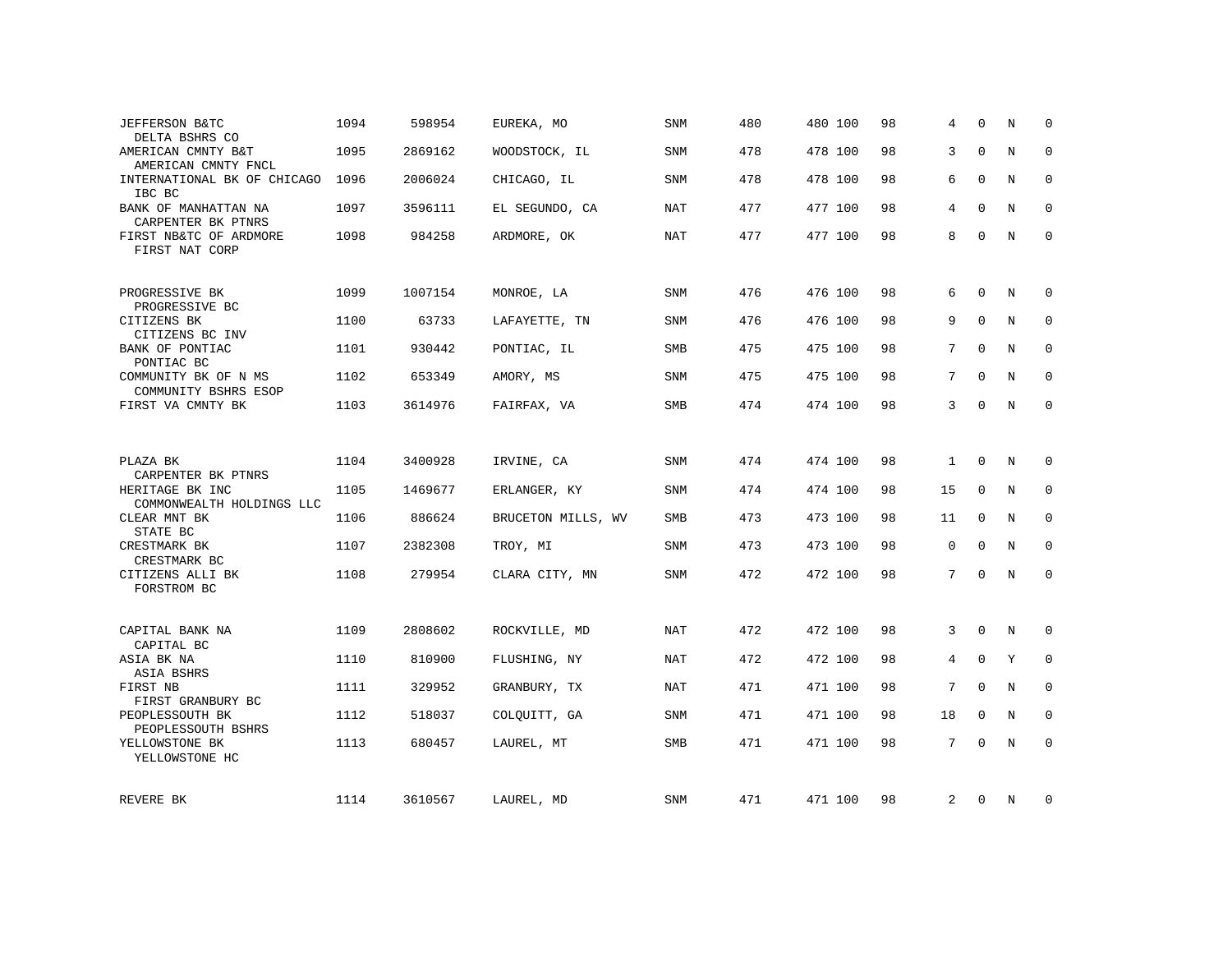| | | | | | | | | | | | |
|---|---|---|---|---|---|---|---|---|---|---|---|
| JEFFERSON B&TC<br>DELTA BSHRS CO | 1094 | 598954 | EUREKA, MO | SNM | 480 | 480 | 100 | 98 | 4 | 0 | N | 0 |
| AMERICAN CMNTY B&T<br>AMERICAN CMNTY FNCL | 1095 | 2869162 | WOODSTOCK, IL | SNM | 478 | 478 | 100 | 98 | 3 | 0 | N | 0 |
| INTERNATIONAL BK OF CHICAGO<br>IBC BC | 1096 | 2006024 | CHICAGO, IL | SNM | 478 | 478 | 100 | 98 | 6 | 0 | N | 0 |
| BANK OF MANHATTAN NA<br>CARPENTER BK PTNRS | 1097 | 3596111 | EL SEGUNDO, CA | NAT | 477 | 477 | 100 | 98 | 4 | 0 | N | 0 |
| FIRST NB&TC OF ARDMORE<br>FIRST NAT CORP | 1098 | 984258 | ARDMORE, OK | NAT | 477 | 477 | 100 | 98 | 8 | 0 | N | 0 |
| PROGRESSIVE BK<br>PROGRESSIVE BC | 1099 | 1007154 | MONROE, LA | SNM | 476 | 476 | 100 | 98 | 6 | 0 | N | 0 |
| CITIZENS BK<br>CITIZENS BC INV | 1100 | 63733 | LAFAYETTE, TN | SNM | 476 | 476 | 100 | 98 | 9 | 0 | N | 0 |
| BANK OF PONTIAC<br>PONTIAC BC | 1101 | 930442 | PONTIAC, IL | SMB | 475 | 475 | 100 | 98 | 7 | 0 | N | 0 |
| COMMUNITY BK OF N MS<br>COMMUNITY BSHRS ESOP | 1102 | 653349 | AMORY, MS | SNM | 475 | 475 | 100 | 98 | 7 | 0 | N | 0 |
| FIRST VA CMNTY BK | 1103 | 3614976 | FAIRFAX, VA | SMB | 474 | 474 | 100 | 98 | 3 | 0 | N | 0 |
| PLAZA BK<br>CARPENTER BK PTNRS | 1104 | 3400928 | IRVINE, CA | SNM | 474 | 474 | 100 | 98 | 1 | 0 | N | 0 |
| HERITAGE BK INC<br>COMMONWEALTH HOLDINGS LLC | 1105 | 1469677 | ERLANGER, KY | SNM | 474 | 474 | 100 | 98 | 15 | 0 | N | 0 |
| CLEAR MNT BK<br>STATE BC | 1106 | 886624 | BRUCETON MILLS, WV | SMB | 473 | 473 | 100 | 98 | 11 | 0 | N | 0 |
| CRESTMARK BK<br>CRESTMARK BC | 1107 | 2382308 | TROY, MI | SNM | 473 | 473 | 100 | 98 | 0 | 0 | N | 0 |
| CITIZENS ALLI BK<br>FORSTROM BC | 1108 | 279954 | CLARA CITY, MN | SNM | 472 | 472 | 100 | 98 | 7 | 0 | N | 0 |
| CAPITAL BANK NA<br>CAPITAL BC | 1109 | 2808602 | ROCKVILLE, MD | NAT | 472 | 472 | 100 | 98 | 3 | 0 | N | 0 |
| ASIA BK NA<br>ASIA BSHRS | 1110 | 810900 | FLUSHING, NY | NAT | 472 | 472 | 100 | 98 | 4 | 0 | Y | 0 |
| FIRST NB<br>FIRST GRANBURY BC | 1111 | 329952 | GRANBURY, TX | NAT | 471 | 471 | 100 | 98 | 7 | 0 | N | 0 |
| PEOPLESSOUTH BK<br>PEOPLESSOUTH BSHRS | 1112 | 518037 | COLQUITT, GA | SNM | 471 | 471 | 100 | 98 | 18 | 0 | N | 0 |
| YELLOWSTONE BK<br>YELLOWSTONE HC | 1113 | 680457 | LAUREL, MT | SMB | 471 | 471 | 100 | 98 | 7 | 0 | N | 0 |
| REVERE BK | 1114 | 3610567 | LAUREL, MD | SNM | 471 | 471 | 100 | 98 | 2 | 0 | N | 0 |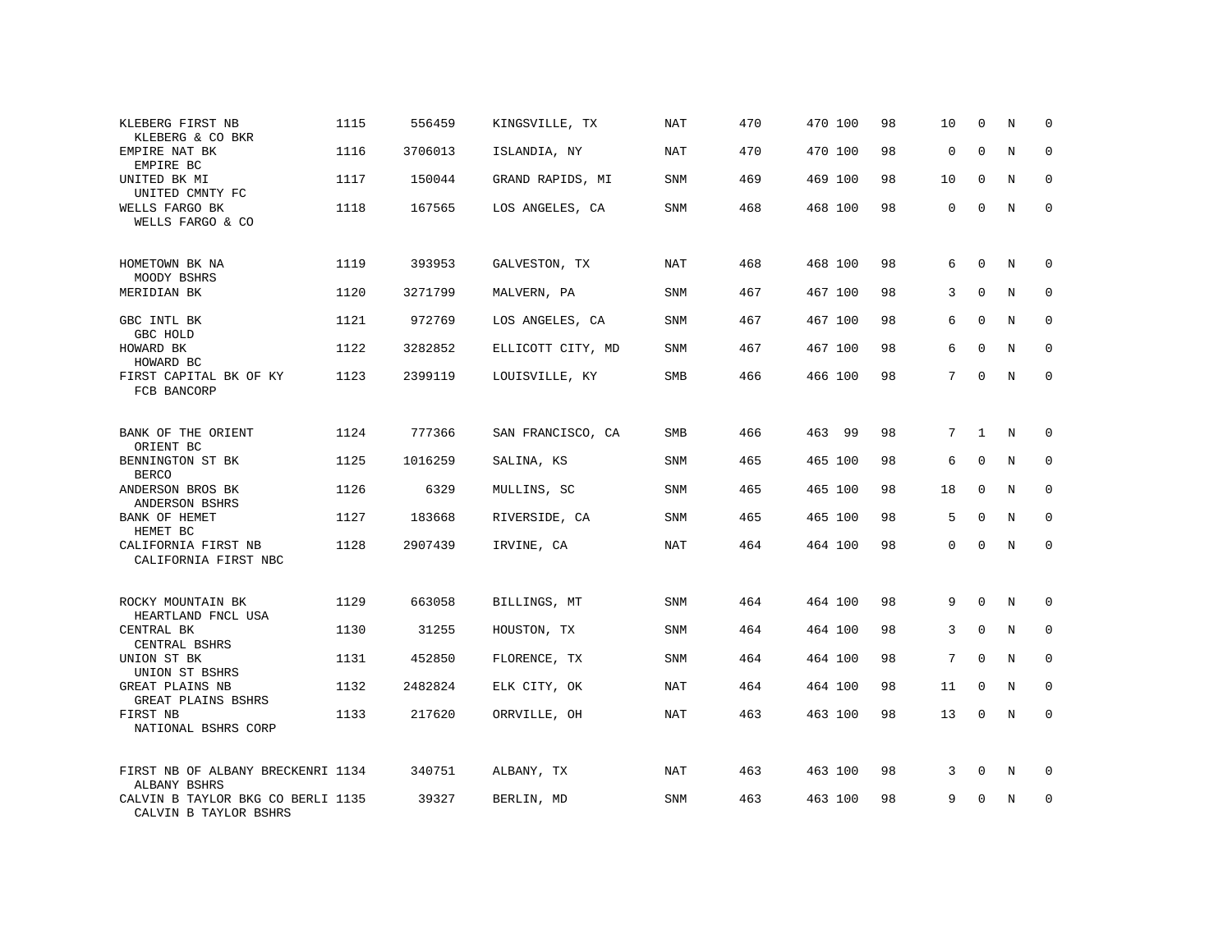| | | | | | | | | | | | | |
|---|---|---|---|---|---|---|---|---|---|---|---|---|
| KLEBERG FIRST NB<br>KLEBERG & CO BKR | 1115 | 556459 | KINGSVILLE, TX | NAT | 470 | 470 | 100 | 98 | 10 | 0 | N | 0 |
| EMPIRE NAT BK<br>EMPIRE BC | 1116 | 3706013 | ISLANDIA, NY | NAT | 470 | 470 | 100 | 98 | 0 | 0 | N | 0 |
| UNITED BK MI<br>UNITED CMNTY FC | 1117 | 150044 | GRAND RAPIDS, MI | SNM | 469 | 469 | 100 | 98 | 10 | 0 | N | 0 |
| WELLS FARGO BK<br>WELLS FARGO & CO | 1118 | 167565 | LOS ANGELES, CA | SNM | 468 | 468 | 100 | 98 | 0 | 0 | N | 0 |
| HOMETOWN BK NA<br>MOODY BSHRS | 1119 | 393953 | GALVESTON, TX | NAT | 468 | 468 | 100 | 98 | 6 | 0 | N | 0 |
| MERIDIAN BK | 1120 | 3271799 | MALVERN, PA | SNM | 467 | 467 | 100 | 98 | 3 | 0 | N | 0 |
| GBC INTL BK<br>GBC HOLD | 1121 | 972769 | LOS ANGELES, CA | SNM | 467 | 467 | 100 | 98 | 6 | 0 | N | 0 |
| HOWARD BK<br>HOWARD BC | 1122 | 3282852 | ELLICOTT CITY, MD | SNM | 467 | 467 | 100 | 98 | 6 | 0 | N | 0 |
| FIRST CAPITAL BK OF KY<br>FCB BANCORP | 1123 | 2399119 | LOUISVILLE, KY | SMB | 466 | 466 | 100 | 98 | 7 | 0 | N | 0 |
| BANK OF THE ORIENT<br>ORIENT BC | 1124 | 777366 | SAN FRANCISCO, CA | SMB | 466 | 463 | 99 | 98 | 7 | 1 | N | 0 |
| BENNINGTON ST BK<br>BERCO | 1125 | 1016259 | SALINA, KS | SNM | 465 | 465 | 100 | 98 | 6 | 0 | N | 0 |
| ANDERSON BROS BK<br>ANDERSON BSHRS | 1126 | 6329 | MULLINS, SC | SNM | 465 | 465 | 100 | 98 | 18 | 0 | N | 0 |
| BANK OF HEMET<br>HEMET BC | 1127 | 183668 | RIVERSIDE, CA | SNM | 465 | 465 | 100 | 98 | 5 | 0 | N | 0 |
| CALIFORNIA FIRST NB<br>CALIFORNIA FIRST NBC | 1128 | 2907439 | IRVINE, CA | NAT | 464 | 464 | 100 | 98 | 0 | 0 | N | 0 |
| ROCKY MOUNTAIN BK<br>HEARTLAND FNCL USA | 1129 | 663058 | BILLINGS, MT | SNM | 464 | 464 | 100 | 98 | 9 | 0 | N | 0 |
| CENTRAL BK<br>CENTRAL BSHRS | 1130 | 31255 | HOUSTON, TX | SNM | 464 | 464 | 100 | 98 | 3 | 0 | N | 0 |
| UNION ST BK<br>UNION ST BSHRS | 1131 | 452850 | FLORENCE, TX | SNM | 464 | 464 | 100 | 98 | 7 | 0 | N | 0 |
| GREAT PLAINS NB<br>GREAT PLAINS BSHRS | 1132 | 2482824 | ELK CITY, OK | NAT | 464 | 464 | 100 | 98 | 11 | 0 | N | 0 |
| FIRST NB<br>NATIONAL BSHRS CORP | 1133 | 217620 | ORRVILLE, OH | NAT | 463 | 463 | 100 | 98 | 13 | 0 | N | 0 |
| FIRST NB OF ALBANY BRECKENRI<br>ALBANY BSHRS | 1134 | 340751 | ALBANY, TX | NAT | 463 | 463 | 100 | 98 | 3 | 0 | N | 0 |
| CALVIN B TAYLOR BKG CO BERLI<br>CALVIN B TAYLOR BSHRS | 1135 | 39327 | BERLIN, MD | SNM | 463 | 463 | 100 | 98 | 9 | 0 | N | 0 |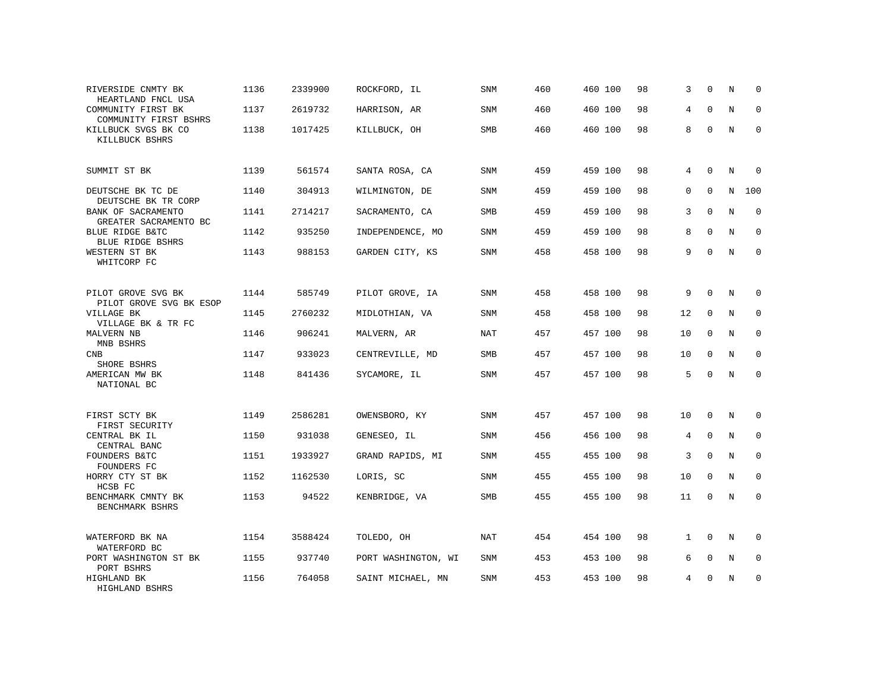| | | | | | | | | | | | |
|---|---|---|---|---|---|---|---|---|---|---|---|
| RIVERSIDE CNMTY BK<br>HEARTLAND FNCL USA | 1136 | 2339900 | ROCKFORD, IL | SNM | 460 | 460 100 | 98 | 3 | 0 | N | 0 |
| COMMUNITY FIRST BK<br>COMMUNITY FIRST BSHRS | 1137 | 2619732 | HARRISON, AR | SNM | 460 | 460 100 | 98 | 4 | 0 | N | 0 |
| KILLBUCK SVGS BK CO<br>KILLBUCK BSHRS | 1138 | 1017425 | KILLBUCK, OH | SMB | 460 | 460 100 | 98 | 8 | 0 | N | 0 |
| SUMMIT ST BK | 1139 | 561574 | SANTA ROSA, CA | SNM | 459 | 459 100 | 98 | 4 | 0 | N | 0 |
| DEUTSCHE BK TC DE<br>DEUTSCHE BK TR CORP | 1140 | 304913 | WILMINGTON, DE | SNM | 459 | 459 100 | 98 | 0 | 0 | N | 100 |
| BANK OF SACRAMENTO<br>GREATER SACRAMENTO BC | 1141 | 2714217 | SACRAMENTO, CA | SMB | 459 | 459 100 | 98 | 3 | 0 | N | 0 |
| BLUE RIDGE B&TC<br>BLUE RIDGE BSHRS | 1142 | 935250 | INDEPENDENCE, MO | SNM | 459 | 459 100 | 98 | 8 | 0 | N | 0 |
| WESTERN ST BK<br>WHITCORP FC | 1143 | 988153 | GARDEN CITY, KS | SNM | 458 | 458 100 | 98 | 9 | 0 | N | 0 |
| PILOT GROVE SVG BK<br>PILOT GROVE SVG BK ESOP | 1144 | 585749 | PILOT GROVE, IA | SNM | 458 | 458 100 | 98 | 9 | 0 | N | 0 |
| VILLAGE BK<br>VILLAGE BK & TR FC | 1145 | 2760232 | MIDLOTHIAN, VA | SNM | 458 | 458 100 | 98 | 12 | 0 | N | 0 |
| MALVERN NB<br>MNB BSHRS | 1146 | 906241 | MALVERN, AR | NAT | 457 | 457 100 | 98 | 10 | 0 | N | 0 |
| CNB<br>SHORE BSHRS | 1147 | 933023 | CENTREVILLE, MD | SMB | 457 | 457 100 | 98 | 10 | 0 | N | 0 |
| AMERICAN MW BK<br>NATIONAL BC | 1148 | 841436 | SYCAMORE, IL | SNM | 457 | 457 100 | 98 | 5 | 0 | N | 0 |
| FIRST SCTY BK<br>FIRST SECURITY | 1149 | 2586281 | OWENSBORO, KY | SNM | 457 | 457 100 | 98 | 10 | 0 | N | 0 |
| CENTRAL BK IL<br>CENTRAL BANC | 1150 | 931038 | GENESEO, IL | SNM | 456 | 456 100 | 98 | 4 | 0 | N | 0 |
| FOUNDERS B&TC<br>FOUNDERS FC | 1151 | 1933927 | GRAND RAPIDS, MI | SNM | 455 | 455 100 | 98 | 3 | 0 | N | 0 |
| HORRY CTY ST BK<br>HCSB FC | 1152 | 1162530 | LORIS, SC | SNM | 455 | 455 100 | 98 | 10 | 0 | N | 0 |
| BENCHMARK CMNTY BK<br>BENCHMARK BSHRS | 1153 | 94522 | KENBRIDGE, VA | SMB | 455 | 455 100 | 98 | 11 | 0 | N | 0 |
| WATERFORD BK NA<br>WATERFORD BC | 1154 | 3588424 | TOLEDO, OH | NAT | 454 | 454 100 | 98 | 1 | 0 | N | 0 |
| PORT WASHINGTON ST BK<br>PORT BSHRS | 1155 | 937740 | PORT WASHINGTON, WI | SNM | 453 | 453 100 | 98 | 6 | 0 | N | 0 |
| HIGHLAND BK<br>HIGHLAND BSHRS | 1156 | 764058 | SAINT MICHAEL, MN | SNM | 453 | 453 100 | 98 | 4 | 0 | N | 0 |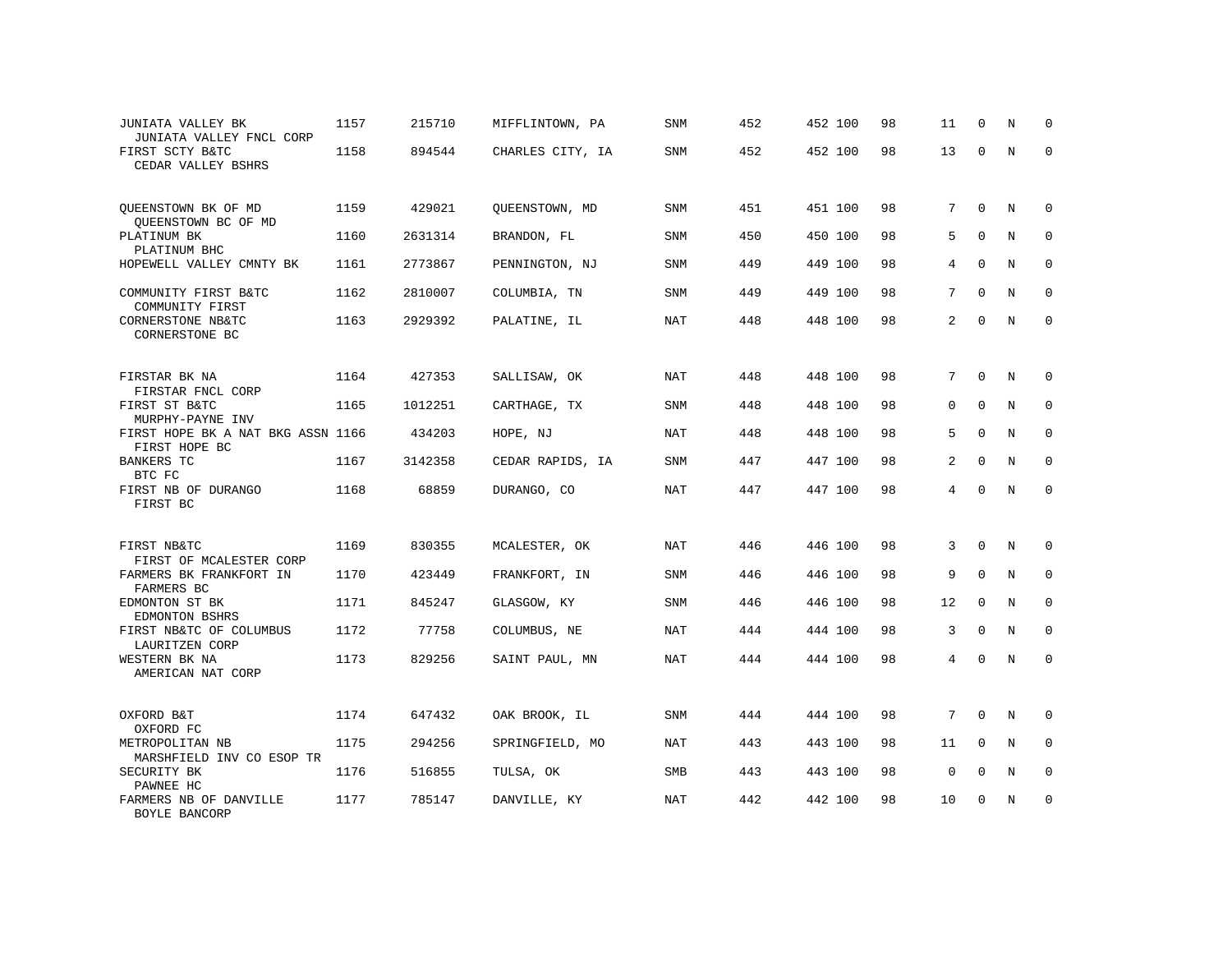| | | | | | | | | | | | | |
|---|---|---|---|---|---|---|---|---|---|---|---|---|
| JUNIATA VALLEY BK<br>JUNIATA VALLEY FNCL CORP | 1157 | 215710 | MIFFLINTOWN, PA | SNM | 452 | 452 | 100 | 98 | 11 | 0 | N | 0 |
| FIRST SCTY B&TC<br>CEDAR VALLEY BSHRS | 1158 | 894544 | CHARLES CITY, IA | SNM | 452 | 452 | 100 | 98 | 13 | 0 | N | 0 |
| QUEENSTOWN BK OF MD<br>QUEENSTOWN BC OF MD | 1159 | 429021 | QUEENSTOWN, MD | SNM | 451 | 451 | 100 | 98 | 7 | 0 | N | 0 |
| PLATINUM BK<br>PLATINUM BHC | 1160 | 2631314 | BRANDON, FL | SNM | 450 | 450 | 100 | 98 | 5 | 0 | N | 0 |
| HOPEWELL VALLEY CMNTY BK | 1161 | 2773867 | PENNINGTON, NJ | SNM | 449 | 449 | 100 | 98 | 4 | 0 | N | 0 |
| COMMUNITY FIRST B&TC<br>COMMUNITY FIRST | 1162 | 2810007 | COLUMBIA, TN | SNM | 449 | 449 | 100 | 98 | 7 | 0 | N | 0 |
| CORNERSTONE NB&TC<br>CORNERSTONE BC | 1163 | 2929392 | PALATINE, IL | NAT | 448 | 448 | 100 | 98 | 2 | 0 | N | 0 |
| FIRSTAR BK NA<br>FIRSTAR FNCL CORP | 1164 | 427353 | SALLISAW, OK | NAT | 448 | 448 | 100 | 98 | 7 | 0 | N | 0 |
| FIRST ST B&TC<br>MURPHY-PAYNE INV | 1165 | 1012251 | CARTHAGE, TX | SNM | 448 | 448 | 100 | 98 | 0 | 0 | N | 0 |
| FIRST HOPE BK A NAT BKG ASSN<br>FIRST HOPE BC | 1166 | 434203 | HOPE, NJ | NAT | 448 | 448 | 100 | 98 | 5 | 0 | N | 0 |
| BANKERS TC<br>BTC FC | 1167 | 3142358 | CEDAR RAPIDS, IA | SNM | 447 | 447 | 100 | 98 | 2 | 0 | N | 0 |
| FIRST NB OF DURANGO<br>FIRST BC | 1168 | 68859 | DURANGO, CO | NAT | 447 | 447 | 100 | 98 | 4 | 0 | N | 0 |
| FIRST NB&TC<br>FIRST OF MCALESTER CORP | 1169 | 830355 | MCALESTER, OK | NAT | 446 | 446 | 100 | 98 | 3 | 0 | N | 0 |
| FARMERS BK FRANKFORT IN<br>FARMERS BC | 1170 | 423449 | FRANKFORT, IN | SNM | 446 | 446 | 100 | 98 | 9 | 0 | N | 0 |
| EDMONTON ST BK<br>EDMONTON BSHRS | 1171 | 845247 | GLASGOW, KY | SNM | 446 | 446 | 100 | 98 | 12 | 0 | N | 0 |
| FIRST NB&TC OF COLUMBUS<br>LAURITZEN CORP | 1172 | 77758 | COLUMBUS, NE | NAT | 444 | 444 | 100 | 98 | 3 | 0 | N | 0 |
| WESTERN BK NA<br>AMERICAN NAT CORP | 1173 | 829256 | SAINT PAUL, MN | NAT | 444 | 444 | 100 | 98 | 4 | 0 | N | 0 |
| OXFORD B&T<br>OXFORD FC | 1174 | 647432 | OAK BROOK, IL | SNM | 444 | 444 | 100 | 98 | 7 | 0 | N | 0 |
| METROPOLITAN NB<br>MARSHFIELD INV CO ESOP TR | 1175 | 294256 | SPRINGFIELD, MO | NAT | 443 | 443 | 100 | 98 | 11 | 0 | N | 0 |
| SECURITY BK<br>PAWNEE HC | 1176 | 516855 | TULSA, OK | SMB | 443 | 443 | 100 | 98 | 0 | 0 | N | 0 |
| FARMERS NB OF DANVILLE<br>BOYLE BANCORP | 1177 | 785147 | DANVILLE, KY | NAT | 442 | 442 | 100 | 98 | 10 | 0 | N | 0 |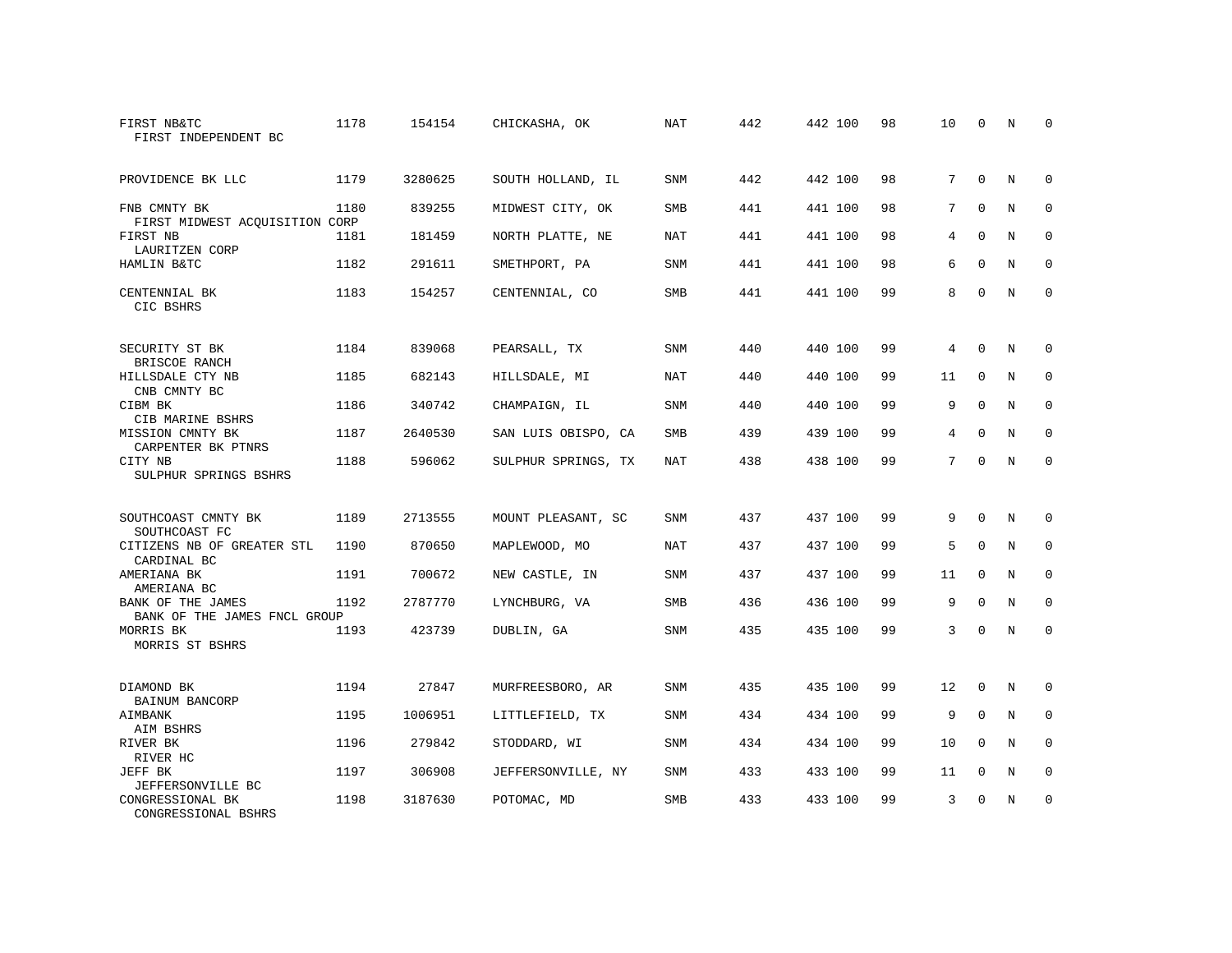| | | | | | | | | | | | | |
|---|---|---|---|---|---|---|---|---|---|---|---|---|
| FIRST NB&TC<br>FIRST INDEPENDENT BC | 1178 | 154154 | CHICKASHA, OK | NAT | 442 | 442 | 100 | 98 | 10 | 0 | N | 0 |
| PROVIDENCE BK LLC | 1179 | 3280625 | SOUTH HOLLAND, IL | SNM | 442 | 442 | 100 | 98 | 7 | 0 | N | 0 |
| FNB CMNTY BK<br>FIRST MIDWEST ACQUISITION CORP | 1180 | 839255 | MIDWEST CITY, OK | SMB | 441 | 441 | 100 | 98 | 7 | 0 | N | 0 |
| FIRST NB<br>LAURITZEN CORP | 1181 | 181459 | NORTH PLATTE, NE | NAT | 441 | 441 | 100 | 98 | 4 | 0 | N | 0 |
| HAMLIN B&TC | 1182 | 291611 | SMETHPORT, PA | SNM | 441 | 441 | 100 | 98 | 6 | 0 | N | 0 |
| CENTENNIAL BK<br>CIC BSHRS | 1183 | 154257 | CENTENNIAL, CO | SMB | 441 | 441 | 100 | 99 | 8 | 0 | N | 0 |
| SECURITY ST BK<br>BRISCOE RANCH | 1184 | 839068 | PEARSALL, TX | SNM | 440 | 440 | 100 | 99 | 4 | 0 | N | 0 |
| HILLSDALE CTY NB<br>CNB CMNTY BC | 1185 | 682143 | HILLSDALE, MI | NAT | 440 | 440 | 100 | 99 | 11 | 0 | N | 0 |
| CIBM BK<br>CIB MARINE BSHRS | 1186 | 340742 | CHAMPAIGN, IL | SNM | 440 | 440 | 100 | 99 | 9 | 0 | N | 0 |
| MISSION CMNTY BK<br>CARPENTER BK PTNRS | 1187 | 2640530 | SAN LUIS OBISPO, CA | SMB | 439 | 439 | 100 | 99 | 4 | 0 | N | 0 |
| CITY NB<br>SULPHUR SPRINGS BSHRS | 1188 | 596062 | SULPHUR SPRINGS, TX | NAT | 438 | 438 | 100 | 99 | 7 | 0 | N | 0 |
| SOUTHCOAST CMNTY BK<br>SOUTHCOAST FC | 1189 | 2713555 | MOUNT PLEASANT, SC | SNM | 437 | 437 | 100 | 99 | 9 | 0 | N | 0 |
| CITIZENS NB OF GREATER STL<br>CARDINAL BC | 1190 | 870650 | MAPLEWOOD, MO | NAT | 437 | 437 | 100 | 99 | 5 | 0 | N | 0 |
| AMERIANA BK<br>AMERIANA BC | 1191 | 700672 | NEW CASTLE, IN | SNM | 437 | 437 | 100 | 99 | 11 | 0 | N | 0 |
| BANK OF THE JAMES<br>BANK OF THE JAMES FNCL GROUP | 1192 | 2787770 | LYNCHBURG, VA | SMB | 436 | 436 | 100 | 99 | 9 | 0 | N | 0 |
| MORRIS BK<br>MORRIS ST BSHRS | 1193 | 423739 | DUBLIN, GA | SNM | 435 | 435 | 100 | 99 | 3 | 0 | N | 0 |
| DIAMOND BK<br>BAINUM BANCORP | 1194 | 27847 | MURFREESBORO, AR | SNM | 435 | 435 | 100 | 99 | 12 | 0 | N | 0 |
| AIMBANK<br>AIM BSHRS | 1195 | 1006951 | LITTLEFIELD, TX | SNM | 434 | 434 | 100 | 99 | 9 | 0 | N | 0 |
| RIVER BK<br>RIVER HC | 1196 | 279842 | STODDARD, WI | SNM | 434 | 434 | 100 | 99 | 10 | 0 | N | 0 |
| JEFF BK<br>JEFFERSONVILLE BC | 1197 | 306908 | JEFFERSONVILLE, NY | SNM | 433 | 433 | 100 | 99 | 11 | 0 | N | 0 |
| CONGRESSIONAL BK<br>CONGRESSIONAL BSHRS | 1198 | 3187630 | POTOMAC, MD | SMB | 433 | 433 | 100 | 99 | 3 | 0 | N | 0 |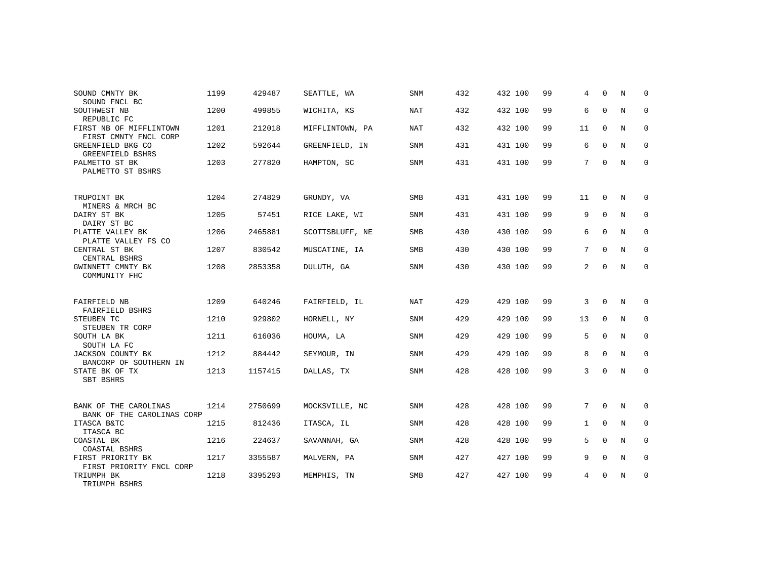| | | | | | | | | | | | | |
|---|---|---|---|---|---|---|---|---|---|---|---|---|
| SOUND CMNTY BK<br>SOUND FNCL BC | 1199 | 429487 | SEATTLE, WA | SNM | 432 | 432 | 100 | 99 | 4 | 0 | N | 0 |
| SOUTHWEST NB<br>REPUBLIC FC | 1200 | 499855 | WICHITA, KS | NAT | 432 | 432 | 100 | 99 | 6 | 0 | N | 0 |
| FIRST NB OF MIFFLINTOWN<br>FIRST CMNTY FNCL CORP | 1201 | 212018 | MIFFLINTOWN, PA | NAT | 432 | 432 | 100 | 99 | 11 | 0 | N | 0 |
| GREENFIELD BKG CO<br>GREENFIELD BSHRS | 1202 | 592644 | GREENFIELD, IN | SNM | 431 | 431 | 100 | 99 | 6 | 0 | N | 0 |
| PALMETTO ST BK<br>PALMETTO ST BSHRS | 1203 | 277820 | HAMPTON, SC | SNM | 431 | 431 | 100 | 99 | 7 | 0 | N | 0 |
| TRUPOINT BK<br>MINERS & MRCH BC | 1204 | 274829 | GRUNDY, VA | SMB | 431 | 431 | 100 | 99 | 11 | 0 | N | 0 |
| DAIRY ST BK<br>DAIRY ST BC | 1205 | 57451 | RICE LAKE, WI | SNM | 431 | 431 | 100 | 99 | 9 | 0 | N | 0 |
| PLATTE VALLEY BK<br>PLATTE VALLEY FS CO | 1206 | 2465881 | SCOTTSBLUFF, NE | SMB | 430 | 430 | 100 | 99 | 6 | 0 | N | 0 |
| CENTRAL ST BK<br>CENTRAL BSHRS | 1207 | 830542 | MUSCATINE, IA | SMB | 430 | 430 | 100 | 99 | 7 | 0 | N | 0 |
| GWINNETT CMNTY BK<br>COMMUNITY FHC | 1208 | 2853358 | DULUTH, GA | SNM | 430 | 430 | 100 | 99 | 2 | 0 | N | 0 |
| FAIRFIELD NB<br>FAIRFIELD BSHRS | 1209 | 640246 | FAIRFIELD, IL | NAT | 429 | 429 | 100 | 99 | 3 | 0 | N | 0 |
| STEUBEN TC<br>STEUBEN TR CORP | 1210 | 929802 | HORNELL, NY | SNM | 429 | 429 | 100 | 99 | 13 | 0 | N | 0 |
| SOUTH LA BK<br>SOUTH LA FC | 1211 | 616036 | HOUMA, LA | SNM | 429 | 429 | 100 | 99 | 5 | 0 | N | 0 |
| JACKSON COUNTY BK<br>BANCORP OF SOUTHERN IN | 1212 | 884442 | SEYMOUR, IN | SNM | 429 | 429 | 100 | 99 | 8 | 0 | N | 0 |
| STATE BK OF TX<br>SBT BSHRS | 1213 | 1157415 | DALLAS, TX | SNM | 428 | 428 | 100 | 99 | 3 | 0 | N | 0 |
| BANK OF THE CAROLINAS<br>BANK OF THE CAROLINAS CORP | 1214 | 2750699 | MOCKSVILLE, NC | SNM | 428 | 428 | 100 | 99 | 7 | 0 | N | 0 |
| ITASCA B&TC<br>ITASCA BC | 1215 | 812436 | ITASCA, IL | SNM | 428 | 428 | 100 | 99 | 1 | 0 | N | 0 |
| COASTAL BK<br>COASTAL BSHRS | 1216 | 224637 | SAVANNAH, GA | SNM | 428 | 428 | 100 | 99 | 5 | 0 | N | 0 |
| FIRST PRIORITY BK<br>FIRST PRIORITY FNCL CORP | 1217 | 3355587 | MALVERN, PA | SNM | 427 | 427 | 100 | 99 | 9 | 0 | N | 0 |
| TRIUMPH BK<br>TRIUMPH BSHRS | 1218 | 3395293 | MEMPHIS, TN | SMB | 427 | 427 | 100 | 99 | 4 | 0 | N | 0 |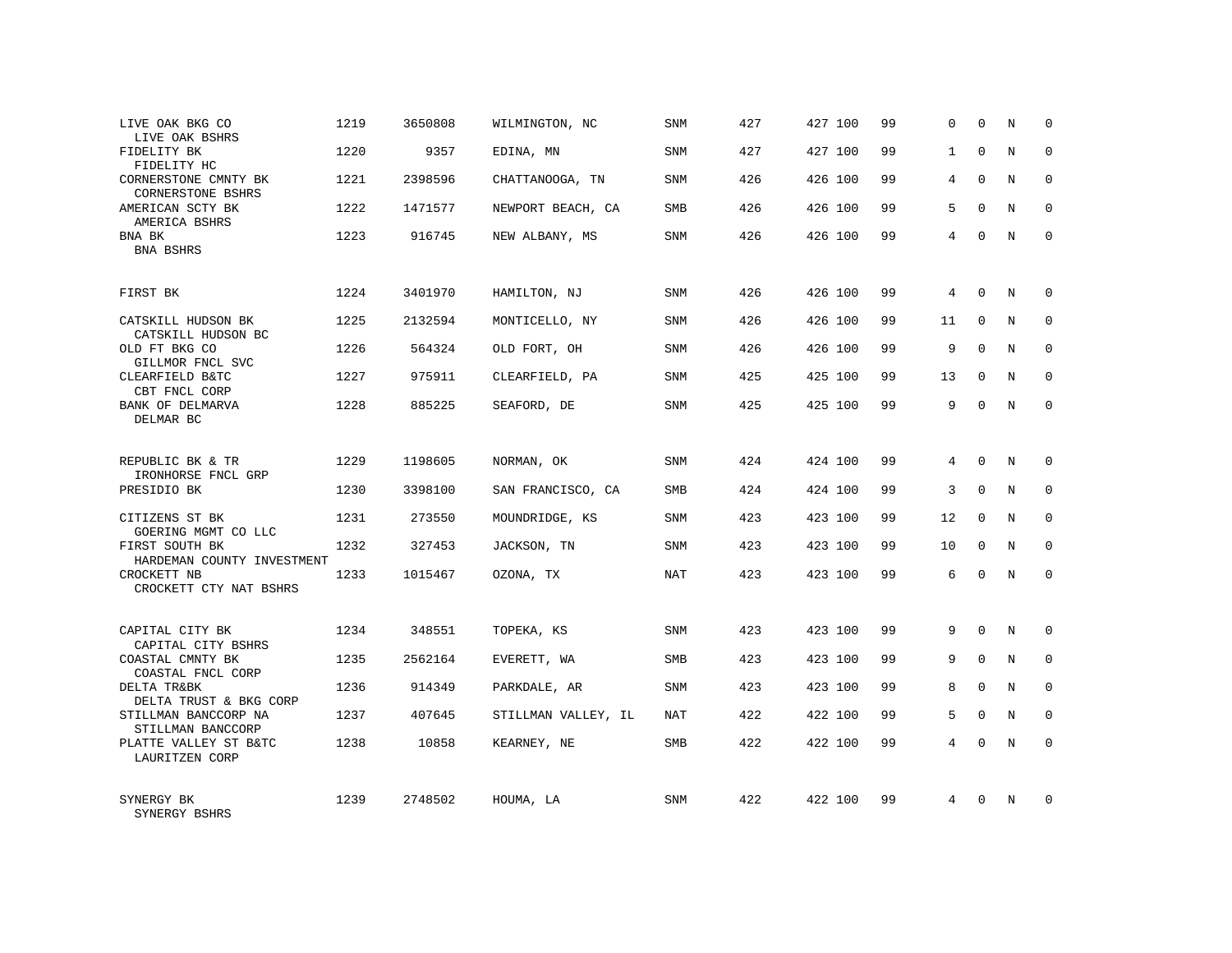| | | | | | | | | | | | | |
|---|---|---|---|---|---|---|---|---|---|---|---|---|
| LIVE OAK BKG CO<br>LIVE OAK BSHRS | 1219 | 3650808 | WILMINGTON, NC | SNM | 427 | 427 | 100 | 99 | 0 | 0 | N | 0 |
| FIDELITY BK<br>FIDELITY HC | 1220 | 9357 | EDINA, MN | SNM | 427 | 427 | 100 | 99 | 1 | 0 | N | 0 |
| CORNERSTONE CMNTY BK<br>CORNERSTONE BSHRS | 1221 | 2398596 | CHATTANOOGA, TN | SNM | 426 | 426 | 100 | 99 | 4 | 0 | N | 0 |
| AMERICAN SCTY BK<br>AMERICA BSHRS | 1222 | 1471577 | NEWPORT BEACH, CA | SMB | 426 | 426 | 100 | 99 | 5 | 0 | N | 0 |
| BNA BK<br>BNA BSHRS | 1223 | 916745 | NEW ALBANY, MS | SNM | 426 | 426 | 100 | 99 | 4 | 0 | N | 0 |
| FIRST BK | 1224 | 3401970 | HAMILTON, NJ | SNM | 426 | 426 | 100 | 99 | 4 | 0 | N | 0 |
| CATSKILL HUDSON BK<br>CATSKILL HUDSON BC | 1225 | 2132594 | MONTICELLO, NY | SNM | 426 | 426 | 100 | 99 | 11 | 0 | N | 0 |
| OLD FT BKG CO<br>GILLMOR FNCL SVC | 1226 | 564324 | OLD FORT, OH | SNM | 426 | 426 | 100 | 99 | 9 | 0 | N | 0 |
| CLEARFIELD B&TC<br>CBT FNCL CORP | 1227 | 975911 | CLEARFIELD, PA | SNM | 425 | 425 | 100 | 99 | 13 | 0 | N | 0 |
| BANK OF DELMARVA<br>DELMAR BC | 1228 | 885225 | SEAFORD, DE | SNM | 425 | 425 | 100 | 99 | 9 | 0 | N | 0 |
| REPUBLIC BK & TR<br>IRONHORSE FNCL GRP | 1229 | 1198605 | NORMAN, OK | SNM | 424 | 424 | 100 | 99 | 4 | 0 | N | 0 |
| PRESIDIO BK | 1230 | 3398100 | SAN FRANCISCO, CA | SMB | 424 | 424 | 100 | 99 | 3 | 0 | N | 0 |
| CITIZENS ST BK<br>GOERING MGMT CO LLC | 1231 | 273550 | MOUNDRIDGE, KS | SNM | 423 | 423 | 100 | 99 | 12 | 0 | N | 0 |
| FIRST SOUTH BK<br>HARDEMAN COUNTY INVESTMENT | 1232 | 327453 | JACKSON, TN | SNM | 423 | 423 | 100 | 99 | 10 | 0 | N | 0 |
| CROCKETT NB<br>CROCKETT CTY NAT BSHRS | 1233 | 1015467 | OZONA, TX | NAT | 423 | 423 | 100 | 99 | 6 | 0 | N | 0 |
| CAPITAL CITY BK<br>CAPITAL CITY BSHRS | 1234 | 348551 | TOPEKA, KS | SNM | 423 | 423 | 100 | 99 | 9 | 0 | N | 0 |
| COASTAL CMNTY BK<br>COASTAL FNCL CORP | 1235 | 2562164 | EVERETT, WA | SMB | 423 | 423 | 100 | 99 | 9 | 0 | N | 0 |
| DELTA TR&BK<br>DELTA TRUST & BKG CORP | 1236 | 914349 | PARKDALE, AR | SNM | 423 | 423 | 100 | 99 | 8 | 0 | N | 0 |
| STILLMAN BANCCORP NA<br>STILLMAN BANCCORP | 1237 | 407645 | STILLMAN VALLEY, IL | NAT | 422 | 422 | 100 | 99 | 5 | 0 | N | 0 |
| PLATTE VALLEY ST B&TC<br>LAURITZEN CORP | 1238 | 10858 | KEARNEY, NE | SMB | 422 | 422 | 100 | 99 | 4 | 0 | N | 0 |
| SYNERGY BK<br>SYNERGY BSHRS | 1239 | 2748502 | HOUMA, LA | SNM | 422 | 422 | 100 | 99 | 4 | 0 | N | 0 |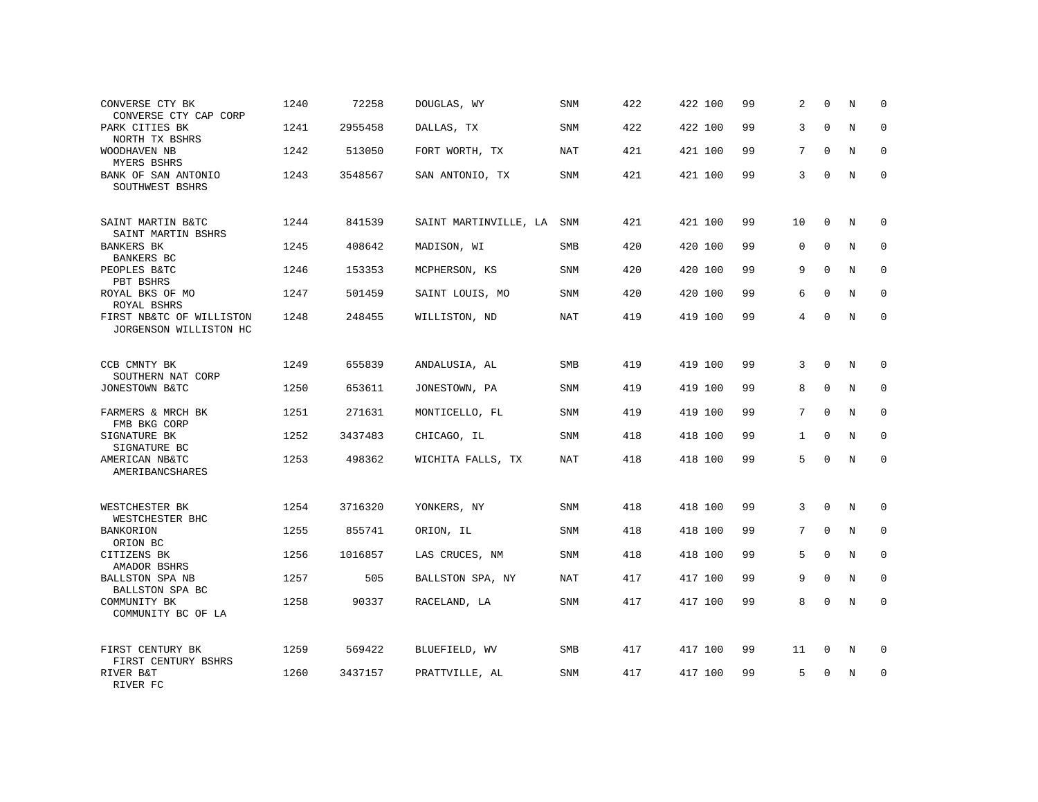| | | | | | | | | | | | |
|---|---|---|---|---|---|---|---|---|---|---|---|
| CONVERSE CTY BK<br>CONVERSE CTY CAP CORP | 1240 | 72258 | DOUGLAS, WY | SNM | 422 | 422 100 | 99 | 2 | 0 | N | 0 |
| PARK CITIES BK<br>NORTH TX BSHRS | 1241 | 2955458 | DALLAS, TX | SNM | 422 | 422 100 | 99 | 3 | 0 | N | 0 |
| WOODHAVEN NB<br>MYERS BSHRS | 1242 | 513050 | FORT WORTH, TX | NAT | 421 | 421 100 | 99 | 7 | 0 | N | 0 |
| BANK OF SAN ANTONIO<br>SOUTHWEST BSHRS | 1243 | 3548567 | SAN ANTONIO, TX | SNM | 421 | 421 100 | 99 | 3 | 0 | N | 0 |
| SAINT MARTIN B&TC<br>SAINT MARTIN BSHRS | 1244 | 841539 | SAINT MARTINVILLE, LA | SNM | 421 | 421 100 | 99 | 10 | 0 | N | 0 |
| BANKERS BK<br>BANKERS BC | 1245 | 408642 | MADISON, WI | SMB | 420 | 420 100 | 99 | 0 | 0 | N | 0 |
| PEOPLES B&TC<br>PBT BSHRS | 1246 | 153353 | MCPHERSON, KS | SNM | 420 | 420 100 | 99 | 9 | 0 | N | 0 |
| ROYAL BKS OF MO<br>ROYAL BSHRS | 1247 | 501459 | SAINT LOUIS, MO | SNM | 420 | 420 100 | 99 | 6 | 0 | N | 0 |
| FIRST NB&TC OF WILLISTON<br>JORGENSON WILLISTON HC | 1248 | 248455 | WILLISTON, ND | NAT | 419 | 419 100 | 99 | 4 | 0 | N | 0 |
| CCB CMNTY BK<br>SOUTHERN NAT CORP | 1249 | 655839 | ANDALUSIA, AL | SMB | 419 | 419 100 | 99 | 3 | 0 | N | 0 |
| JONESTOWN B&TC | 1250 | 653611 | JONESTOWN, PA | SNM | 419 | 419 100 | 99 | 8 | 0 | N | 0 |
| FARMERS & MRCH BK<br>FMB BKG CORP | 1251 | 271631 | MONTICELLO, FL | SNM | 419 | 419 100 | 99 | 7 | 0 | N | 0 |
| SIGNATURE BK<br>SIGNATURE BC | 1252 | 3437483 | CHICAGO, IL | SNM | 418 | 418 100 | 99 | 1 | 0 | N | 0 |
| AMERICAN NB&TC<br>AMERIBANCSHARES | 1253 | 498362 | WICHITA FALLS, TX | NAT | 418 | 418 100 | 99 | 5 | 0 | N | 0 |
| WESTCHESTER BK<br>WESTCHESTER BHC | 1254 | 3716320 | YONKERS, NY | SNM | 418 | 418 100 | 99 | 3 | 0 | N | 0 |
| BANKORION<br>ORION BC | 1255 | 855741 | ORION, IL | SNM | 418 | 418 100 | 99 | 7 | 0 | N | 0 |
| CITIZENS BK<br>AMADOR BSHRS | 1256 | 1016857 | LAS CRUCES, NM | SNM | 418 | 418 100 | 99 | 5 | 0 | N | 0 |
| BALLSTON SPA NB<br>BALLSTON SPA BC | 1257 | 505 | BALLSTON SPA, NY | NAT | 417 | 417 100 | 99 | 9 | 0 | N | 0 |
| COMMUNITY BK<br>COMMUNITY BC OF LA | 1258 | 90337 | RACELAND, LA | SNM | 417 | 417 100 | 99 | 8 | 0 | N | 0 |
| FIRST CENTURY BK<br>FIRST CENTURY BSHRS | 1259 | 569422 | BLUEFIELD, WV | SMB | 417 | 417 100 | 99 | 11 | 0 | N | 0 |
| RIVER B&T<br>RIVER FC | 1260 | 3437157 | PRATTVILLE, AL | SNM | 417 | 417 100 | 99 | 5 | 0 | N | 0 |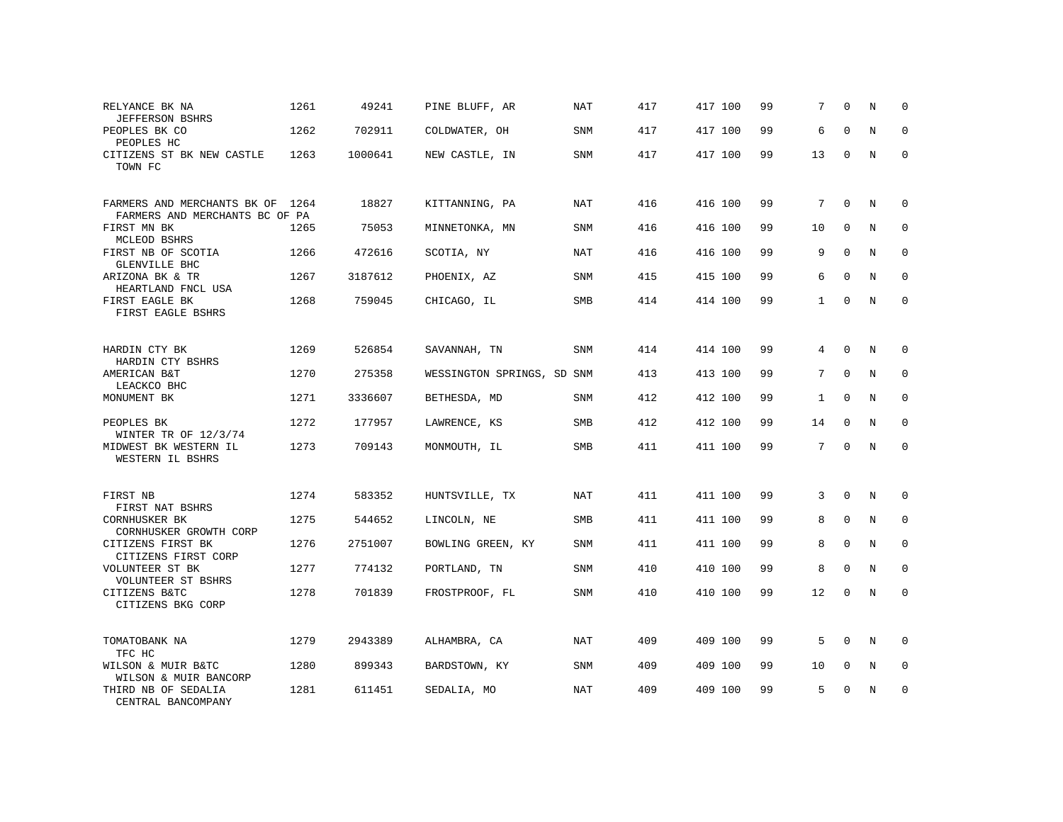| | | | | | | | | | | | | |
|---|---|---|---|---|---|---|---|---|---|---|---|---|
| RELYANCE BK NA<br>JEFFERSON BSHRS | 1261 | 49241 | PINE BLUFF, AR | NAT | 417 | 417 | 100 | 99 | 7 | 0 | N | 0 |
| PEOPLES BK CO<br>PEOPLES HC | 1262 | 702911 | COLDWATER, OH | SNM | 417 | 417 | 100 | 99 | 6 | 0 | N | 0 |
| CITIZENS ST BK NEW CASTLE<br>TOWN FC | 1263 | 1000641 | NEW CASTLE, IN | SNM | 417 | 417 | 100 | 99 | 13 | 0 | N | 0 |
| FARMERS AND MERCHANTS BK OF<br>FARMERS AND MERCHANTS BC OF PA | 1264 | 18827 | KITTANNING, PA | NAT | 416 | 416 | 100 | 99 | 7 | 0 | N | 0 |
| FIRST MN BK<br>MCLEOD BSHRS | 1265 | 75053 | MINNETONKA, MN | SNM | 416 | 416 | 100 | 99 | 10 | 0 | N | 0 |
| FIRST NB OF SCOTIA<br>GLENVILLE BHC | 1266 | 472616 | SCOTIA, NY | NAT | 416 | 416 | 100 | 99 | 9 | 0 | N | 0 |
| ARIZONA BK & TR<br>HEARTLAND FNCL USA | 1267 | 3187612 | PHOENIX, AZ | SNM | 415 | 415 | 100 | 99 | 6 | 0 | N | 0 |
| FIRST EAGLE BK<br>FIRST EAGLE BSHRS | 1268 | 759045 | CHICAGO, IL | SMB | 414 | 414 | 100 | 99 | 1 | 0 | N | 0 |
| HARDIN CTY BK<br>HARDIN CTY BSHRS | 1269 | 526854 | SAVANNAH, TN | SNM | 414 | 414 | 100 | 99 | 4 | 0 | N | 0 |
| AMERICAN B&T<br>LEACKCO BHC | 1270 | 275358 | WESSINGTON SPRINGS, SD | SNM | 413 | 413 | 100 | 99 | 7 | 0 | N | 0 |
| MONUMENT BK | 1271 | 3336607 | BETHESDA, MD | SNM | 412 | 412 | 100 | 99 | 1 | 0 | N | 0 |
| PEOPLES BK<br>WINTER TR OF 12/3/74 | 1272 | 177957 | LAWRENCE, KS | SMB | 412 | 412 | 100 | 99 | 14 | 0 | N | 0 |
| MIDWEST BK WESTERN IL<br>WESTERN IL BSHRS | 1273 | 709143 | MONMOUTH, IL | SMB | 411 | 411 | 100 | 99 | 7 | 0 | N | 0 |
| FIRST NB<br>FIRST NAT BSHRS | 1274 | 583352 | HUNTSVILLE, TX | NAT | 411 | 411 | 100 | 99 | 3 | 0 | N | 0 |
| CORNHUSKER BK<br>CORNHUSKER GROWTH CORP | 1275 | 544652 | LINCOLN, NE | SMB | 411 | 411 | 100 | 99 | 8 | 0 | N | 0 |
| CITIZENS FIRST BK<br>CITIZENS FIRST CORP | 1276 | 2751007 | BOWLING GREEN, KY | SNM | 411 | 411 | 100 | 99 | 8 | 0 | N | 0 |
| VOLUNTEER ST BK<br>VOLUNTEER ST BSHRS | 1277 | 774132 | PORTLAND, TN | SNM | 410 | 410 | 100 | 99 | 8 | 0 | N | 0 |
| CITIZENS B&TC<br>CITIZENS BKG CORP | 1278 | 701839 | FROSTPROOF, FL | SNM | 410 | 410 | 100 | 99 | 12 | 0 | N | 0 |
| TOMATOBANK NA<br>TFC HC | 1279 | 2943389 | ALHAMBRA, CA | NAT | 409 | 409 | 100 | 99 | 5 | 0 | N | 0 |
| WILSON & MUIR B&TC<br>WILSON & MUIR BANCORP | 1280 | 899343 | BARDSTOWN, KY | SNM | 409 | 409 | 100 | 99 | 10 | 0 | N | 0 |
| THIRD NB OF SEDALIA<br>CENTRAL BANCOMPANY | 1281 | 611451 | SEDALIA, MO | NAT | 409 | 409 | 100 | 99 | 5 | 0 | N | 0 |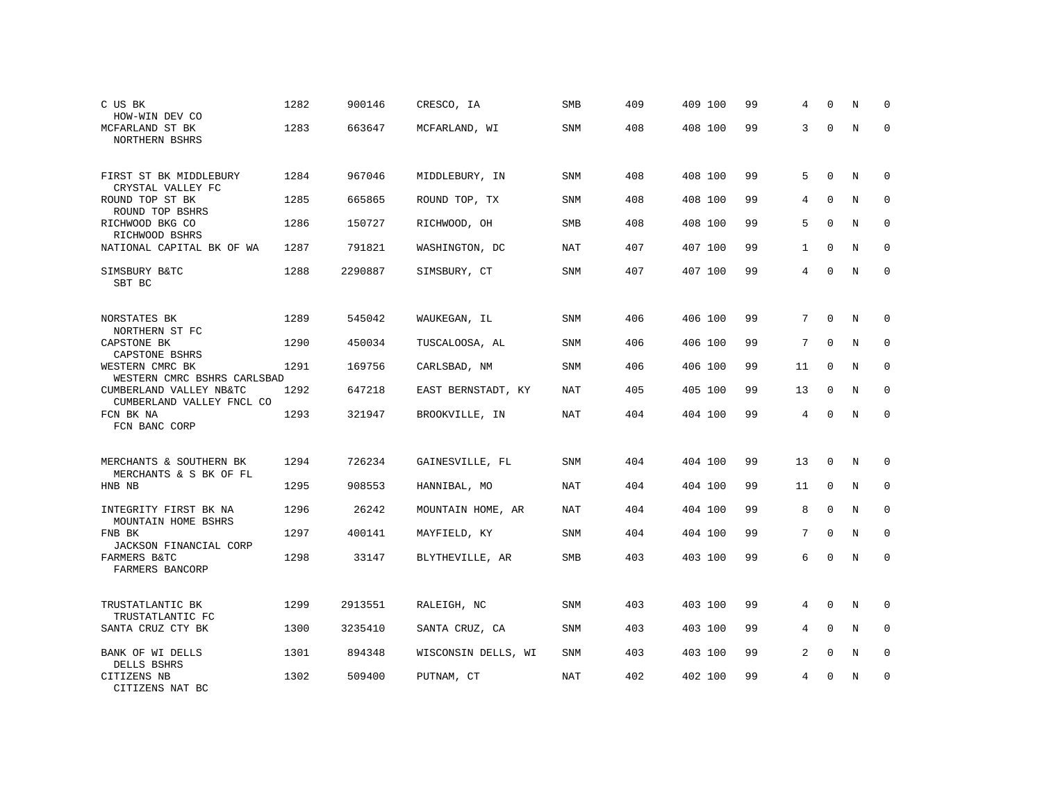| | | | | | | | | | | | | |
|---|---|---|---|---|---|---|---|---|---|---|---|---|
| C US BK<br>HOW-WIN DEV CO | 1282 | 900146 | CRESCO, IA | SMB | 409 | 409 | 100 | 99 | 4 | 0 | N | 0 |
| MCFARLAND ST BK<br>NORTHERN BSHRS | 1283 | 663647 | MCFARLAND, WI | SNM | 408 | 408 | 100 | 99 | 3 | 0 | N | 0 |
| FIRST ST BK MIDDLEBURY<br>CRYSTAL VALLEY FC | 1284 | 967046 | MIDDLEBURY, IN | SNM | 408 | 408 | 100 | 99 | 5 | 0 | N | 0 |
| ROUND TOP ST BK<br>ROUND TOP BSHRS | 1285 | 665865 | ROUND TOP, TX | SNM | 408 | 408 | 100 | 99 | 4 | 0 | N | 0 |
| RICHWOOD BKG CO<br>RICHWOOD BSHRS | 1286 | 150727 | RICHWOOD, OH | SMB | 408 | 408 | 100 | 99 | 5 | 0 | N | 0 |
| NATIONAL CAPITAL BK OF WA | 1287 | 791821 | WASHINGTON, DC | NAT | 407 | 407 | 100 | 99 | 1 | 0 | N | 0 |
| SIMSBURY B&TC<br>SBT BC | 1288 | 2290887 | SIMSBURY, CT | SNM | 407 | 407 | 100 | 99 | 4 | 0 | N | 0 |
| NORSTATES BK<br>NORTHERN ST FC | 1289 | 545042 | WAUKEGAN, IL | SNM | 406 | 406 | 100 | 99 | 7 | 0 | N | 0 |
| CAPSTONE BK<br>CAPSTONE BSHRS | 1290 | 450034 | TUSCALOOSA, AL | SNM | 406 | 406 | 100 | 99 | 7 | 0 | N | 0 |
| WESTERN CMRC BK<br>WESTERN CMRC BSHRS CARLSBAD | 1291 | 169756 | CARLSBAD, NM | SNM | 406 | 406 | 100 | 99 | 11 | 0 | N | 0 |
| CUMBERLAND VALLEY NB&TC<br>CUMBERLAND VALLEY FNCL CO | 1292 | 647218 | EAST BERNSTADT, KY | NAT | 405 | 405 | 100 | 99 | 13 | 0 | N | 0 |
| FCN BK NA<br>FCN BANC CORP | 1293 | 321947 | BROOKVILLE, IN | NAT | 404 | 404 | 100 | 99 | 4 | 0 | N | 0 |
| MERCHANTS & SOUTHERN BK<br>MERCHANTS & S BK OF FL | 1294 | 726234 | GAINESVILLE, FL | SNM | 404 | 404 | 100 | 99 | 13 | 0 | N | 0 |
| HNB NB | 1295 | 908553 | HANNIBAL, MO | NAT | 404 | 404 | 100 | 99 | 11 | 0 | N | 0 |
| INTEGRITY FIRST BK NA<br>MOUNTAIN HOME BSHRS | 1296 | 26242 | MOUNTAIN HOME, AR | NAT | 404 | 404 | 100 | 99 | 8 | 0 | N | 0 |
| FNB BK<br>JACKSON FINANCIAL CORP | 1297 | 400141 | MAYFIELD, KY | SNM | 404 | 404 | 100 | 99 | 7 | 0 | N | 0 |
| FARMERS B&TC<br>FARMERS BANCORP | 1298 | 33147 | BLYTHEVILLE, AR | SMB | 403 | 403 | 100 | 99 | 6 | 0 | N | 0 |
| TRUSTATLANTIC BK<br>TRUSTATLANTIC FC | 1299 | 2913551 | RALEIGH, NC | SNM | 403 | 403 | 100 | 99 | 4 | 0 | N | 0 |
| SANTA CRUZ CTY BK | 1300 | 3235410 | SANTA CRUZ, CA | SNM | 403 | 403 | 100 | 99 | 4 | 0 | N | 0 |
| BANK OF WI DELLS<br>DELLS BSHRS | 1301 | 894348 | WISCONSIN DELLS, WI | SNM | 403 | 403 | 100 | 99 | 2 | 0 | N | 0 |
| CITIZENS NB<br>CITIZENS NAT BC | 1302 | 509400 | PUTNAM, CT | NAT | 402 | 402 | 100 | 99 | 4 | 0 | N | 0 |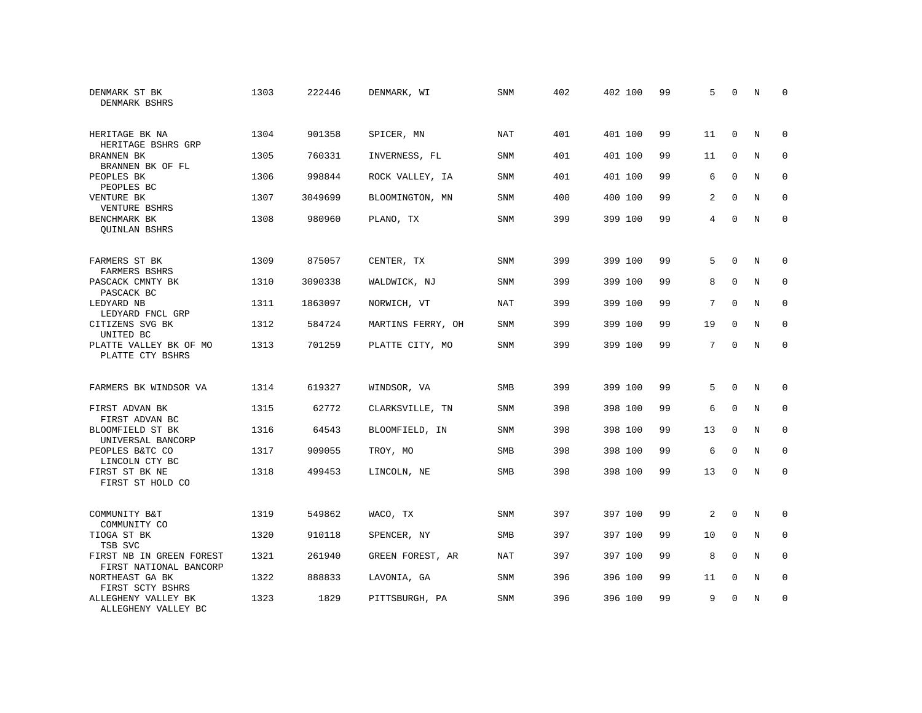| | | | | | | | | | | | | |
|---|---|---|---|---|---|---|---|---|---|---|---|---|
| DENMARK ST BK<br>DENMARK BSHRS | 1303 | 222446 | DENMARK, WI | SNM | 402 | 402 | 100 | 99 | 5 | 0 | N | 0 |
| HERITAGE BK NA<br>HERITAGE BSHRS GRP | 1304 | 901358 | SPICER, MN | NAT | 401 | 401 | 100 | 99 | 11 | 0 | N | 0 |
| BRANNEN BK<br>BRANNEN BK OF FL | 1305 | 760331 | INVERNESS, FL | SNM | 401 | 401 | 100 | 99 | 11 | 0 | N | 0 |
| PEOPLES BK<br>PEOPLES BC | 1306 | 998844 | ROCK VALLEY, IA | SNM | 401 | 401 | 100 | 99 | 6 | 0 | N | 0 |
| VENTURE BK<br>VENTURE BSHRS | 1307 | 3049699 | BLOOMINGTON, MN | SNM | 400 | 400 | 100 | 99 | 2 | 0 | N | 0 |
| BENCHMARK BK<br>QUINLAN BSHRS | 1308 | 980960 | PLANO, TX | SNM | 399 | 399 | 100 | 99 | 4 | 0 | N | 0 |
| FARMERS ST BK<br>FARMERS BSHRS | 1309 | 875057 | CENTER, TX | SNM | 399 | 399 | 100 | 99 | 5 | 0 | N | 0 |
| PASCACK CMNTY BK<br>PASCACK BC | 1310 | 3090338 | WALDWICK, NJ | SNM | 399 | 399 | 100 | 99 | 8 | 0 | N | 0 |
| LEDYARD NB<br>LEDYARD FNCL GRP | 1311 | 1863097 | NORWICH, VT | NAT | 399 | 399 | 100 | 99 | 7 | 0 | N | 0 |
| CITIZENS SVG BK<br>UNITED BC | 1312 | 584724 | MARTINS FERRY, OH | SNM | 399 | 399 | 100 | 99 | 19 | 0 | N | 0 |
| PLATTE VALLEY BK OF MO<br>PLATTE CTY BSHRS | 1313 | 701259 | PLATTE CITY, MO | SNM | 399 | 399 | 100 | 99 | 7 | 0 | N | 0 |
| FARMERS BK WINDSOR VA | 1314 | 619327 | WINDSOR, VA | SMB | 399 | 399 | 100 | 99 | 5 | 0 | N | 0 |
| FIRST ADVAN BK<br>FIRST ADVAN BC | 1315 | 62772 | CLARKSVILLE, TN | SNM | 398 | 398 | 100 | 99 | 6 | 0 | N | 0 |
| BLOOMFIELD ST BK<br>UNIVERSAL BANCORP | 1316 | 64543 | BLOOMFIELD, IN | SNM | 398 | 398 | 100 | 99 | 13 | 0 | N | 0 |
| PEOPLES B&TC CO<br>LINCOLN CTY BC | 1317 | 909055 | TROY, MO | SMB | 398 | 398 | 100 | 99 | 6 | 0 | N | 0 |
| FIRST ST BK NE<br>FIRST ST HOLD CO | 1318 | 499453 | LINCOLN, NE | SMB | 398 | 398 | 100 | 99 | 13 | 0 | N | 0 |
| COMMUNITY B&T<br>COMMUNITY CO | 1319 | 549862 | WACO, TX | SNM | 397 | 397 | 100 | 99 | 2 | 0 | N | 0 |
| TIOGA ST BK<br>TSB SVC | 1320 | 910118 | SPENCER, NY | SMB | 397 | 397 | 100 | 99 | 10 | 0 | N | 0 |
| FIRST NB IN GREEN FOREST<br>FIRST NATIONAL BANCORP | 1321 | 261940 | GREEN FOREST, AR | NAT | 397 | 397 | 100 | 99 | 8 | 0 | N | 0 |
| NORTHEAST GA BK<br>FIRST SCTY BSHRS | 1322 | 888833 | LAVONIA, GA | SNM | 396 | 396 | 100 | 99 | 11 | 0 | N | 0 |
| ALLEGHENY VALLEY BK<br>ALLEGHENY VALLEY BC | 1323 | 1829 | PITTSBURGH, PA | SNM | 396 | 396 | 100 | 99 | 9 | 0 | N | 0 |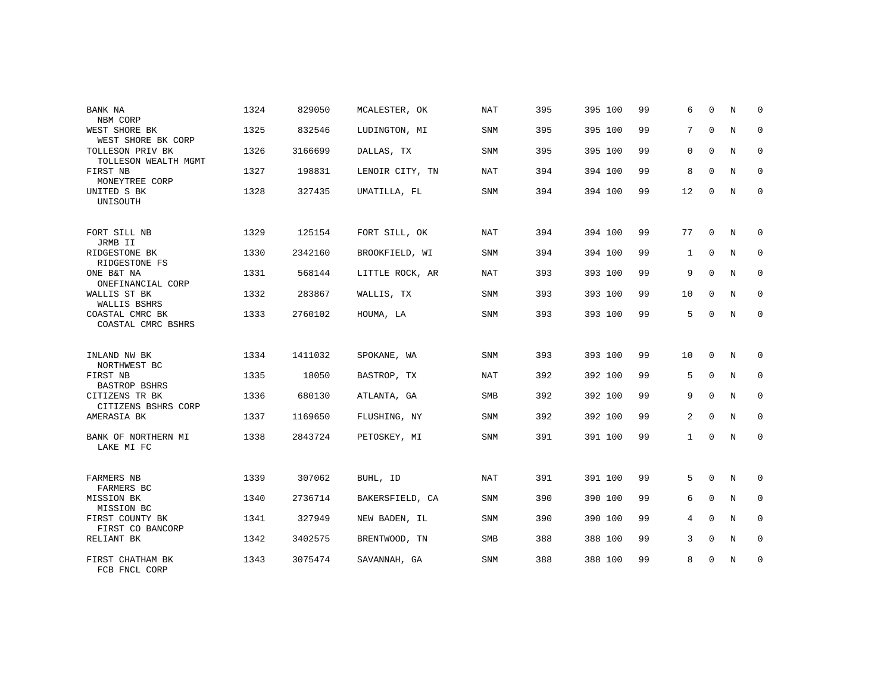| | | | | | | | | | | | | |
|---|---|---|---|---|---|---|---|---|---|---|---|---|
| BANK NA<br>NBM CORP | 1324 | 829050 | MCALESTER, OK | NAT | 395 | 395 | 100 | 99 | 6 | 0 | N | 0 |
| WEST SHORE BK<br>WEST SHORE BK CORP | 1325 | 832546 | LUDINGTON, MI | SNM | 395 | 395 | 100 | 99 | 7 | 0 | N | 0 |
| TOLLESON PRIV BK<br>TOLLESON WEALTH MGMT | 1326 | 3166699 | DALLAS, TX | SNM | 395 | 395 | 100 | 99 | 0 | 0 | N | 0 |
| FIRST NB<br>MONEYTREE CORP | 1327 | 198831 | LENOIR CITY, TN | NAT | 394 | 394 | 100 | 99 | 8 | 0 | N | 0 |
| UNITED S BK<br>UNISOUTH | 1328 | 327435 | UMATILLA, FL | SNM | 394 | 394 | 100 | 99 | 12 | 0 | N | 0 |
| FORT SILL NB<br>JRMB II | 1329 | 125154 | FORT SILL, OK | NAT | 394 | 394 | 100 | 99 | 77 | 0 | N | 0 |
| RIDGESTONE BK<br>RIDGESTONE FS | 1330 | 2342160 | BROOKFIELD, WI | SNM | 394 | 394 | 100 | 99 | 1 | 0 | N | 0 |
| ONE B&T NA<br>ONEFINANCIAL CORP | 1331 | 568144 | LITTLE ROCK, AR | NAT | 393 | 393 | 100 | 99 | 9 | 0 | N | 0 |
| WALLIS ST BK<br>WALLIS BSHRS | 1332 | 283867 | WALLIS, TX | SNM | 393 | 393 | 100 | 99 | 10 | 0 | N | 0 |
| COASTAL CMRC BK<br>COASTAL CMRC BSHRS | 1333 | 2760102 | HOUMA, LA | SNM | 393 | 393 | 100 | 99 | 5 | 0 | N | 0 |
| INLAND NW BK<br>NORTHWEST BC | 1334 | 1411032 | SPOKANE, WA | SNM | 393 | 393 | 100 | 99 | 10 | 0 | N | 0 |
| FIRST NB<br>BASTROP BSHRS | 1335 | 18050 | BASTROP, TX | NAT | 392 | 392 | 100 | 99 | 5 | 0 | N | 0 |
| CITIZENS TR BK<br>CITIZENS BSHRS CORP | 1336 | 680130 | ATLANTA, GA | SMB | 392 | 392 | 100 | 99 | 9 | 0 | N | 0 |
| AMERASIA BK | 1337 | 1169650 | FLUSHING, NY | SNM | 392 | 392 | 100 | 99 | 2 | 0 | N | 0 |
| BANK OF NORTHERN MI<br>LAKE MI FC | 1338 | 2843724 | PETOSKEY, MI | SNM | 391 | 391 | 100 | 99 | 1 | 0 | N | 0 |
| FARMERS NB<br>FARMERS BC | 1339 | 307062 | BUHL, ID | NAT | 391 | 391 | 100 | 99 | 5 | 0 | N | 0 |
| MISSION BK<br>MISSION BC | 1340 | 2736714 | BAKERSFIELD, CA | SNM | 390 | 390 | 100 | 99 | 6 | 0 | N | 0 |
| FIRST COUNTY BK<br>FIRST CO BANCORP | 1341 | 327949 | NEW BADEN, IL | SNM | 390 | 390 | 100 | 99 | 4 | 0 | N | 0 |
| RELIANT BK | 1342 | 3402575 | BRENTWOOD, TN | SMB | 388 | 388 | 100 | 99 | 3 | 0 | N | 0 |
| FIRST CHATHAM BK<br>FCB FNCL CORP | 1343 | 3075474 | SAVANNAH, GA | SNM | 388 | 388 | 100 | 99 | 8 | 0 | N | 0 |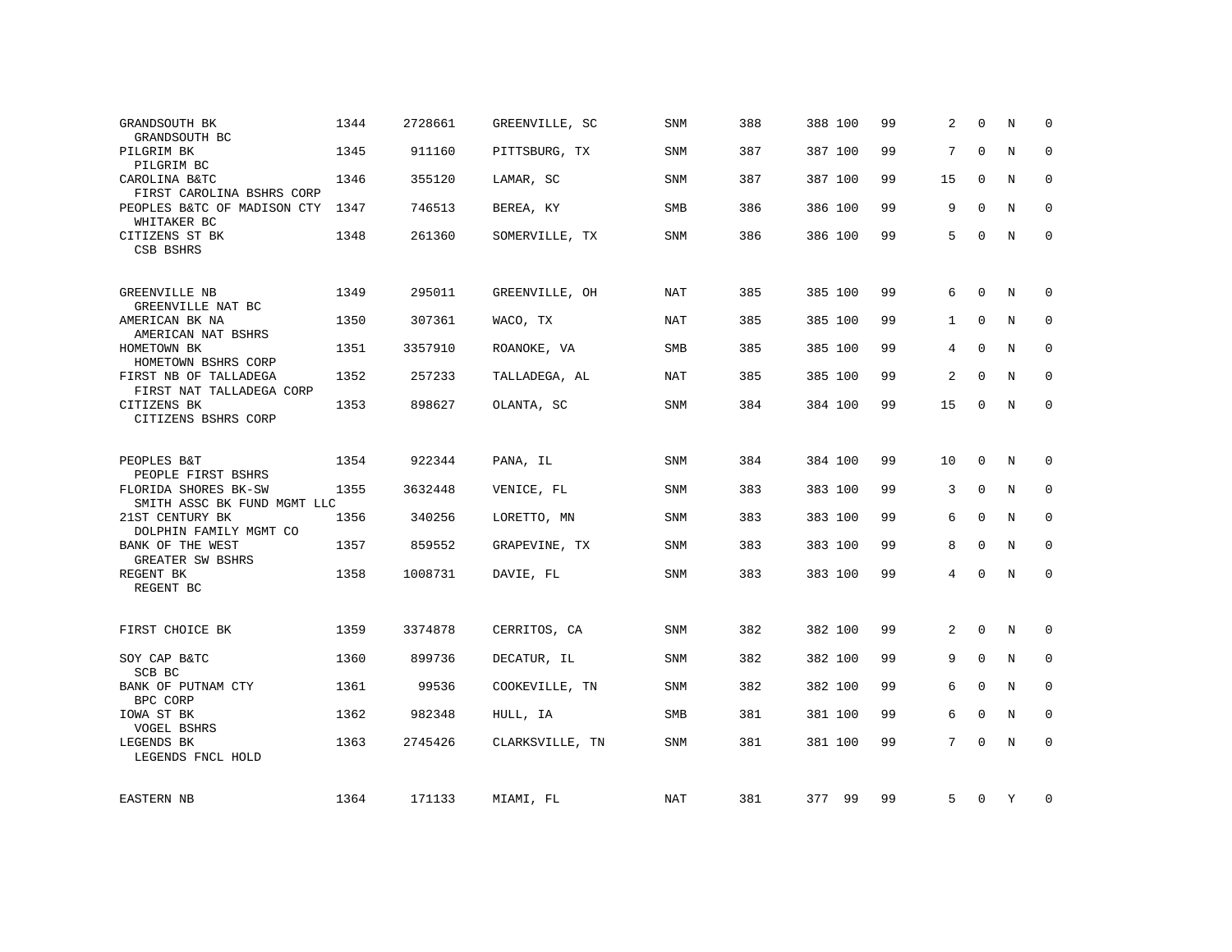| | | | | | | | | | | | | |
|---|---|---|---|---|---|---|---|---|---|---|---|---|
| GRANDSOUTH BK<br>GRANDSOUTH BC | 1344 | 2728661 | GREENVILLE, SC | SNM | 388 | 388 | 100 | 99 | 2 | 0 | N | 0 |
| PILGRIM BK<br>PILGRIM BC | 1345 | 911160 | PITTSBURG, TX | SNM | 387 | 387 | 100 | 99 | 7 | 0 | N | 0 |
| CAROLINA B&TC<br>FIRST CAROLINA BSHRS CORP | 1346 | 355120 | LAMAR, SC | SNM | 387 | 387 | 100 | 99 | 15 | 0 | N | 0 |
| PEOPLES B&TC OF MADISON CTY<br>WHITAKER BC | 1347 | 746513 | BEREA, KY | SMB | 386 | 386 | 100 | 99 | 9 | 0 | N | 0 |
| CITIZENS ST BK<br>CSB BSHRS | 1348 | 261360 | SOMERVILLE, TX | SNM | 386 | 386 | 100 | 99 | 5 | 0 | N | 0 |
| GREENVILLE NB<br>GREENVILLE NAT BC | 1349 | 295011 | GREENVILLE, OH | NAT | 385 | 385 | 100 | 99 | 6 | 0 | N | 0 |
| AMERICAN BK NA<br>AMERICAN NAT BSHRS | 1350 | 307361 | WACO, TX | NAT | 385 | 385 | 100 | 99 | 1 | 0 | N | 0 |
| HOMETOWN BK<br>HOMETOWN BSHRS CORP | 1351 | 3357910 | ROANOKE, VA | SMB | 385 | 385 | 100 | 99 | 4 | 0 | N | 0 |
| FIRST NB OF TALLADEGA<br>FIRST NAT TALLADEGA CORP | 1352 | 257233 | TALLADEGA, AL | NAT | 385 | 385 | 100 | 99 | 2 | 0 | N | 0 |
| CITIZENS BK<br>CITIZENS BSHRS CORP | 1353 | 898627 | OLANTA, SC | SNM | 384 | 384 | 100 | 99 | 15 | 0 | N | 0 |
| PEOPLES B&T<br>PEOPLE FIRST BSHRS | 1354 | 922344 | PANA, IL | SNM | 384 | 384 | 100 | 99 | 10 | 0 | N | 0 |
| FLORIDA SHORES BK-SW<br>SMITH ASSC BK FUND MGMT LLC | 1355 | 3632448 | VENICE, FL | SNM | 383 | 383 | 100 | 99 | 3 | 0 | N | 0 |
| 21ST CENTURY BK<br>DOLPHIN FAMILY MGMT CO | 1356 | 340256 | LORETTO, MN | SNM | 383 | 383 | 100 | 99 | 6 | 0 | N | 0 |
| BANK OF THE WEST<br>GREATER SW BSHRS | 1357 | 859552 | GRAPEVINE, TX | SNM | 383 | 383 | 100 | 99 | 8 | 0 | N | 0 |
| REGENT BK<br>REGENT BC | 1358 | 1008731 | DAVIE, FL | SNM | 383 | 383 | 100 | 99 | 4 | 0 | N | 0 |
| FIRST CHOICE BK | 1359 | 3374878 | CERRITOS, CA | SNM | 382 | 382 | 100 | 99 | 2 | 0 | N | 0 |
| SOY CAP B&TC<br>SCB BC | 1360 | 899736 | DECATUR, IL | SNM | 382 | 382 | 100 | 99 | 9 | 0 | N | 0 |
| BANK OF PUTNAM CTY<br>BPC CORP | 1361 | 99536 | COOKEVILLE, TN | SNM | 382 | 382 | 100 | 99 | 6 | 0 | N | 0 |
| IOWA ST BK<br>VOGEL BSHRS | 1362 | 982348 | HULL, IA | SMB | 381 | 381 | 100 | 99 | 6 | 0 | N | 0 |
| LEGENDS BK<br>LEGENDS FNCL HOLD | 1363 | 2745426 | CLARKSVILLE, TN | SNM | 381 | 381 | 100 | 99 | 7 | 0 | N | 0 |
| EASTERN NB | 1364 | 171133 | MIAMI, FL | NAT | 381 | 377 | 99 | 99 | 5 | 0 | Y | 0 |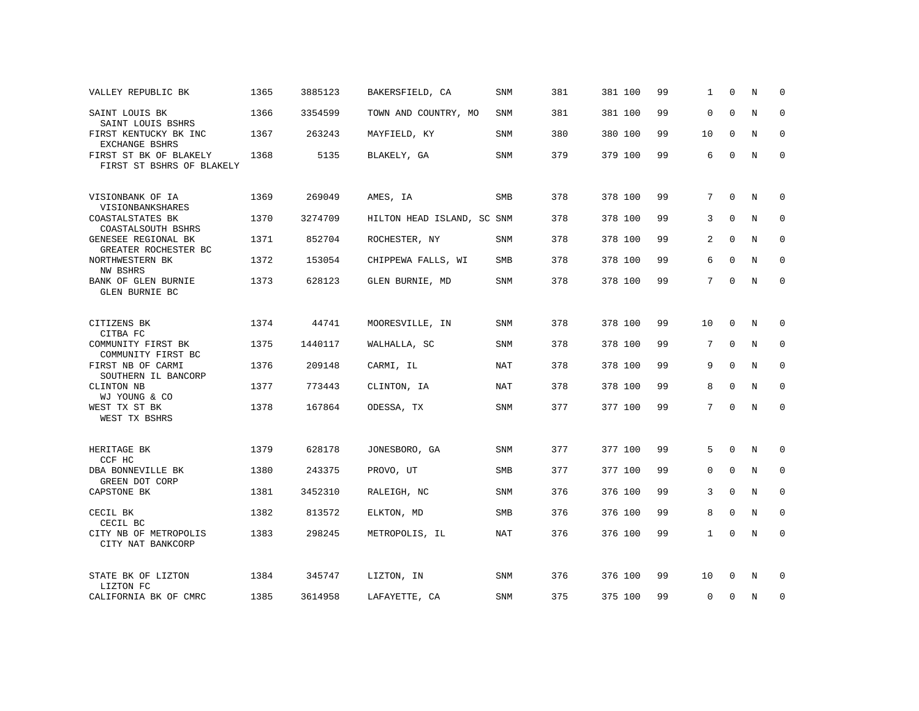| | | | | | | | | | | | | |
|---|---|---|---|---|---|---|---|---|---|---|---|---|
| VALLEY REPUBLIC BK | 1365 | 3885123 | BAKERSFIELD, CA | SNM | 381 | 381 | 100 | 99 | 1 | 0 | N | 0 |
| SAINT LOUIS BK<br>SAINT LOUIS BSHRS | 1366 | 3354599 | TOWN AND COUNTRY, MO | SNM | 381 | 381 | 100 | 99 | 0 | 0 | N | 0 |
| FIRST KENTUCKY BK INC<br>EXCHANGE BSHRS | 1367 | 263243 | MAYFIELD, KY | SNM | 380 | 380 | 100 | 99 | 10 | 0 | N | 0 |
| FIRST ST BK OF BLAKELY<br>FIRST ST BSHRS OF BLAKELY | 1368 | 5135 | BLAKELY, GA | SNM | 379 | 379 | 100 | 99 | 6 | 0 | N | 0 |
| VISIONBANK OF IA<br>VISIONBANKSHARES | 1369 | 269049 | AMES, IA | SMB | 378 | 378 | 100 | 99 | 7 | 0 | N | 0 |
| COASTALSTATES BK<br>COASTALSOUTH BSHRS | 1370 | 3274709 | HILTON HEAD ISLAND, SC | SNM | 378 | 378 | 100 | 99 | 3 | 0 | N | 0 |
| GENESEE REGIONAL BK<br>GREATER ROCHESTER BC | 1371 | 852704 | ROCHESTER, NY | SNM | 378 | 378 | 100 | 99 | 2 | 0 | N | 0 |
| NORTHWESTERN BK<br>NW BSHRS | 1372 | 153054 | CHIPPEWA FALLS, WI | SMB | 378 | 378 | 100 | 99 | 6 | 0 | N | 0 |
| BANK OF GLEN BURNIE<br>GLEN BURNIE BC | 1373 | 628123 | GLEN BURNIE, MD | SNM | 378 | 378 | 100 | 99 | 7 | 0 | N | 0 |
| CITIZENS BK<br>CITBA FC | 1374 | 44741 | MOORESVILLE, IN | SNM | 378 | 378 | 100 | 99 | 10 | 0 | N | 0 |
| COMMUNITY FIRST BK<br>COMMUNITY FIRST BC | 1375 | 1440117 | WALHALLA, SC | SNM | 378 | 378 | 100 | 99 | 7 | 0 | N | 0 |
| FIRST NB OF CARMI<br>SOUTHERN IL BANCORP | 1376 | 209148 | CARMI, IL | NAT | 378 | 378 | 100 | 99 | 9 | 0 | N | 0 |
| CLINTON NB<br>WJ YOUNG & CO | 1377 | 773443 | CLINTON, IA | NAT | 378 | 378 | 100 | 99 | 8 | 0 | N | 0 |
| WEST TX ST BK<br>WEST TX BSHRS | 1378 | 167864 | ODESSA, TX | SNM | 377 | 377 | 100 | 99 | 7 | 0 | N | 0 |
| HERITAGE BK<br>CCF HC | 1379 | 628178 | JONESBORO, GA | SNM | 377 | 377 | 100 | 99 | 5 | 0 | N | 0 |
| DBA BONNEVILLE BK<br>GREEN DOT CORP | 1380 | 243375 | PROVO, UT | SMB | 377 | 377 | 100 | 99 | 0 | 0 | N | 0 |
| CAPSTONE BK | 1381 | 3452310 | RALEIGH, NC | SNM | 376 | 376 | 100 | 99 | 3 | 0 | N | 0 |
| CECIL BK<br>CECIL BC | 1382 | 813572 | ELKTON, MD | SMB | 376 | 376 | 100 | 99 | 8 | 0 | N | 0 |
| CITY NB OF METROPOLIS<br>CITY NAT BANKCORP | 1383 | 298245 | METROPOLIS, IL | NAT | 376 | 376 | 100 | 99 | 1 | 0 | N | 0 |
| STATE BK OF LIZTON<br>LIZTON FC | 1384 | 345747 | LIZTON, IN | SNM | 376 | 376 | 100 | 99 | 10 | 0 | N | 0 |
| CALIFORNIA BK OF CMRC | 1385 | 3614958 | LAFAYETTE, CA | SNM | 375 | 375 | 100 | 99 | 0 | 0 | N | 0 |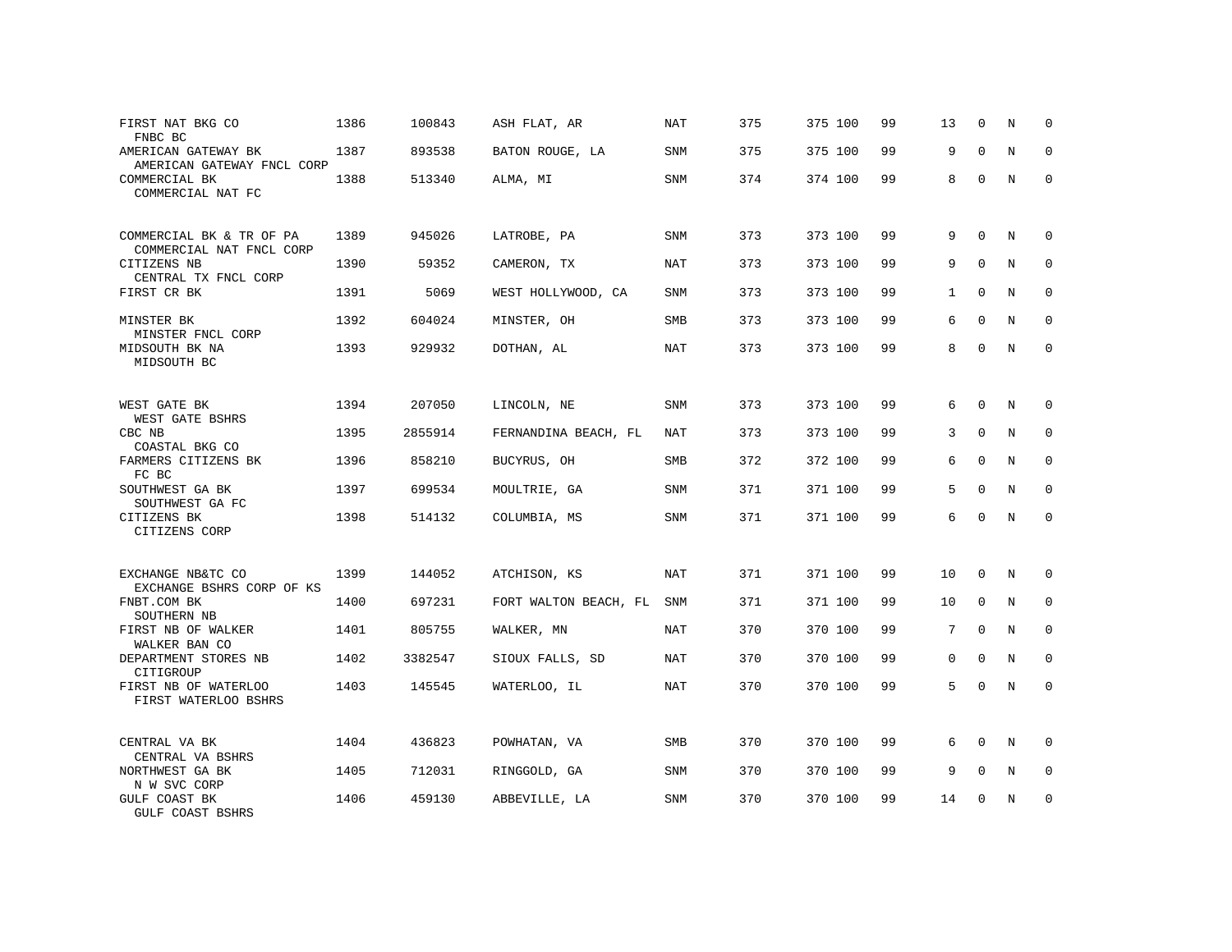| | | | | | | | | | | | | |
|---|---|---|---|---|---|---|---|---|---|---|---|---|
| FIRST NAT BKG CO<br>FNBC BC | 1386 | 100843 | ASH FLAT, AR | NAT | 375 | 375 | 100 | 99 | 13 | 0 | N | 0 |
| AMERICAN GATEWAY BK<br>AMERICAN GATEWAY FNCL CORP | 1387 | 893538 | BATON ROUGE, LA | SNM | 375 | 375 | 100 | 99 | 9 | 0 | N | 0 |
| COMMERCIAL BK<br>COMMERCIAL NAT FC | 1388 | 513340 | ALMA, MI | SNM | 374 | 374 | 100 | 99 | 8 | 0 | N | 0 |
| COMMERCIAL BK & TR OF PA<br>COMMERCIAL NAT FNCL CORP | 1389 | 945026 | LATROBE, PA | SNM | 373 | 373 | 100 | 99 | 9 | 0 | N | 0 |
| CITIZENS NB<br>CENTRAL TX FNCL CORP | 1390 | 59352 | CAMERON, TX | NAT | 373 | 373 | 100 | 99 | 9 | 0 | N | 0 |
| FIRST CR BK | 1391 | 5069 | WEST HOLLYWOOD, CA | SNM | 373 | 373 | 100 | 99 | 1 | 0 | N | 0 |
| MINSTER BK<br>MINSTER FNCL CORP | 1392 | 604024 | MINSTER, OH | SMB | 373 | 373 | 100 | 99 | 6 | 0 | N | 0 |
| MIDSOUTH BK NA<br>MIDSOUTH BC | 1393 | 929932 | DOTHAN, AL | NAT | 373 | 373 | 100 | 99 | 8 | 0 | N | 0 |
| WEST GATE BK<br>WEST GATE BSHRS | 1394 | 207050 | LINCOLN, NE | SNM | 373 | 373 | 100 | 99 | 6 | 0 | N | 0 |
| CBC NB<br>COASTAL BKG CO | 1395 | 2855914 | FERNANDINA BEACH, FL | NAT | 373 | 373 | 100 | 99 | 3 | 0 | N | 0 |
| FARMERS CITIZENS BK<br>FC BC | 1396 | 858210 | BUCYRUS, OH | SMB | 372 | 372 | 100 | 99 | 6 | 0 | N | 0 |
| SOUTHWEST GA BK<br>SOUTHWEST GA FC | 1397 | 699534 | MOULTRIE, GA | SNM | 371 | 371 | 100 | 99 | 5 | 0 | N | 0 |
| CITIZENS BK<br>CITIZENS CORP | 1398 | 514132 | COLUMBIA, MS | SNM | 371 | 371 | 100 | 99 | 6 | 0 | N | 0 |
| EXCHANGE NB&TC CO<br>EXCHANGE BSHRS CORP OF KS | 1399 | 144052 | ATCHISON, KS | NAT | 371 | 371 | 100 | 99 | 10 | 0 | N | 0 |
| FNBT.COM BK<br>SOUTHERN NB | 1400 | 697231 | FORT WALTON BEACH, FL | SNM | 371 | 371 | 100 | 99 | 10 | 0 | N | 0 |
| FIRST NB OF WALKER<br>WALKER BAN CO | 1401 | 805755 | WALKER, MN | NAT | 370 | 370 | 100 | 99 | 7 | 0 | N | 0 |
| DEPARTMENT STORES NB<br>CITIGROUP | 1402 | 3382547 | SIOUX FALLS, SD | NAT | 370 | 370 | 100 | 99 | 0 | 0 | N | 0 |
| FIRST NB OF WATERLOO<br>FIRST WATERLOO BSHRS | 1403 | 145545 | WATERLOO, IL | NAT | 370 | 370 | 100 | 99 | 5 | 0 | N | 0 |
| CENTRAL VA BK<br>CENTRAL VA BSHRS | 1404 | 436823 | POWHATAN, VA | SMB | 370 | 370 | 100 | 99 | 6 | 0 | N | 0 |
| NORTHWEST GA BK<br>N W SVC CORP | 1405 | 712031 | RINGGOLD, GA | SNM | 370 | 370 | 100 | 99 | 9 | 0 | N | 0 |
| GULF COAST BK<br>GULF COAST BSHRS | 1406 | 459130 | ABBEVILLE, LA | SNM | 370 | 370 | 100 | 99 | 14 | 0 | N | 0 |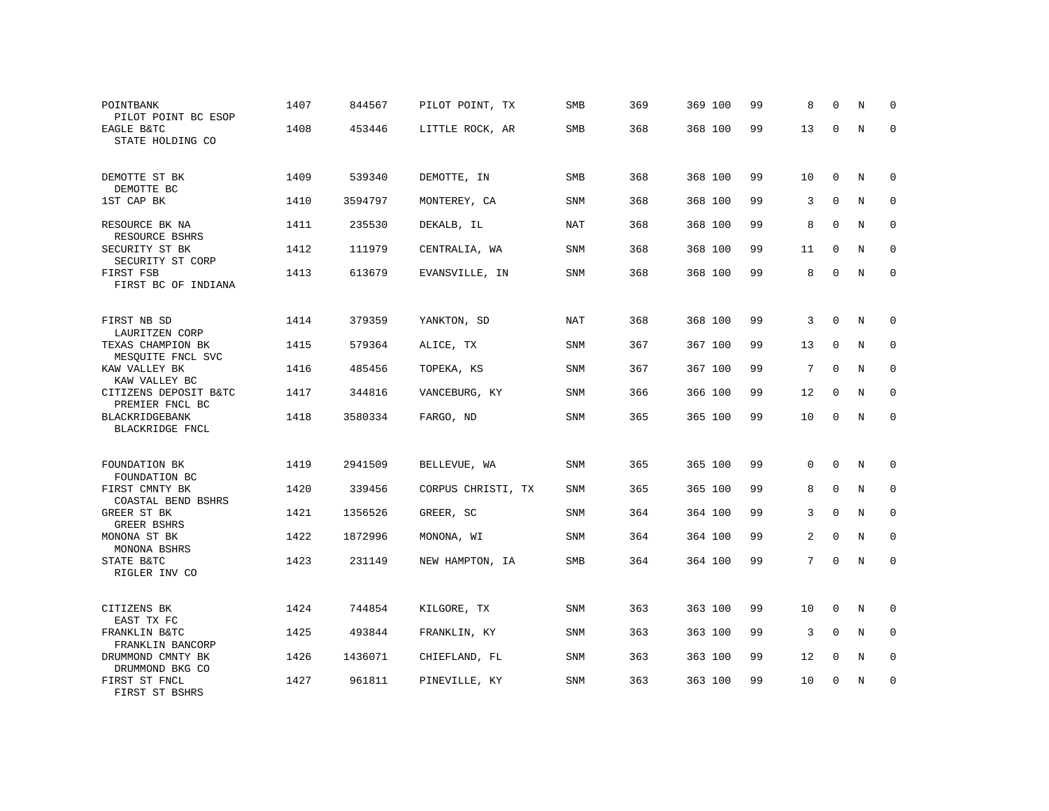| | | | | | | | | | | | | |
|---|---|---|---|---|---|---|---|---|---|---|---|---|
| POINTBANK<br>PILOT POINT BC ESOP | 1407 | 844567 | PILOT POINT, TX | SMB | 369 | 369 | 100 | 99 | 8 | 0 | N | 0 |
| EAGLE B&TC<br>STATE HOLDING CO | 1408 | 453446 | LITTLE ROCK, AR | SMB | 368 | 368 | 100 | 99 | 13 | 0 | N | 0 |
| DEMOTTE ST BK<br>DEMOTTE BC | 1409 | 539340 | DEMOTTE, IN | SMB | 368 | 368 | 100 | 99 | 10 | 0 | N | 0 |
| 1ST CAP BK | 1410 | 3594797 | MONTEREY, CA | SNM | 368 | 368 | 100 | 99 | 3 | 0 | N | 0 |
| RESOURCE BK NA<br>RESOURCE BSHRS | 1411 | 235530 | DEKALB, IL | NAT | 368 | 368 | 100 | 99 | 8 | 0 | N | 0 |
| SECURITY ST BK<br>SECURITY ST CORP | 1412 | 111979 | CENTRALIA, WA | SNM | 368 | 368 | 100 | 99 | 11 | 0 | N | 0 |
| FIRST FSB<br>FIRST BC OF INDIANA | 1413 | 613679 | EVANSVILLE, IN | SNM | 368 | 368 | 100 | 99 | 8 | 0 | N | 0 |
| FIRST NB SD<br>LAURITZEN CORP | 1414 | 379359 | YANKTON, SD | NAT | 368 | 368 | 100 | 99 | 3 | 0 | N | 0 |
| TEXAS CHAMPION BK<br>MESQUITE FNCL SVC | 1415 | 579364 | ALICE, TX | SNM | 367 | 367 | 100 | 99 | 13 | 0 | N | 0 |
| KAW VALLEY BK<br>KAW VALLEY BC | 1416 | 485456 | TOPEKA, KS | SNM | 367 | 367 | 100 | 99 | 7 | 0 | N | 0 |
| CITIZENS DEPOSIT B&TC<br>PREMIER FNCL BC | 1417 | 344816 | VANCEBURG, KY | SNM | 366 | 366 | 100 | 99 | 12 | 0 | N | 0 |
| BLACKRIDGEBANK<br>BLACKRIDGE FNCL | 1418 | 3580334 | FARGO, ND | SNM | 365 | 365 | 100 | 99 | 10 | 0 | N | 0 |
| FOUNDATION BK<br>FOUNDATION BC | 1419 | 2941509 | BELLEVUE, WA | SNM | 365 | 365 | 100 | 99 | 0 | 0 | N | 0 |
| FIRST CMNTY BK<br>COASTAL BEND BSHRS | 1420 | 339456 | CORPUS CHRISTI, TX | SNM | 365 | 365 | 100 | 99 | 8 | 0 | N | 0 |
| GREER ST BK<br>GREER BSHRS | 1421 | 1356526 | GREER, SC | SNM | 364 | 364 | 100 | 99 | 3 | 0 | N | 0 |
| MONONA ST BK<br>MONONA BSHRS | 1422 | 1872996 | MONONA, WI | SNM | 364 | 364 | 100 | 99 | 2 | 0 | N | 0 |
| STATE B&TC<br>RIGLER INV CO | 1423 | 231149 | NEW HAMPTON, IA | SMB | 364 | 364 | 100 | 99 | 7 | 0 | N | 0 |
| CITIZENS BK<br>EAST TX FC | 1424 | 744854 | KILGORE, TX | SNM | 363 | 363 | 100 | 99 | 10 | 0 | N | 0 |
| FRANKLIN B&TC<br>FRANKLIN BANCORP | 1425 | 493844 | FRANKLIN, KY | SNM | 363 | 363 | 100 | 99 | 3 | 0 | N | 0 |
| DRUMMOND CMNTY BK<br>DRUMMOND BKG CO | 1426 | 1436071 | CHIEFLAND, FL | SNM | 363 | 363 | 100 | 99 | 12 | 0 | N | 0 |
| FIRST ST FNCL<br>FIRST ST BSHRS | 1427 | 961811 | PINEVILLE, KY | SNM | 363 | 363 | 100 | 99 | 10 | 0 | N | 0 |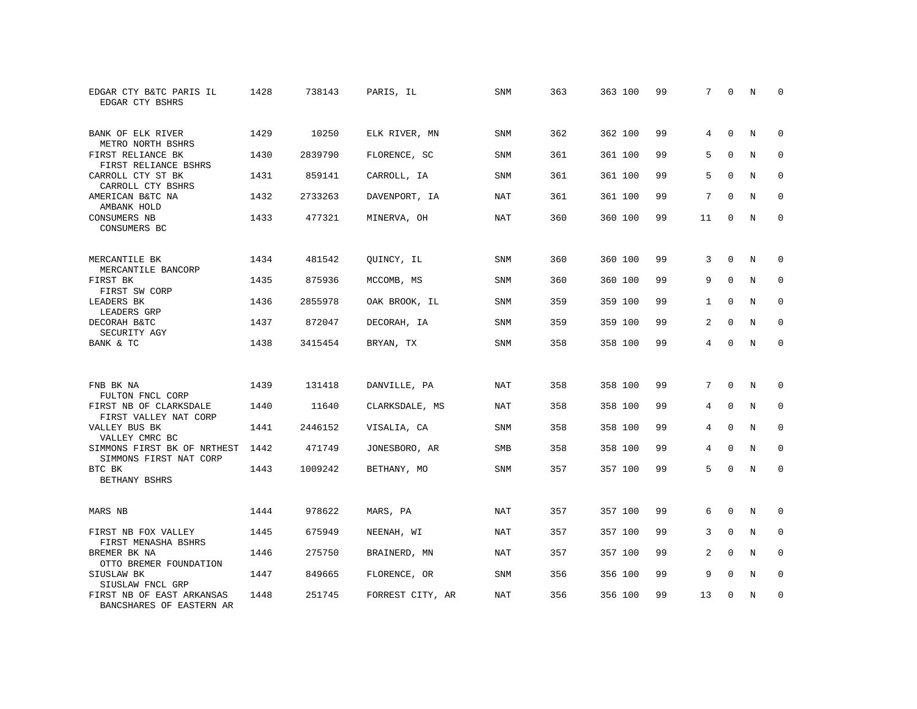| | | | | | | | | | | | | |
|---|---|---|---|---|---|---|---|---|---|---|---|---|
| EDGAR CTY B&TC PARIS IL<br>EDGAR CTY BSHRS | 1428 | 738143 | PARIS, IL | SNM | 363 | 363 | 100 | 99 | 7 | 0 | N | 0 |
| BANK OF ELK RIVER<br>METRO NORTH BSHRS | 1429 | 10250 | ELK RIVER, MN | SNM | 362 | 362 | 100 | 99 | 4 | 0 | N | 0 |
| FIRST RELIANCE BK<br>FIRST RELIANCE BSHRS | 1430 | 2839790 | FLORENCE, SC | SNM | 361 | 361 | 100 | 99 | 5 | 0 | N | 0 |
| CARROLL CTY ST BK<br>CARROLL CTY BSHRS | 1431 | 859141 | CARROLL, IA | SNM | 361 | 361 | 100 | 99 | 5 | 0 | N | 0 |
| AMERICAN B&TC NA<br>AMBANK HOLD | 1432 | 2733263 | DAVENPORT, IA | NAT | 361 | 361 | 100 | 99 | 7 | 0 | N | 0 |
| CONSUMERS NB<br>CONSUMERS BC | 1433 | 477321 | MINERVA, OH | NAT | 360 | 360 | 100 | 99 | 11 | 0 | N | 0 |
| MERCANTILE BK<br>MERCANTILE BANCORP | 1434 | 481542 | QUINCY, IL | SNM | 360 | 360 | 100 | 99 | 3 | 0 | N | 0 |
| FIRST BK<br>FIRST SW CORP | 1435 | 875936 | MCCOMB, MS | SNM | 360 | 360 | 100 | 99 | 9 | 0 | N | 0 |
| LEADERS BK<br>LEADERS GRP | 1436 | 2855978 | OAK BROOK, IL | SNM | 359 | 359 | 100 | 99 | 1 | 0 | N | 0 |
| DECORAH B&TC<br>SECURITY AGY | 1437 | 872047 | DECORAH, IA | SNM | 359 | 359 | 100 | 99 | 2 | 0 | N | 0 |
| BANK & TC | 1438 | 3415454 | BRYAN, TX | SNM | 358 | 358 | 100 | 99 | 4 | 0 | N | 0 |
| FNB BK NA<br>FULTON FNCL CORP | 1439 | 131418 | DANVILLE, PA | NAT | 358 | 358 | 100 | 99 | 7 | 0 | N | 0 |
| FIRST NB OF CLARKSDALE<br>FIRST VALLEY NAT CORP | 1440 | 11640 | CLARKSDALE, MS | NAT | 358 | 358 | 100 | 99 | 4 | 0 | N | 0 |
| VALLEY BUS BK<br>VALLEY CMRC BC | 1441 | 2446152 | VISALIA, CA | SNM | 358 | 358 | 100 | 99 | 4 | 0 | N | 0 |
| SIMMONS FIRST BK OF NRTHEST<br>SIMMONS FIRST NAT CORP | 1442 | 471749 | JONESBORO, AR | SMB | 358 | 358 | 100 | 99 | 4 | 0 | N | 0 |
| BTC BK<br>BETHANY BSHRS | 1443 | 1009242 | BETHANY, MO | SNM | 357 | 357 | 100 | 99 | 5 | 0 | N | 0 |
| MARS NB | 1444 | 978622 | MARS, PA | NAT | 357 | 357 | 100 | 99 | 6 | 0 | N | 0 |
| FIRST NB FOX VALLEY<br>FIRST MENASHA BSHRS | 1445 | 675949 | NEENAH, WI | NAT | 357 | 357 | 100 | 99 | 3 | 0 | N | 0 |
| BREMER BK NA<br>OTTO BREMER FOUNDATION | 1446 | 275750 | BRAINERD, MN | NAT | 357 | 357 | 100 | 99 | 2 | 0 | N | 0 |
| SIUSLAW BK<br>SIUSLAW FNCL GRP | 1447 | 849665 | FLORENCE, OR | SNM | 356 | 356 | 100 | 99 | 9 | 0 | N | 0 |
| FIRST NB OF EAST ARKANSAS<br>BANCSHARES OF EASTERN AR | 1448 | 251745 | FORREST CITY, AR | NAT | 356 | 356 | 100 | 99 | 13 | 0 | N | 0 |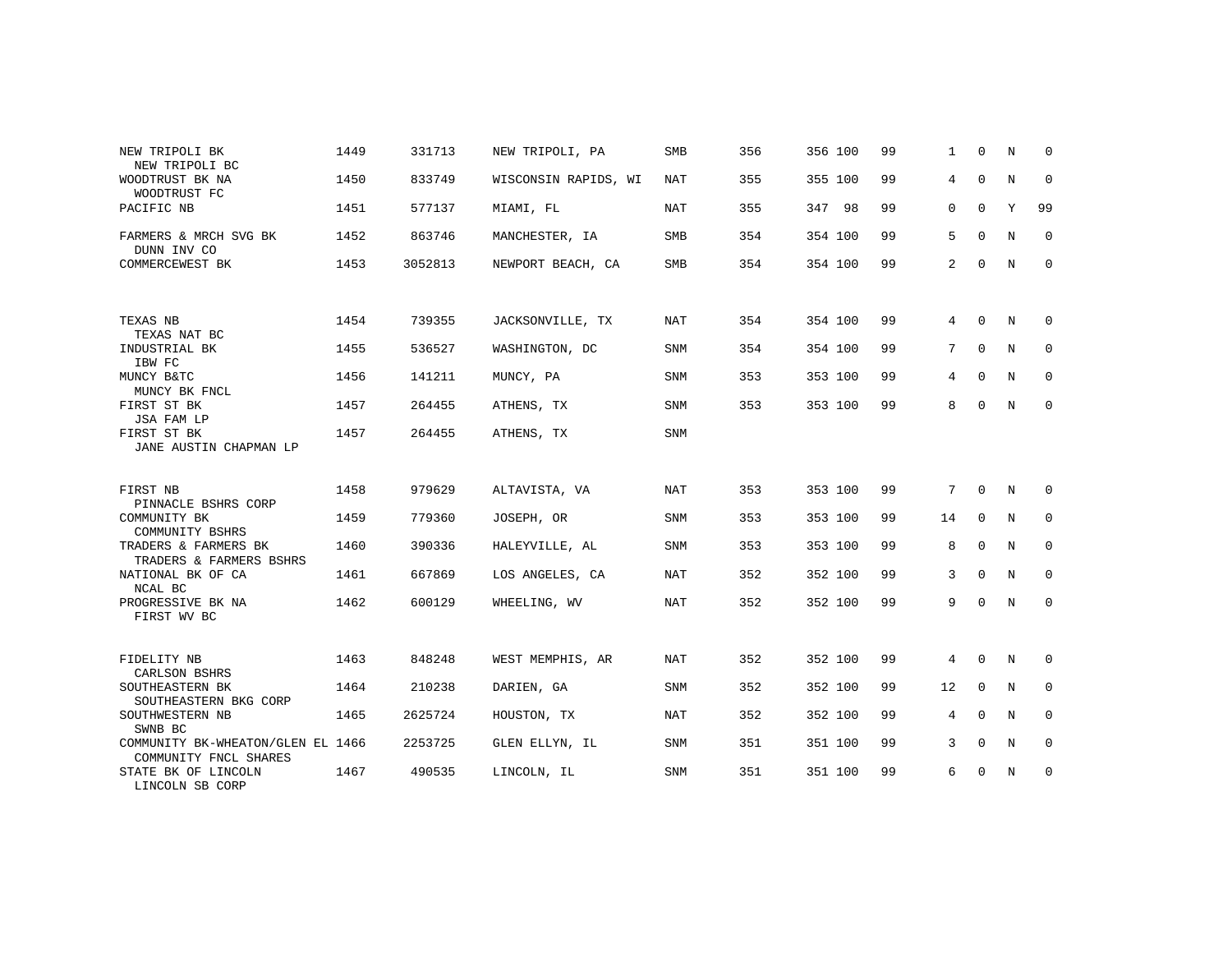| | | | | | | | | | | | | |
|---|---|---|---|---|---|---|---|---|---|---|---|---|
| NEW TRIPOLI BK<br>NEW TRIPOLI BC | 1449 | 331713 | NEW TRIPOLI, PA | SMB | 356 | 356 | 100 | 99 | 1 | 0 | N | 0 |
| WOODTRUST BK NA<br>WOODTRUST FC | 1450 | 833749 | WISCONSIN RAPIDS, WI | NAT | 355 | 355 | 100 | 99 | 4 | 0 | N | 0 |
| PACIFIC NB | 1451 | 577137 | MIAMI, FL | NAT | 355 | 347 | 98 | 99 | 0 | 0 | Y | 99 |
| FARMERS & MRCH SVG BK<br>DUNN INV CO | 1452 | 863746 | MANCHESTER, IA | SMB | 354 | 354 | 100 | 99 | 5 | 0 | N | 0 |
| COMMERCEWEST BK | 1453 | 3052813 | NEWPORT BEACH, CA | SMB | 354 | 354 | 100 | 99 | 2 | 0 | N | 0 |
| TEXAS NB<br>TEXAS NAT BC | 1454 | 739355 | JACKSONVILLE, TX | NAT | 354 | 354 | 100 | 99 | 4 | 0 | N | 0 |
| INDUSTRIAL BK<br>IBW FC | 1455 | 536527 | WASHINGTON, DC | SNM | 354 | 354 | 100 | 99 | 7 | 0 | N | 0 |
| MUNCY B&TC<br>MUNCY BK FNCL | 1456 | 141211 | MUNCY, PA | SNM | 353 | 353 | 100 | 99 | 4 | 0 | N | 0 |
| FIRST ST BK<br>JSA FAM LP | 1457 | 264455 | ATHENS, TX | SNM | 353 | 353 | 100 | 99 | 8 | 0 | N | 0 |
| FIRST ST BK<br>JANE AUSTIN CHAPMAN LP | 1457 | 264455 | ATHENS, TX | SNM | | | | | | | | |
| FIRST NB<br>PINNACLE BSHRS CORP | 1458 | 979629 | ALTAVISTA, VA | NAT | 353 | 353 | 100 | 99 | 7 | 0 | N | 0 |
| COMMUNITY BK<br>COMMUNITY BSHRS | 1459 | 779360 | JOSEPH, OR | SNM | 353 | 353 | 100 | 99 | 14 | 0 | N | 0 |
| TRADERS & FARMERS BK<br>TRADERS & FARMERS BSHRS | 1460 | 390336 | HALEYVILLE, AL | SNM | 353 | 353 | 100 | 99 | 8 | 0 | N | 0 |
| NATIONAL BK OF CA<br>NCAL BC | 1461 | 667869 | LOS ANGELES, CA | NAT | 352 | 352 | 100 | 99 | 3 | 0 | N | 0 |
| PROGRESSIVE BK NA<br>FIRST WV BC | 1462 | 600129 | WHEELING, WV | NAT | 352 | 352 | 100 | 99 | 9 | 0 | N | 0 |
| FIDELITY NB<br>CARLSON BSHRS | 1463 | 848248 | WEST MEMPHIS, AR | NAT | 352 | 352 | 100 | 99 | 4 | 0 | N | 0 |
| SOUTHEASTERN BK<br>SOUTHEASTERN BKG CORP | 1464 | 210238 | DARIEN, GA | SNM | 352 | 352 | 100 | 99 | 12 | 0 | N | 0 |
| SOUTHWESTERN NB<br>SWNB BC | 1465 | 2625724 | HOUSTON, TX | NAT | 352 | 352 | 100 | 99 | 4 | 0 | N | 0 |
| COMMUNITY BK-WHEATON/GLEN EL<br>COMMUNITY FNCL SHARES | 1466 | 2253725 | GLEN ELLYN, IL | SNM | 351 | 351 | 100 | 99 | 3 | 0 | N | 0 |
| STATE BK OF LINCOLN<br>LINCOLN SB CORP | 1467 | 490535 | LINCOLN, IL | SNM | 351 | 351 | 100 | 99 | 6 | 0 | N | 0 |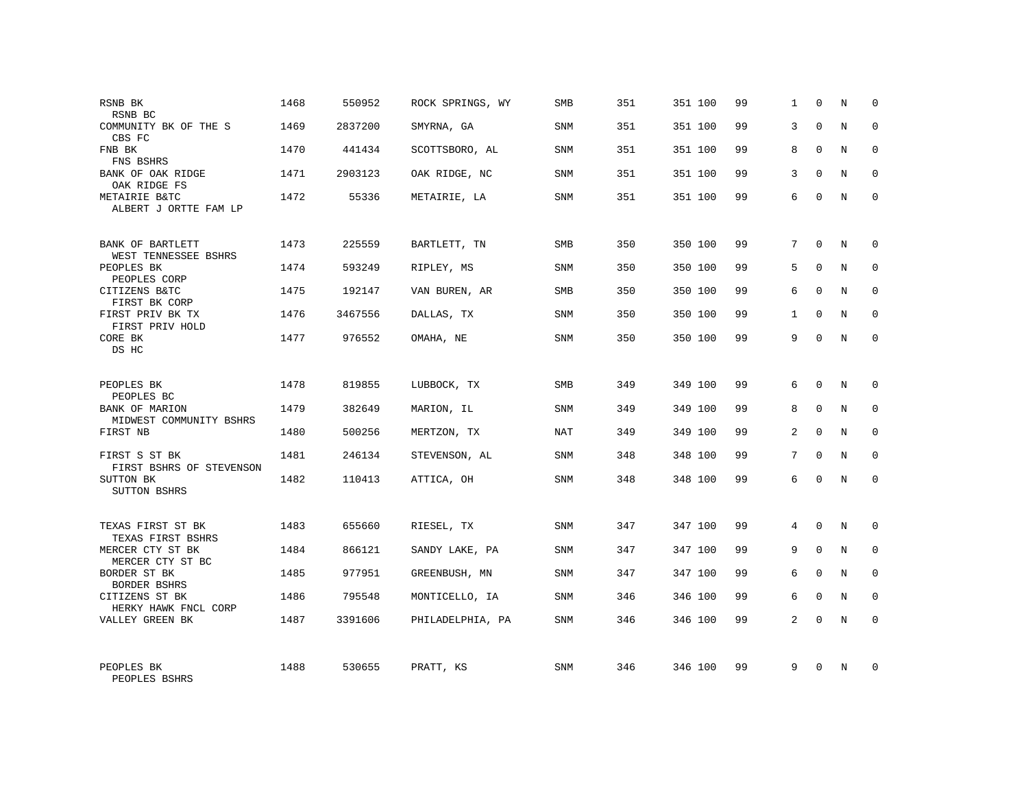| | | | | | | | | | | | | |
|---|---|---|---|---|---|---|---|---|---|---|---|---|
| RSNB BK<br>RSNB BC | 1468 | 550952 | ROCK SPRINGS, WY | SMB | 351 | 351 | 100 | 99 | 1 | 0 | N | 0 |
| COMMUNITY BK OF THE S<br>CBS FC | 1469 | 2837200 | SMYRNA, GA | SNM | 351 | 351 | 100 | 99 | 3 | 0 | N | 0 |
| FNB BK<br>FNS BSHRS | 1470 | 441434 | SCOTTSBORO, AL | SNM | 351 | 351 | 100 | 99 | 8 | 0 | N | 0 |
| BANK OF OAK RIDGE<br>OAK RIDGE FS | 1471 | 2903123 | OAK RIDGE, NC | SNM | 351 | 351 | 100 | 99 | 3 | 0 | N | 0 |
| METAIRIE B&TC<br>ALBERT J ORTTE FAM LP | 1472 | 55336 | METAIRIE, LA | SNM | 351 | 351 | 100 | 99 | 6 | 0 | N | 0 |
| BANK OF BARTLETT<br>WEST TENNESSEE BSHRS | 1473 | 225559 | BARTLETT, TN | SMB | 350 | 350 | 100 | 99 | 7 | 0 | N | 0 |
| PEOPLES BK<br>PEOPLES CORP | 1474 | 593249 | RIPLEY, MS | SNM | 350 | 350 | 100 | 99 | 5 | 0 | N | 0 |
| CITIZENS B&TC<br>FIRST BK CORP | 1475 | 192147 | VAN BUREN, AR | SMB | 350 | 350 | 100 | 99 | 6 | 0 | N | 0 |
| FIRST PRIV BK TX<br>FIRST PRIV HOLD | 1476 | 3467556 | DALLAS, TX | SNM | 350 | 350 | 100 | 99 | 1 | 0 | N | 0 |
| CORE BK<br>DS HC | 1477 | 976552 | OMAHA, NE | SNM | 350 | 350 | 100 | 99 | 9 | 0 | N | 0 |
| PEOPLES BK<br>PEOPLES BC | 1478 | 819855 | LUBBOCK, TX | SMB | 349 | 349 | 100 | 99 | 6 | 0 | N | 0 |
| BANK OF MARION<br>MIDWEST COMMUNITY BSHRS | 1479 | 382649 | MARION, IL | SNM | 349 | 349 | 100 | 99 | 8 | 0 | N | 0 |
| FIRST NB | 1480 | 500256 | MERTZON, TX | NAT | 349 | 349 | 100 | 99 | 2 | 0 | N | 0 |
| FIRST S ST BK<br>FIRST BSHRS OF STEVENSON | 1481 | 246134 | STEVENSON, AL | SNM | 348 | 348 | 100 | 99 | 7 | 0 | N | 0 |
| SUTTON BK<br>SUTTON BSHRS | 1482 | 110413 | ATTICA, OH | SNM | 348 | 348 | 100 | 99 | 6 | 0 | N | 0 |
| TEXAS FIRST ST BK<br>TEXAS FIRST BSHRS | 1483 | 655660 | RIESEL, TX | SNM | 347 | 347 | 100 | 99 | 4 | 0 | N | 0 |
| MERCER CTY ST BK<br>MERCER CTY ST BC | 1484 | 866121 | SANDY LAKE, PA | SNM | 347 | 347 | 100 | 99 | 9 | 0 | N | 0 |
| BORDER ST BK<br>BORDER BSHRS | 1485 | 977951 | GREENBUSH, MN | SNM | 347 | 347 | 100 | 99 | 6 | 0 | N | 0 |
| CITIZENS ST BK<br>HERKY HAWK FNCL CORP | 1486 | 795548 | MONTICELLO, IA | SNM | 346 | 346 | 100 | 99 | 6 | 0 | N | 0 |
| VALLEY GREEN BK | 1487 | 3391606 | PHILADELPHIA, PA | SNM | 346 | 346 | 100 | 99 | 2 | 0 | N | 0 |
| PEOPLES BK<br>PEOPLES BSHRS | 1488 | 530655 | PRATT, KS | SNM | 346 | 346 | 100 | 99 | 9 | 0 | N | 0 |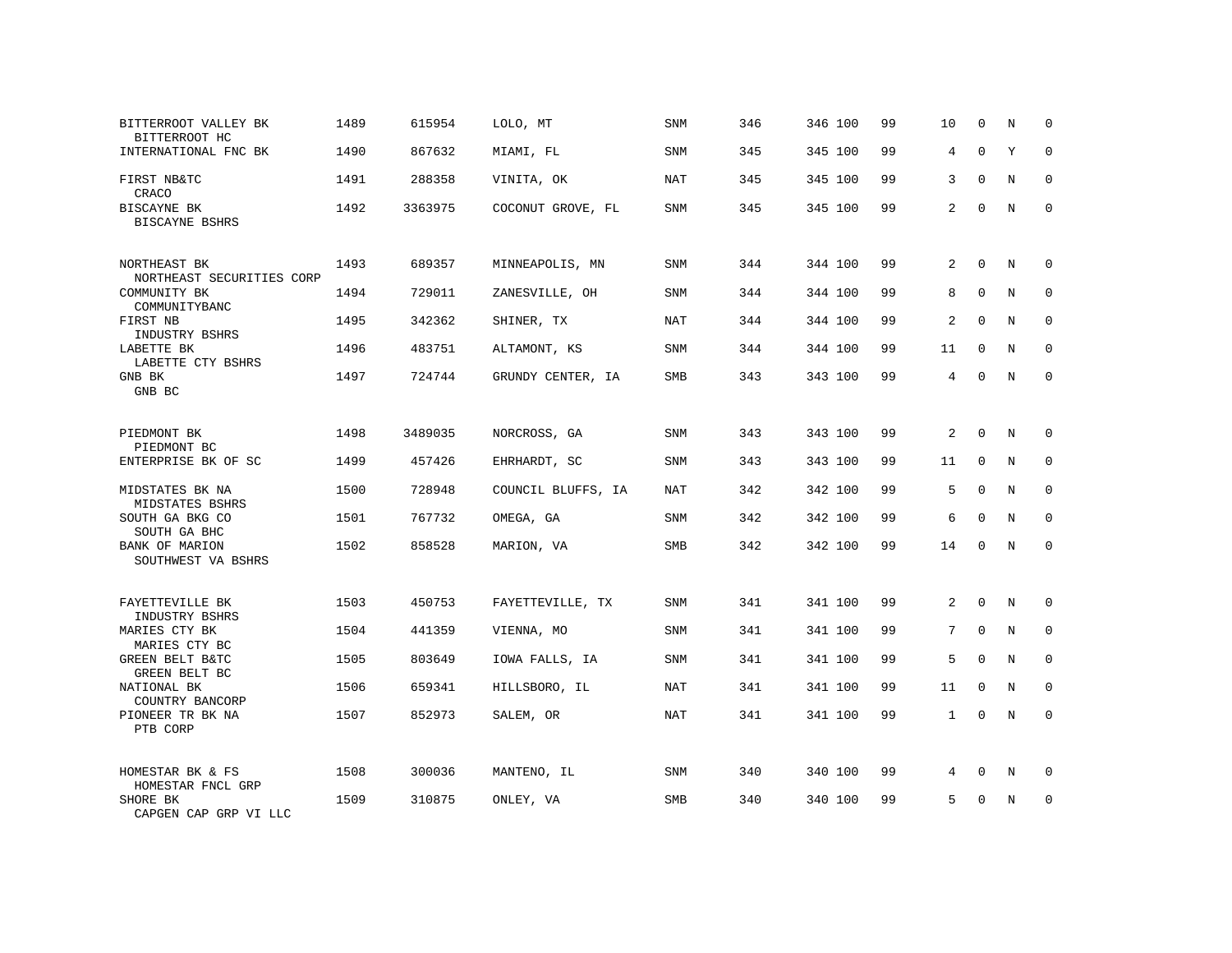| | | | | | | | | | | | | |
|---|---|---|---|---|---|---|---|---|---|---|---|---|
| BITTERROOT VALLEY BK<br>BITTERROOT HC | 1489 | 615954 | LOLO, MT | SNM | 346 | 346 | 100 | 99 | 10 | 0 | N | 0 |
| INTERNATIONAL FNC BK | 1490 | 867632 | MIAMI, FL | SNM | 345 | 345 | 100 | 99 | 4 | 0 | Y | 0 |
| FIRST NB&TC<br>CRACO | 1491 | 288358 | VINITA, OK | NAT | 345 | 345 | 100 | 99 | 3 | 0 | N | 0 |
| BISCAYNE BK<br>BISCAYNE BSHRS | 1492 | 3363975 | COCONUT GROVE, FL | SNM | 345 | 345 | 100 | 99 | 2 | 0 | N | 0 |
| NORTHEAST BK<br>NORTHEAST SECURITIES CORP | 1493 | 689357 | MINNEAPOLIS, MN | SNM | 344 | 344 | 100 | 99 | 2 | 0 | N | 0 |
| COMMUNITY BK<br>COMMUNITYBANC | 1494 | 729011 | ZANESVILLE, OH | SNM | 344 | 344 | 100 | 99 | 8 | 0 | N | 0 |
| FIRST NB<br>INDUSTRY BSHRS | 1495 | 342362 | SHINER, TX | NAT | 344 | 344 | 100 | 99 | 2 | 0 | N | 0 |
| LABETTE BK<br>LABETTE CTY BSHRS | 1496 | 483751 | ALTAMONT, KS | SNM | 344 | 344 | 100 | 99 | 11 | 0 | N | 0 |
| GNB BK<br>GNB BC | 1497 | 724744 | GRUNDY CENTER, IA | SMB | 343 | 343 | 100 | 99 | 4 | 0 | N | 0 |
| PIEDMONT BK<br>PIEDMONT BC | 1498 | 3489035 | NORCROSS, GA | SNM | 343 | 343 | 100 | 99 | 2 | 0 | N | 0 |
| ENTERPRISE BK OF SC | 1499 | 457426 | EHRHARDT, SC | SNM | 343 | 343 | 100 | 99 | 11 | 0 | N | 0 |
| MIDSTATES BK NA<br>MIDSTATES BSHRS | 1500 | 728948 | COUNCIL BLUFFS, IA | NAT | 342 | 342 | 100 | 99 | 5 | 0 | N | 0 |
| SOUTH GA BKG CO<br>SOUTH GA BHC | 1501 | 767732 | OMEGA, GA | SNM | 342 | 342 | 100 | 99 | 6 | 0 | N | 0 |
| BANK OF MARION<br>SOUTHWEST VA BSHRS | 1502 | 858528 | MARION, VA | SMB | 342 | 342 | 100 | 99 | 14 | 0 | N | 0 |
| FAYETTEVILLE BK<br>INDUSTRY BSHRS | 1503 | 450753 | FAYETTEVILLE, TX | SNM | 341 | 341 | 100 | 99 | 2 | 0 | N | 0 |
| MARIES CTY BK<br>MARIES CTY BC | 1504 | 441359 | VIENNA, MO | SNM | 341 | 341 | 100 | 99 | 7 | 0 | N | 0 |
| GREEN BELT B&TC<br>GREEN BELT BC | 1505 | 803649 | IOWA FALLS, IA | SNM | 341 | 341 | 100 | 99 | 5 | 0 | N | 0 |
| NATIONAL BK<br>COUNTRY BANCORP | 1506 | 659341 | HILLSBORO, IL | NAT | 341 | 341 | 100 | 99 | 11 | 0 | N | 0 |
| PIONEER TR BK NA<br>PTB CORP | 1507 | 852973 | SALEM, OR | NAT | 341 | 341 | 100 | 99 | 1 | 0 | N | 0 |
| HOMESTAR BK & FS<br>HOMESTAR FNCL GRP | 1508 | 300036 | MANTENO, IL | SNM | 340 | 340 | 100 | 99 | 4 | 0 | N | 0 |
| SHORE BK<br>CAPGEN CAP GRP VI LLC | 1509 | 310875 | ONLEY, VA | SMB | 340 | 340 | 100 | 99 | 5 | 0 | N | 0 |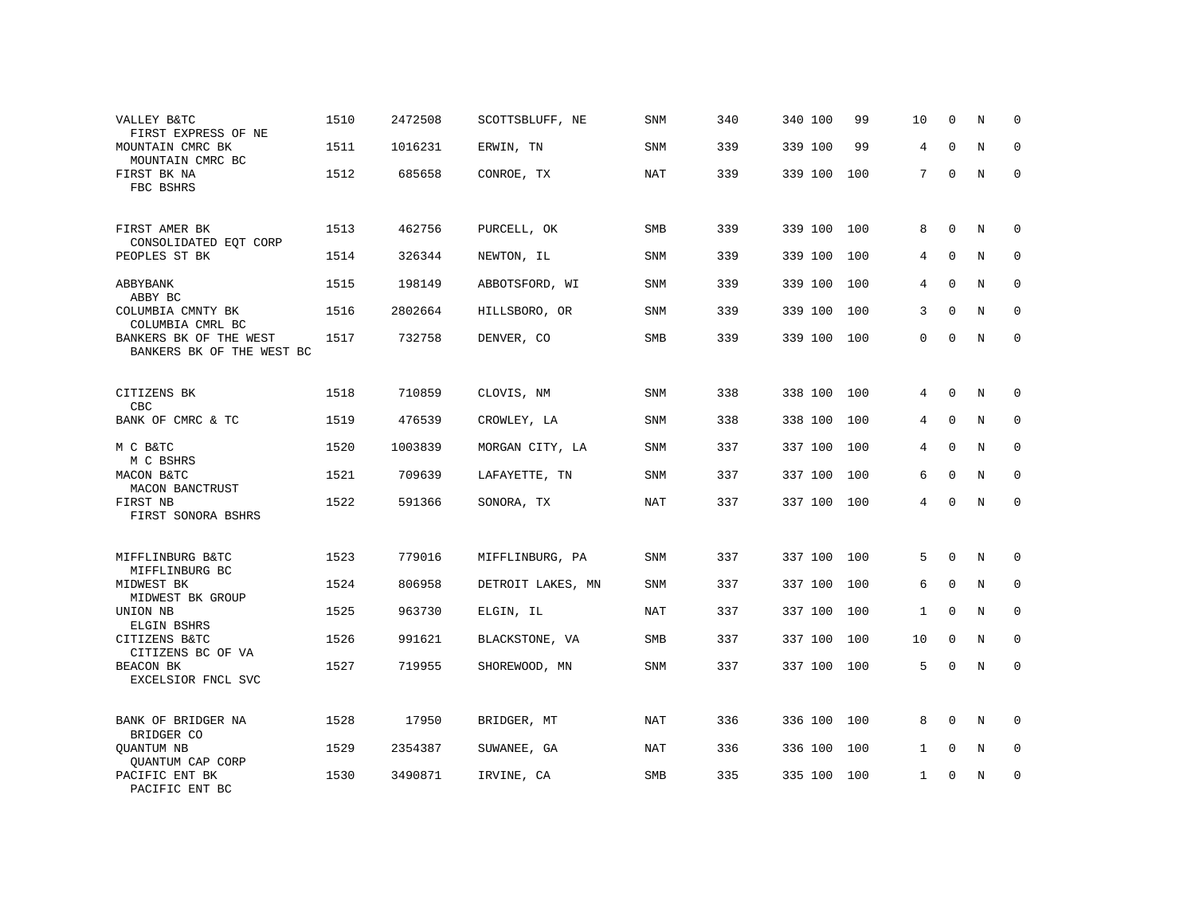| | | | | | | | | | | | | |
|---|---|---|---|---|---|---|---|---|---|---|---|---|
| VALLEY B&TC<br>FIRST EXPRESS OF NE | 1510 | 2472508 | SCOTTSBLUFF, NE | SNM | 340 | 340 | 100 | 99 | 10 | 0 | N | 0 |
| MOUNTAIN CMRC BK<br>MOUNTAIN CMRC BC | 1511 | 1016231 | ERWIN, TN | SNM | 339 | 339 | 100 | 99 | 4 | 0 | N | 0 |
| FIRST BK NA<br>FBC BSHRS | 1512 | 685658 | CONROE, TX | NAT | 339 | 339 | 100 | 100 | 7 | 0 | N | 0 |
| FIRST AMER BK<br>CONSOLIDATED EQT CORP | 1513 | 462756 | PURCELL, OK | SMB | 339 | 339 | 100 | 100 | 8 | 0 | N | 0 |
| PEOPLES ST BK | 1514 | 326344 | NEWTON, IL | SNM | 339 | 339 | 100 | 100 | 4 | 0 | N | 0 |
| ABBYBANK<br>ABBY BC | 1515 | 198149 | ABBOTSFORD, WI | SNM | 339 | 339 | 100 | 100 | 4 | 0 | N | 0 |
| COLUMBIA CMNTY BK<br>COLUMBIA CMRL BC | 1516 | 2802664 | HILLSBORO, OR | SNM | 339 | 339 | 100 | 100 | 3 | 0 | N | 0 |
| BANKERS BK OF THE WEST<br>BANKERS BK OF THE WEST BC | 1517 | 732758 | DENVER, CO | SMB | 339 | 339 | 100 | 100 | 0 | 0 | N | 0 |
| CITIZENS BK<br>CBC | 1518 | 710859 | CLOVIS, NM | SNM | 338 | 338 | 100 | 100 | 4 | 0 | N | 0 |
| BANK OF CMRC & TC | 1519 | 476539 | CROWLEY, LA | SNM | 338 | 338 | 100 | 100 | 4 | 0 | N | 0 |
| M C B&TC<br>M C BSHRS | 1520 | 1003839 | MORGAN CITY, LA | SNM | 337 | 337 | 100 | 100 | 4 | 0 | N | 0 |
| MACON B&TC<br>MACON BANCTRUST | 1521 | 709639 | LAFAYETTE, TN | SNM | 337 | 337 | 100 | 100 | 6 | 0 | N | 0 |
| FIRST NB<br>FIRST SONORA BSHRS | 1522 | 591366 | SONORA, TX | NAT | 337 | 337 | 100 | 100 | 4 | 0 | N | 0 |
| MIFFLINBURG B&TC<br>MIFFLINBURG BC | 1523 | 779016 | MIFFLINBURG, PA | SNM | 337 | 337 | 100 | 100 | 5 | 0 | N | 0 |
| MIDWEST BK<br>MIDWEST BK GROUP | 1524 | 806958 | DETROIT LAKES, MN | SNM | 337 | 337 | 100 | 100 | 6 | 0 | N | 0 |
| UNION NB<br>ELGIN BSHRS | 1525 | 963730 | ELGIN, IL | NAT | 337 | 337 | 100 | 100 | 1 | 0 | N | 0 |
| CITIZENS B&TC<br>CITIZENS BC OF VA | 1526 | 991621 | BLACKSTONE, VA | SMB | 337 | 337 | 100 | 100 | 10 | 0 | N | 0 |
| BEACON BK<br>EXCELSIOR FNCL SVC | 1527 | 719955 | SHOREWOOD, MN | SNM | 337 | 337 | 100 | 100 | 5 | 0 | N | 0 |
| BANK OF BRIDGER NA<br>BRIDGER CO | 1528 | 17950 | BRIDGER, MT | NAT | 336 | 336 | 100 | 100 | 8 | 0 | N | 0 |
| QUANTUM NB<br>QUANTUM CAP CORP | 1529 | 2354387 | SUWANEE, GA | NAT | 336 | 336 | 100 | 100 | 1 | 0 | N | 0 |
| PACIFIC ENT BK<br>PACIFIC ENT BC | 1530 | 3490871 | IRVINE, CA | SMB | 335 | 335 | 100 | 100 | 1 | 0 | N | 0 |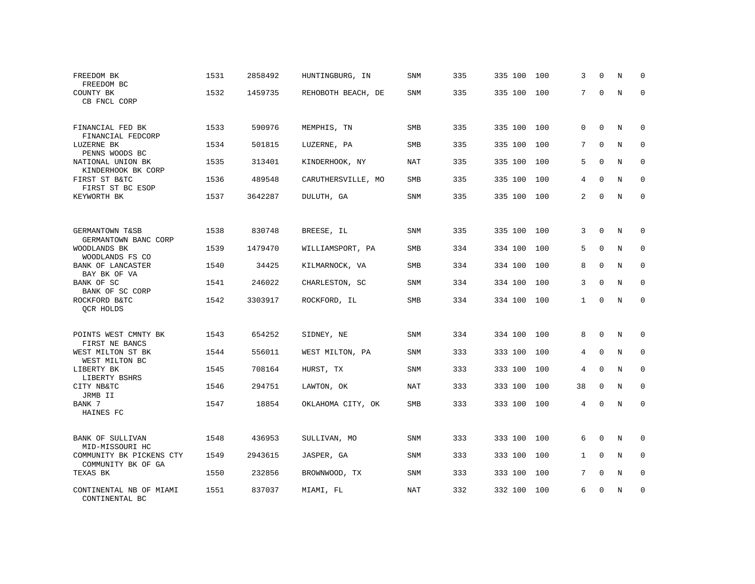| | | | | | | | | | | | | |
|---|---|---|---|---|---|---|---|---|---|---|---|---|
| FREEDOM BK<br>FREEDOM BC | 1531 | 2858492 | HUNTINGBURG, IN | SNM | 335 | 335 | 100 | 100 | 3 | 0 | N | 0 |
| COUNTY BK<br>CB FNCL CORP | 1532 | 1459735 | REHOBOTH BEACH, DE | SNM | 335 | 335 | 100 | 100 | 7 | 0 | N | 0 |
| FINANCIAL FED BK<br>FINANCIAL FEDCORP | 1533 | 590976 | MEMPHIS, TN | SMB | 335 | 335 | 100 | 100 | 0 | 0 | N | 0 |
| LUZERNE BK<br>PENNS WOODS BC | 1534 | 501815 | LUZERNE, PA | SMB | 335 | 335 | 100 | 100 | 7 | 0 | N | 0 |
| NATIONAL UNION BK<br>KINDERHOOK BK CORP | 1535 | 313401 | KINDERHOOK, NY | NAT | 335 | 335 | 100 | 100 | 5 | 0 | N | 0 |
| FIRST ST B&TC<br>FIRST ST BC ESOP | 1536 | 489548 | CARUTHERSVILLE, MO | SMB | 335 | 335 | 100 | 100 | 4 | 0 | N | 0 |
| KEYWORTH BK | 1537 | 3642287 | DULUTH, GA | SNM | 335 | 335 | 100 | 100 | 2 | 0 | N | 0 |
| GERMANTOWN T&SB<br>GERMANTOWN BANC CORP | 1538 | 830748 | BREESE, IL | SNM | 335 | 335 | 100 | 100 | 3 | 0 | N | 0 |
| WOODLANDS BK<br>WOODLANDS FS CO | 1539 | 1479470 | WILLIAMSPORT, PA | SMB | 334 | 334 | 100 | 100 | 5 | 0 | N | 0 |
| BANK OF LANCASTER<br>BAY BK OF VA | 1540 | 34425 | KILMARNOCK, VA | SMB | 334 | 334 | 100 | 100 | 8 | 0 | N | 0 |
| BANK OF SC<br>BANK OF SC CORP | 1541 | 246022 | CHARLESTON, SC | SNM | 334 | 334 | 100 | 100 | 3 | 0 | N | 0 |
| ROCKFORD B&TC<br>QCR HOLDS | 1542 | 3303917 | ROCKFORD, IL | SMB | 334 | 334 | 100 | 100 | 1 | 0 | N | 0 |
| POINTS WEST CMNTY BK<br>FIRST NE BANCS | 1543 | 654252 | SIDNEY, NE | SNM | 334 | 334 | 100 | 100 | 8 | 0 | N | 0 |
| WEST MILTON ST BK<br>WEST MILTON BC | 1544 | 556011 | WEST MILTON, PA | SNM | 333 | 333 | 100 | 100 | 4 | 0 | N | 0 |
| LIBERTY BK<br>LIBERTY BSHRS | 1545 | 708164 | HURST, TX | SNM | 333 | 333 | 100 | 100 | 4 | 0 | N | 0 |
| CITY NB&TC<br>JRMB II | 1546 | 294751 | LAWTON, OK | NAT | 333 | 333 | 100 | 100 | 38 | 0 | N | 0 |
| BANK 7<br>HAINES FC | 1547 | 18854 | OKLAHOMA CITY, OK | SMB | 333 | 333 | 100 | 100 | 4 | 0 | N | 0 |
| BANK OF SULLIVAN<br>MID-MISSOURI HC | 1548 | 436953 | SULLIVAN, MO | SNM | 333 | 333 | 100 | 100 | 6 | 0 | N | 0 |
| COMMUNITY BK PICKENS CTY<br>COMMUNITY BK OF GA | 1549 | 2943615 | JASPER, GA | SNM | 333 | 333 | 100 | 100 | 1 | 0 | N | 0 |
| TEXAS BK | 1550 | 232856 | BROWNWOOD, TX | SNM | 333 | 333 | 100 | 100 | 7 | 0 | N | 0 |
| CONTINENTAL NB OF MIAMI<br>CONTINENTAL BC | 1551 | 837037 | MIAMI, FL | NAT | 332 | 332 | 100 | 100 | 6 | 0 | N | 0 |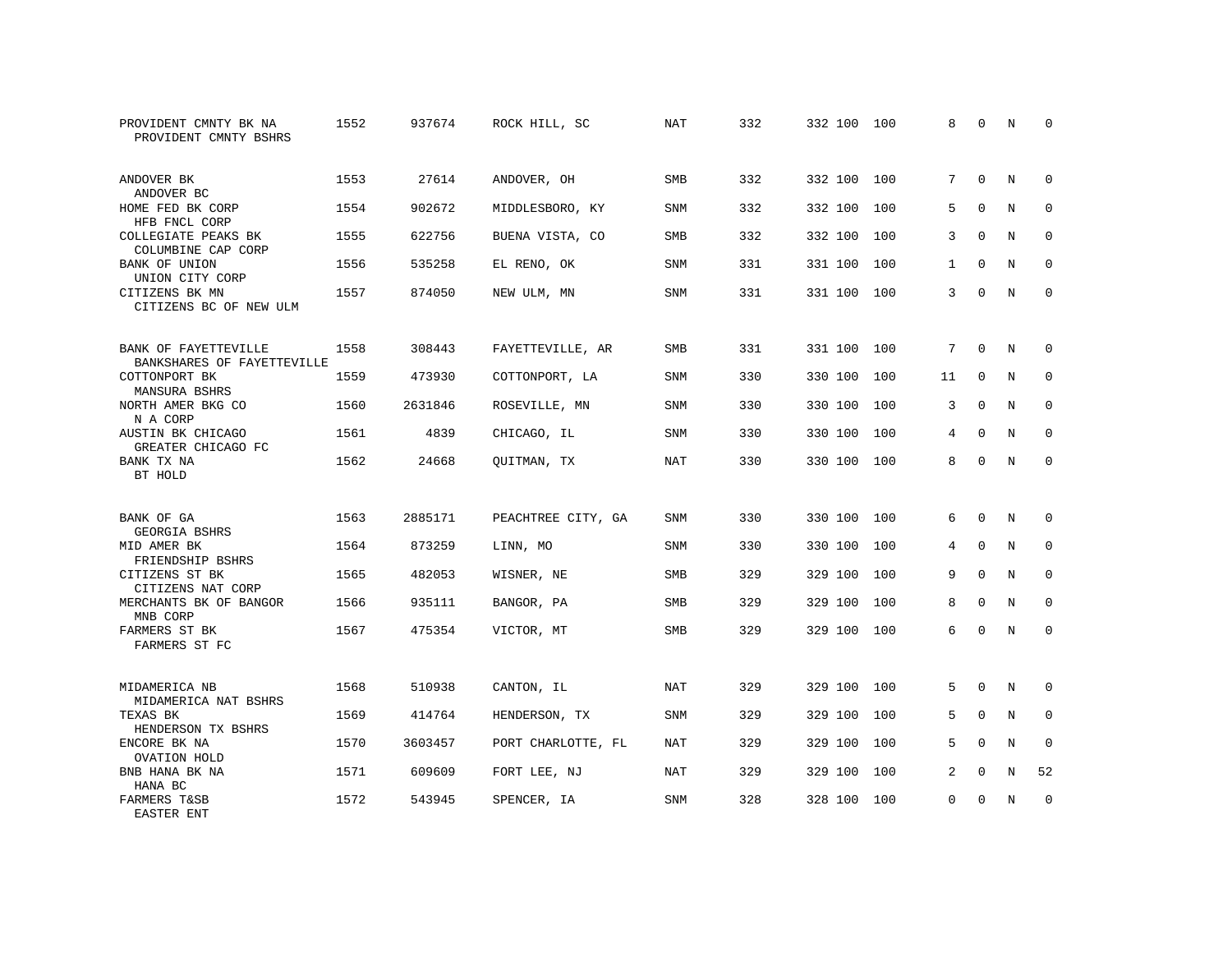| | | | | | | | | | | | | |
|---|---|---|---|---|---|---|---|---|---|---|---|---|
| PROVIDENT CMNTY BK NA<br>PROVIDENT CMNTY BSHRS | 1552 | 937674 | ROCK HILL, SC | NAT | 332 | 332 | 100 | 100 | 8 | 0 | N | 0 |
| ANDOVER BK<br>ANDOVER BC | 1553 | 27614 | ANDOVER, OH | SMB | 332 | 332 | 100 | 100 | 7 | 0 | N | 0 |
| HOME FED BK CORP<br>HFB FNCL CORP | 1554 | 902672 | MIDDLESBORO, KY | SNM | 332 | 332 | 100 | 100 | 5 | 0 | N | 0 |
| COLLEGIATE PEAKS BK<br>COLUMBINE CAP CORP | 1555 | 622756 | BUENA VISTA, CO | SMB | 332 | 332 | 100 | 100 | 3 | 0 | N | 0 |
| BANK OF UNION<br>UNION CITY CORP | 1556 | 535258 | EL RENO, OK | SNM | 331 | 331 | 100 | 100 | 1 | 0 | N | 0 |
| CITIZENS BK MN<br>CITIZENS BC OF NEW ULM | 1557 | 874050 | NEW ULM, MN | SNM | 331 | 331 | 100 | 100 | 3 | 0 | N | 0 |
| BANK OF FAYETTEVILLE<br>BANKSHARES OF FAYETTEVILLE | 1558 | 308443 | FAYETTEVILLE, AR | SMB | 331 | 331 | 100 | 100 | 7 | 0 | N | 0 |
| COTTONPORT BK<br>MANSURA BSHRS | 1559 | 473930 | COTTONPORT, LA | SNM | 330 | 330 | 100 | 100 | 11 | 0 | N | 0 |
| NORTH AMER BKG CO<br>N A CORP | 1560 | 2631846 | ROSEVILLE, MN | SNM | 330 | 330 | 100 | 100 | 3 | 0 | N | 0 |
| AUSTIN BK CHICAGO<br>GREATER CHICAGO FC | 1561 | 4839 | CHICAGO, IL | SNM | 330 | 330 | 100 | 100 | 4 | 0 | N | 0 |
| BANK TX NA<br>BT HOLD | 1562 | 24668 | QUITMAN, TX | NAT | 330 | 330 | 100 | 100 | 8 | 0 | N | 0 |
| BANK OF GA<br>GEORGIA BSHRS | 1563 | 2885171 | PEACHTREE CITY, GA | SNM | 330 | 330 | 100 | 100 | 6 | 0 | N | 0 |
| MID AMER BK<br>FRIENDSHIP BSHRS | 1564 | 873259 | LINN, MO | SNM | 330 | 330 | 100 | 100 | 4 | 0 | N | 0 |
| CITIZENS ST BK<br>CITIZENS NAT CORP | 1565 | 482053 | WISNER, NE | SMB | 329 | 329 | 100 | 100 | 9 | 0 | N | 0 |
| MERCHANTS BK OF BANGOR<br>MNB CORP | 1566 | 935111 | BANGOR, PA | SMB | 329 | 329 | 100 | 100 | 8 | 0 | N | 0 |
| FARMERS ST BK<br>FARMERS ST FC | 1567 | 475354 | VICTOR, MT | SMB | 329 | 329 | 100 | 100 | 6 | 0 | N | 0 |
| MIDAMERICA NB<br>MIDAMERICA NAT BSHRS | 1568 | 510938 | CANTON, IL | NAT | 329 | 329 | 100 | 100 | 5 | 0 | N | 0 |
| TEXAS BK<br>HENDERSON TX BSHRS | 1569 | 414764 | HENDERSON, TX | SNM | 329 | 329 | 100 | 100 | 5 | 0 | N | 0 |
| ENCORE BK NA<br>OVATION HOLD | 1570 | 3603457 | PORT CHARLOTTE, FL | NAT | 329 | 329 | 100 | 100 | 5 | 0 | N | 0 |
| BNB HANA BK NA<br>HANA BC | 1571 | 609609 | FORT LEE, NJ | NAT | 329 | 329 | 100 | 100 | 2 | 0 | N | 52 |
| FARMERS T&SB<br>EASTER ENT | 1572 | 543945 | SPENCER, IA | SNM | 328 | 328 | 100 | 100 | 0 | 0 | N | 0 |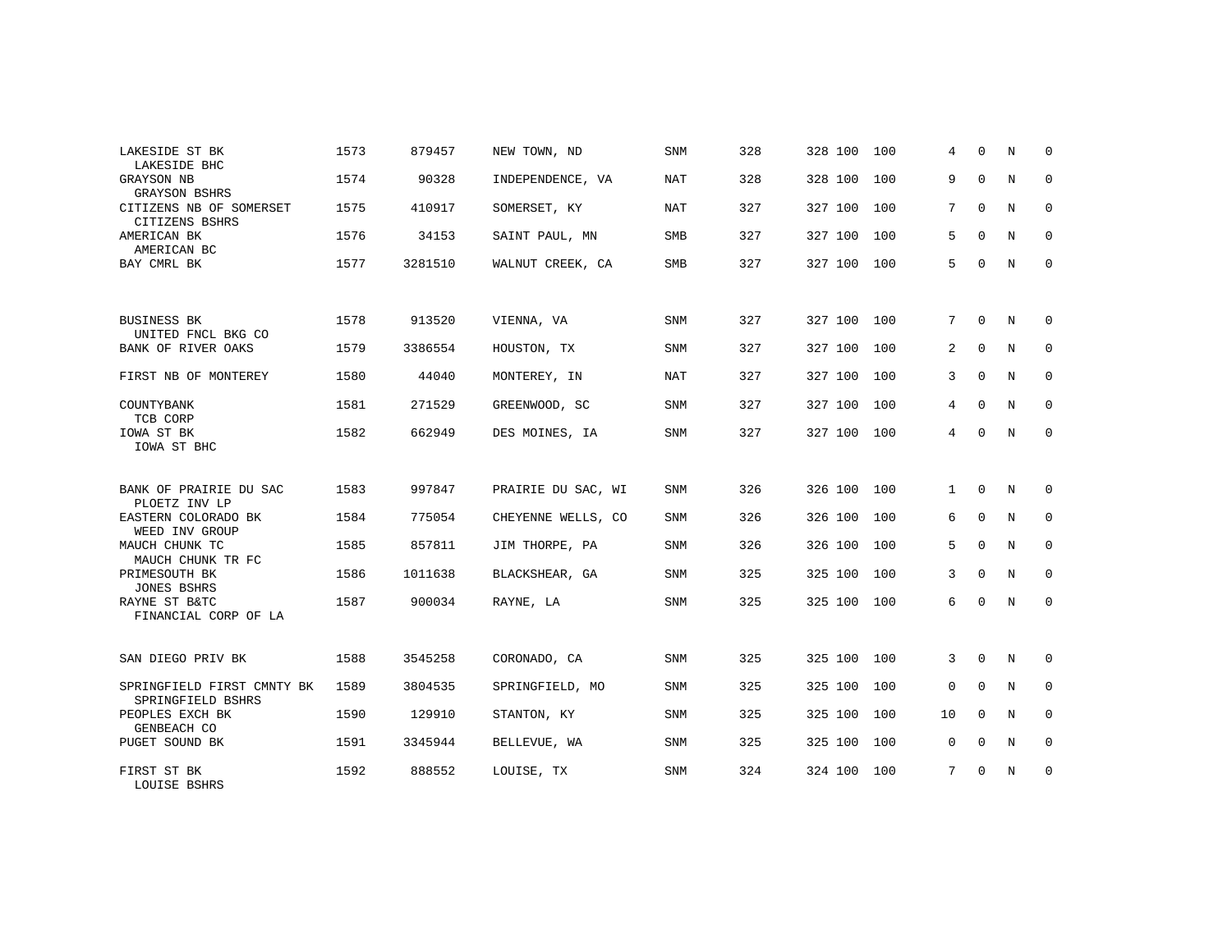| | | | | | | | | | | | | |
|---|---|---|---|---|---|---|---|---|---|---|---|---|
| LAKESIDE ST BK<br>LAKESIDE BHC | 1573 | 879457 | NEW TOWN, ND | SNM | 328 | 328 | 100 | 100 | 4 | 0 | N | 0 |
| GRAYSON NB<br>GRAYSON BSHRS | 1574 | 90328 | INDEPENDENCE, VA | NAT | 328 | 328 | 100 | 100 | 9 | 0 | N | 0 |
| CITIZENS NB OF SOMERSET<br>CITIZENS BSHRS | 1575 | 410917 | SOMERSET, KY | NAT | 327 | 327 | 100 | 100 | 7 | 0 | N | 0 |
| AMERICAN BK<br>AMERICAN BC | 1576 | 34153 | SAINT PAUL, MN | SMB | 327 | 327 | 100 | 100 | 5 | 0 | N | 0 |
| BAY CMRL BK | 1577 | 3281510 | WALNUT CREEK, CA | SMB | 327 | 327 | 100 | 100 | 5 | 0 | N | 0 |
| BUSINESS BK<br>UNITED FNCL BKG CO | 1578 | 913520 | VIENNA, VA | SNM | 327 | 327 | 100 | 100 | 7 | 0 | N | 0 |
| BANK OF RIVER OAKS | 1579 | 3386554 | HOUSTON, TX | SNM | 327 | 327 | 100 | 100 | 2 | 0 | N | 0 |
| FIRST NB OF MONTEREY | 1580 | 44040 | MONTEREY, IN | NAT | 327 | 327 | 100 | 100 | 3 | 0 | N | 0 |
| COUNTYBANK<br>TCB CORP | 1581 | 271529 | GREENWOOD, SC | SNM | 327 | 327 | 100 | 100 | 4 | 0 | N | 0 |
| IOWA ST BK<br>IOWA ST BHC | 1582 | 662949 | DES MOINES, IA | SNM | 327 | 327 | 100 | 100 | 4 | 0 | N | 0 |
| BANK OF PRAIRIE DU SAC<br>PLOETZ INV LP | 1583 | 997847 | PRAIRIE DU SAC, WI | SNM | 326 | 326 | 100 | 100 | 1 | 0 | N | 0 |
| EASTERN COLORADO BK<br>WEED INV GROUP | 1584 | 775054 | CHEYENNE WELLS, CO | SNM | 326 | 326 | 100 | 100 | 6 | 0 | N | 0 |
| MAUCH CHUNK TC<br>MAUCH CHUNK TR FC | 1585 | 857811 | JIM THORPE, PA | SNM | 326 | 326 | 100 | 100 | 5 | 0 | N | 0 |
| PRIMESOUTH BK<br>JONES BSHRS | 1586 | 1011638 | BLACKSHEAR, GA | SNM | 325 | 325 | 100 | 100 | 3 | 0 | N | 0 |
| RAYNE ST B&TC<br>FINANCIAL CORP OF LA | 1587 | 900034 | RAYNE, LA | SNM | 325 | 325 | 100 | 100 | 6 | 0 | N | 0 |
| SAN DIEGO PRIV BK | 1588 | 3545258 | CORONADO, CA | SNM | 325 | 325 | 100 | 100 | 3 | 0 | N | 0 |
| SPRINGFIELD FIRST CMNTY BK<br>SPRINGFIELD BSHRS | 1589 | 3804535 | SPRINGFIELD, MO | SNM | 325 | 325 | 100 | 100 | 0 | 0 | N | 0 |
| PEOPLES EXCH BK<br>GENBEACH CO | 1590 | 129910 | STANTON, KY | SNM | 325 | 325 | 100 | 100 | 10 | 0 | N | 0 |
| PUGET SOUND BK | 1591 | 3345944 | BELLEVUE, WA | SNM | 325 | 325 | 100 | 100 | 0 | 0 | N | 0 |
| FIRST ST BK<br>LOUISE BSHRS | 1592 | 888552 | LOUISE, TX | SNM | 324 | 324 | 100 | 100 | 7 | 0 | N | 0 |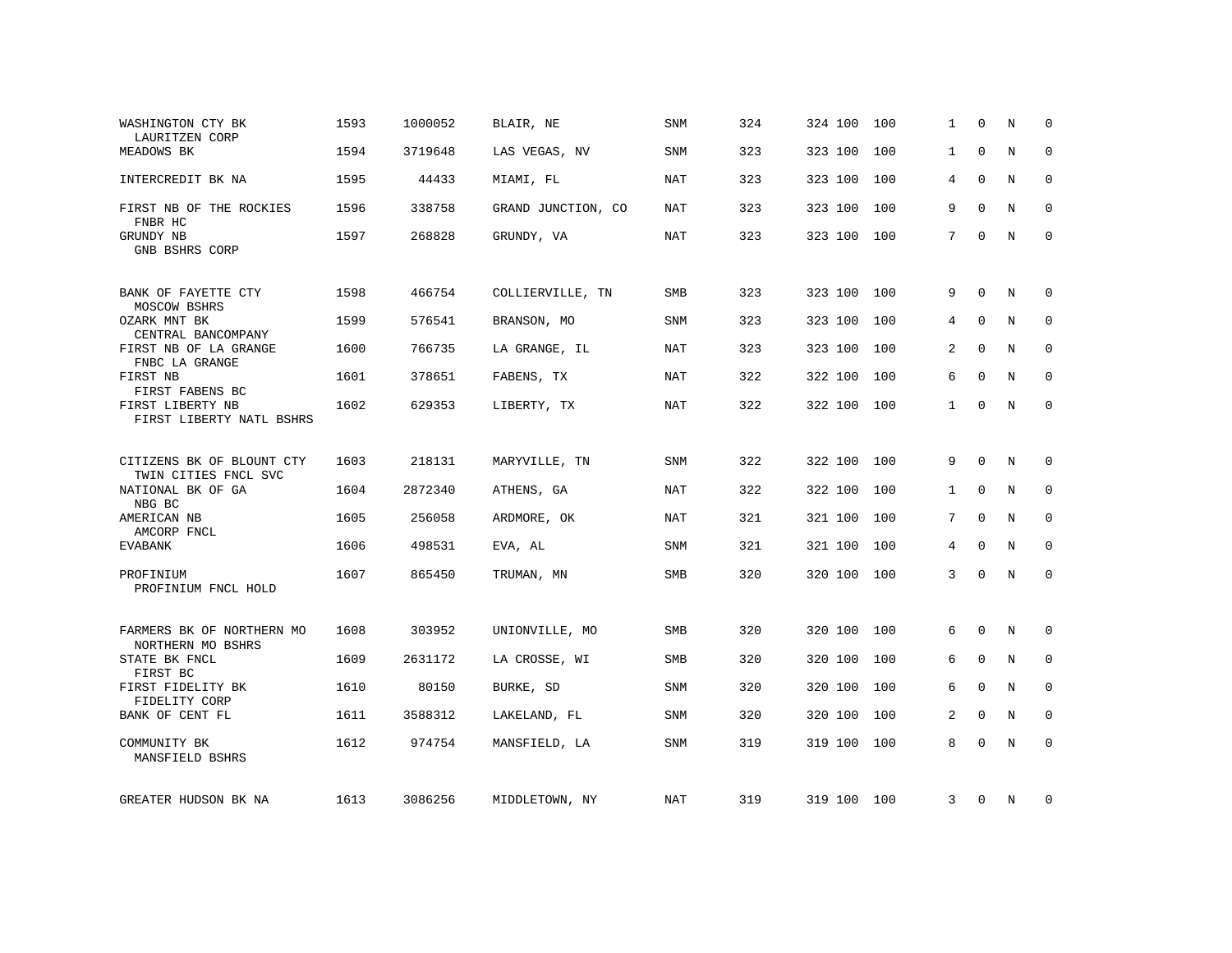| | | | | | | | | | | | | |
|---|---|---|---|---|---|---|---|---|---|---|---|---|
| WASHINGTON CTY BK<br>LAURITZEN CORP | 1593 | 1000052 | BLAIR, NE | SNM | 324 | 324 | 100 | 100 | 1 | 0 | N | 0 |
| MEADOWS BK | 1594 | 3719648 | LAS VEGAS, NV | SNM | 323 | 323 | 100 | 100 | 1 | 0 | N | 0 |
| INTERCREDIT BK NA | 1595 | 44433 | MIAMI, FL | NAT | 323 | 323 | 100 | 100 | 4 | 0 | N | 0 |
| FIRST NB OF THE ROCKIES<br>FNBR HC | 1596 | 338758 | GRAND JUNCTION, CO | NAT | 323 | 323 | 100 | 100 | 9 | 0 | N | 0 |
| GRUNDY NB<br>GNB BSHRS CORP | 1597 | 268828 | GRUNDY, VA | NAT | 323 | 323 | 100 | 100 | 7 | 0 | N | 0 |
| BANK OF FAYETTE CTY<br>MOSCOW BSHRS | 1598 | 466754 | COLLIERVILLE, TN | SMB | 323 | 323 | 100 | 100 | 9 | 0 | N | 0 |
| OZARK MNT BK<br>CENTRAL BANCOMPANY | 1599 | 576541 | BRANSON, MO | SNM | 323 | 323 | 100 | 100 | 4 | 0 | N | 0 |
| FIRST NB OF LA GRANGE<br>FNBC LA GRANGE | 1600 | 766735 | LA GRANGE, IL | NAT | 323 | 323 | 100 | 100 | 2 | 0 | N | 0 |
| FIRST NB<br>FIRST FABENS BC | 1601 | 378651 | FABENS, TX | NAT | 322 | 322 | 100 | 100 | 6 | 0 | N | 0 |
| FIRST LIBERTY NB<br>FIRST LIBERTY NATL BSHRS | 1602 | 629353 | LIBERTY, TX | NAT | 322 | 322 | 100 | 100 | 1 | 0 | N | 0 |
| CITIZENS BK OF BLOUNT CTY<br>TWIN CITIES FNCL SVC | 1603 | 218131 | MARYVILLE, TN | SNM | 322 | 322 | 100 | 100 | 9 | 0 | N | 0 |
| NATIONAL BK OF GA<br>NBG BC | 1604 | 2872340 | ATHENS, GA | NAT | 322 | 322 | 100 | 100 | 1 | 0 | N | 0 |
| AMERICAN NB<br>AMCORP FNCL | 1605 | 256058 | ARDMORE, OK | NAT | 321 | 321 | 100 | 100 | 7 | 0 | N | 0 |
| EVABANK | 1606 | 498531 | EVA, AL | SNM | 321 | 321 | 100 | 100 | 4 | 0 | N | 0 |
| PROFINIUM<br>PROFINIUM FNCL HOLD | 1607 | 865450 | TRUMAN, MN | SMB | 320 | 320 | 100 | 100 | 3 | 0 | N | 0 |
| FARMERS BK OF NORTHERN MO<br>NORTHERN MO BSHRS | 1608 | 303952 | UNIONVILLE, MO | SMB | 320 | 320 | 100 | 100 | 6 | 0 | N | 0 |
| STATE BK FNCL<br>FIRST BC | 1609 | 2631172 | LA CROSSE, WI | SMB | 320 | 320 | 100 | 100 | 6 | 0 | N | 0 |
| FIRST FIDELITY BK<br>FIDELITY CORP | 1610 | 80150 | BURKE, SD | SNM | 320 | 320 | 100 | 100 | 6 | 0 | N | 0 |
| BANK OF CENT FL | 1611 | 3588312 | LAKELAND, FL | SNM | 320 | 320 | 100 | 100 | 2 | 0 | N | 0 |
| COMMUNITY BK<br>MANSFIELD BSHRS | 1612 | 974754 | MANSFIELD, LA | SNM | 319 | 319 | 100 | 100 | 8 | 0 | N | 0 |
| GREATER HUDSON BK NA | 1613 | 3086256 | MIDDLETOWN, NY | NAT | 319 | 319 | 100 | 100 | 3 | 0 | N | 0 |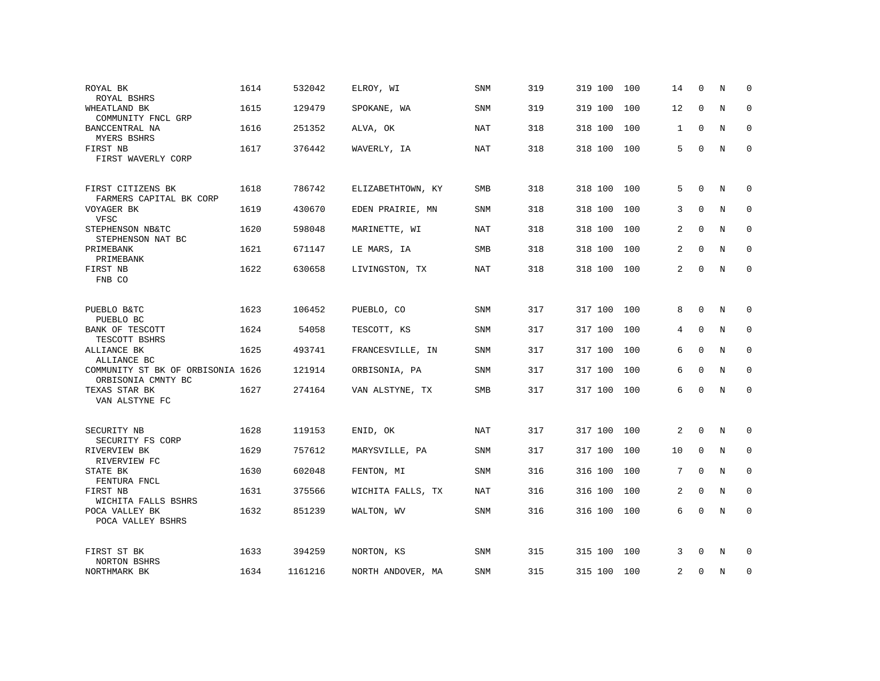| | | | | | | | | | | | | |
|---|---|---|---|---|---|---|---|---|---|---|---|---|
| ROYAL BK<br>ROYAL BSHRS | 1614 | 532042 | ELROY, WI | SNM | 319 | 319 | 100 | 100 | 14 | 0 | N | 0 |
| WHEATLAND BK<br>COMMUNITY FNCL GRP | 1615 | 129479 | SPOKANE, WA | SNM | 319 | 319 | 100 | 100 | 12 | 0 | N | 0 |
| BANCCENTRAL NA<br>MYERS BSHRS | 1616 | 251352 | ALVA, OK | NAT | 318 | 318 | 100 | 100 | 1 | 0 | N | 0 |
| FIRST NB<br>FIRST WAVERLY CORP | 1617 | 376442 | WAVERLY, IA | NAT | 318 | 318 | 100 | 100 | 5 | 0 | N | 0 |
| FIRST CITIZENS BK<br>FARMERS CAPITAL BK CORP | 1618 | 786742 | ELIZABETHTOWN, KY | SMB | 318 | 318 | 100 | 100 | 5 | 0 | N | 0 |
| VOYAGER BK<br>VFSC | 1619 | 430670 | EDEN PRAIRIE, MN | SNM | 318 | 318 | 100 | 100 | 3 | 0 | N | 0 |
| STEPHENSON NB&TC<br>STEPHENSON NAT BC | 1620 | 598048 | MARINETTE, WI | NAT | 318 | 318 | 100 | 100 | 2 | 0 | N | 0 |
| PRIMEBANK<br>PRIMEBANK | 1621 | 671147 | LE MARS, IA | SMB | 318 | 318 | 100 | 100 | 2 | 0 | N | 0 |
| FIRST NB<br>FNB CO | 1622 | 630658 | LIVINGSTON, TX | NAT | 318 | 318 | 100 | 100 | 2 | 0 | N | 0 |
| PUEBLO B&TC<br>PUEBLO BC | 1623 | 106452 | PUEBLO, CO | SNM | 317 | 317 | 100 | 100 | 8 | 0 | N | 0 |
| BANK OF TESCOTT<br>TESCOTT BSHRS | 1624 | 54058 | TESCOTT, KS | SNM | 317 | 317 | 100 | 100 | 4 | 0 | N | 0 |
| ALLIANCE BK<br>ALLIANCE BC | 1625 | 493741 | FRANCESVILLE, IN | SNM | 317 | 317 | 100 | 100 | 6 | 0 | N | 0 |
| COMMUNITY ST BK OF ORBISONIA<br>ORBISONIA CMNTY BC | 1626 | 121914 | ORBISONIA, PA | SNM | 317 | 317 | 100 | 100 | 6 | 0 | N | 0 |
| TEXAS STAR BK<br>VAN ALSTYNE FC | 1627 | 274164 | VAN ALSTYNE, TX | SMB | 317 | 317 | 100 | 100 | 6 | 0 | N | 0 |
| SECURITY NB<br>SECURITY FS CORP | 1628 | 119153 | ENID, OK | NAT | 317 | 317 | 100 | 100 | 2 | 0 | N | 0 |
| RIVERVIEW BK<br>RIVERVIEW FC | 1629 | 757612 | MARYSVILLE, PA | SNM | 317 | 317 | 100 | 100 | 10 | 0 | N | 0 |
| STATE BK<br>FENTURA FNCL | 1630 | 602048 | FENTON, MI | SNM | 316 | 316 | 100 | 100 | 7 | 0 | N | 0 |
| FIRST NB<br>WICHITA FALLS BSHRS | 1631 | 375566 | WICHITA FALLS, TX | NAT | 316 | 316 | 100 | 100 | 2 | 0 | N | 0 |
| POCA VALLEY BK<br>POCA VALLEY BSHRS | 1632 | 851239 | WALTON, WV | SNM | 316 | 316 | 100 | 100 | 6 | 0 | N | 0 |
| FIRST ST BK<br>NORTON BSHRS | 1633 | 394259 | NORTON, KS | SNM | 315 | 315 | 100 | 100 | 3 | 0 | N | 0 |
| NORTHMARK BK | 1634 | 1161216 | NORTH ANDOVER, MA | SNM | 315 | 315 | 100 | 100 | 2 | 0 | N | 0 |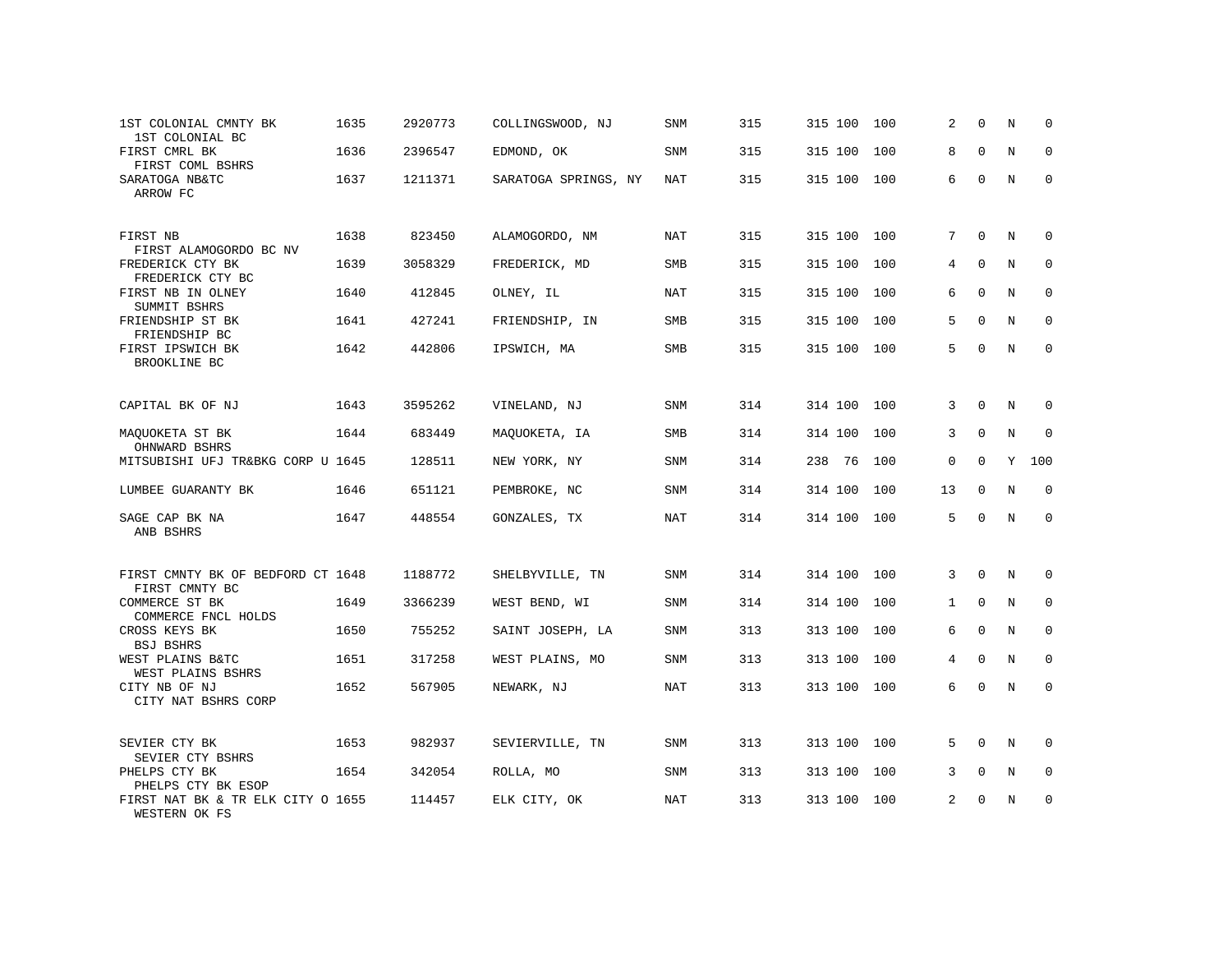| | | | | | | | | | | | | |
|---|---|---|---|---|---|---|---|---|---|---|---|---|
| 1ST COLONIAL CMNTY BK<br>1ST COLONIAL BC | 1635 | 2920773 | COLLINGSWOOD, NJ | SNM | 315 | 315 | 100 | 100 | 2 | 0 | N | 0 |
| FIRST CMRL BK<br>FIRST COML BSHRS | 1636 | 2396547 | EDMOND, OK | SNM | 315 | 315 | 100 | 100 | 8 | 0 | N | 0 |
| SARATOGA NB&TC<br>ARROW FC | 1637 | 1211371 | SARATOGA SPRINGS, NY | NAT | 315 | 315 | 100 | 100 | 6 | 0 | N | 0 |
| FIRST NB<br>FIRST ALAMOGORDO BC NV | 1638 | 823450 | ALAMOGORDO, NM | NAT | 315 | 315 | 100 | 100 | 7 | 0 | N | 0 |
| FREDERICK CTY BK<br>FREDERICK CTY BC | 1639 | 3058329 | FREDERICK, MD | SMB | 315 | 315 | 100 | 100 | 4 | 0 | N | 0 |
| FIRST NB IN OLNEY<br>SUMMIT BSHRS | 1640 | 412845 | OLNEY, IL | NAT | 315 | 315 | 100 | 100 | 6 | 0 | N | 0 |
| FRIENDSHIP ST BK<br>FRIENDSHIP BC | 1641 | 427241 | FRIENDSHIP, IN | SMB | 315 | 315 | 100 | 100 | 5 | 0 | N | 0 |
| FIRST IPSWICH BK<br>BROOKLINE BC | 1642 | 442806 | IPSWICH, MA | SMB | 315 | 315 | 100 | 100 | 5 | 0 | N | 0 |
| CAPITAL BK OF NJ | 1643 | 3595262 | VINELAND, NJ | SNM | 314 | 314 | 100 | 100 | 3 | 0 | N | 0 |
| MAQUOKETA ST BK<br>OHNWARD BSHRS | 1644 | 683449 | MAQUOKETA, IA | SMB | 314 | 314 | 100 | 100 | 3 | 0 | N | 0 |
| MITSUBISHI UFJ TR&BKG CORP U | 1645 | 128511 | NEW YORK, NY | SNM | 314 | 238 | 76 | 100 | 0 | 0 | Y | 100 |
| LUMBEE GUARANTY BK | 1646 | 651121 | PEMBROKE, NC | SNM | 314 | 314 | 100 | 100 | 13 | 0 | N | 0 |
| SAGE CAP BK NA<br>ANB BSHRS | 1647 | 448554 | GONZALES, TX | NAT | 314 | 314 | 100 | 100 | 5 | 0 | N | 0 |
| FIRST CMNTY BK OF BEDFORD CT<br>FIRST CMNTY BC | 1648 | 1188772 | SHELBYVILLE, TN | SNM | 314 | 314 | 100 | 100 | 3 | 0 | N | 0 |
| COMMERCE ST BK<br>COMMERCE FNCL HOLDS | 1649 | 3366239 | WEST BEND, WI | SNM | 314 | 314 | 100 | 100 | 1 | 0 | N | 0 |
| CROSS KEYS BK<br>BSJ BSHRS | 1650 | 755252 | SAINT JOSEPH, LA | SNM | 313 | 313 | 100 | 100 | 6 | 0 | N | 0 |
| WEST PLAINS B&TC<br>WEST PLAINS BSHRS | 1651 | 317258 | WEST PLAINS, MO | SNM | 313 | 313 | 100 | 100 | 4 | 0 | N | 0 |
| CITY NB OF NJ<br>CITY NAT BSHRS CORP | 1652 | 567905 | NEWARK, NJ | NAT | 313 | 313 | 100 | 100 | 6 | 0 | N | 0 |
| SEVIER CTY BK<br>SEVIER CTY BSHRS | 1653 | 982937 | SEVIERVILLE, TN | SNM | 313 | 313 | 100 | 100 | 5 | 0 | N | 0 |
| PHELPS CTY BK<br>PHELPS CTY BK ESOP | 1654 | 342054 | ROLLA, MO | SNM | 313 | 313 | 100 | 100 | 3 | 0 | N | 0 |
| FIRST NAT BK & TR ELK CITY O<br>WESTERN OK FS | 1655 | 114457 | ELK CITY, OK | NAT | 313 | 313 | 100 | 100 | 2 | 0 | N | 0 |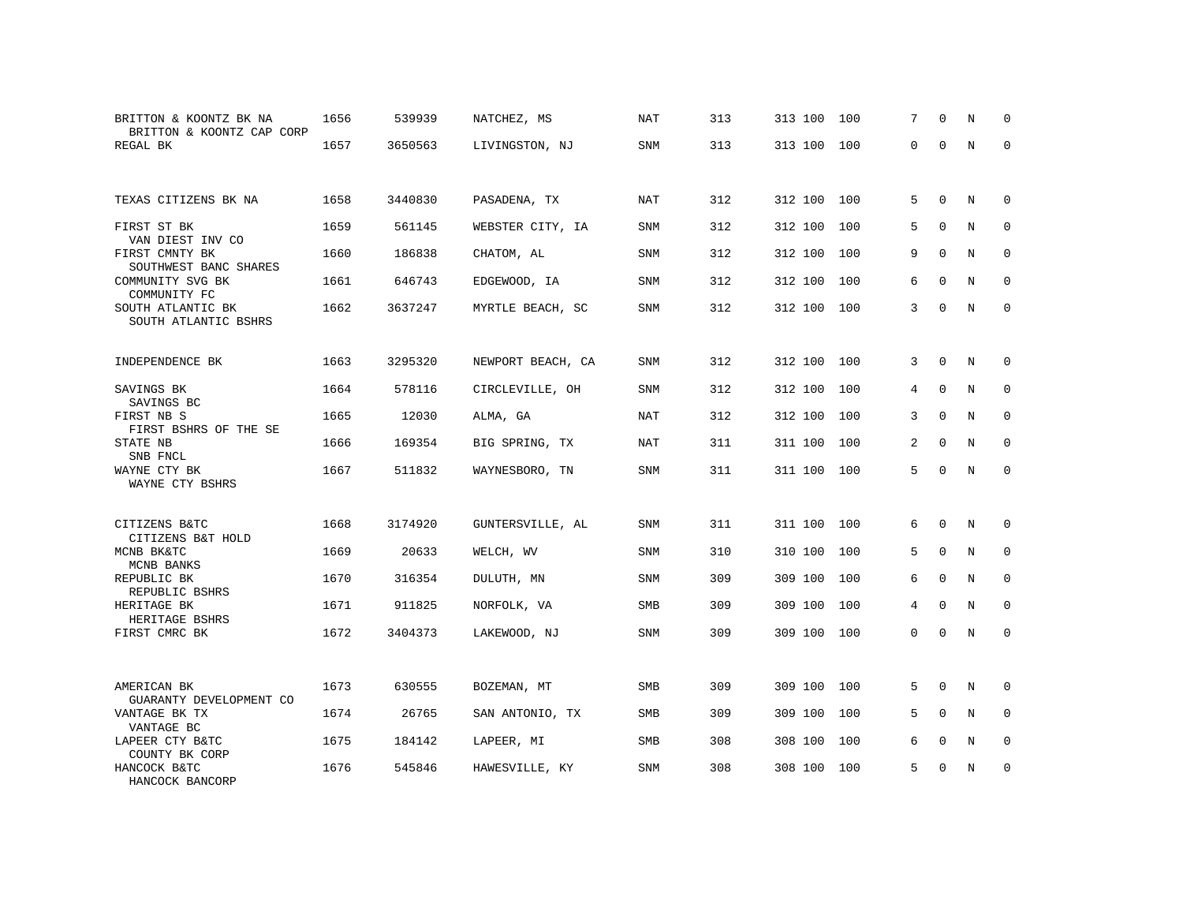| | | | | | | | | | | | |
|---|---|---|---|---|---|---|---|---|---|---|---|
| BRITTON & KOONTZ BK NA<br>BRITTON & KOONTZ CAP CORP | 1656 | 539939 | NATCHEZ, MS | NAT | 313 | 313 100 | 100 | 7 | 0 | N | 0 |
| REGAL BK | 1657 | 3650563 | LIVINGSTON, NJ | SNM | 313 | 313 100 | 100 | 0 | 0 | N | 0 |
| TEXAS CITIZENS BK NA | 1658 | 3440830 | PASADENA, TX | NAT | 312 | 312 100 | 100 | 5 | 0 | N | 0 |
| FIRST ST BK<br>VAN DIEST INV CO | 1659 | 561145 | WEBSTER CITY, IA | SNM | 312 | 312 100 | 100 | 5 | 0 | N | 0 |
| FIRST CMNTY BK<br>SOUTHWEST BANC SHARES | 1660 | 186838 | CHATOM, AL | SNM | 312 | 312 100 | 100 | 9 | 0 | N | 0 |
| COMMUNITY SVG BK<br>COMMUNITY FC | 1661 | 646743 | EDGEWOOD, IA | SNM | 312 | 312 100 | 100 | 6 | 0 | N | 0 |
| SOUTH ATLANTIC BK<br>SOUTH ATLANTIC BSHRS | 1662 | 3637247 | MYRTLE BEACH, SC | SNM | 312 | 312 100 | 100 | 3 | 0 | N | 0 |
| INDEPENDENCE BK | 1663 | 3295320 | NEWPORT BEACH, CA | SNM | 312 | 312 100 | 100 | 3 | 0 | N | 0 |
| SAVINGS BK<br>SAVINGS BC | 1664 | 578116 | CIRCLEVILLE, OH | SNM | 312 | 312 100 | 100 | 4 | 0 | N | 0 |
| FIRST NB S<br>FIRST BSHRS OF THE SE | 1665 | 12030 | ALMA, GA | NAT | 312 | 312 100 | 100 | 3 | 0 | N | 0 |
| STATE NB<br>SNB FNCL | 1666 | 169354 | BIG SPRING, TX | NAT | 311 | 311 100 | 100 | 2 | 0 | N | 0 |
| WAYNE CTY BK<br>WAYNE CTY BSHRS | 1667 | 511832 | WAYNESBORO, TN | SNM | 311 | 311 100 | 100 | 5 | 0 | N | 0 |
| CITIZENS B&TC<br>CITIZENS B&T HOLD | 1668 | 3174920 | GUNTERSVILLE, AL | SNM | 311 | 311 100 | 100 | 6 | 0 | N | 0 |
| MCNB BK&TC<br>MCNB BANKS | 1669 | 20633 | WELCH, WV | SNM | 310 | 310 100 | 100 | 5 | 0 | N | 0 |
| REPUBLIC BK<br>REPUBLIC BSHRS | 1670 | 316354 | DULUTH, MN | SNM | 309 | 309 100 | 100 | 6 | 0 | N | 0 |
| HERITAGE BK<br>HERITAGE BSHRS | 1671 | 911825 | NORFOLK, VA | SMB | 309 | 309 100 | 100 | 4 | 0 | N | 0 |
| FIRST CMRC BK | 1672 | 3404373 | LAKEWOOD, NJ | SNM | 309 | 309 100 | 100 | 0 | 0 | N | 0 |
| AMERICAN BK<br>GUARANTY DEVELOPMENT CO | 1673 | 630555 | BOZEMAN, MT | SMB | 309 | 309 100 | 100 | 5 | 0 | N | 0 |
| VANTAGE BK TX<br>VANTAGE BC | 1674 | 26765 | SAN ANTONIO, TX | SMB | 309 | 309 100 | 100 | 5 | 0 | N | 0 |
| LAPEER CTY B&TC<br>COUNTY BK CORP | 1675 | 184142 | LAPEER, MI | SMB | 308 | 308 100 | 100 | 6 | 0 | N | 0 |
| HANCOCK B&TC<br>HANCOCK BANCORP | 1676 | 545846 | HAWESVILLE, KY | SNM | 308 | 308 100 | 100 | 5 | 0 | N | 0 |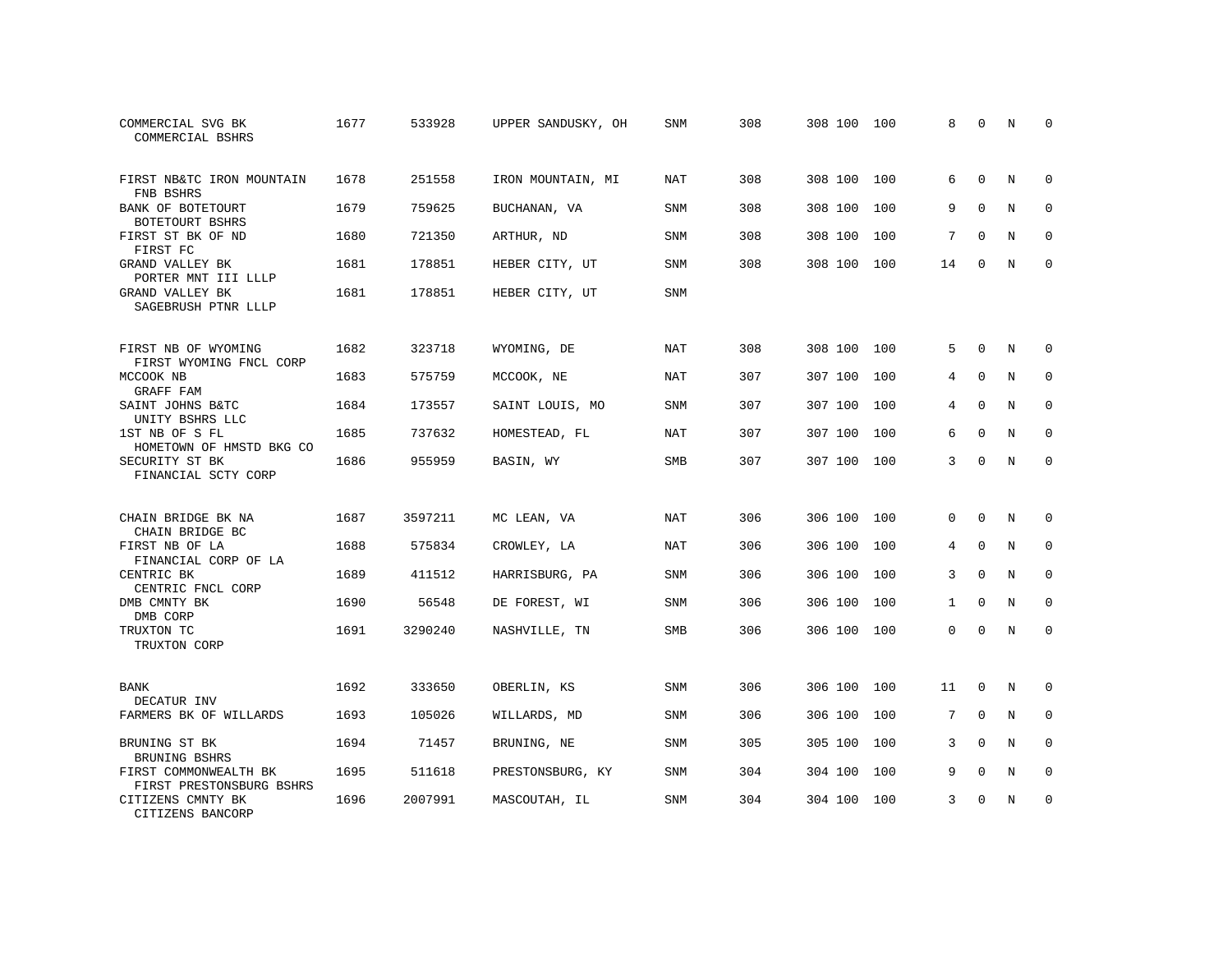| | | | | | | | | | | | | |
|---|---|---|---|---|---|---|---|---|---|---|---|---|
| COMMERCIAL SVG BK<br>COMMERCIAL BSHRS | 1677 | 533928 | UPPER SANDUSKY, OH | SNM | 308 | 308 | 100 | 100 | 8 | 0 | N | 0 |
| FIRST NB&TC IRON MOUNTAIN<br>FNB BSHRS | 1678 | 251558 | IRON MOUNTAIN, MI | NAT | 308 | 308 | 100 | 100 | 6 | 0 | N | 0 |
| BANK OF BOTETOURT<br>BOTETOURT BSHRS | 1679 | 759625 | BUCHANAN, VA | SNM | 308 | 308 | 100 | 100 | 9 | 0 | N | 0 |
| FIRST ST BK OF ND<br>FIRST FC | 1680 | 721350 | ARTHUR, ND | SNM | 308 | 308 | 100 | 100 | 7 | 0 | N | 0 |
| GRAND VALLEY BK<br>PORTER MNT III LLLP | 1681 | 178851 | HEBER CITY, UT | SNM | 308 | 308 | 100 | 100 | 14 | 0 | N | 0 |
| GRAND VALLEY BK<br>SAGEBRUSH PTNR LLLP | 1681 | 178851 | HEBER CITY, UT | SNM | | | | | | | | |
| FIRST NB OF WYOMING<br>FIRST WYOMING FNCL CORP | 1682 | 323718 | WYOMING, DE | NAT | 308 | 308 | 100 | 100 | 5 | 0 | N | 0 |
| MCCOOK NB<br>GRAFF FAM | 1683 | 575759 | MCCOOK, NE | NAT | 307 | 307 | 100 | 100 | 4 | 0 | N | 0 |
| SAINT JOHNS B&TC<br>UNITY BSHRS LLC | 1684 | 173557 | SAINT LOUIS, MO | SNM | 307 | 307 | 100 | 100 | 4 | 0 | N | 0 |
| 1ST NB OF S FL<br>HOMETOWN OF HMSTD BKG CO | 1685 | 737632 | HOMESTEAD, FL | NAT | 307 | 307 | 100 | 100 | 6 | 0 | N | 0 |
| SECURITY ST BK<br>FINANCIAL SCTY CORP | 1686 | 955959 | BASIN, WY | SMB | 307 | 307 | 100 | 100 | 3 | 0 | N | 0 |
| CHAIN BRIDGE BK NA<br>CHAIN BRIDGE BC | 1687 | 3597211 | MC LEAN, VA | NAT | 306 | 306 | 100 | 100 | 0 | 0 | N | 0 |
| FIRST NB OF LA<br>FINANCIAL CORP OF LA | 1688 | 575834 | CROWLEY, LA | NAT | 306 | 306 | 100 | 100 | 4 | 0 | N | 0 |
| CENTRIC BK<br>CENTRIC FNCL CORP | 1689 | 411512 | HARRISBURG, PA | SNM | 306 | 306 | 100 | 100 | 3 | 0 | N | 0 |
| DMB CMNTY BK<br>DMB CORP | 1690 | 56548 | DE FOREST, WI | SNM | 306 | 306 | 100 | 100 | 1 | 0 | N | 0 |
| TRUXTON TC<br>TRUXTON CORP | 1691 | 3290240 | NASHVILLE, TN | SMB | 306 | 306 | 100 | 100 | 0 | 0 | N | 0 |
| BANK<br>DECATUR INV | 1692 | 333650 | OBERLIN, KS | SNM | 306 | 306 | 100 | 100 | 11 | 0 | N | 0 |
| FARMERS BK OF WILLARDS | 1693 | 105026 | WILLARDS, MD | SNM | 306 | 306 | 100 | 100 | 7 | 0 | N | 0 |
| BRUNING ST BK<br>BRUNING BSHRS | 1694 | 71457 | BRUNING, NE | SNM | 305 | 305 | 100 | 100 | 3 | 0 | N | 0 |
| FIRST COMMONWEALTH BK<br>FIRST PRESTONSBURG BSHRS | 1695 | 511618 | PRESTONSBURG, KY | SNM | 304 | 304 | 100 | 100 | 9 | 0 | N | 0 |
| CITIZENS CMNTY BK<br>CITIZENS BANCORP | 1696 | 2007991 | MASCOUTAH, IL | SNM | 304 | 304 | 100 | 100 | 3 | 0 | N | 0 |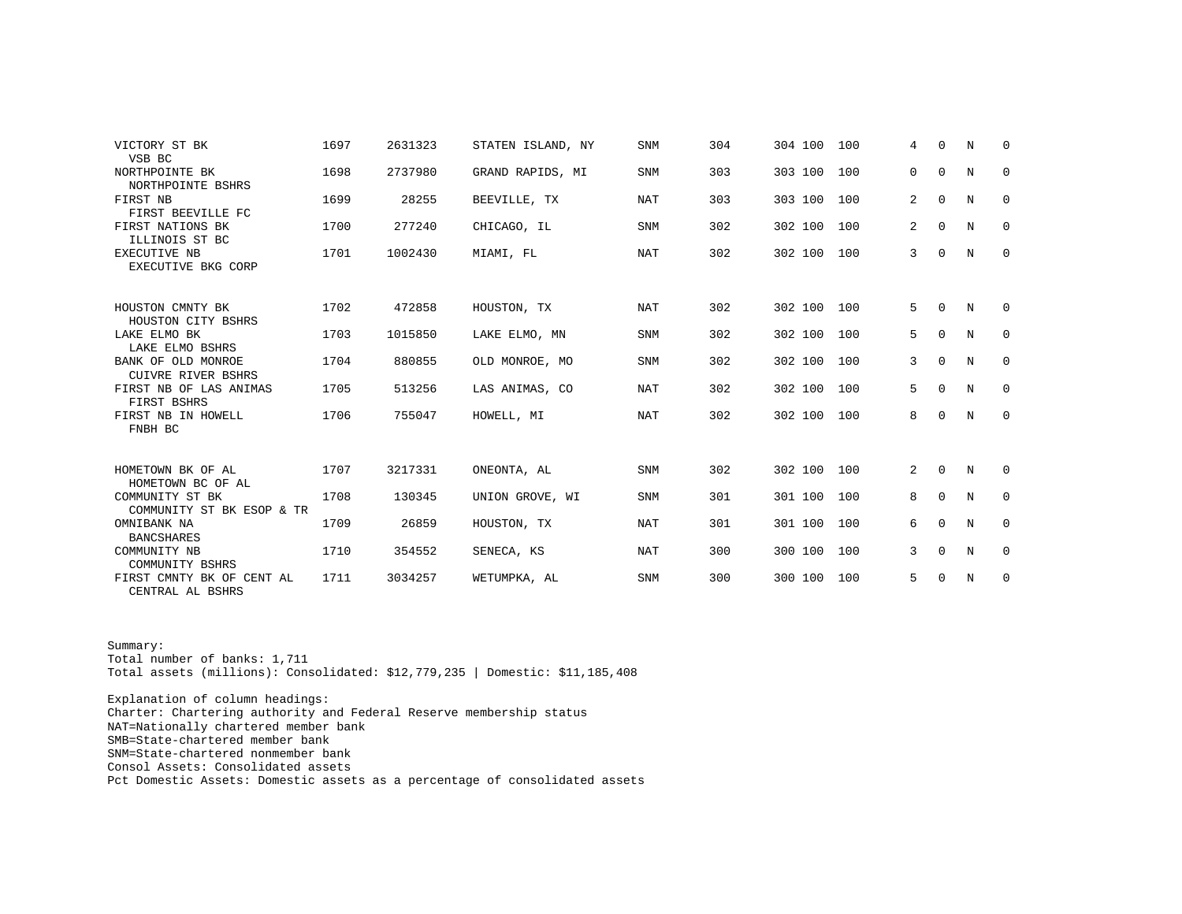| Bank Name / Holding Co | Rank | ID | Location | Charter | Consol Assets | Domestic Assets | Pct Domestic Assets | Cumulative Pct | | | | |
|---|---|---|---|---|---|---|---|---|---|---|---|---|
| VICTORY ST BK<br>VSB BC | 1697 | 2631323 | STATEN ISLAND, NY | SNM | 304 | 304 | 100 | 100 | 4 | 0 | N | 0 |
| NORTHPOINTE BK<br>NORTHPOINTE BSHRS | 1698 | 2737980 | GRAND RAPIDS, MI | SNM | 303 | 303 | 100 | 100 | 0 | 0 | N | 0 |
| FIRST NB<br>FIRST BEEVILLE FC | 1699 | 28255 | BEEVILLE, TX | NAT | 303 | 303 | 100 | 100 | 2 | 0 | N | 0 |
| FIRST NATIONS BK<br>ILLINOIS ST BC | 1700 | 277240 | CHICAGO, IL | SNM | 302 | 302 | 100 | 100 | 2 | 0 | N | 0 |
| EXECUTIVE NB<br>EXECUTIVE BKG CORP | 1701 | 1002430 | MIAMI, FL | NAT | 302 | 302 | 100 | 100 | 3 | 0 | N | 0 |
| HOUSTON CMNTY BK<br>HOUSTON CITY BSHRS | 1702 | 472858 | HOUSTON, TX | NAT | 302 | 302 | 100 | 100 | 5 | 0 | N | 0 |
| LAKE ELMO BK<br>LAKE ELMO BSHRS | 1703 | 1015850 | LAKE ELMO, MN | SNM | 302 | 302 | 100 | 100 | 5 | 0 | N | 0 |
| BANK OF OLD MONROE<br>CUIVRE RIVER BSHRS | 1704 | 880855 | OLD MONROE, MO | SNM | 302 | 302 | 100 | 100 | 3 | 0 | N | 0 |
| FIRST NB OF LAS ANIMAS<br>FIRST BSHRS | 1705 | 513256 | LAS ANIMAS, CO | NAT | 302 | 302 | 100 | 100 | 5 | 0 | N | 0 |
| FIRST NB IN HOWELL<br>FNBH BC | 1706 | 755047 | HOWELL, MI | NAT | 302 | 302 | 100 | 100 | 8 | 0 | N | 0 |
| HOMETOWN BK OF AL<br>HOMETOWN BC OF AL | 1707 | 3217331 | ONEONTA, AL | SNM | 302 | 302 | 100 | 100 | 2 | 0 | N | 0 |
| COMMUNITY ST BK<br>COMMUNITY ST BK ESOP & TR | 1708 | 130345 | UNION GROVE, WI | SNM | 301 | 301 | 100 | 100 | 8 | 0 | N | 0 |
| OMNIBANK NA<br>BANCSHARES | 1709 | 26859 | HOUSTON, TX | NAT | 301 | 301 | 100 | 100 | 6 | 0 | N | 0 |
| COMMUNITY NB<br>COMMUNITY BSHRS | 1710 | 354552 | SENECA, KS | NAT | 300 | 300 | 100 | 100 | 3 | 0 | N | 0 |
| FIRST CMNTY BK OF CENT AL<br>CENTRAL AL BSHRS | 1711 | 3034257 | WETUMPKA, AL | SNM | 300 | 300 | 100 | 100 | 5 | 0 | N | 0 |

Summary:
Total number of banks: 1,711
Total assets (millions): Consolidated: $12,779,235 | Domestic: $11,185,408

Explanation of column headings:
Charter: Chartering authority and Federal Reserve membership status
NAT=Nationally chartered member bank
SMB=State-chartered member bank
SNM=State-chartered nonmember bank
Consol Assets: Consolidated assets
Pct Domestic Assets: Domestic assets as a percentage of consolidated assets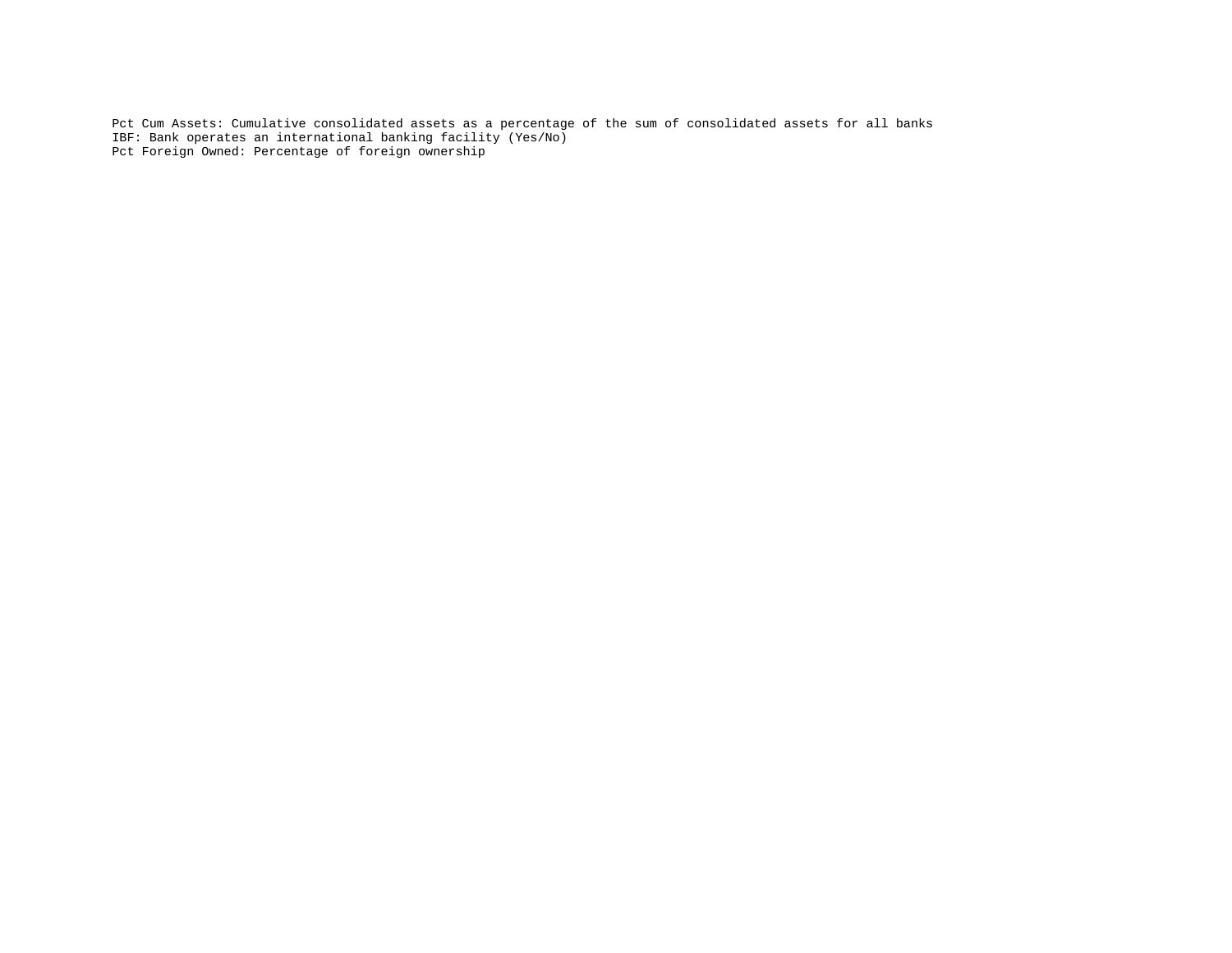Pct Cum Assets: Cumulative consolidated assets as a percentage of the sum of consolidated assets for all banks
IBF: Bank operates an international banking facility (Yes/No)
Pct Foreign Owned: Percentage of foreign ownership